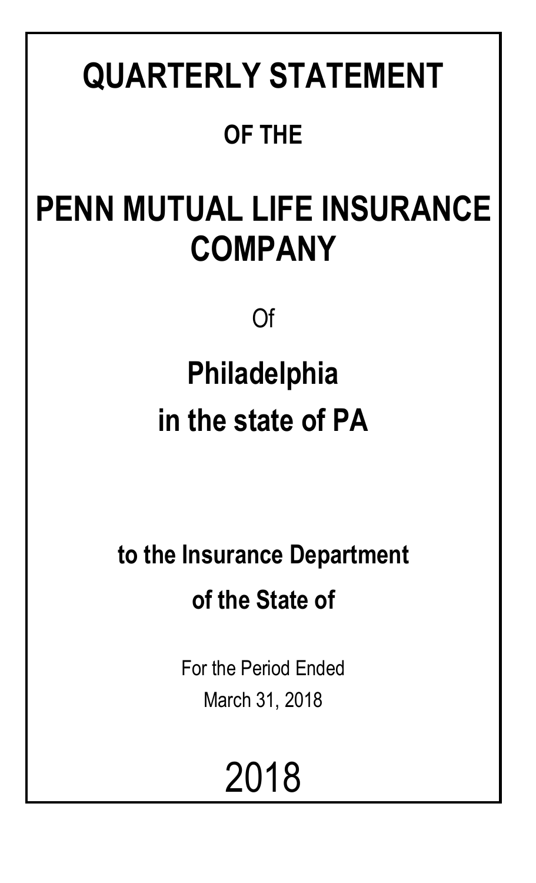# QUARTERLY STATEMENT

## OF THE

# PENN MUTUAL LIFE INSURANCE COMPANY

Of

## Philadelphia

## in the state of PA

### to the Insurance Department

### of the State of

For the Period Ended

March 31, 2018

2018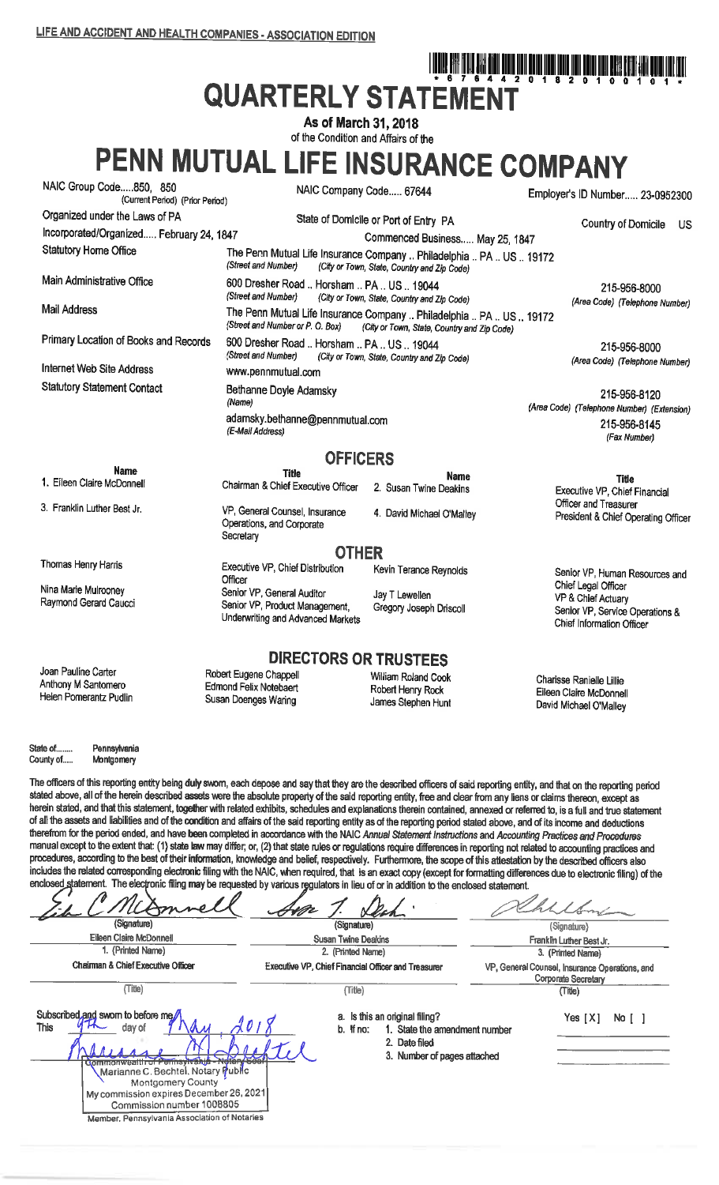LIFE AND ACCIDENT AND HEALTH COMPANIES - ASSOCIATION EDITION

* 6 7 6 4 4 2 0 1 8 2 0 1 0 0 1 0 1 *

# QUARTERLY STATEMENT

**As of March 31, 2018**

of the Condition and Affairs of the

# PENN MUTUAL LIFE INSURANCE COMPANY

NAIC Group Code.....850, 850 (Current Period) (Prior Period) | NAIC Company Code..... 67644 | Employer's ID Number..... 23-0952300

Organized under the Laws of PA | State of Domicile or Port of Entry PA | Country of Domicile US

Incorporated/Organized..... February 24, 1847 | Commenced Business..... May 25, 1847

| | | |
|---|---|---|
| Statutory Home Office | The Penn Mutual Life Insurance Company .. Philadelphia .. PA .. US .. 19172 (Street and Number) (City or Town, State, Country and Zip Code) | |
| Main Administrative Office | 600 Dresher Road .. Horsham .. PA .. US .. 19044 (Street and Number) (City or Town, State, Country and Zip Code) | 215-956-8000 (Area Code) (Telephone Number) |
| Mail Address | The Penn Mutual Life Insurance Company .. Philadelphia .. PA .. US .. 19172 (Street and Number or P. O. Box) (City or Town, State, Country and Zip Code) | |
| Primary Location of Books and Records | 600 Dresher Road .. Horsham .. PA .. US .. 19044 (Street and Number) (City or Town, State, Country and Zip Code) | 215-956-8000 (Area Code) (Telephone Number) |
| Internet Web Site Address | www.pennmutual.com | |
| Statutory Statement Contact | Bethanne Doyle Adamsky (Name) | 215-956-8120 (Area Code) (Telephone Number) (Extension) |
| | adamsky.bethanne@pennmutual.com (E-Mail Address) | 215-956-8145 (Fax Number) |

## OFFICERS

| Name | Title | Name | Title |
|---|---|---|---|
| 1. Eileen Claire McDonnell | Chairman & Chief Executive Officer | 2. Susan Twine Deakins | Executive VP, Chief Financial Officer and Treasurer |
| 3. Franklin Luther Best Jr. | VP, General Counsel, Insurance Operations, and Corporate Secretary | 4. David Michael O'Malley | President & Chief Operating Officer |

## OTHER

| | | | |
|---|---|---|---|
| Thomas Henry Harris | Executive VP, Chief Distribution Officer | Kevin Terance Reynolds | Senior VP, Human Resources and Chief Legal Officer |
| Nina Marie Mulrooney | Senior VP, General Auditor | Jay T Lewellen | VP & Chief Actuary |
| Raymond Gerard Caucci | Senior VP, Product Management, Underwriting and Advanced Markets | Gregory Joseph Driscoll | Senior VP, Service Operations & Chief Information Officer |

## DIRECTORS OR TRUSTEES

| | | | |
|---|---|---|---|
| Joan Pauline Carter | Robert Eugene Chappell | William Roland Cook | Charisse Ranielle Lillie |
| Anthony M Santomero | Edmond Felix Notebaert | Robert Henry Rock | Eileen Claire McDonnell |
| Helen Pomerantz Pudlin | Susan Doenges Waring | James Stephen Hunt | David Michael O'Malley |

State of........ Pennsylvania
County of..... Montgomery

The officers of this reporting entity being duly sworn, each depose and say that they are the described officers of said reporting entity, and that on the reporting period stated above, all of the herein described assets were the absolute property of the said reporting entity, free and clear from any liens or claims thereon, except as herein stated, and that this statement, together with related exhibits, schedules and explanations therein contained, annexed or referred to, is a full and true statement of all the assets and liabilities and of the condition and affairs of the said reporting entity as of the reporting period stated above, and of its income and deductions therefrom for the period ended, and have been completed in accordance with the NAIC *Annual Statement Instructions* and *Accounting Practices and Procedures* manual except to the extent that: (1) state law may differ; or, (2) that state rules or regulations require differences in reporting not related to accounting practices and procedures, according to the best of their information, knowledge and belief, respectively. Furthermore, the scope of this attestation by the described officers also includes the related corresponding electronic filing with the NAIC, when required, that is an exact copy (except for formatting differences due to electronic filing) of the enclosed statement. The electronic filing may be requested by various regulators in lieu of or in addition to the enclosed statement.

| (Signature) | (Signature) | (Signature) |
|---|---|---|
| Eileen Claire McDonnell | Susan Twine Deakins | Franklin Luther Best Jr. |
| 1. (Printed Name) | 2. (Printed Name) | 3. (Printed Name) |
| Chairman & Chief Executive Officer | Executive VP, Chief Financial Officer and Treasurer | VP, General Counsel, Insurance Operations, and Corporate Secretary |
| (Title) | (Title) | (Title) |

Subscribed and sworn to before me
This 9th day of May, 2018

Commonwealth of Pennsylvania - Notary Seal
Marianne C. Bechtel, Notary Public
Montgomery County
My commission expires December 26, 2021
Commission number 1008805
Member, Pennsylvania Association of Notaries

a. Is this an original filing? Yes [X] No [ ]
b. If no: 1. State the amendment number
2. Date filed
3. Number of pages attached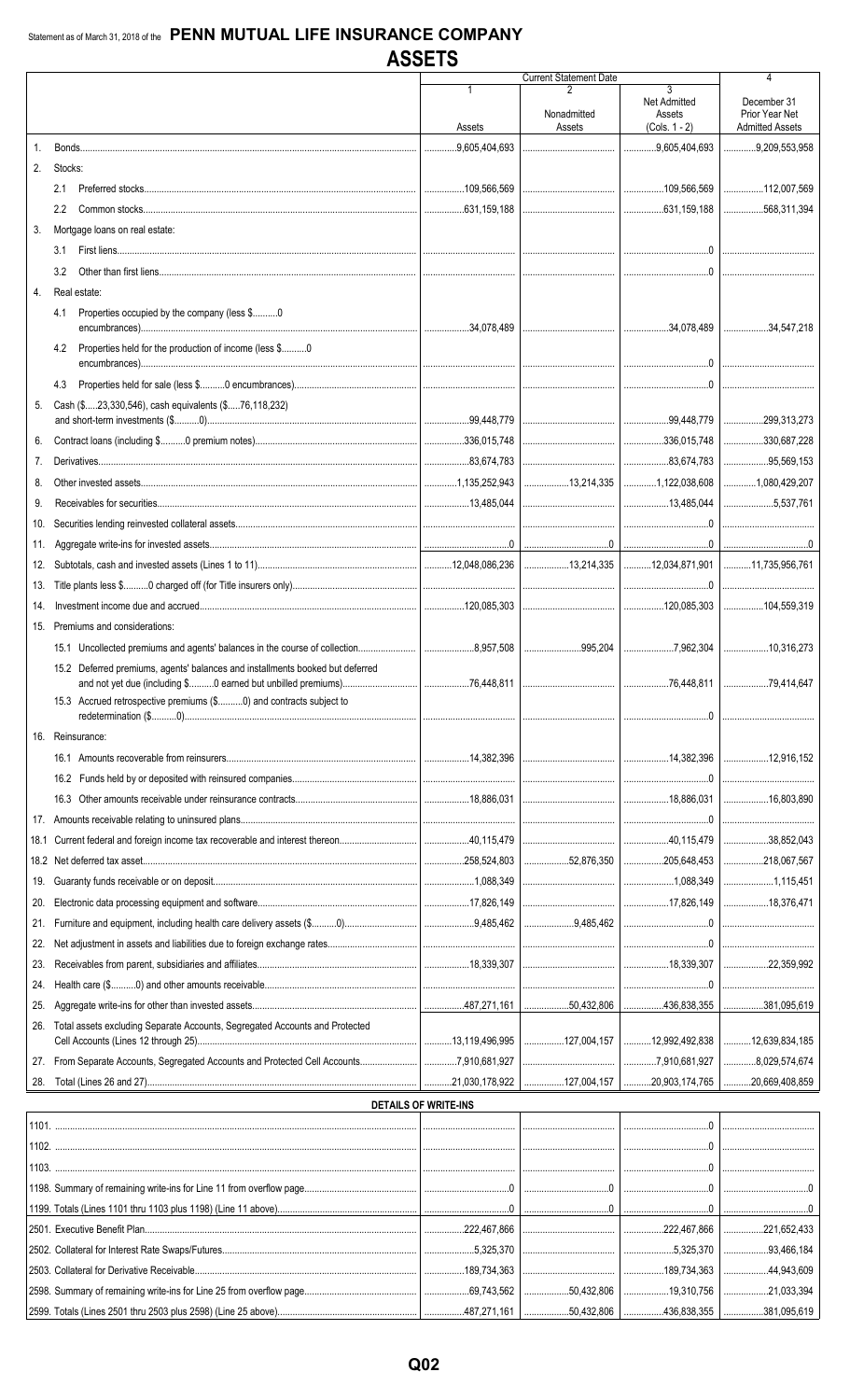Statement as of March 31, 2018 of the **PENN MUTUAL LIFE INSURANCE COMPANY**

# ASSETS

| | | Current Statement Date | | | 4 |
|---|---|---|---|---|---|
| | | 1<br>Assets | 2<br>Nonadmitted Assets | 3<br>Net Admitted Assets (Cols. 1 - 2) | December 31 Prior Year Net Admitted Assets |
| 1. | Bonds | 9,605,404,693 | | 9,605,404,693 | 9,209,553,958 |
| 2. | Stocks: | | | | |
| | 2.1 Preferred stocks | 109,566,569 | | 109,566,569 | 112,007,569 |
| | 2.2 Common stocks | 631,159,188 | | 631,159,188 | 568,311,394 |
| 3. | Mortgage loans on real estate: | | | | |
| | 3.1 First liens | | | 0 | |
| | 3.2 Other than first liens | | | 0 | |
| 4. | Real estate: | | | | |
| | 4.1 Properties occupied by the company (less $..........0 encumbrances) | 34,078,489 | | 34,078,489 | 34,547,218 |
| | 4.2 Properties held for the production of income (less $..........0 encumbrances) | | | 0 | |
| | 4.3 Properties held for sale (less $..........0 encumbrances) | | | 0 | |
| 5. | Cash ($.....23,330,546), cash equivalents ($.....76,118,232) and short-term investments ($..........0) | 99,448,779 | | 99,448,779 | 299,313,273 |
| 6. | Contract loans (including $..........0 premium notes) | 336,015,748 | | 336,015,748 | 330,687,228 |
| 7. | Derivatives | 83,674,783 | | 83,674,783 | 95,569,153 |
| 8. | Other invested assets | 1,135,252,943 | 13,214,335 | 1,122,038,608 | 1,080,429,207 |
| 9. | Receivables for securities | 13,485,044 | | 13,485,044 | 5,537,761 |
| 10. | Securities lending reinvested collateral assets | | | 0 | |
| 11. | Aggregate write-ins for invested assets | 0 | 0 | 0 | 0 |
| 12. | Subtotals, cash and invested assets (Lines 1 to 11) | 12,048,086,236 | 13,214,335 | 12,034,871,901 | 11,735,956,761 |
| 13. | Title plants less $..........0 charged off (for Title insurers only) | | | 0 | |
| 14. | Investment income due and accrued | 120,085,303 | | 120,085,303 | 104,559,319 |
| 15. | Premiums and considerations: | | | | |
| | 15.1 Uncollected premiums and agents' balances in the course of collection | 8,957,508 | 995,204 | 7,962,304 | 10,316,273 |
| | 15.2 Deferred premiums, agents' balances and installments booked but deferred and not yet due (including $..........0 earned but unbilled premiums) | 76,448,811 | | 76,448,811 | 79,414,647 |
| | 15.3 Accrued retrospective premiums ($..........0) and contracts subject to redetermination ($..........0) | | | 0 | |
| 16. | Reinsurance: | | | | |
| | 16.1 Amounts recoverable from reinsurers | 14,382,396 | | 14,382,396 | 12,916,152 |
| | 16.2 Funds held by or deposited with reinsured companies | | | 0 | |
| | 16.3 Other amounts receivable under reinsurance contracts | 18,886,031 | | 18,886,031 | 16,803,890 |
| 17. | Amounts receivable relating to uninsured plans | | | 0 | |
| 18.1 | Current federal and foreign income tax recoverable and interest thereon | 40,115,479 | | 40,115,479 | 38,852,043 |
| 18.2 | Net deferred tax asset | 258,524,803 | 52,876,350 | 205,648,453 | 218,067,567 |
| 19. | Guaranty funds receivable or on deposit | 1,088,349 | | 1,088,349 | 1,115,451 |
| 20. | Electronic data processing equipment and software | 17,826,149 | | 17,826,149 | 18,376,471 |
| 21. | Furniture and equipment, including health care delivery assets ($..........0) | 9,485,462 | 9,485,462 | 0 | |
| 22. | Net adjustment in assets and liabilities due to foreign exchange rates | | | 0 | |
| 23. | Receivables from parent, subsidiaries and affiliates | 18,339,307 | | 18,339,307 | 22,359,992 |
| 24. | Health care ($..........0) and other amounts receivable | | | 0 | |
| 25. | Aggregate write-ins for other than invested assets | 487,271,161 | 50,432,806 | 436,838,355 | 381,095,619 |
| 26. | Total assets excluding Separate Accounts, Segregated Accounts and Protected Cell Accounts (Lines 12 through 25) | 13,119,496,995 | 127,004,157 | 12,992,492,838 | 12,639,834,185 |
| 27. | From Separate Accounts, Segregated Accounts and Protected Cell Accounts | 7,910,681,927 | | 7,910,681,927 | 8,029,574,674 |
| 28. | Total (Lines 26 and 27) | 21,030,178,922 | 127,004,157 | 20,903,174,765 | 20,669,408,859 |

## DETAILS OF WRITE-INS

| | Assets | Nonadmitted Assets | Net Admitted Assets | Prior Year |
|---|---|---|---|---|
| 1101. | | | 0 | |
| 1102. | | | 0 | |
| 1103. | | | 0 | |
| 1198. Summary of remaining write-ins for Line 11 from overflow page | 0 | 0 | 0 | 0 |
| 1199. Totals (Lines 1101 thru 1103 plus 1198) (Line 11 above) | 0 | 0 | 0 | 0 |
| 2501. Executive Benefit Plan | 222,467,866 | | 222,467,866 | 221,652,433 |
| 2502. Collateral for Interest Rate Swaps/Futures | 5,325,370 | | 5,325,370 | 93,466,184 |
| 2503. Collateral for Derivative Receivable | 189,734,363 | | 189,734,363 | 44,943,609 |
| 2598. Summary of remaining write-ins for Line 25 from overflow page | 69,743,562 | 50,432,806 | 19,310,756 | 21,033,394 |
| 2599. Totals (Lines 2501 thru 2503 plus 2598) (Line 25 above) | 487,271,161 | 50,432,806 | 436,838,355 | 381,095,619 |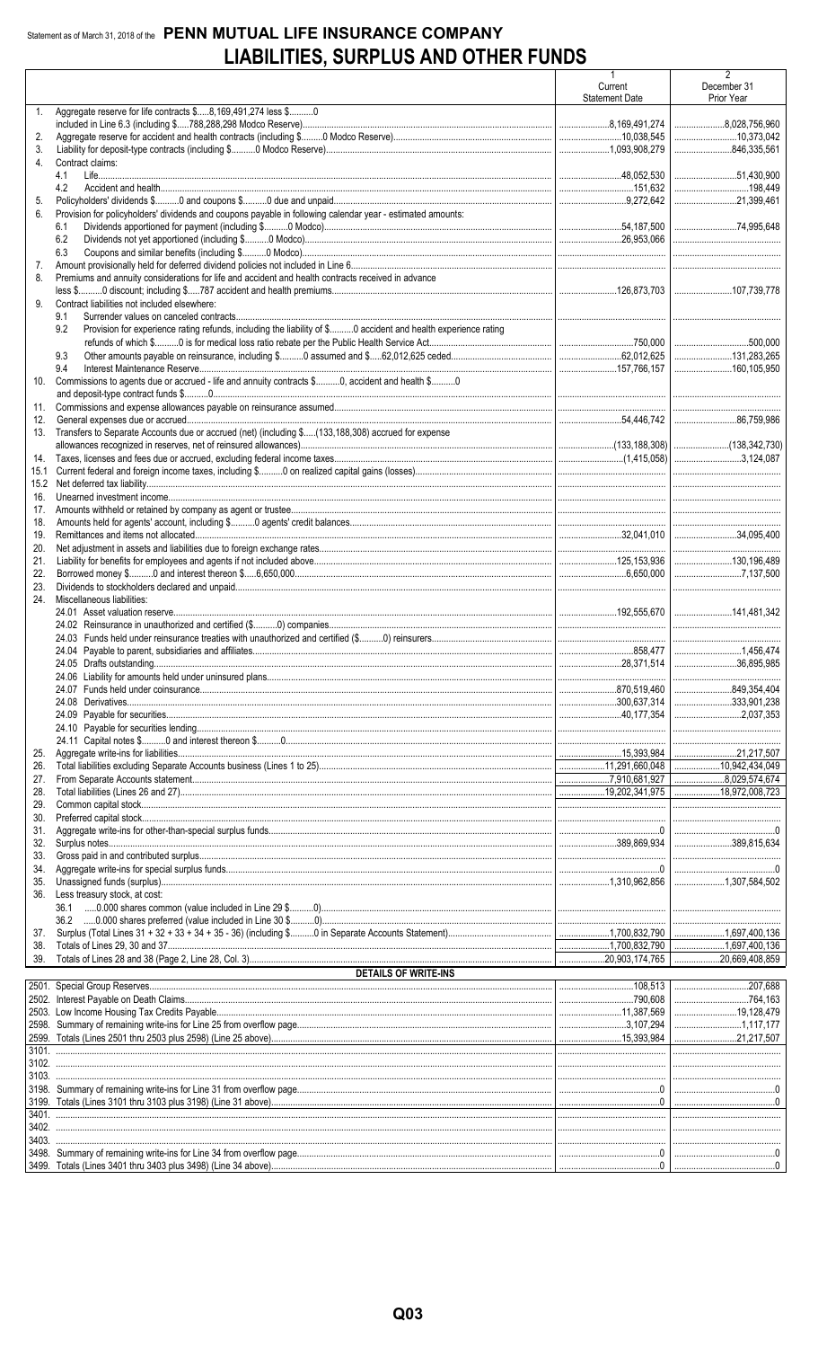Statement as of March 31, 2018 of the **PENN MUTUAL LIFE INSURANCE COMPANY**

# LIABILITIES, SURPLUS AND OTHER FUNDS

| | | 1 Current Statement Date | 2 December 31 Prior Year |
|---|---|---|---|
| 1. | Aggregate reserve for life contracts $.....8,169,491,274 less $..........0 included in Line 6.3 (including $.....788,288,298 Modco Reserve) | 8,169,491,274 | 8,028,756,960 |
| 2. | Aggregate reserve for accident and health contracts (including $..........0 Modco Reserve) | 10,038,545 | 10,373,042 |
| 3. | Liability for deposit-type contracts (including $..........0 Modco Reserve) | 1,093,908,279 | 846,335,561 |
| 4. | Contract claims: | | |
| | 4.1 Life | 48,052,530 | 51,430,900 |
| | 4.2 Accident and health | 151,632 | 198,449 |
| 5. | Policyholders' dividends $..........0 and coupons $..........0 due and unpaid | 9,272,642 | 21,399,461 |
| 6. | Provision for policyholders' dividends and coupons payable in following calendar year - estimated amounts: | | |
| | 6.1 Dividends apportioned for payment (including $..........0 Modco) | 54,187,500 | 74,995,648 |
| | 6.2 Dividends not yet apportioned (including $..........0 Modco) | 26,953,066 | |
| | 6.3 Coupons and similar benefits (including $..........0 Modco) | | |
| 7. | Amount provisionally held for deferred dividend policies not included in Line 6 | | |
| 8. | Premiums and annuity considerations for life and accident and health contracts received in advance less $..........0 discount; including $.....787 accident and health premiums | 126,873,703 | 107,739,778 |
| 9. | Contract liabilities not included elsewhere: | | |
| | 9.1 Surrender values on canceled contracts | | |
| | 9.2 Provision for experience rating refunds, including the liability of $..........0 accident and health experience rating refunds of which $..........0 is for medical loss ratio rebate per the Public Health Service Act | 750,000 | 500,000 |
| | 9.3 Other amounts payable on reinsurance, including $..........0 assumed and $.....62,012,625 ceded | 62,012,625 | 131,283,265 |
| | 9.4 Interest Maintenance Reserve | 157,766,157 | 160,105,950 |
| 10. | Commissions to agents due or accrued - life and annuity contracts $..........0, accident and health $..........0 and deposit-type contract funds $..........0 | | |
| 11. | Commissions and expense allowances payable on reinsurance assumed | | |
| 12. | General expenses due or accrued | 54,446,742 | 86,759,986 |
| 13. | Transfers to Separate Accounts due or accrued (net) (including $.....(133,188,308) accrued for expense allowances recognized in reserves, net of reinsured allowances) | (133,188,308) | (138,342,730) |
| 14. | Taxes, licenses and fees due or accrued, excluding federal income taxes | (1,415,058) | 3,124,087 |
| 15.1 | Current federal and foreign income taxes, including $..........0 on realized capital gains (losses) | | |
| 15.2 | Net deferred tax liability | | |
| 16. | Unearned investment income | | |
| 17. | Amounts withheld or retained by company as agent or trustee | | |
| 18. | Amounts held for agents' account, including $..........0 agents' credit balances | | |
| 19. | Remittances and items not allocated | 32,041,010 | 34,095,400 |
| 20. | Net adjustment in assets and liabilities due to foreign exchange rates | | |
| 21. | Liability for benefits for employees and agents if not included above | 125,153,936 | 130,196,489 |
| 22. | Borrowed money $..........0 and interest thereon $.....6,650,000 | 6,650,000 | 7,137,500 |
| 23. | Dividends to stockholders declared and unpaid | | |
| 24. | Miscellaneous liabilities: | | |
| | 24.01 Asset valuation reserve | 192,555,670 | 141,481,342 |
| | 24.02 Reinsurance in unauthorized and certified ($..........0) companies | | |
| | 24.03 Funds held under reinsurance treaties with unauthorized and certified ($..........0) reinsurers | | |
| | 24.04 Payable to parent, subsidiaries and affiliates | 858,477 | 1,456,474 |
| | 24.05 Drafts outstanding | 28,371,514 | 36,895,985 |
| | 24.06 Liability for amounts held under uninsured plans | | |
| | 24.07 Funds held under coinsurance | 870,519,460 | 849,354,404 |
| | 24.08 Derivatives | 300,637,314 | 333,901,238 |
| | 24.09 Payable for securities | 40,177,354 | 2,037,353 |
| | 24.10 Payable for securities lending | | |
| | 24.11 Capital notes $..........0 and interest thereon $..........0 | | |
| 25. | Aggregate write-ins for liabilities | 15,393,984 | 21,217,507 |
| 26. | Total liabilities excluding Separate Accounts business (Lines 1 to 25) | 11,291,660,048 | 10,942,434,049 |
| 27. | From Separate Accounts statement | 7,910,681,927 | 8,029,574,674 |
| 28. | Total liabilities (Lines 26 and 27) | 19,202,341,975 | 18,972,008,723 |
| 29. | Common capital stock | | |
| 30. | Preferred capital stock | | |
| 31. | Aggregate write-ins for other-than-special surplus funds | 0 | 0 |
| 32. | Surplus notes | 389,869,934 | 389,815,634 |
| 33. | Gross paid in and contributed surplus | | |
| 34. | Aggregate write-ins for special surplus funds | 0 | 0 |
| 35. | Unassigned funds (surplus) | 1,310,962,856 | 1,307,584,502 |
| 36. | Less treasury stock, at cost: | | |
| | 36.1 .....0.000 shares common (value included in Line 29 $..........0) | | |
| | 36.2 .....0.000 shares preferred (value included in Line 30 $..........0) | | |
| 37. | Surplus (Total Lines 31 + 32 + 33 + 34 + 35 - 36) (including $..........0 in Separate Accounts Statement) | 1,700,832,790 | 1,697,400,136 |
| 38. | Totals of Lines 29, 30 and 37 | 1,700,832,790 | 1,697,400,136 |
| 39. | Totals of Lines 28 and 38 (Page 2, Line 28, Col. 3) | 20,903,174,765 | 20,669,408,859 |
| | **DETAILS OF WRITE-INS** | | |
| 2501. | Special Group Reserves | 108,513 | 207,688 |
| 2502. | Interest Payable on Death Claims | 790,608 | 764,163 |
| 2503. | Low Income Housing Tax Credits Payable | 11,387,569 | 19,128,479 |
| 2598. | Summary of remaining write-ins for Line 25 from overflow page | 3,107,294 | 1,117,177 |
| 2599. | Totals (Lines 2501 thru 2503 plus 2598) (Line 25 above) | 15,393,984 | 21,217,507 |
| 3101. | | | |
| 3102. | | | |
| 3103. | | | |
| 3198. | Summary of remaining write-ins for Line 31 from overflow page | 0 | 0 |
| 3199. | Totals (Lines 3101 thru 3103 plus 3198) (Line 31 above) | 0 | 0 |
| 3401. | | | |
| 3402. | | | |
| 3403. | | | |
| 3498. | Summary of remaining write-ins for Line 34 from overflow page | 0 | 0 |
| 3499. | Totals (Lines 3401 thru 3403 plus 3498) (Line 34 above) | 0 | 0 |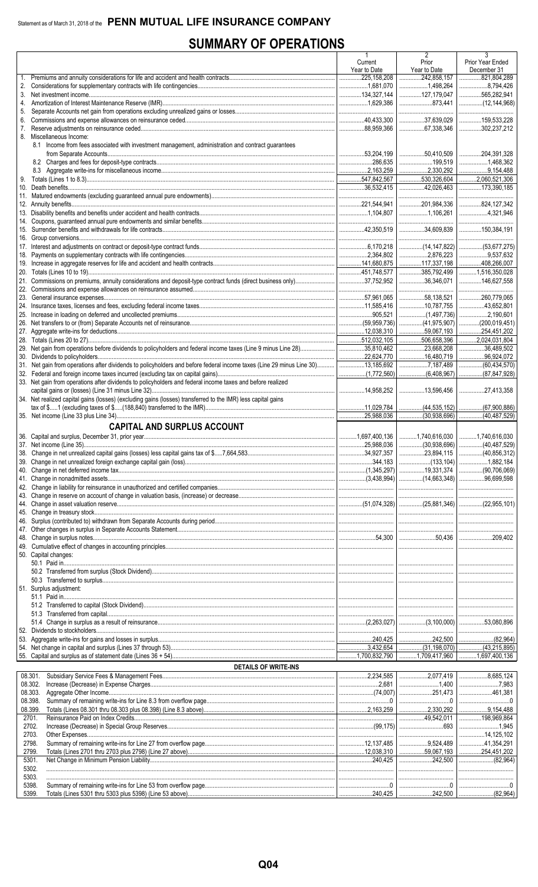# SUMMARY OF OPERATIONS

| | 1 Current Year to Date | 2 Prior Year to Date | 3 Prior Year Ended December 31 |
|---|---|---|---|
| 1. Premiums and annuity considerations for life and accident and health contracts | 225,158,208 | 242,858,157 | 821,804,289 |
| 2. Considerations for supplementary contracts with life contingencies | 1,681,070 | 1,498,264 | 8,794,426 |
| 3. Net investment income | 134,327,144 | 127,179,047 | 565,282,941 |
| 4. Amortization of Interest Maintenance Reserve (IMR) | 1,629,386 | 873,441 | (12,144,968) |
| 5. Separate Accounts net gain from operations excluding unrealized gains or losses | | | |
| 6. Commissions and expense allowances on reinsurance ceded | 40,433,300 | 37,639,029 | 159,533,228 |
| 7. Reserve adjustments on reinsurance ceded | 88,959,366 | 67,338,346 | 302,237,212 |
| 8. Miscellaneous Income: | | | |
| 8.1 Income from fees associated with investment management, administration and contract guarantees from Separate Accounts | 53,204,199 | 50,410,509 | 204,391,328 |
| 8.2 Charges and fees for deposit-type contracts | 286,635 | 199,519 | 1,468,362 |
| 8.3 Aggregate write-ins for miscellaneous income | 2,163,259 | 2,330,292 | 9,154,488 |
| 9. Totals (Lines 1 to 8.3) | 547,842,567 | 530,326,604 | 2,060,521,306 |
| 10. Death benefits | 36,532,415 | 42,026,463 | 173,390,185 |
| 11. Matured endowments (excluding guaranteed annual pure endowments) | | | |
| 12. Annuity benefits | 221,544,941 | 201,984,336 | 824,127,342 |
| 13. Disability benefits and benefits under accident and health contracts | 1,104,807 | 1,106,261 | 4,321,946 |
| 14. Coupons, guaranteed annual pure endowments and similar benefits | | | |
| 15. Surrender benefits and withdrawals for life contracts | 42,350,519 | 34,609,839 | 150,384,191 |
| 16. Group conversions | | | |
| 17. Interest and adjustments on contract or deposit-type contract funds | 6,170,218 | (14,147,822) | (53,677,275) |
| 18. Payments on supplementary contracts with life contingencies | 2,364,802 | 2,876,223 | 9,537,632 |
| 19. Increase in aggregate reserves for life and accident and health contracts | 141,680,875 | 117,337,198 | 408,266,007 |
| 20. Totals (Lines 10 to 19) | 451,748,577 | 385,792,499 | 1,516,350,028 |
| 21. Commissions on premiums, annuity considerations and deposit-type contract funds (direct business only) | 37,752,952 | 36,346,071 | 146,627,558 |
| 22. Commissions and expense allowances on reinsurance assumed | | | |
| 23. General insurance expenses | 57,961,065 | 58,138,521 | 260,779,065 |
| 24. Insurance taxes, licenses and fees, excluding federal income taxes | 11,585,416 | 10,787,755 | 43,652,801 |
| 25. Increase in loading on deferred and uncollected premiums | 905,521 | (1,497,736) | 2,190,601 |
| 26. Net transfers to or (from) Separate Accounts net of reinsurance | (59,959,736) | (41,975,907) | (200,019,451) |
| 27. Aggregate write-ins for deductions | 12,038,310 | 59,067,193 | 254,451,202 |
| 28. Totals (Lines 20 to 27) | 512,032,105 | 506,658,396 | 2,024,031,804 |
| 29. Net gain from operations before dividends to policyholders and federal income taxes (Line 9 minus Line 28) | 35,810,462 | 23,668,208 | 36,489,502 |
| 30. Dividends to policyholders | 22,624,770 | 16,480,719 | 96,924,072 |
| 31. Net gain from operations after dividends to policyholders and before federal income taxes (Line 29 minus Line 30) | 13,185,692 | 7,187,489 | (60,434,570) |
| 32. Federal and foreign income taxes incurred (excluding tax on capital gains) | (1,772,560) | (6,408,967) | (87,847,928) |
| 33. Net gain from operations after dividends to policyholders and federal income taxes and before realized capital gains or (losses) (Line 31 minus Line 32) | 14,958,252 | 13,596,456 | 27,413,358 |
| 34. Net realized capital gains (losses) (excluding gains (losses) transferred to the IMR) less capital gains tax of $.....1 (excluding taxes of $.....(188,840) transferred to the IMR) | 11,029,784 | (44,535,152) | (67,900,886) |
| 35. Net income (Line 33 plus Line 34) | 25,988,036 | (30,938,696) | (40,487,529) |
| **CAPITAL AND SURPLUS ACCOUNT** | | | |
| 36. Capital and surplus, December 31, prior year | 1,697,400,136 | 1,740,616,030 | 1,740,616,030 |
| 37. Net income (Line 35) | 25,988,036 | (30,938,696) | (40,487,529) |
| 38. Change in net unrealized capital gains (losses) less capital gains tax of $.....7,664,583 | 34,927,357 | 23,894,115 | (40,856,312) |
| 39. Change in net unrealized foreign exchange capital gain (loss) | 344,183 | (133,104) | 1,882,184 |
| 40. Change in net deferred income tax | (1,345,297) | 19,331,374 | (90,706,069) |
| 41. Change in nonadmitted assets | (3,438,994) | (14,663,348) | 96,699,598 |
| 42. Change in liability for reinsurance in unauthorized and certified companies | | | |
| 43. Change in reserve on account of change in valuation basis, (increase) or decrease | | | |
| 44. Change in asset valuation reserve | (51,074,328) | (25,881,346) | (22,955,101) |
| 45. Change in treasury stock | | | |
| 46. Surplus (contributed to) withdrawn from Separate Accounts during period | | | |
| 47. Other changes in surplus in Separate Accounts Statement | | | |
| 48. Change in surplus notes | 54,300 | 50,436 | 209,402 |
| 49. Cumulative effect of changes in accounting principles | | | |
| 50. Capital changes: | | | |
| 50.1 Paid in | | | |
| 50.2 Transferred from surplus (Stock Dividend) | | | |
| 50.3 Transferred to surplus | | | |
| 51. Surplus adjustment: | | | |
| 51.1 Paid in | | | |
| 51.2 Transferred to capital (Stock Dividend) | | | |
| 51.3 Transferred from capital | | | |
| 51.4 Change in surplus as a result of reinsurance | (2,263,027) | (3,100,000) | 53,080,896 |
| 52. Dividends to stockholders | | | |
| 53. Aggregate write-ins for gains and losses in surplus | 240,425 | 242,500 | (82,964) |
| 54. Net change in capital and surplus (Lines 37 through 53) | 3,432,654 | (31,198,070) | (43,215,895) |
| 55. Capital and surplus as of statement date (Lines 36 + 54) | 1,700,832,790 | 1,709,417,960 | 1,697,400,136 |
| **DETAILS OF WRITE-INS** | | | |
| 08.301. Subsidiary Service Fees & Management Fees | 2,234,585 | 2,077,419 | 8,685,124 |
| 08.302. Increase (Decrease) in Expense Charges | 2,681 | 1,400 | 7,983 |
| 08.303. Aggregate Other Income | (74,007) | 251,473 | 461,381 |
| 08.398. Summary of remaining write-ins for Line 8.3 from overflow page | 0 | 0 | 0 |
| 08.399. Totals (Lines 08.301 thru 08.303 plus 08.398) (Line 8.3 above) | 2,163,259 | 2,330,292 | 9,154,488 |
| 2701. Reinsurance Paid on Index Credits | | 49,542,011 | 198,969,864 |
| 2702. Increase (Decrease) in Special Group Reserves | (99,175) | 693 | 1,945 |
| 2703. Other Expenses | | | 14,125,102 |
| 2798. Summary of remaining write-ins for Line 27 from overflow page | 12,137,485 | 9,524,489 | 41,354,291 |
| 2799. Totals (Lines 2701 thru 2703 plus 2798) (Line 27 above) | 12,038,310 | 59,067,193 | 254,451,202 |
| 5301. Net Change in Minimum Pension Liability | 240,425 | 242,500 | (82,964) |
| 5302. | | | |
| 5303. | | | |
| 5398. Summary of remaining write-ins for Line 53 from overflow page | 0 | 0 | 0 |
| 5399. Totals (Lines 5301 thru 5303 plus 5398) (Line 53 above) | 240,425 | 242,500 | (82,964) |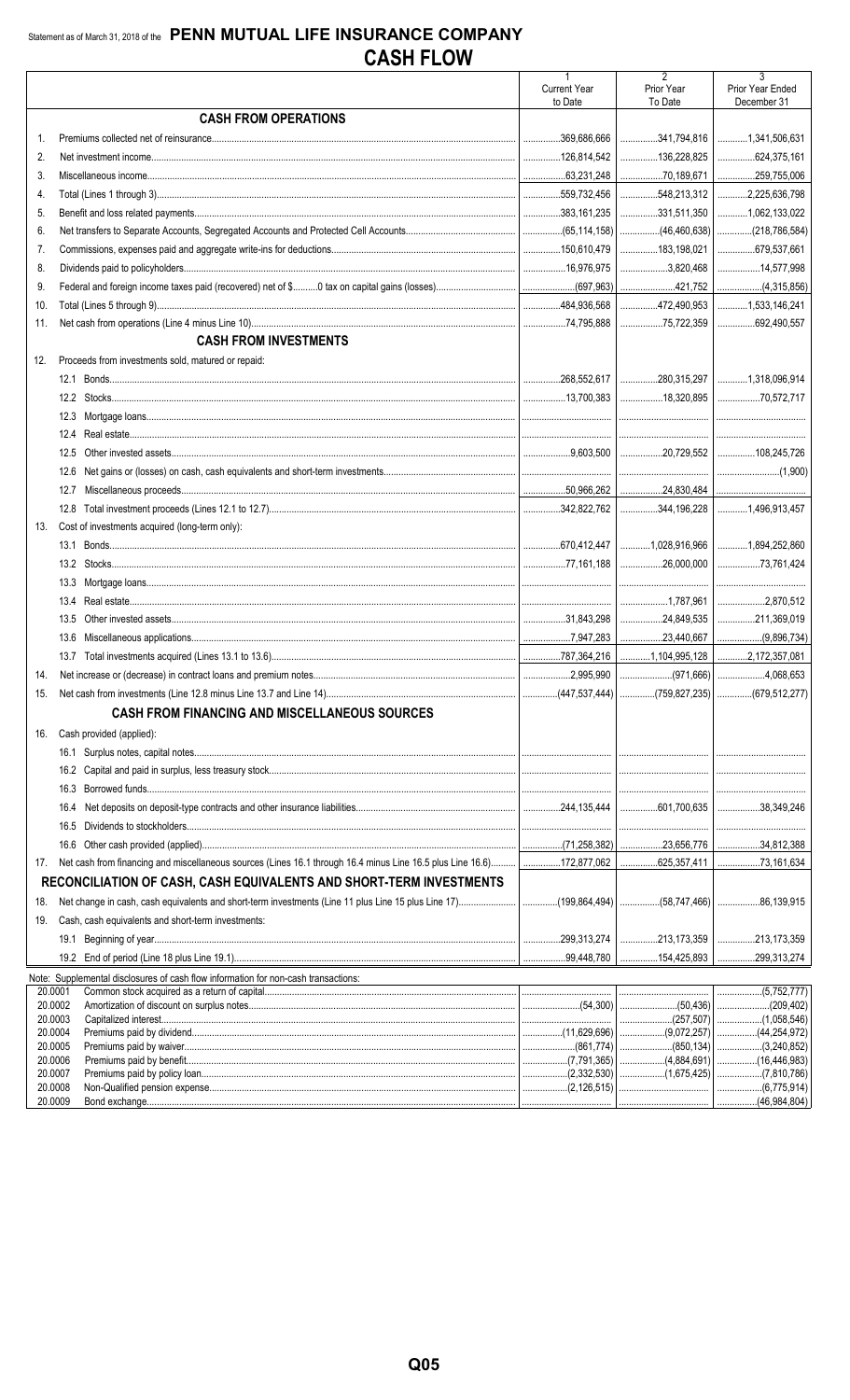Statement as of March 31, 2018 of the **PENN MUTUAL LIFE INSURANCE COMPANY**

# CASH FLOW

| | | 1 Current Year to Date | 2 Prior Year To Date | 3 Prior Year Ended December 31 |
|---|---|---|---|---|
| | **CASH FROM OPERATIONS** | | | |
| 1. | Premiums collected net of reinsurance | 369,686,666 | 341,794,816 | 1,341,506,631 |
| 2. | Net investment income | 126,814,542 | 136,228,825 | 624,375,161 |
| 3. | Miscellaneous income | 63,231,248 | 70,189,671 | 259,755,006 |
| 4. | Total (Lines 1 through 3) | 559,732,456 | 548,213,312 | 2,225,636,798 |
| 5. | Benefit and loss related payments | 383,161,235 | 331,511,350 | 1,062,133,022 |
| 6. | Net transfers to Separate Accounts, Segregated Accounts and Protected Cell Accounts | (65,114,158) | (46,460,638) | (218,786,584) |
| 7. | Commissions, expenses paid and aggregate write-ins for deductions | 150,610,479 | 183,198,021 | 679,537,661 |
| 8. | Dividends paid to policyholders | 16,976,975 | 3,820,468 | 14,577,998 |
| 9. | Federal and foreign income taxes paid (recovered) net of $..........0 tax on capital gains (losses) | (697,963) | 421,752 | (4,315,856) |
| 10. | Total (Lines 5 through 9) | 484,936,568 | 472,490,953 | 1,533,146,241 |
| 11. | Net cash from operations (Line 4 minus Line 10) | 74,795,888 | 75,722,359 | 692,490,557 |
| | **CASH FROM INVESTMENTS** | | | |
| 12. | Proceeds from investments sold, matured or repaid: | | | |
| | 12.1 Bonds | 268,552,617 | 280,315,297 | 1,318,096,914 |
| | 12.2 Stocks | 13,700,383 | 18,320,895 | 70,572,717 |
| | 12.3 Mortgage loans | | | |
| | 12.4 Real estate | | | |
| | 12.5 Other invested assets | 9,603,500 | 20,729,552 | 108,245,726 |
| | 12.6 Net gains or (losses) on cash, cash equivalents and short-term investments | | | (1,900) |
| | 12.7 Miscellaneous proceeds | 50,966,262 | 24,830,484 | |
| | 12.8 Total investment proceeds (Lines 12.1 to 12.7) | 342,822,762 | 344,196,228 | 1,496,913,457 |
| 13. | Cost of investments acquired (long-term only): | | | |
| | 13.1 Bonds | 670,412,447 | 1,028,916,966 | 1,894,252,860 |
| | 13.2 Stocks | 77,161,188 | 26,000,000 | 73,761,424 |
| | 13.3 Mortgage loans | | | |
| | 13.4 Real estate | | 1,787,961 | 2,870,512 |
| | 13.5 Other invested assets | 31,843,298 | 24,849,535 | 211,369,019 |
| | 13.6 Miscellaneous applications | 7,947,283 | 23,440,667 | (9,896,734) |
| | 13.7 Total investments acquired (Lines 13.1 to 13.6) | 787,364,216 | 1,104,995,128 | 2,172,357,081 |
| 14. | Net increase or (decrease) in contract loans and premium notes | 2,995,990 | (971,666) | 4,068,653 |
| 15. | Net cash from investments (Line 12.8 minus Line 13.7 and Line 14) | (447,537,444) | (759,827,235) | (679,512,277) |
| | **CASH FROM FINANCING AND MISCELLANEOUS SOURCES** | | | |
| 16. | Cash provided (applied): | | | |
| | 16.1 Surplus notes, capital notes | | | |
| | 16.2 Capital and paid in surplus, less treasury stock | | | |
| | 16.3 Borrowed funds | | | |
| | 16.4 Net deposits on deposit-type contracts and other insurance liabilities | 244,135,444 | 601,700,635 | 38,349,246 |
| | 16.5 Dividends to stockholders | | | |
| | 16.6 Other cash provided (applied) | (71,258,382) | 23,656,776 | 34,812,388 |
| 17. | Net cash from financing and miscellaneous sources (Lines 16.1 through 16.4 minus Line 16.5 plus Line 16.6) | 172,877,062 | 625,357,411 | 73,161,634 |
| | **RECONCILIATION OF CASH, CASH EQUIVALENTS AND SHORT-TERM INVESTMENTS** | | | |
| 18. | Net change in cash, cash equivalents and short-term investments (Line 11 plus Line 15 plus Line 17) | (199,864,494) | (58,747,466) | 86,139,915 |
| 19. | Cash, cash equivalents and short-term investments: | | | |
| | 19.1 Beginning of year | 299,313,274 | 213,173,359 | 213,173,359 |
| | 19.2 End of period (Line 18 plus Line 19.1) | 99,448,780 | 154,425,893 | 299,313,274 |

Note: Supplemental disclosures of cash flow information for non-cash transactions:

| | | 1 Current Year to Date | 2 Prior Year To Date | 3 Prior Year Ended December 31 |
|---|---|---|---|---|
| 20.0001 | Common stock acquired as a return of capital | | | (5,752,777) |
| 20.0002 | Amortization of discount on surplus notes | (54,300) | (50,436) | (209,402) |
| 20.0003 | Capitalized interest | | (257,507) | (1,058,546) |
| 20.0004 | Premiums paid by dividend | (11,629,696) | (9,072,257) | (44,254,972) |
| 20.0005 | Premiums paid by waiver | (861,774) | (850,134) | (3,240,852) |
| 20.0006 | Premiums paid by benefit | (7,791,365) | (4,884,691) | (16,446,983) |
| 20.0007 | Premiums paid by policy loan | (2,332,530) | (1,675,425) | (7,810,786) |
| 20.0008 | Non-Qualified pension expense | (2,126,515) | | (6,775,914) |
| 20.0009 | Bond exchange | | | (46,984,804) |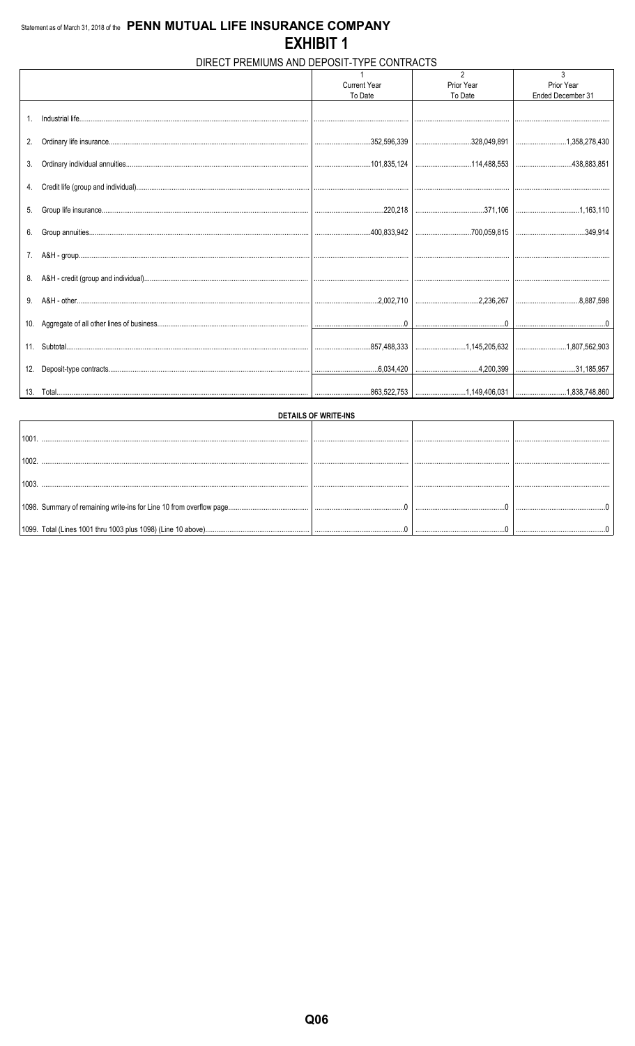Statement as of March 31, 2018 of the **PENN MUTUAL LIFE INSURANCE COMPANY**

# EXHIBIT 1

## DIRECT PREMIUMS AND DEPOSIT-TYPE CONTRACTS

| | 1<br>Current Year<br>To Date | 2<br>Prior Year<br>To Date | 3<br>Prior Year<br>Ended December 31 |
|---|---|---|---|
| 1. Industrial life | | | |
| 2. Ordinary life insurance | 352,596,339 | 328,049,891 | 1,358,278,430 |
| 3. Ordinary individual annuities | 101,835,124 | 114,488,553 | 438,883,851 |
| 4. Credit life (group and individual) | | | |
| 5. Group life insurance | 220,218 | 371,106 | 1,163,110 |
| 6. Group annuities | 400,833,942 | 700,059,815 | 349,914 |
| 7. A&H - group | | | |
| 8. A&H - credit (group and individual) | | | |
| 9. A&H - other | 2,002,710 | 2,236,267 | 8,887,598 |
| 10. Aggregate of all other lines of business | 0 | 0 | 0 |
| 11. Subtotal | 857,488,333 | 1,145,205,632 | 1,807,562,903 |
| 12. Deposit-type contracts | 6,034,420 | 4,200,399 | 31,185,957 |
| 13. Total | 863,522,753 | 1,149,406,031 | 1,838,748,860 |

**DETAILS OF WRITE-INS**

| | | | |
|---|---|---|---|
| 1001. | | | |
| 1002. | | | |
| 1003. | | | |
| 1098. Summary of remaining write-ins for Line 10 from overflow page | 0 | 0 | 0 |
| 1099. Total (Lines 1001 thru 1003 plus 1098) (Line 10 above) | 0 | 0 | 0 |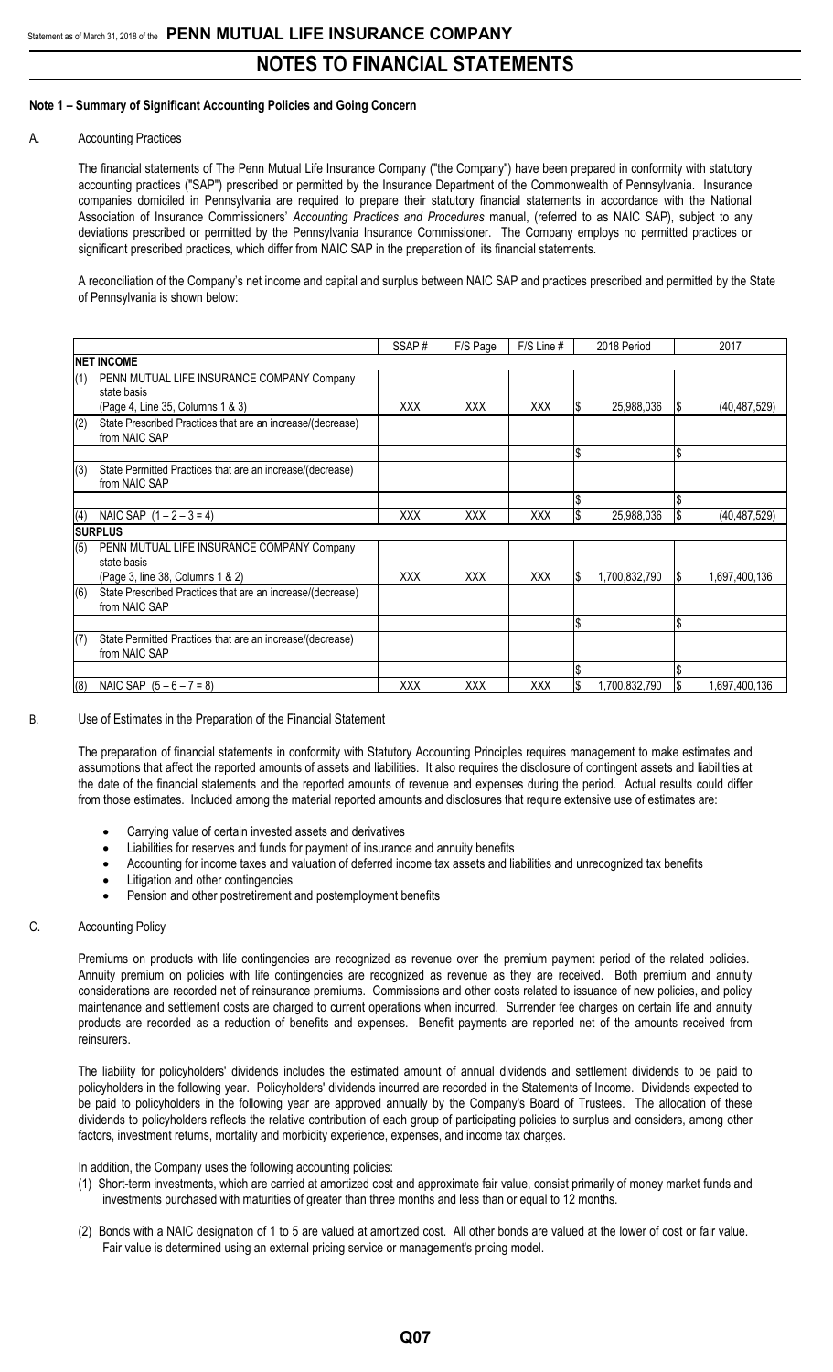# NOTES TO FINANCIAL STATEMENTS

## Note 1 – Summary of Significant Accounting Policies and Going Concern

A. Accounting Practices

The financial statements of The Penn Mutual Life Insurance Company ("the Company") have been prepared in conformity with statutory accounting practices ("SAP") prescribed or permitted by the Insurance Department of the Commonwealth of Pennsylvania. Insurance companies domiciled in Pennsylvania are required to prepare their statutory financial statements in accordance with the National Association of Insurance Commissioners' *Accounting Practices and Procedures* manual, (referred to as NAIC SAP), subject to any deviations prescribed or permitted by the Pennsylvania Insurance Commissioner. The Company employs no permitted practices or significant prescribed practices, which differ from NAIC SAP in the preparation of its financial statements.

A reconciliation of the Company's net income and capital and surplus between NAIC SAP and practices prescribed and permitted by the State of Pennsylvania is shown below:

| | | SSAP # | F/S Page | F/S Line # | 2018 Period | 2017 |
|---|---|---|---|---|---|---|
| **NET INCOME** | | | | | | |
| (1) | PENN MUTUAL LIFE INSURANCE COMPANY Company state basis (Page 4, Line 35, Columns 1 & 3) | XXX | XXX | XXX | $ 25,988,036 | $ (40,487,529) |
| (2) | State Prescribed Practices that are an increase/(decrease) from NAIC SAP | | | | | |
| | | | | | $ | $ |
| (3) | State Permitted Practices that are an increase/(decrease) from NAIC SAP | | | | | |
| | | | | | $ | $ |
| (4) | NAIC SAP (1 – 2 – 3 = 4) | XXX | XXX | XXX | $ 25,988,036 | $ (40,487,529) |
| **SURPLUS** | | | | | | |
| (5) | PENN MUTUAL LIFE INSURANCE COMPANY Company state basis (Page 3, line 38, Columns 1 & 2) | XXX | XXX | XXX | $ 1,700,832,790 | $ 1,697,400,136 |
| (6) | State Prescribed Practices that are an increase/(decrease) from NAIC SAP | | | | | |
| | | | | | $ | $ |
| (7) | State Permitted Practices that are an increase/(decrease) from NAIC SAP | | | | | |
| | | | | | $ | $ |
| (8) | NAIC SAP (5 – 6 – 7 = 8) | XXX | XXX | XXX | $ 1,700,832,790 | $ 1,697,400,136 |

B. Use of Estimates in the Preparation of the Financial Statement

The preparation of financial statements in conformity with Statutory Accounting Principles requires management to make estimates and assumptions that affect the reported amounts of assets and liabilities. It also requires the disclosure of contingent assets and liabilities at the date of the financial statements and the reported amounts of revenue and expenses during the period. Actual results could differ from those estimates. Included among the material reported amounts and disclosures that require extensive use of estimates are:

- Carrying value of certain invested assets and derivatives
- Liabilities for reserves and funds for payment of insurance and annuity benefits
- Accounting for income taxes and valuation of deferred income tax assets and liabilities and unrecognized tax benefits
- Litigation and other contingencies
- Pension and other postretirement and postemployment benefits

C. Accounting Policy

Premiums on products with life contingencies are recognized as revenue over the premium payment period of the related policies. Annuity premium on policies with life contingencies are recognized as revenue as they are received. Both premium and annuity considerations are recorded net of reinsurance premiums. Commissions and other costs related to issuance of new policies, and policy maintenance and settlement costs are charged to current operations when incurred. Surrender fee charges on certain life and annuity products are recorded as a reduction of benefits and expenses. Benefit payments are reported net of the amounts received from reinsurers.

The liability for policyholders' dividends includes the estimated amount of annual dividends and settlement dividends to be paid to policyholders in the following year. Policyholders' dividends incurred are recorded in the Statements of Income. Dividends expected to be paid to policyholders in the following year are approved annually by the Company's Board of Trustees. The allocation of these dividends to policyholders reflects the relative contribution of each group of participating policies to surplus and considers, among other factors, investment returns, mortality and morbidity experience, expenses, and income tax charges.

In addition, the Company uses the following accounting policies:

(1) Short-term investments, which are carried at amortized cost and approximate fair value, consist primarily of money market funds and investments purchased with maturities of greater than three months and less than or equal to 12 months.

(2) Bonds with a NAIC designation of 1 to 5 are valued at amortized cost. All other bonds are valued at the lower of cost or fair value. Fair value is determined using an external pricing service or management's pricing model.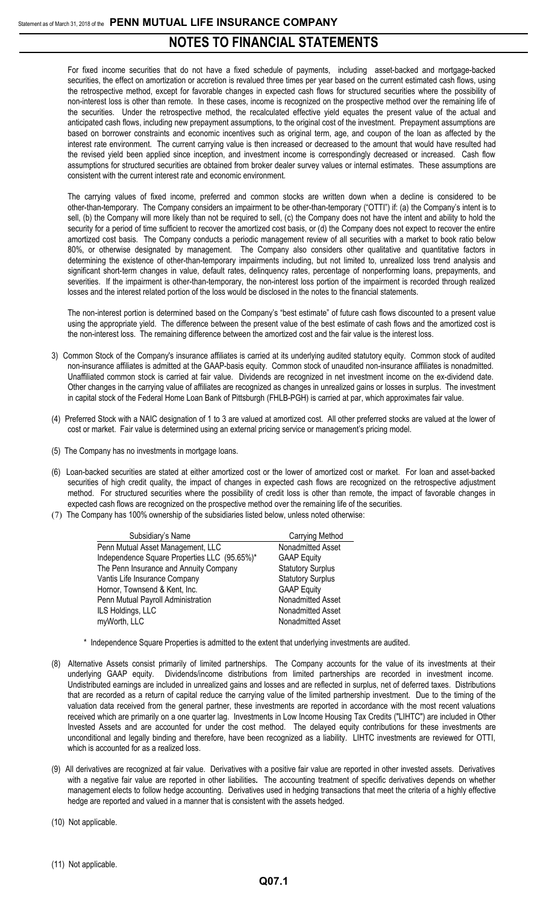# NOTES TO FINANCIAL STATEMENTS

For fixed income securities that do not have a fixed schedule of payments, including asset-backed and mortgage-backed securities, the effect on amortization or accretion is revalued three times per year based on the current estimated cash flows, using the retrospective method, except for favorable changes in expected cash flows for structured securities where the possibility of non-interest loss is other than remote. In these cases, income is recognized on the prospective method over the remaining life of the securities. Under the retrospective method, the recalculated effective yield equates the present value of the actual and anticipated cash flows, including new prepayment assumptions, to the original cost of the investment. Prepayment assumptions are based on borrower constraints and economic incentives such as original term, age, and coupon of the loan as affected by the interest rate environment. The current carrying value is then increased or decreased to the amount that would have resulted had the revised yield been applied since inception, and investment income is correspondingly decreased or increased. Cash flow assumptions for structured securities are obtained from broker dealer survey values or internal estimates. These assumptions are consistent with the current interest rate and economic environment.

The carrying values of fixed income, preferred and common stocks are written down when a decline is considered to be other-than-temporary. The Company considers an impairment to be other-than-temporary ("OTTI") if: (a) the Company's intent is to sell, (b) the Company will more likely than not be required to sell, (c) the Company does not have the intent and ability to hold the security for a period of time sufficient to recover the amortized cost basis, or (d) the Company does not expect to recover the entire amortized cost basis. The Company conducts a periodic management review of all securities with a market to book ratio below 80%, or otherwise designated by management. The Company also considers other qualitative and quantitative factors in determining the existence of other-than-temporary impairments including, but not limited to, unrealized loss trend analysis and significant short-term changes in value, default rates, delinquency rates, percentage of nonperforming loans, prepayments, and severities. If the impairment is other-than-temporary, the non-interest loss portion of the impairment is recorded through realized losses and the interest related portion of the loss would be disclosed in the notes to the financial statements.

The non-interest portion is determined based on the Company's "best estimate" of future cash flows discounted to a present value using the appropriate yield. The difference between the present value of the best estimate of cash flows and the amortized cost is the non-interest loss. The remaining difference between the amortized cost and the fair value is the interest loss.

3) Common Stock of the Company's insurance affiliates is carried at its underlying audited statutory equity. Common stock of audited non-insurance affiliates is admitted at the GAAP-basis equity. Common stock of unaudited non-insurance affiliates is nonadmitted. Unaffiliated common stock is carried at fair value. Dividends are recognized in net investment income on the ex-dividend date. Other changes in the carrying value of affiliates are recognized as changes in unrealized gains or losses in surplus. The investment in capital stock of the Federal Home Loan Bank of Pittsburgh (FHLB-PGH) is carried at par, which approximates fair value.

(4) Preferred Stock with a NAIC designation of 1 to 3 are valued at amortized cost. All other preferred stocks are valued at the lower of cost or market. Fair value is determined using an external pricing service or management's pricing model.

(5) The Company has no investments in mortgage loans.

(6) Loan-backed securities are stated at either amortized cost or the lower of amortized cost or market. For loan and asset-backed securities of high credit quality, the impact of changes in expected cash flows are recognized on the retrospective adjustment method. For structured securities where the possibility of credit loss is other than remote, the impact of favorable changes in expected cash flows are recognized on the prospective method over the remaining life of the securities.

(7) The Company has 100% ownership of the subsidiaries listed below, unless noted otherwise:

| Subsidiary's Name | Carrying Method |
|---|---|
| Penn Mutual Asset Management, LLC | Nonadmitted Asset |
| Independence Square Properties LLC (95.65%)* | GAAP Equity |
| The Penn Insurance and Annuity Company | Statutory Surplus |
| Vantis Life Insurance Company | Statutory Surplus |
| Hornor, Townsend & Kent, Inc. | GAAP Equity |
| Penn Mutual Payroll Administration | Nonadmitted Asset |
| ILS Holdings, LLC | Nonadmitted Asset |
| myWorth, LLC | Nonadmitted Asset |

\* Independence Square Properties is admitted to the extent that underlying investments are audited.

(8) Alternative Assets consist primarily of limited partnerships. The Company accounts for the value of its investments at their underlying GAAP equity. Dividends/income distributions from limited partnerships are recorded in investment income. Undistributed earnings are included in unrealized gains and losses and are reflected in surplus, net of deferred taxes. Distributions that are recorded as a return of capital reduce the carrying value of the limited partnership investment. Due to the timing of the valuation data received from the general partner, these investments are reported in accordance with the most recent valuations received which are primarily on a one quarter lag. Investments in Low Income Housing Tax Credits ("LIHTC") are included in Other Invested Assets and are accounted for under the cost method. The delayed equity contributions for these investments are unconditional and legally binding and therefore, have been recognized as a liability. LIHTC investments are reviewed for OTTI, which is accounted for as a realized loss.

(9) All derivatives are recognized at fair value. Derivatives with a positive fair value are reported in other invested assets. Derivatives with a negative fair value are reported in other liabilities. The accounting treatment of specific derivatives depends on whether management elects to follow hedge accounting. Derivatives used in hedging transactions that meet the criteria of a highly effective hedge are reported and valued in a manner that is consistent with the assets hedged.

(10) Not applicable.

(11) Not applicable.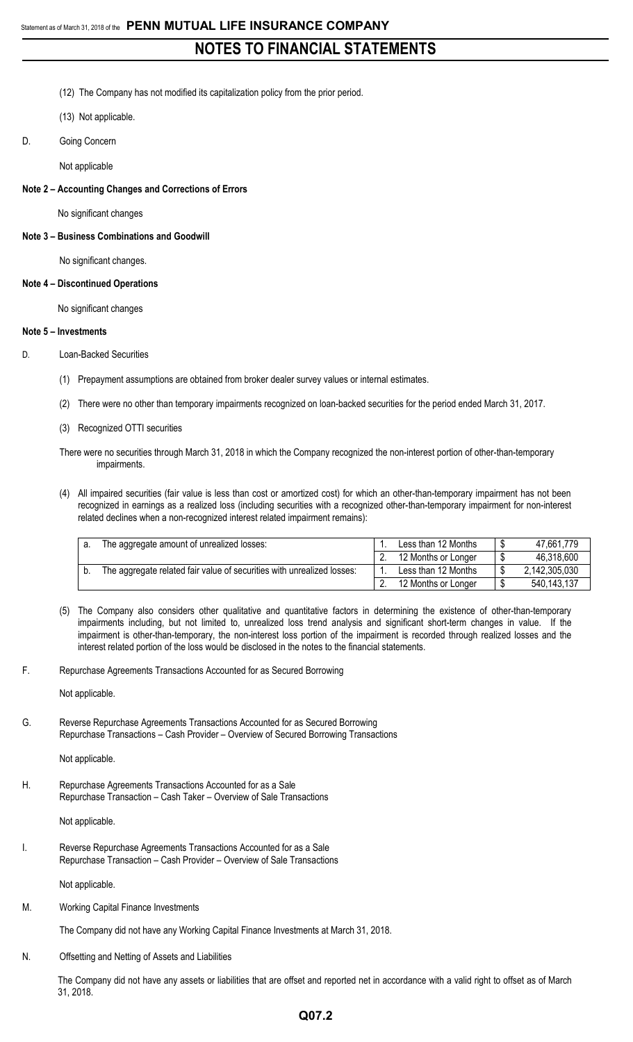## NOTES TO FINANCIAL STATEMENTS

(12) The Company has not modified its capitalization policy from the prior period.

(13) Not applicable.

D. Going Concern

Not applicable

**Note 2 – Accounting Changes and Corrections of Errors**

No significant changes

**Note 3 – Business Combinations and Goodwill**

No significant changes.

**Note 4 – Discontinued Operations**

No significant changes

**Note 5 – Investments**

D. Loan-Backed Securities

(1) Prepayment assumptions are obtained from broker dealer survey values or internal estimates.

(2) There were no other than temporary impairments recognized on loan-backed securities for the period ended March 31, 2017.

(3) Recognized OTTI securities

There were no securities through March 31, 2018 in which the Company recognized the non-interest portion of other-than-temporary impairments.

(4) All impaired securities (fair value is less than cost or amortized cost) for which an other-than-temporary impairment has not been recognized in earnings as a realized loss (including securities with a recognized other-than-temporary impairment for non-interest related declines when a non-recognized interest related impairment remains):

| | | | | | |
|---|---|---|---|---|---|
| a. | The aggregate amount of unrealized losses: | 1. | Less than 12 Months | $ | 47,661,779 |
| | | 2. | 12 Months or Longer | $ | 46,318,600 |
| b. | The aggregate related fair value of securities with unrealized losses: | 1. | Less than 12 Months | $ | 2,142,305,030 |
| | | 2. | 12 Months or Longer | $ | 540,143,137 |

(5) The Company also considers other qualitative and quantitative factors in determining the existence of other-than-temporary impairments including, but not limited to, unrealized loss trend analysis and significant short-term changes in value. If the impairment is other-than-temporary, the non-interest loss portion of the impairment is recorded through realized losses and the interest related portion of the loss would be disclosed in the notes to the financial statements.

F. Repurchase Agreements Transactions Accounted for as Secured Borrowing

Not applicable.

G. Reverse Repurchase Agreements Transactions Accounted for as Secured Borrowing
Repurchase Transactions – Cash Provider – Overview of Secured Borrowing Transactions

Not applicable.

H. Repurchase Agreements Transactions Accounted for as a Sale
Repurchase Transaction – Cash Taker – Overview of Sale Transactions

Not applicable.

I. Reverse Repurchase Agreements Transactions Accounted for as a Sale
Repurchase Transaction – Cash Provider – Overview of Sale Transactions

Not applicable.

M. Working Capital Finance Investments

The Company did not have any Working Capital Finance Investments at March 31, 2018.

N. Offsetting and Netting of Assets and Liabilities

The Company did not have any assets or liabilities that are offset and reported net in accordance with a valid right to offset as of March 31, 2018.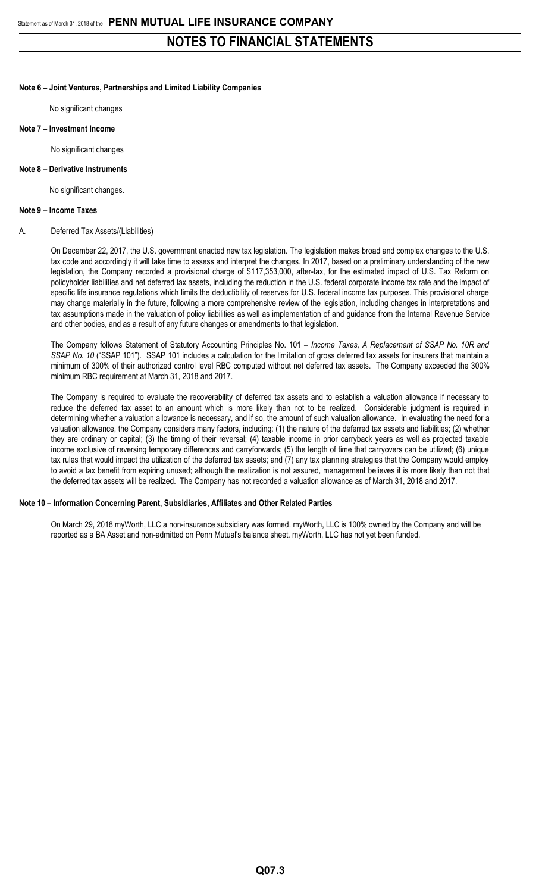# NOTES TO FINANCIAL STATEMENTS

**Note 6 – Joint Ventures, Partnerships and Limited Liability Companies**

No significant changes

**Note 7 – Investment Income**

No significant changes

**Note 8 – Derivative Instruments**

No significant changes.

**Note 9 – Income Taxes**

A. Deferred Tax Assets/(Liabilities)

On December 22, 2017, the U.S. government enacted new tax legislation. The legislation makes broad and complex changes to the U.S. tax code and accordingly it will take time to assess and interpret the changes. In 2017, based on a preliminary understanding of the new legislation, the Company recorded a provisional charge of $117,353,000, after-tax, for the estimated impact of U.S. Tax Reform on policyholder liabilities and net deferred tax assets, including the reduction in the U.S. federal corporate income tax rate and the impact of specific life insurance regulations which limits the deductibility of reserves for U.S. federal income tax purposes. This provisional charge may change materially in the future, following a more comprehensive review of the legislation, including changes in interpretations and tax assumptions made in the valuation of policy liabilities as well as implementation of and guidance from the Internal Revenue Service and other bodies, and as a result of any future changes or amendments to that legislation.

The Company follows Statement of Statutory Accounting Principles No. 101 – *Income Taxes, A Replacement of SSAP No. 10R and SSAP No. 10* ("SSAP 101"). SSAP 101 includes a calculation for the limitation of gross deferred tax assets for insurers that maintain a minimum of 300% of their authorized control level RBC computed without net deferred tax assets. The Company exceeded the 300% minimum RBC requirement at March 31, 2018 and 2017.

The Company is required to evaluate the recoverability of deferred tax assets and to establish a valuation allowance if necessary to reduce the deferred tax asset to an amount which is more likely than not to be realized. Considerable judgment is required in determining whether a valuation allowance is necessary, and if so, the amount of such valuation allowance. In evaluating the need for a valuation allowance, the Company considers many factors, including: (1) the nature of the deferred tax assets and liabilities; (2) whether they are ordinary or capital; (3) the timing of their reversal; (4) taxable income in prior carryback years as well as projected taxable income exclusive of reversing temporary differences and carryforwards; (5) the length of time that carryovers can be utilized; (6) unique tax rules that would impact the utilization of the deferred tax assets; and (7) any tax planning strategies that the Company would employ to avoid a tax benefit from expiring unused; although the realization is not assured, management believes it is more likely than not that the deferred tax assets will be realized. The Company has not recorded a valuation allowance as of March 31, 2018 and 2017.

**Note 10 – Information Concerning Parent, Subsidiaries, Affiliates and Other Related Parties**

On March 29, 2018 myWorth, LLC a non-insurance subsidiary was formed. myWorth, LLC is 100% owned by the Company and will be reported as a BA Asset and non-admitted on Penn Mutual's balance sheet. myWorth, LLC has not yet been funded.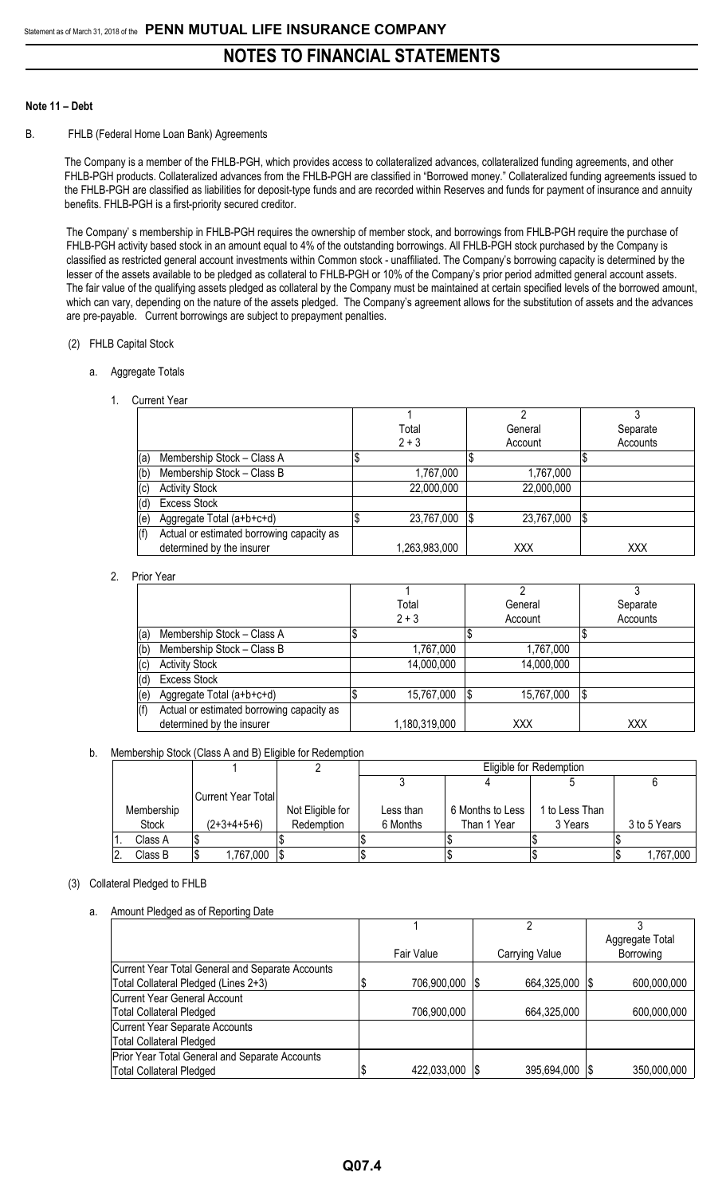# NOTES TO FINANCIAL STATEMENTS

## Note 11 – Debt

B. FHLB (Federal Home Loan Bank) Agreements

The Company is a member of the FHLB-PGH, which provides access to collateralized advances, collateralized funding agreements, and other FHLB-PGH products. Collateralized advances from the FHLB-PGH are classified in "Borrowed money." Collateralized funding agreements issued to the FHLB-PGH are classified as liabilities for deposit-type funds and are recorded within Reserves and funds for payment of insurance and annuity benefits. FHLB-PGH is a first-priority secured creditor.

The Company' s membership in FHLB-PGH requires the ownership of member stock, and borrowings from FHLB-PGH require the purchase of FHLB-PGH activity based stock in an amount equal to 4% of the outstanding borrowings. All FHLB-PGH stock purchased by the Company is classified as restricted general account investments within Common stock - unaffiliated. The Company's borrowing capacity is determined by the lesser of the assets available to be pledged as collateral to FHLB-PGH or 10% of the Company's prior period admitted general account assets. The fair value of the qualifying assets pledged as collateral by the Company must be maintained at certain specified levels of the borrowed amount, which can vary, depending on the nature of the assets pledged. The Company's agreement allows for the substitution of assets and the advances are pre-payable. Current borrowings are subject to prepayment penalties.

(2) FHLB Capital Stock

a. Aggregate Totals

1. Current Year

| | 1<br>Total<br>2 + 3 | 2<br>General<br>Account | 3<br>Separate<br>Accounts |
|---|---|---|---|
| (a) Membership Stock – Class A | $ | $ | $ |
| (b) Membership Stock – Class B | 1,767,000 | 1,767,000 | |
| (c) Activity Stock | 22,000,000 | 22,000,000 | |
| (d) Excess Stock | | | |
| (e) Aggregate Total (a+b+c+d) | $ 23,767,000 | $ 23,767,000 | $ |
| (f) Actual or estimated borrowing capacity as determined by the insurer | 1,263,983,000 | XXX | XXX |

2. Prior Year

| | 1<br>Total<br>2 + 3 | 2<br>General<br>Account | 3<br>Separate<br>Accounts |
|---|---|---|---|
| (a) Membership Stock – Class A | $ | $ | $ |
| (b) Membership Stock – Class B | 1,767,000 | 1,767,000 | |
| (c) Activity Stock | 14,000,000 | 14,000,000 | |
| (d) Excess Stock | | | |
| (e) Aggregate Total (a+b+c+d) | $ 15,767,000 | $ 15,767,000 | $ |
| (f) Actual or estimated borrowing capacity as determined by the insurer | 1,180,319,000 | XXX | XXX |

b. Membership Stock (Class A and B) Eligible for Redemption

| | 1 | 2 | Eligible for Redemption | | | |
|---|---|---|---|---|---|---|
| | | | 3 | 4 | 5 | 6 |
| Membership Stock | Current Year Total (2+3+4+5+6) | Not Eligible for Redemption | Less than 6 Months | 6 Months to Less Than 1 Year | 1 to Less Than 3 Years | 3 to 5 Years |
| 1. Class A | $ | $ | $ | $ | $ | $ |
| 2. Class B | $ 1,767,000 | $ | $ | $ | $ | $ 1,767,000 |

(3) Collateral Pledged to FHLB

a. Amount Pledged as of Reporting Date

| | 1<br>Fair Value | 2<br>Carrying Value | 3<br>Aggregate Total Borrowing |
|---|---|---|---|
| Current Year Total General and Separate Accounts Total Collateral Pledged (Lines 2+3) | $ 706,900,000 | $ 664,325,000 | $ 600,000,000 |
| Current Year General Account Total Collateral Pledged | 706,900,000 | 664,325,000 | 600,000,000 |
| Current Year Separate Accounts Total Collateral Pledged | | | |
| Prior Year Total General and Separate Accounts Total Collateral Pledged | $ 422,033,000 | $ 395,694,000 | $ 350,000,000 |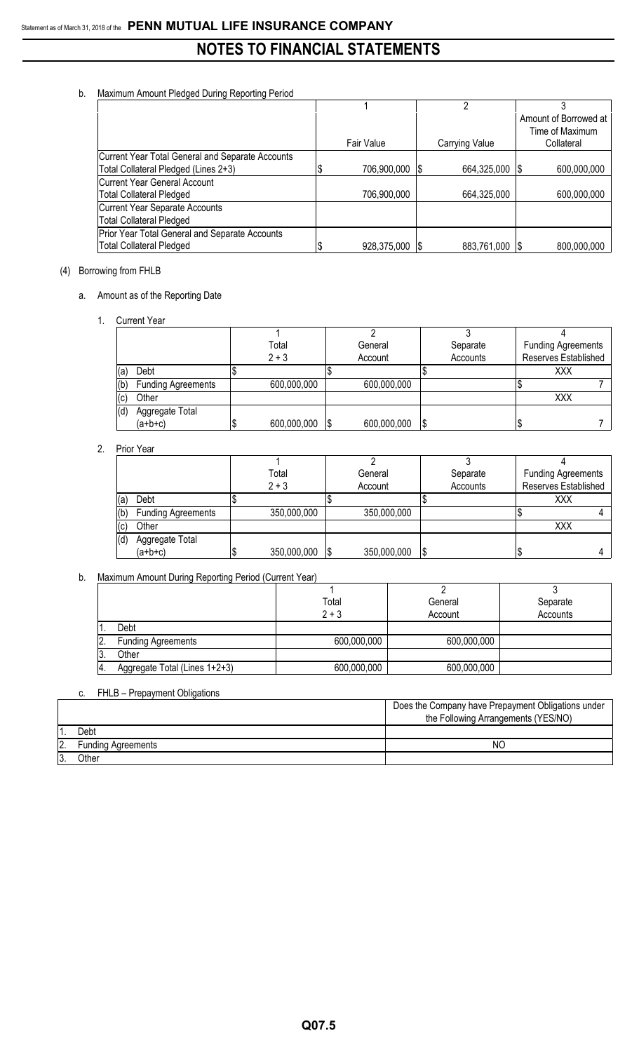b. Maximum Amount Pledged During Reporting Period

| | 1 | 2 | 3 |
|---|---|---|---|
| | Fair Value | Carrying Value | Amount of Borrowed at Time of Maximum Collateral |
| Current Year Total General and Separate Accounts Total Collateral Pledged (Lines 2+3) | $ 706,900,000 | $ 664,325,000 | $ 600,000,000 |
| Current Year General Account Total Collateral Pledged | 706,900,000 | 664,325,000 | 600,000,000 |
| Current Year Separate Accounts Total Collateral Pledged | | | |
| Prior Year Total General and Separate Accounts Total Collateral Pledged | $ 928,375,000 | $ 883,761,000 | $ 800,000,000 |

(4) Borrowing from FHLB

a. Amount as of the Reporting Date

1. Current Year

| | 1 | 2 | 3 | 4 |
|---|---|---|---|---|
| | Total 2 + 3 | General Account | Separate Accounts | Funding Agreements Reserves Established |
| (a) Debt | $ | $ | $ | XXX |
| (b) Funding Agreements | 600,000,000 | 600,000,000 | | $ 7 |
| (c) Other | | | | XXX |
| (d) Aggregate Total (a+b+c) | $ 600,000,000 | $ 600,000,000 | $ | $ 7 |

2. Prior Year

| | 1 | 2 | 3 | 4 |
|---|---|---|---|---|
| | Total 2 + 3 | General Account | Separate Accounts | Funding Agreements Reserves Established |
| (a) Debt | $ | $ | $ | XXX |
| (b) Funding Agreements | 350,000,000 | 350,000,000 | | $ 4 |
| (c) Other | | | | XXX |
| (d) Aggregate Total (a+b+c) | $ 350,000,000 | $ 350,000,000 | $ | $ 4 |

b. Maximum Amount During Reporting Period (Current Year)

| | 1 | 2 | 3 |
|---|---|---|---|
| | Total 2 + 3 | General Account | Separate Accounts |
| 1. Debt | | | |
| 2. Funding Agreements | 600,000,000 | 600,000,000 | |
| 3. Other | | | |
| 4. Aggregate Total (Lines 1+2+3) | 600,000,000 | 600,000,000 | |

c. FHLB – Prepayment Obligations

| | Does the Company have Prepayment Obligations under the Following Arrangements (YES/NO) |
|---|---|
| 1. Debt | |
| 2. Funding Agreements | NO |
| 3. Other | |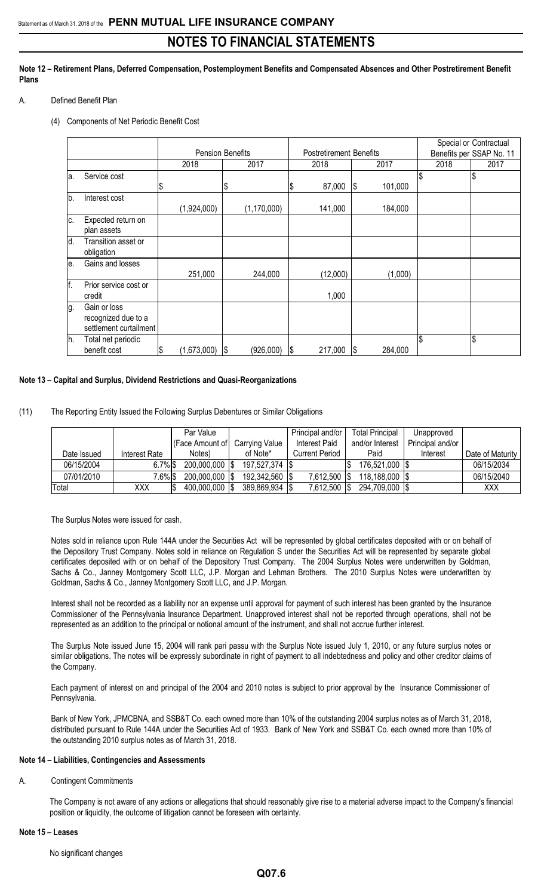# NOTES TO FINANCIAL STATEMENTS

**Note 12 – Retirement Plans, Deferred Compensation, Postemployment Benefits and Compensated Absences and Other Postretirement Benefit Plans**

A. Defined Benefit Plan

(4) Components of Net Periodic Benefit Cost

| | | Pension Benefits | | Postretirement Benefits | | Special or Contractual Benefits per SSAP No. 11 | |
|---|---|---|---|---|---|---|---|
| | | 2018 | 2017 | 2018 | 2017 | 2018 | 2017 |
| a. | Service cost | $ | $ | $ 87,000 | $ 101,000 | $ | $ |
| b. | Interest cost | (1,924,000) | (1,170,000) | 141,000 | 184,000 | | |
| c. | Expected return on plan assets | | | | | | |
| d. | Transition asset or obligation | | | | | | |
| e. | Gains and losses | 251,000 | 244,000 | (12,000) | (1,000) | | |
| f. | Prior service cost or credit | | | 1,000 | | | |
| g. | Gain or loss recognized due to a settlement curtailment | | | | | | |
| h. | Total net periodic benefit cost | $ (1,673,000) | $ (926,000) | $ 217,000 | $ 284,000 | $ | $ |

**Note 13 – Capital and Surplus, Dividend Restrictions and Quasi-Reorganizations**

(11) The Reporting Entity Issued the Following Surplus Debentures or Similar Obligations

| Date Issued | Interest Rate | Par Value (Face Amount of Notes) | Carrying Value of Note* | Principal and/or Interest Paid Current Period | Total Principal and/or Interest Paid | Unapproved Principal and/or Interest | Date of Maturity |
|---|---|---|---|---|---|---|---|
| 06/15/2004 | 6.7% | $ 200,000,000 | $ 197,527,374 | $ | $ 176,521,000 | $ | 06/15/2034 |
| 07/01/2010 | 7.6% | $ 200,000,000 | $ 192,342,560 | $ 7,612,500 | $ 118,188,000 | $ | 06/15/2040 |
| Total | XXX | $ 400,000,000 | $ 389,869,934 | $ 7,612,500 | $ 294,709,000 | $ | XXX |

The Surplus Notes were issued for cash.

Notes sold in reliance upon Rule 144A under the Securities Act will be represented by global certificates deposited with or on behalf of the Depository Trust Company. Notes sold in reliance on Regulation S under the Securities Act will be represented by separate global certificates deposited with or on behalf of the Depository Trust Company. The 2004 Surplus Notes were underwritten by Goldman, Sachs & Co., Janney Montgomery Scott LLC, J.P. Morgan and Lehman Brothers. The 2010 Surplus Notes were underwritten by Goldman, Sachs & Co., Janney Montgomery Scott LLC, and J.P. Morgan.

Interest shall not be recorded as a liability nor an expense until approval for payment of such interest has been granted by the Insurance Commissioner of the Pennsylvania Insurance Department. Unapproved interest shall not be reported through operations, shall not be represented as an addition to the principal or notional amount of the instrument, and shall not accrue further interest.

The Surplus Note issued June 15, 2004 will rank pari passu with the Surplus Note issued July 1, 2010, or any future surplus notes or similar obligations. The notes will be expressly subordinate in right of payment to all indebtedness and policy and other creditor claims of the Company.

Each payment of interest on and principal of the 2004 and 2010 notes is subject to prior approval by the Insurance Commissioner of Pennsylvania.

Bank of New York, JPMCBNA, and SSB&T Co. each owned more than 10% of the outstanding 2004 surplus notes as of March 31, 2018, distributed pursuant to Rule 144A under the Securities Act of 1933. Bank of New York and SSB&T Co. each owned more than 10% of the outstanding 2010 surplus notes as of March 31, 2018.

**Note 14 – Liabilities, Contingencies and Assessments**

A. Contingent Commitments

The Company is not aware of any actions or allegations that should reasonably give rise to a material adverse impact to the Company's financial position or liquidity, the outcome of litigation cannot be foreseen with certainty.

**Note 15 – Leases**

No significant changes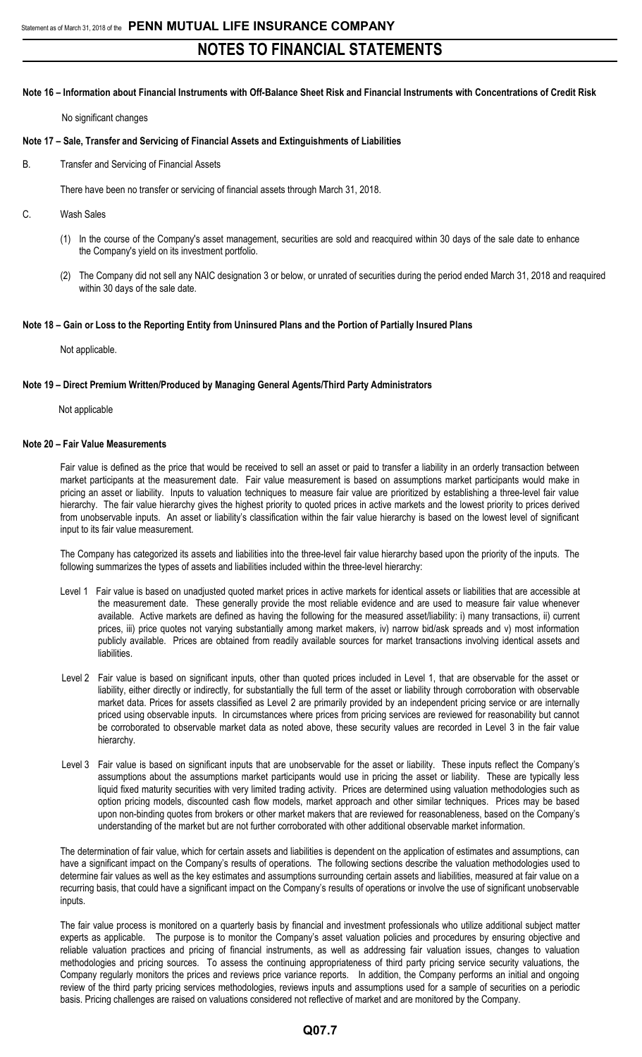# NOTES TO FINANCIAL STATEMENTS

**Note 16 – Information about Financial Instruments with Off-Balance Sheet Risk and Financial Instruments with Concentrations of Credit Risk**

No significant changes

**Note 17 – Sale, Transfer and Servicing of Financial Assets and Extinguishments of Liabilities**

B. Transfer and Servicing of Financial Assets

There have been no transfer or servicing of financial assets through March 31, 2018.

C. Wash Sales

(1) In the course of the Company's asset management, securities are sold and reacquired within 30 days of the sale date to enhance the Company's yield on its investment portfolio.

(2) The Company did not sell any NAIC designation 3 or below, or unrated of securities during the period ended March 31, 2018 and reaquired within 30 days of the sale date.

**Note 18 – Gain or Loss to the Reporting Entity from Uninsured Plans and the Portion of Partially Insured Plans**

Not applicable.

**Note 19 – Direct Premium Written/Produced by Managing General Agents/Third Party Administrators**

Not applicable

**Note 20 – Fair Value Measurements**

Fair value is defined as the price that would be received to sell an asset or paid to transfer a liability in an orderly transaction between market participants at the measurement date. Fair value measurement is based on assumptions market participants would make in pricing an asset or liability. Inputs to valuation techniques to measure fair value are prioritized by establishing a three-level fair value hierarchy. The fair value hierarchy gives the highest priority to quoted prices in active markets and the lowest priority to prices derived from unobservable inputs. An asset or liability's classification within the fair value hierarchy is based on the lowest level of significant input to its fair value measurement.

The Company has categorized its assets and liabilities into the three-level fair value hierarchy based upon the priority of the inputs. The following summarizes the types of assets and liabilities included within the three-level hierarchy:

Level 1 Fair value is based on unadjusted quoted market prices in active markets for identical assets or liabilities that are accessible at the measurement date. These generally provide the most reliable evidence and are used to measure fair value whenever available. Active markets are defined as having the following for the measured asset/liability: i) many transactions, ii) current prices, iii) price quotes not varying substantially among market makers, iv) narrow bid/ask spreads and v) most information publicly available. Prices are obtained from readily available sources for market transactions involving identical assets and liabilities.

Level 2 Fair value is based on significant inputs, other than quoted prices included in Level 1, that are observable for the asset or liability, either directly or indirectly, for substantially the full term of the asset or liability through corroboration with observable market data. Prices for assets classified as Level 2 are primarily provided by an independent pricing service or are internally priced using observable inputs. In circumstances where prices from pricing services are reviewed for reasonability but cannot be corroborated to observable market data as noted above, these security values are recorded in Level 3 in the fair value hierarchy.

Level 3 Fair value is based on significant inputs that are unobservable for the asset or liability. These inputs reflect the Company's assumptions about the assumptions market participants would use in pricing the asset or liability. These are typically less liquid fixed maturity securities with very limited trading activity. Prices are determined using valuation methodologies such as option pricing models, discounted cash flow models, market approach and other similar techniques. Prices may be based upon non-binding quotes from brokers or other market makers that are reviewed for reasonableness, based on the Company's understanding of the market but are not further corroborated with other additional observable market information.

The determination of fair value, which for certain assets and liabilities is dependent on the application of estimates and assumptions, can have a significant impact on the Company's results of operations. The following sections describe the valuation methodologies used to determine fair values as well as the key estimates and assumptions surrounding certain assets and liabilities, measured at fair value on a recurring basis, that could have a significant impact on the Company's results of operations or involve the use of significant unobservable inputs.

The fair value process is monitored on a quarterly basis by financial and investment professionals who utilize additional subject matter experts as applicable. The purpose is to monitor the Company's asset valuation policies and procedures by ensuring objective and reliable valuation practices and pricing of financial instruments, as well as addressing fair valuation issues, changes to valuation methodologies and pricing sources. To assess the continuing appropriateness of third party pricing service security valuations, the Company regularly monitors the prices and reviews price variance reports. In addition, the Company performs an initial and ongoing review of the third party pricing services methodologies, reviews inputs and assumptions used for a sample of securities on a periodic basis. Pricing challenges are raised on valuations considered not reflective of market and are monitored by the Company.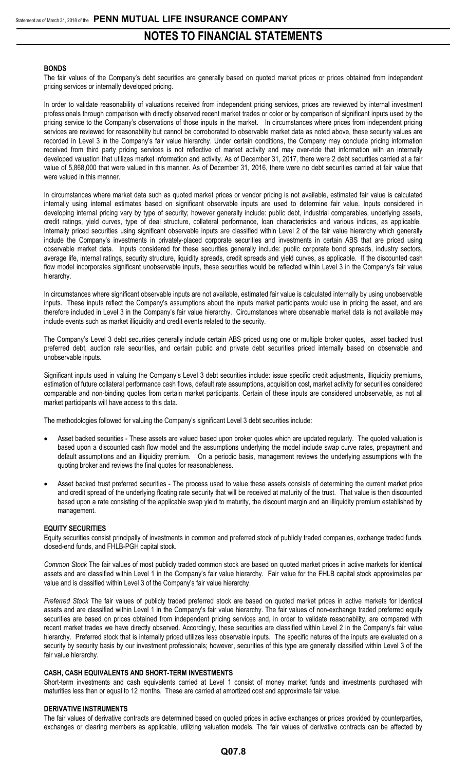#### BONDS

The fair values of the Company's debt securities are generally based on quoted market prices or prices obtained from independent pricing services or internally developed pricing.

In order to validate reasonability of valuations received from independent pricing services, prices are reviewed by internal investment professionals through comparison with directly observed recent market trades or color or by comparison of significant inputs used by the pricing service to the Company's observations of those inputs in the market. In circumstances where prices from independent pricing services are reviewed for reasonability but cannot be corroborated to observable market data as noted above, these security values are recorded in Level 3 in the Company's fair value hierarchy. Under certain conditions, the Company may conclude pricing information received from third party pricing services is not reflective of market activity and may over-ride that information with an internally developed valuation that utilizes market information and activity. As of December 31, 2017, there were 2 debt securities carried at a fair value of 5,868,000 that were valued in this manner. As of December 31, 2016, there were no debt securities carried at fair value that were valued in this manner.

In circumstances where market data such as quoted market prices or vendor pricing is not available, estimated fair value is calculated internally using internal estimates based on significant observable inputs are used to determine fair value. Inputs considered in developing internal pricing vary by type of security; however generally include: public debt, industrial comparables, underlying assets, credit ratings, yield curves, type of deal structure, collateral performance, loan characteristics and various indices, as applicable. Internally priced securities using significant observable inputs are classified within Level 2 of the fair value hierarchy which generally include the Company's investments in privately-placed corporate securities and investments in certain ABS that are priced using observable market data. Inputs considered for these securities generally include: public corporate bond spreads, industry sectors, average life, internal ratings, security structure, liquidity spreads, credit spreads and yield curves, as applicable. If the discounted cash flow model incorporates significant unobservable inputs, these securities would be reflected within Level 3 in the Company's fair value hierarchy.

In circumstances where significant observable inputs are not available, estimated fair value is calculated internally by using unobservable inputs. These inputs reflect the Company's assumptions about the inputs market participants would use in pricing the asset, and are therefore included in Level 3 in the Company's fair value hierarchy. Circumstances where observable market data is not available may include events such as market illiquidity and credit events related to the security.

The Company's Level 3 debt securities generally include certain ABS priced using one or multiple broker quotes, asset backed trust preferred debt, auction rate securities, and certain public and private debt securities priced internally based on observable and unobservable inputs.

Significant inputs used in valuing the Company's Level 3 debt securities include: issue specific credit adjustments, illiquidity premiums, estimation of future collateral performance cash flows, default rate assumptions, acquisition cost, market activity for securities considered comparable and non-binding quotes from certain market participants. Certain of these inputs are considered unobservable, as not all market participants will have access to this data.

The methodologies followed for valuing the Company's significant Level 3 debt securities include:

- Asset backed securities - These assets are valued based upon broker quotes which are updated regularly. The quoted valuation is based upon a discounted cash flow model and the assumptions underlying the model include swap curve rates, prepayment and default assumptions and an illiquidity premium. On a periodic basis, management reviews the underlying assumptions with the quoting broker and reviews the final quotes for reasonableness.
- Asset backed trust preferred securities - The process used to value these assets consists of determining the current market price and credit spread of the underlying floating rate security that will be received at maturity of the trust. That value is then discounted based upon a rate consisting of the applicable swap yield to maturity, the discount margin and an illiquidity premium established by management.

#### EQUITY SECURITIES

Equity securities consist principally of investments in common and preferred stock of publicly traded companies, exchange traded funds, closed-end funds, and FHLB-PGH capital stock.

*Common Stock* The fair values of most publicly traded common stock are based on quoted market prices in active markets for identical assets and are classified within Level 1 in the Company's fair value hierarchy. Fair value for the FHLB capital stock approximates par value and is classified within Level 3 of the Company's fair value hierarchy.

*Preferred Stock* The fair values of publicly traded preferred stock are based on quoted market prices in active markets for identical assets and are classified within Level 1 in the Company's fair value hierarchy. The fair values of non-exchange traded preferred equity securities are based on prices obtained from independent pricing services and, in order to validate reasonability, are compared with recent market trades we have directly observed. Accordingly, these securities are classified within Level 2 in the Company's fair value hierarchy. Preferred stock that is internally priced utilizes less observable inputs. The specific natures of the inputs are evaluated on a security by security basis by our investment professionals; however, securities of this type are generally classified within Level 3 of the fair value hierarchy.

#### CASH, CASH EQUIVALENTS AND SHORT-TERM INVESTMENTS

Short-term investments and cash equivalents carried at Level 1 consist of money market funds and investments purchased with maturities less than or equal to 12 months. These are carried at amortized cost and approximate fair value.

#### DERIVATIVE INSTRUMENTS

The fair values of derivative contracts are determined based on quoted prices in active exchanges or prices provided by counterparties, exchanges or clearing members as applicable, utilizing valuation models. The fair values of derivative contracts can be affected by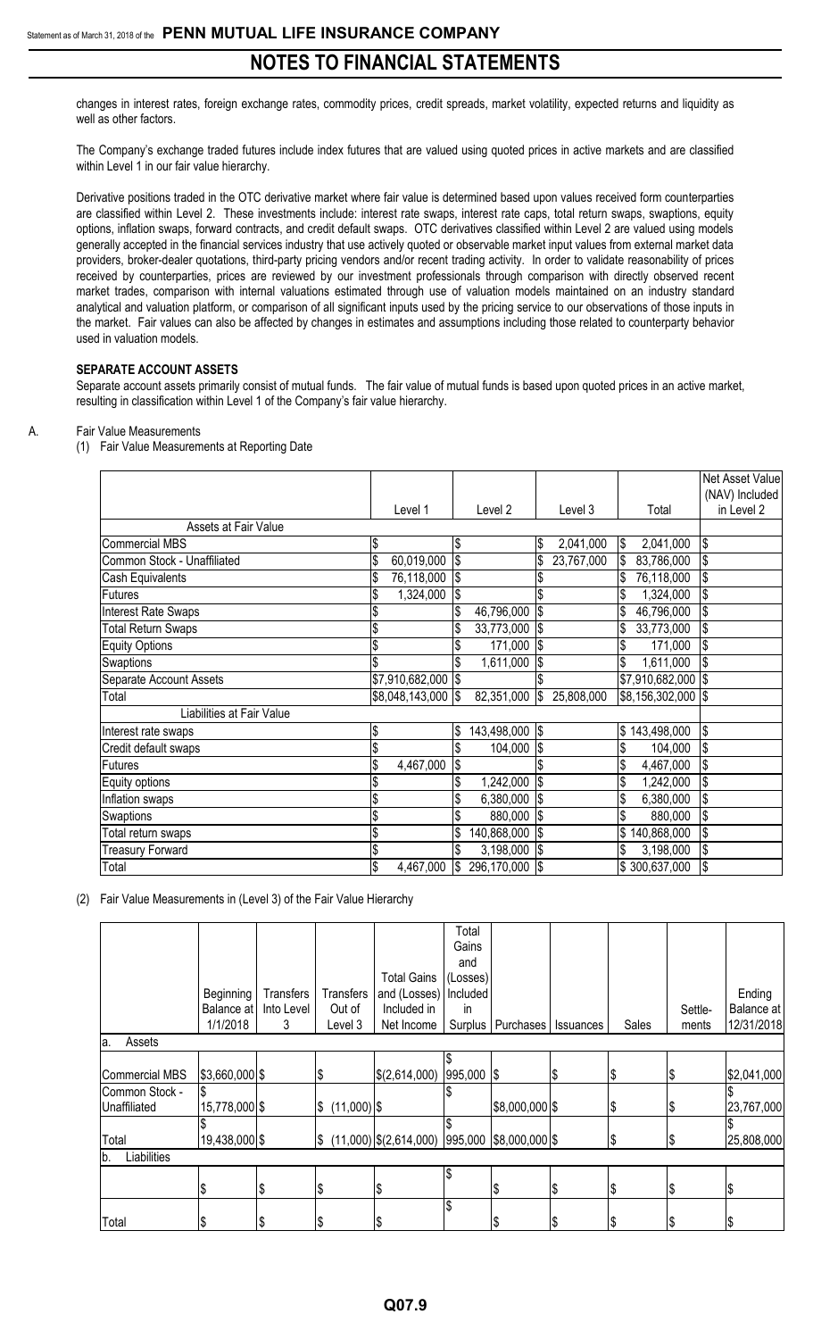changes in interest rates, foreign exchange rates, commodity prices, credit spreads, market volatility, expected returns and liquidity as well as other factors.

The Company's exchange traded futures include index futures that are valued using quoted prices in active markets and are classified within Level 1 in our fair value hierarchy.

Derivative positions traded in the OTC derivative market where fair value is determined based upon values received form counterparties are classified within Level 2. These investments include: interest rate swaps, interest rate caps, total return swaps, swaptions, equity options, inflation swaps, forward contracts, and credit default swaps. OTC derivatives classified within Level 2 are valued using models generally accepted in the financial services industry that use actively quoted or observable market input values from external market data providers, broker-dealer quotations, third-party pricing vendors and/or recent trading activity. In order to validate reasonability of prices received by counterparties, prices are reviewed by our investment professionals through comparison with directly observed recent market trades, comparison with internal valuations estimated through use of valuation models maintained on an industry standard analytical and valuation platform, or comparison of all significant inputs used by the pricing service to our observations of those inputs in the market. Fair values can also be affected by changes in estimates and assumptions including those related to counterparty behavior used in valuation models.

**SEPARATE ACCOUNT ASSETS**

Separate account assets primarily consist of mutual funds. The fair value of mutual funds is based upon quoted prices in an active market, resulting in classification within Level 1 of the Company's fair value hierarchy.

A. Fair Value Measurements

(1) Fair Value Measurements at Reporting Date

| | Level 1 | Level 2 | Level 3 | Total | Net Asset Value (NAV) Included in Level 2 |
|---|---|---|---|---|---|
| Assets at Fair Value | | | | | |
| Commercial MBS | $ | $ | $ 2,041,000 | $ 2,041,000 | $ |
| Common Stock - Unaffiliated | $ 60,019,000 | $ | $ 23,767,000 | $ 83,786,000 | $ |
| Cash Equivalents | $ 76,118,000 | $ | $ | $ 76,118,000 | $ |
| Futures | $ 1,324,000 | $ | $ | $ 1,324,000 | $ |
| Interest Rate Swaps | $ | $ 46,796,000 | $ | $ 46,796,000 | $ |
| Total Return Swaps | $ | $ 33,773,000 | $ | $ 33,773,000 | $ |
| Equity Options | $ | $ 171,000 | $ | $ 171,000 | $ |
| Swaptions | $ | $ 1,611,000 | $ | $ 1,611,000 | $ |
| Separate Account Assets | $7,910,682,000 | $ | $ | $7,910,682,000 | $ |
| Total | $8,048,143,000 | $ 82,351,000 | $ 25,808,000 | $8,156,302,000 | $ |
| Liabilities at Fair Value | | | | | |
| Interest rate swaps | $ | $ 143,498,000 | $ | $ 143,498,000 | $ |
| Credit default swaps | $ | $ 104,000 | $ | $ 104,000 | $ |
| Futures | $ 4,467,000 | $ | $ | $ 4,467,000 | $ |
| Equity options | $ | $ 1,242,000 | $ | $ 1,242,000 | $ |
| Inflation swaps | $ | $ 6,380,000 | $ | $ 6,380,000 | $ |
| Swaptions | $ | $ 880,000 | $ | $ 880,000 | $ |
| Total return swaps | $ | $ 140,868,000 | $ | $ 140,868,000 | $ |
| Treasury Forward | $ | $ 3,198,000 | $ | $ 3,198,000 | $ |
| Total | $ 4,467,000 | $ 296,170,000 | $ | $ 300,637,000 | $ |

(2) Fair Value Measurements in (Level 3) of the Fair Value Hierarchy

| | Beginning Balance at 1/1/2018 | Transfers Into Level 3 | Transfers Out of Level 3 | Total Gains and (Losses) Included in Net Income | Total Gains and (Losses) Included in Surplus | Purchases | Issuances | Sales | Settle-ments | Ending Balance at 12/31/2018 |
|---|---|---|---|---|---|---|---|---|---|---|
| a. Assets | | | | | | | | | | |
| Commercial MBS | $3,660,000 | $ | $ | $(2,614,000) | $ 995,000 | $ | $ | $ | $ | $2,041,000 |
| Common Stock - Unaffiliated | $ 15,778,000 | $ | $ (11,000) | $ | $ | $8,000,000 | $ | $ | $ | $ 23,767,000 |
| Total | $ 19,438,000 | $ | $ (11,000) | $(2,614,000) | $ 995,000 | $8,000,000 | $ | $ | $ | $ 25,808,000 |
| b. Liabilities | | | | | | | | | | |
| | $ | $ | $ | $ | $ | $ | $ | $ | $ | $ |
| Total | $ | $ | $ | $ | $ | $ | $ | $ | $ | $ |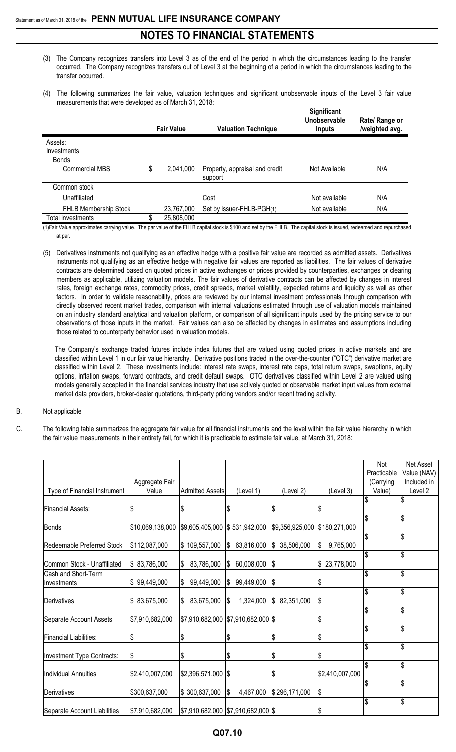# NOTES TO FINANCIAL STATEMENTS

(3) The Company recognizes transfers into Level 3 as of the end of the period in which the circumstances leading to the transfer occurred. The Company recognizes transfers out of Level 3 at the beginning of a period in which the circumstances leading to the transfer occurred.

(4) The following summarizes the fair value, valuation techniques and significant unobservable inputs of the Level 3 fair value measurements that were developed as of March 31, 2018:

| | Fair Value | Valuation Technique | Significant Unobservable Inputs | Rate/ Range or /weighted avg. |
|---|---|---|---|---|
| Assets: | | | | |
| Investments | | | | |
| Bonds | | | | |
| Commercial MBS | $ 2,041,000 | Property, appraisal and credit support | Not Available | N/A |
| Common stock | | | | |
| Unaffiliated | | Cost | Not available | N/A |
| FHLB Membership Stock | 23,767,000 | Set by issuer-FHLB-PGH(1) | Not available | N/A |
| Total investments | $ 25,808,000 | | | |

(1)Fair Value approximates carrying value. The par value of the FHLB capital stock is $100 and set by the FHLB. The capital stock is issued, redeemed and repurchased at par.

(5) Derivatives instruments not qualifying as an effective hedge with a positive fair value are recorded as admitted assets. Derivatives instruments not qualifying as an effective hedge with negative fair values are reported as liabilities. The fair values of derivative contracts are determined based on quoted prices in active exchanges or prices provided by counterparties, exchanges or clearing members as applicable, utilizing valuation models. The fair values of derivative contracts can be affected by changes in interest rates, foreign exchange rates, commodity prices, credit spreads, market volatility, expected returns and liquidity as well as other factors. In order to validate reasonability, prices are reviewed by our internal investment professionals through comparison with directly observed recent market trades, comparison with internal valuations estimated through use of valuation models maintained on an industry standard analytical and valuation platform, or comparison of all significant inputs used by the pricing service to our observations of those inputs in the market. Fair values can also be affected by changes in estimates and assumptions including those related to counterparty behavior used in valuation models.

The Company's exchange traded futures include index futures that are valued using quoted prices in active markets and are classified within Level 1 in our fair value hierarchy. Derivative positions traded in the over-the-counter ("OTC") derivative market are classified within Level 2. These investments include: interest rate swaps, interest rate caps, total return swaps, swaptions, equity options, inflation swaps, forward contracts, and credit default swaps. OTC derivatives classified within Level 2 are valued using models generally accepted in the financial services industry that use actively quoted or observable market input values from external market data providers, broker-dealer quotations, third-party pricing vendors and/or recent trading activity.

B. Not applicable

C. The following table summarizes the aggregate fair value for all financial instruments and the level within the fair value hierarchy in which the fair value measurements in their entirety fall, for which it is practicable to estimate fair value, at March 31, 2018:

| Type of Financial Instrument | Aggregate Fair Value | Admitted Assets | (Level 1) | (Level 2) | (Level 3) | Not Practicable (Carrying Value) | Net Asset Value (NAV) Included in Level 2 |
|---|---|---|---|---|---|---|---|
| Financial Assets: | $ | $ | $ | $ | $ | $ | $ |
| Bonds | $10,069,138,000 | $9,605,400,000 | $ 531,942,000 | $9,356,925,000 | $180,271,000 | $ | $ |
| Redeemable Preferred Stock | $112,087,000 | $ 109,557,000 | $ 63,816,000 | $ 38,506,000 | $ 9,765,000 | $ | $ |
| Common Stock - Unaffiliated | $ 83,786,000 | $ 83,786,000 | $ 60,008,000 | $ | $ 23,778,000 | $ | $ |
| Cash and Short-Term Investments | $ 99,449,000 | $ 99,449,000 | $ 99,449,000 | $ | $ | $ | $ |
| Derivatives | $ 83,675,000 | $ 83,675,000 | $ 1,324,000 | $ 82,351,000 | $ | $ | $ |
| Separate Account Assets | $7,910,682,000 | $7,910,682,000 | $7,910,682,000 | $ | $ | $ | $ |
| Financial Liabilities: | $ | $ | $ | $ | $ | $ | $ |
| Investment Type Contracts: | $ | $ | $ | $ | $ | $ | $ |
| Individual Annuities | $2,410,007,000 | $2,396,571,000 | $ | $ | $2,410,007,000 | $ | $ |
| Derivatives | $300,637,000 | $ 300,637,000 | $ 4,467,000 | $296,171,000 | $ | $ | $ |
| Separate Account Liabilities | $7,910,682,000 | $7,910,682,000 | $7,910,682,000 | $ | $ | $ | $ |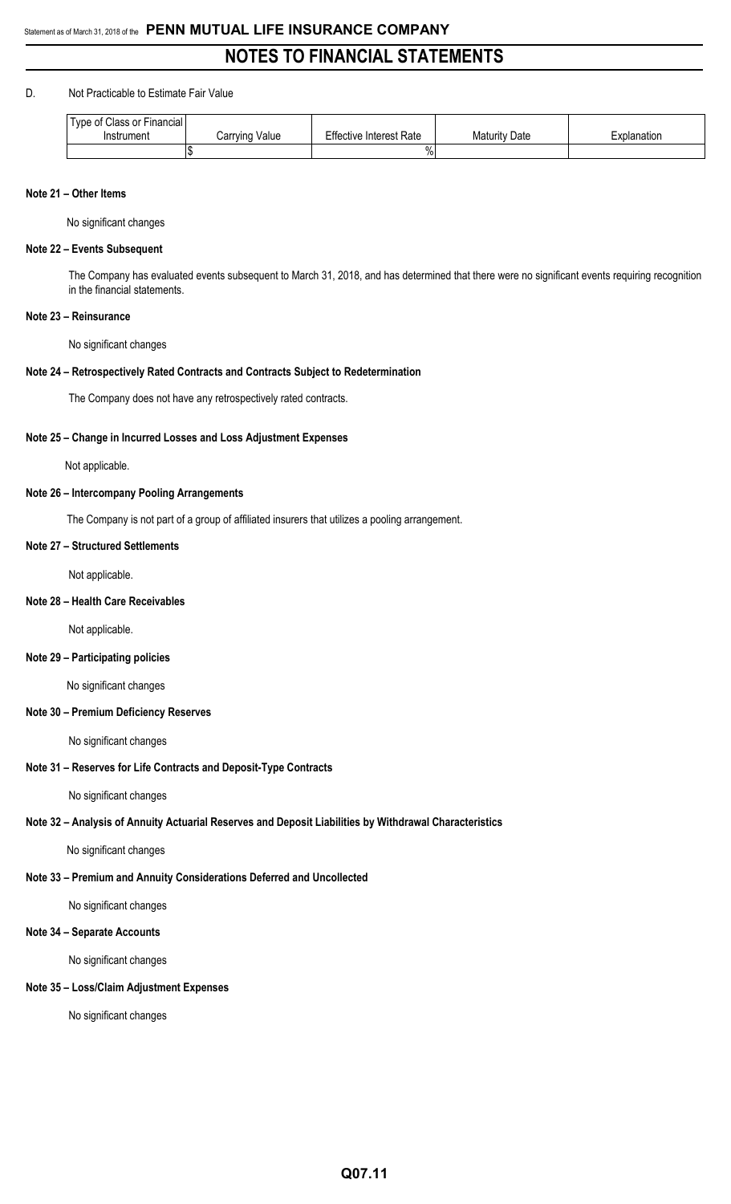D. Not Practicable to Estimate Fair Value

| Type of Class or Financial Instrument | Carrying Value | Effective Interest Rate | Maturity Date | Explanation |
|---|---|---|---|---|
| | $ | % | | |

**Note 21 – Other Items**

No significant changes

**Note 22 – Events Subsequent**

The Company has evaluated events subsequent to March 31, 2018, and has determined that there were no significant events requiring recognition in the financial statements.

**Note 23 – Reinsurance**

No significant changes

**Note 24 – Retrospectively Rated Contracts and Contracts Subject to Redetermination**

The Company does not have any retrospectively rated contracts.

**Note 25 – Change in Incurred Losses and Loss Adjustment Expenses**

Not applicable.

**Note 26 – Intercompany Pooling Arrangements**

The Company is not part of a group of affiliated insurers that utilizes a pooling arrangement.

**Note 27 – Structured Settlements**

Not applicable.

**Note 28 – Health Care Receivables**

Not applicable.

**Note 29 – Participating policies**

No significant changes

**Note 30 – Premium Deficiency Reserves**

No significant changes

**Note 31 – Reserves for Life Contracts and Deposit-Type Contracts**

No significant changes

**Note 32 – Analysis of Annuity Actuarial Reserves and Deposit Liabilities by Withdrawal Characteristics**

No significant changes

**Note 33 – Premium and Annuity Considerations Deferred and Uncollected**

No significant changes

**Note 34 – Separate Accounts**

No significant changes

**Note 35 – Loss/Claim Adjustment Expenses**

No significant changes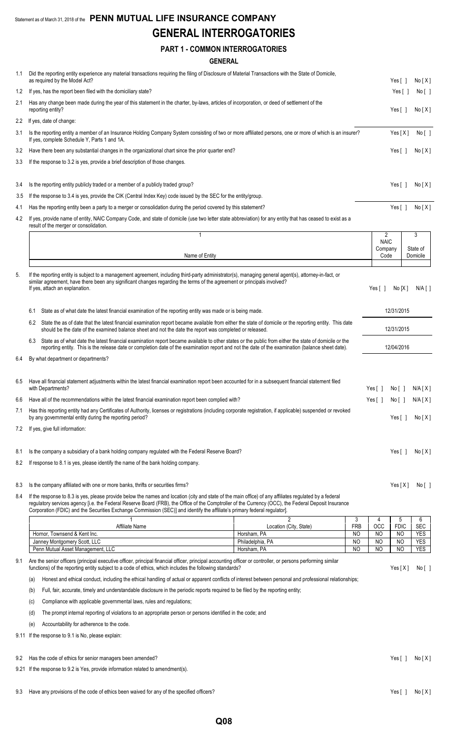Statement as of March 31, 2018 of the **PENN MUTUAL LIFE INSURANCE COMPANY**

# GENERAL INTERROGATORIES

## PART 1 - COMMON INTERROGATORIES

### GENERAL

1.1 Did the reporting entity experience any material transactions requiring the filing of Disclosure of Material Transactions with the State of Domicile, as required by the Model Act? Yes [ ] No [ X ]

1.2 If yes, has the report been filed with the domiciliary state? Yes [ ] No [ ]

2.1 Has any change been made during the year of this statement in the charter, by-laws, articles of incorporation, or deed of settlement of the reporting entity? Yes [ ] No [ X ]

2.2 If yes, date of change:

3.1 Is the reporting entity a member of an Insurance Holding Company System consisting of two or more affiliated persons, one or more of which is an insurer? If yes, complete Schedule Y, Parts 1 and 1A. Yes [ X ] No [ ]

3.2 Have there been any substantial changes in the organizational chart since the prior quarter end? Yes [ ] No [ X ]

3.3 If the response to 3.2 is yes, provide a brief description of those changes.

3.4 Is the reporting entity publicly traded or a member of a publicly traded group? Yes [ ] No [ X ]

3.5 If the response to 3.4 is yes, provide the CIK (Central Index Key) code issued by the SEC for the entity/group.

4.1 Has the reporting entity been a party to a merger or consolidation during the period covered by this statement? Yes [ ] No [ X ]

4.2 If yes, provide name of entity, NAIC Company Code, and state of domicile (use two letter state abbreviation) for any entity that has ceased to exist as a result of the merger or consolidation.

| 1<br>Name of Entity | 2<br>NAIC Company Code | 3<br>State of Domicile |
|---|---|---|
| | | |

5. If the reporting entity is subject to a management agreement, including third-party administrator(s), managing general agent(s), attorney-in-fact, or similar agreement, have there been any significant changes regarding the terms of the agreement or principals involved? If yes, attach an explanation. Yes [ ] No [ X ] N/A [ ]

6.1 State as of what date the latest financial examination of the reporting entity was made or is being made. 12/31/2015

6.2 State the as of date that the latest financial examination report became available from either the state of domicile or the reporting entity. This date should be the date of the examined balance sheet and not the date the report was completed or released. 12/31/2015

6.3 State as of what date the latest financial examination report became available to other states or the public from either the state of domicile or the reporting entity. This is the release date or completion date of the examination report and not the date of the examination (balance sheet date). 12/04/2016

6.4 By what department or departments?

6.5 Have all financial statement adjustments within the latest financial examination report been accounted for in a subsequent financial statement filed with Departments? Yes [ ] No [ ] N/A [ X ]

6.6 Have all of the recommendations within the latest financial examination report been complied with? Yes [ ] No [ ] N/A [ X ]

7.1 Has this reporting entity had any Certificates of Authority, licenses or registrations (including corporate registration, if applicable) suspended or revoked by any governmental entity during the reporting period? Yes [ ] No [ X ]

7.2 If yes, give full information:

8.1 Is the company a subsidiary of a bank holding company regulated with the Federal Reserve Board? Yes [ ] No [ X ]

8.2 If response to 8.1 is yes, please identify the name of the bank holding company.

8.3 Is the company affiliated with one or more banks, thrifts or securities firms? Yes [ X ] No [ ]

8.4 If the response to 8.3 is yes, please provide below the names and location (city and state of the main office) of any affiliates regulated by a federal regulatory services agency [i.e. the Federal Reserve Board (FRB), the Office of the Comptroller of the Currency (OCC), the Federal Deposit Insurance Corporation (FDIC) and the Securities Exchange Commission (SEC)] and identify the affiliate's primary federal regulator].

| 1<br>Affiliate Name | 2<br>Location (City, State) | 3<br>FRB | 4<br>OCC | 5<br>FDIC | 6<br>SEC |
|---|---|---|---|---|---|
| Hornor, Townsend & Kent Inc. | Horsham, PA | NO | NO | NO | YES |
| Janney Montgomery Scott, LLC | Philadelphia, PA | NO | NO | NO | YES |
| Penn Mutual Asset Management, LLC | Horsham, PA | NO | NO | NO | YES |

9.1 Are the senior officers (principal executive officer, principal financial officer, principal accounting officer or controller, or persons performing similar functions) of the reporting entity subject to a code of ethics, which includes the following standards? Yes [ X ] No [ ]

(a) Honest and ethical conduct, including the ethical handling of actual or apparent conflicts of interest between personal and professional relationships;

(b) Full, fair, accurate, timely and understandable disclosure in the periodic reports required to be filed by the reporting entity;

(c) Compliance with applicable governmental laws, rules and regulations;

(d) The prompt internal reporting of violations to an appropriate person or persons identified in the code; and

(e) Accountability for adherence to the code.

9.11 If the response to 9.1 is No, please explain:

9.2 Has the code of ethics for senior managers been amended? Yes [ ] No [ X ]

9.21 If the response to 9.2 is Yes, provide information related to amendment(s).

9.3 Have any provisions of the code of ethics been waived for any of the specified officers? Yes [ ] No [ X ]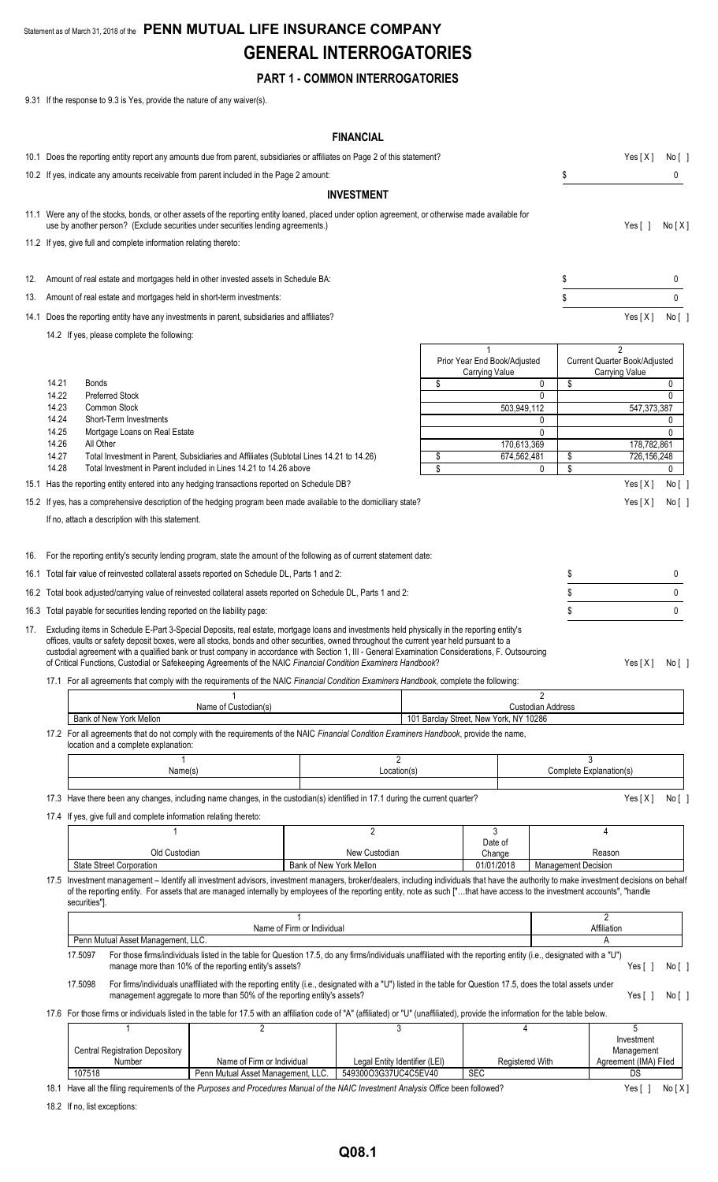Statement as of March 31, 2018 of the **PENN MUTUAL LIFE INSURANCE COMPANY**

# GENERAL INTERROGATORIES

## PART 1 - COMMON INTERROGATORIES

9.31 If the response to 9.3 is Yes, provide the nature of any waiver(s).

### FINANCIAL

10.1 Does the reporting entity report any amounts due from parent, subsidiaries or affiliates on Page 2 of this statement? Yes [ X ] No [ ]

10.2 If yes, indicate any amounts receivable from parent included in the Page 2 amount: $ 0

### INVESTMENT

11.1 Were any of the stocks, bonds, or other assets of the reporting entity loaned, placed under option agreement, or otherwise made available for use by another person? (Exclude securities under securities lending agreements.) Yes [ ] No [ X ]

11.2 If yes, give full and complete information relating thereto:

12. Amount of real estate and mortgages held in other invested assets in Schedule BA: $ 0

13. Amount of real estate and mortgages held in short-term investments: $ 0

14.1 Does the reporting entity have any investments in parent, subsidiaries and affiliates? Yes [ X ] No [ ]

14.2 If yes, please complete the following:

| | | 1<br>Prior Year End Book/Adjusted Carrying Value | 2<br>Current Quarter Book/Adjusted Carrying Value |
|---|---|---|---|
| 14.21 | Bonds | $ 0 | $ 0 |
| 14.22 | Preferred Stock | 0 | 0 |
| 14.23 | Common Stock | 503,949,112 | 547,373,387 |
| 14.24 | Short-Term Investments | 0 | 0 |
| 14.25 | Mortgage Loans on Real Estate | 0 | 0 |
| 14.26 | All Other | 170,613,369 | 178,782,861 |
| 14.27 | Total Investment in Parent, Subsidiaries and Affiliates (Subtotal Lines 14.21 to 14.26) | $ 674,562,481 | $ 726,156,248 |
| 14.28 | Total Investment in Parent included in Lines 14.21 to 14.26 above | $ 0 | $ 0 |

15.1 Has the reporting entity entered into any hedging transactions reported on Schedule DB? Yes [ X ] No [ ]

15.2 If yes, has a comprehensive description of the hedging program been made available to the domiciliary state? Yes [ X ] No [ ]

If no, attach a description with this statement.

16. For the reporting entity's security lending program, state the amount of the following as of current statement date:

16.1 Total fair value of reinvested collateral assets reported on Schedule DL, Parts 1 and 2: $ 0

16.2 Total book adjusted/carrying value of reinvested collateral assets reported on Schedule DL, Parts 1 and 2: $ 0

16.3 Total payable for securities lending reported on the liability page: $ 0

17. Excluding items in Schedule E-Part 3-Special Deposits, real estate, mortgage loans and investments held physically in the reporting entity's offices, vaults or safety deposit boxes, were all stocks, bonds and other securities, owned throughout the current year held pursuant to a custodial agreement with a qualified bank or trust company in accordance with Section 1, III - General Examination Considerations, F. Outsourcing of Critical Functions, Custodial or Safekeeping Agreements of the NAIC *Financial Condition Examiners Handbook*? Yes [ X ] No [ ]

17.1 For all agreements that comply with the requirements of the NAIC *Financial Condition Examiners Handbook*, complete the following:

| 1<br>Name of Custodian(s) | 2<br>Custodian Address |
|---|---|
| Bank of New York Mellon | 101 Barclay Street, New York, NY 10286 |

17.2 For all agreements that do not comply with the requirements of the NAIC *Financial Condition Examiners Handbook*, provide the name, location and a complete explanation:

| 1<br>Name(s) | 2<br>Location(s) | 3<br>Complete Explanation(s) |
|---|---|---|
| | | |

17.3 Have there been any changes, including name changes, in the custodian(s) identified in 17.1 during the current quarter? Yes [ X ] No [ ]

17.4 If yes, give full and complete information relating thereto:

| 1<br>Old Custodian | 2<br>New Custodian | 3<br>Date of Change | 4<br>Reason |
|---|---|---|---|
| State Street Corporation | Bank of New York Mellon | 01/01/2018 | Management Decision |

17.5 Investment management – Identify all investment advisors, investment managers, broker/dealers, including individuals that have the authority to make investment decisions on behalf of the reporting entity. For assets that are managed internally by employees of the reporting entity, note as such ["...that have access to the investment accounts", "handle securities"].

| 1<br>Name of Firm or Individual | 2<br>Affiliation |
|---|---|
| Penn Mutual Asset Management, LLC. | A |

17.5097 For those firms/individuals listed in the table for Question 17.5, do any firms/individuals unaffiliated with the reporting entity (i.e., designated with a "U") manage more than 10% of the reporting entity's assets? Yes [ ] No [ ]

17.5098 For firms/individuals unaffiliated with the reporting entity (i.e., designated with a "U") listed in the table for Question 17.5, does the total assets under management aggregate to more than 50% of the reporting entity's assets? Yes [ ] No [ ]

17.6 For those firms or individuals listed in the table for 17.5 with an affiliation code of "A" (affiliated) or "U" (unaffiliated), provide the information for the table below.

| 1<br>Central Registration Depository Number | 2<br>Name of Firm or Individual | 3<br>Legal Entity Identifier (LEI) | 4<br>Registered With | 5<br>Investment Management Agreement (IMA) Filed |
|---|---|---|---|---|
| 107518 | Penn Mutual Asset Management, LLC. | 549300O3G37UC4C5EV40 | SEC | DS |

18.1 Have all the filing requirements of the *Purposes and Procedures Manual of the NAIC Investment Analysis Office* been followed? Yes [ ] No [ X ]

18.2 If no, list exceptions: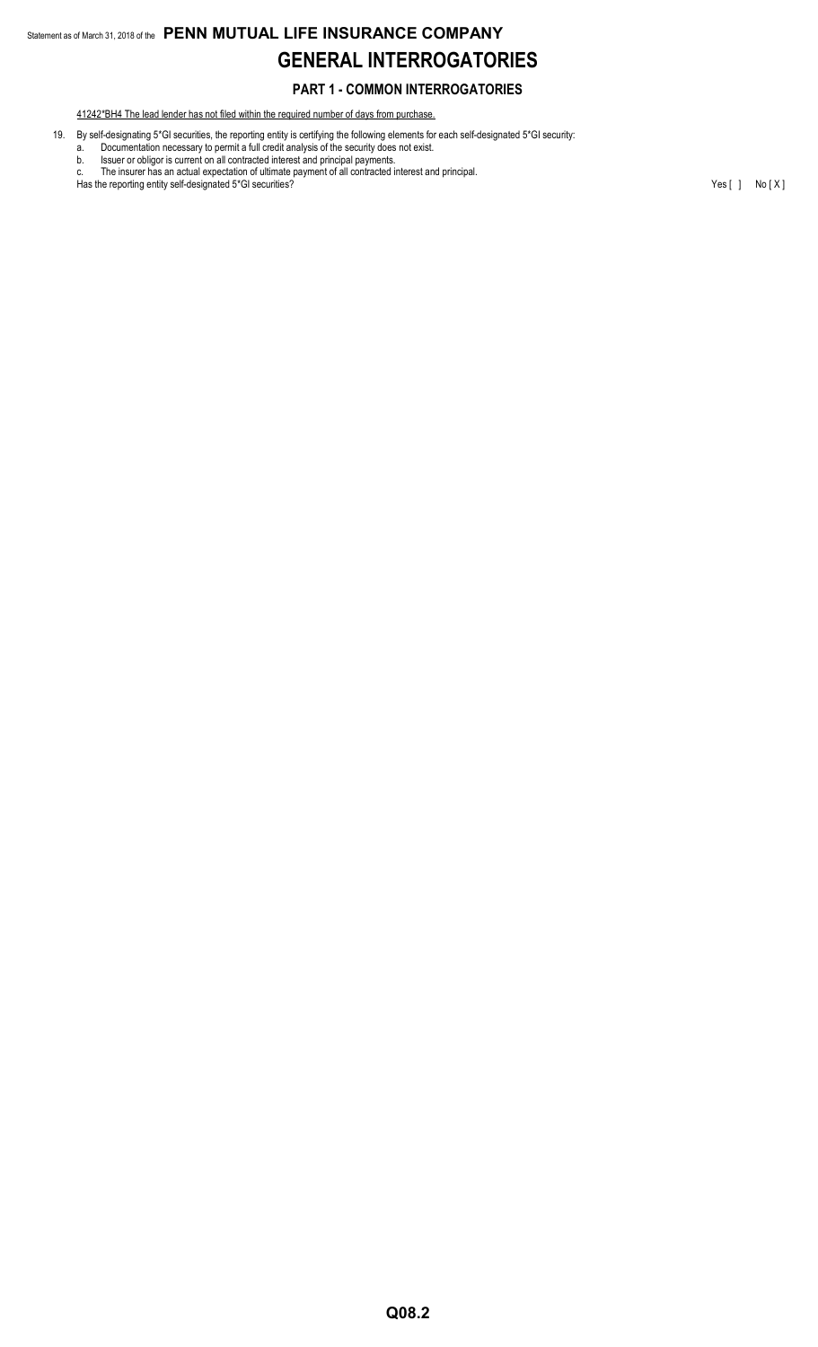# GENERAL INTERROGATORIES

## PART 1 - COMMON INTERROGATORIES

41242*BH4 The lead lender has not filed within the required number of days from purchase.

19. By self-designating 5*GI securities, the reporting entity is certifying the following elements for each self-designated 5*GI security:
    a. Documentation necessary to permit a full credit analysis of the security does not exist.
    b. Issuer or obligor is current on all contracted interest and principal payments.
    c. The insurer has an actual expectation of ultimate payment of all contracted interest and principal.

    Has the reporting entity self-designated 5*GI securities? Yes [ ] No [ X ]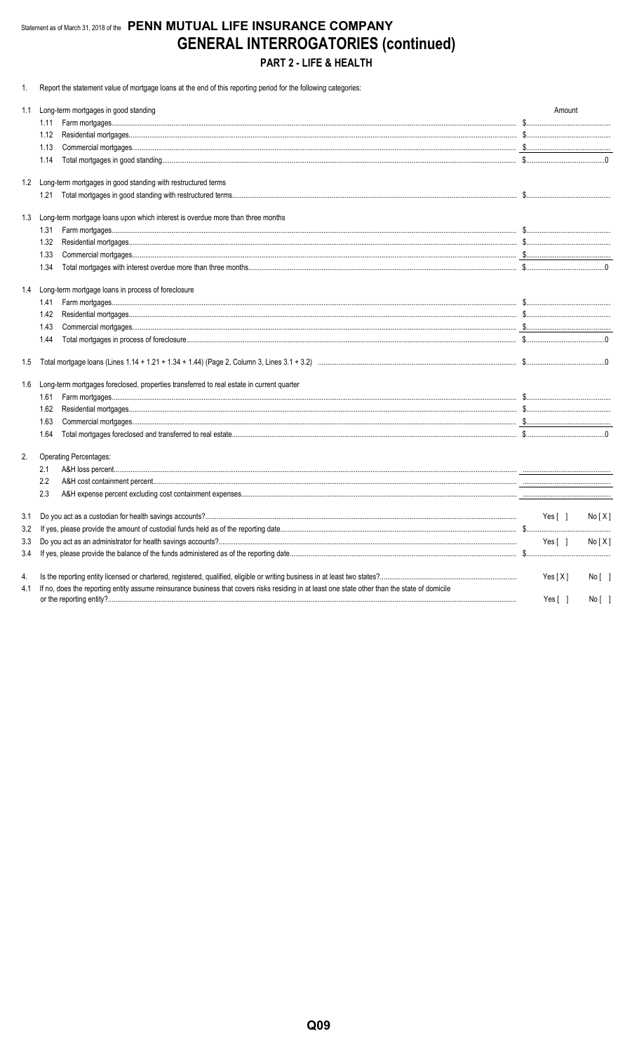Statement as of March 31, 2018 of the **PENN MUTUAL LIFE INSURANCE COMPANY**

# GENERAL INTERROGATORIES (continued)

## PART 2 - LIFE & HEALTH

1. Report the statement value of mortgage loans at the end of this reporting period for the following categories:

| | | Amount |
|---|---|---|
| 1.1 | Long-term mortgages in good standing | |
| | 1.11 Farm mortgages | $ |
| | 1.12 Residential mortgages | $ |
| | 1.13 Commercial mortgages | $ |
| | 1.14 Total mortgages in good standing | $ 0 |
| 1.2 | Long-term mortgages in good standing with restructured terms | |
| | 1.21 Total mortgages in good standing with restructured terms | $ |
| 1.3 | Long-term mortgage loans upon which interest is overdue more than three months | |
| | 1.31 Farm mortgages | $ |
| | 1.32 Residential mortgages | $ |
| | 1.33 Commercial mortgages | $ |
| | 1.34 Total mortgages with interest overdue more than three months | $ 0 |
| 1.4 | Long-term mortgage loans in process of foreclosure | |
| | 1.41 Farm mortgages | $ |
| | 1.42 Residential mortgages | $ |
| | 1.43 Commercial mortgages | $ |
| | 1.44 Total mortgages in process of foreclosure | $ 0 |
| 1.5 | Total mortgage loans (Lines 1.14 + 1.21 + 1.34 + 1.44) (Page 2, Column 3, Lines 3.1 + 3.2) | $ 0 |
| 1.6 | Long-term mortgages foreclosed, properties transferred to real estate in current quarter | |
| | 1.61 Farm mortgages | $ |
| | 1.62 Residential mortgages | $ |
| | 1.63 Commercial mortgages | $ |
| | 1.64 Total mortgages foreclosed and transferred to real estate | $ 0 |

2. Operating Percentages:

| | |
|---|---|
| 2.1 A&H loss percent | |
| 2.2 A&H cost containment percent | |
| 2.3 A&H expense percent excluding cost containment expenses | |

| | | |
|---|---|---|
| 3.1 | Do you act as a custodian for health savings accounts? | Yes [ ] No [ X ] |
| 3.2 | If yes, please provide the amount of custodial funds held as of the reporting date | $ |
| 3.3 | Do you act as an administrator for health savings accounts? | Yes [ ] No [ X ] |
| 3.4 | If yes, please provide the balance of the funds administered as of the reporting date | $ |
| 4. | Is the reporting entity licensed or chartered, registered, qualified, eligible or writing business in at least two states? | Yes [ X ] No [ ] |
| 4.1 | If no, does the reporting entity assume reinsurance business that covers risks residing in at least one state other than the state of domicile of the reporting entity? | Yes [ ] No [ ] |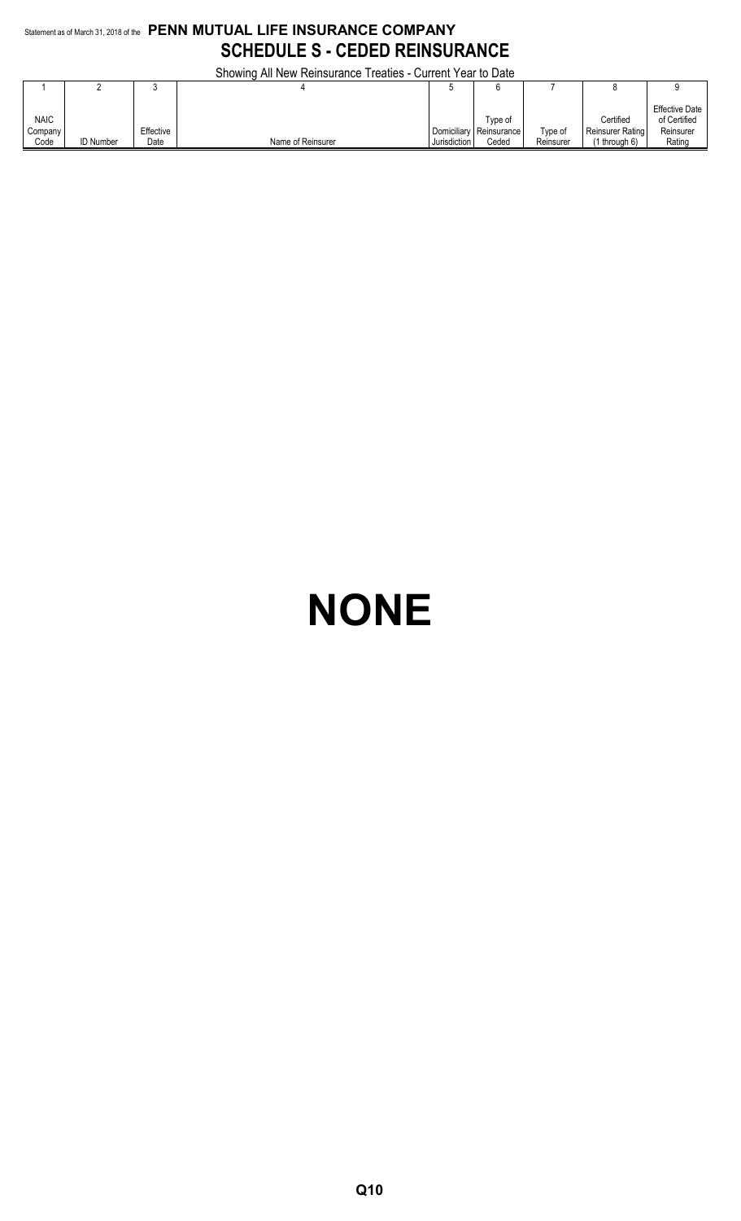Statement as of March 31, 2018 of the **PENN MUTUAL LIFE INSURANCE COMPANY**

# SCHEDULE S - CEDED REINSURANCE

Showing All New Reinsurance Treaties - Current Year to Date

| 1 | 2 | 3 | 4 | 5 | 6 | 7 | 8 | 9 |
|---|---|---|---|---|---|---|---|---|
| NAIC Company Code | ID Number | Effective Date | Name of Reinsurer | Domiciliary Jurisdiction | Type of Reinsurance Ceded | Type of Reinsurer | Certified Reinsurer Rating (1 through 6) | Effective Date of Certified Reinsurer Rating |

# NONE

Q10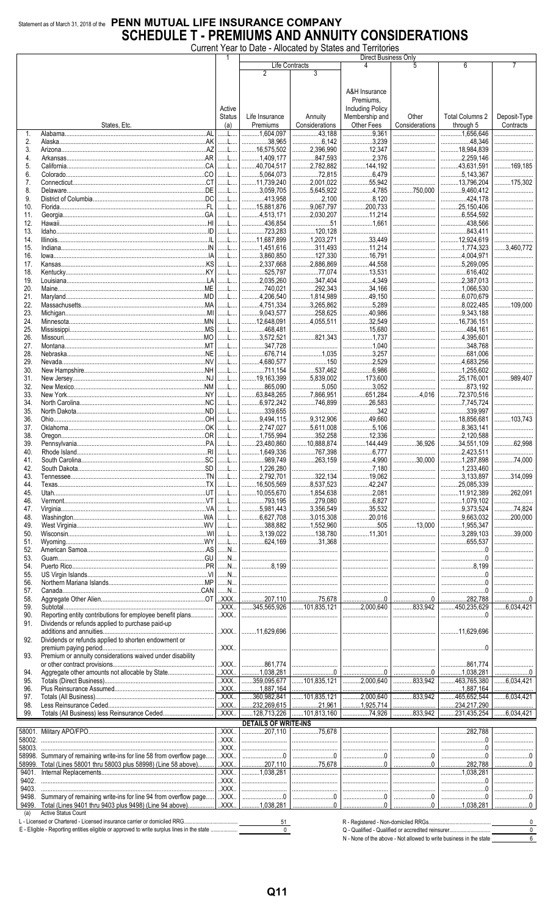Statement as of March 31, 2018 of the **PENN MUTUAL LIFE INSURANCE COMPANY**

# SCHEDULE T - PREMIUMS AND ANNUITY CONSIDERATIONS

Current Year to Date - Allocated by States and Territories

| | States, Etc. | 1 Active Status (a) | Life Contracts 2 Life Insurance Premiums | 3 Annuity Considerations | 4 A&H Insurance Premiums, Including Policy Membership and Other Fees | 5 Other Considerations | 6 Total Columns 2 through 5 | 7 Deposit-Type Contracts |
|---|---|---|---|---|---|---|---|---|
| 1. | Alabama AL | L | 1,604,097 | 43,188 | 9,361 | | 1,656,646 | |
| 2. | Alaska AK | L | 38,965 | 6,142 | 3,239 | | 48,346 | |
| 3. | Arizona AZ | L | 16,575,502 | 2,396,990 | 12,347 | | 18,984,839 | |
| 4. | Arkansas AR | L | 1,409,177 | 847,593 | 2,376 | | 2,259,146 | |
| 5. | California CA | L | 40,704,517 | 2,782,882 | 144,192 | | 43,631,591 | 169,185 |
| 6. | Colorado CO | L | 5,064,073 | 72,815 | 6,479 | | 5,143,367 | |
| 7. | Connecticut CT | L | 11,739,240 | 2,001,022 | 55,942 | | 13,796,204 | 175,302 |
| 8. | Delaware DE | L | 3,059,705 | 5,645,922 | 4,785 | 750,000 | 9,460,412 | |
| 9. | District of Columbia DC | L | 413,958 | 2,100 | 8,120 | | 424,178 | |
| 10. | Florida FL | L | 15,881,876 | 9,067,797 | 200,733 | | 25,150,406 | |
| 11. | Georgia GA | L | 4,513,171 | 2,030,207 | 11,214 | | 6,554,592 | |
| 12. | Hawaii HI | L | 436,854 | 51 | 1,661 | | 438,566 | |
| 13. | Idaho ID | L | 723,283 | 120,128 | | | 843,411 | |
| 14. | Illinois IL | L | 11,687,899 | 1,203,271 | 33,449 | | 12,924,619 | |
| 15. | Indiana IN | L | 1,451,616 | 311,493 | 11,214 | | 1,774,323 | 3,460,772 |
| 16. | Iowa IA | L | 3,860,850 | 127,330 | 16,791 | | 4,004,971 | |
| 17. | Kansas KS | L | 2,337,668 | 2,886,869 | 44,558 | | 5,269,095 | |
| 18. | Kentucky KY | L | 525,797 | 77,074 | 13,531 | | 616,402 | |
| 19. | Louisiana LA | L | 2,035,260 | 347,404 | 4,349 | | 2,387,013 | |
| 20. | Maine ME | L | 740,021 | 292,343 | 34,166 | | 1,066,530 | |
| 21. | Maryland MD | L | 4,206,540 | 1,814,989 | 49,150 | | 6,070,679 | |
| 22. | Massachusetts MA | L | 4,751,334 | 3,265,862 | 5,289 | | 8,022,485 | 109,000 |
| 23. | Michigan MI | L | 9,043,577 | 258,625 | 40,986 | | 9,343,188 | |
| 24. | Minnesota MN | L | 12,648,091 | 4,055,511 | 32,549 | | 16,736,151 | |
| 25. | Mississippi MS | L | 468,481 | | 15,680 | | 484,161 | |
| 26. | Missouri MO | L | 3,572,521 | 821,343 | 1,737 | | 4,395,601 | |
| 27. | Montana MT | L | 347,728 | | 1,040 | | 348,768 | |
| 28. | Nebraska NE | L | 676,714 | 1,035 | 3,257 | | 681,006 | |
| 29. | Nevada NV | L | 4,680,577 | 150 | 2,529 | | 4,683,256 | |
| 30. | New Hampshire NH | L | 711,154 | 537,462 | 6,986 | | 1,255,602 | |
| 31. | New Jersey NJ | L | 19,163,399 | 5,839,002 | 173,600 | | 25,176,001 | 989,407 |
| 32. | New Mexico NM | L | 865,090 | 5,050 | 3,052 | | 873,192 | |
| 33. | New York NY | L | 63,848,265 | 7,866,951 | 651,284 | 4,016 | 72,370,516 | |
| 34. | North Carolina NC | L | 6,972,242 | 746,899 | 26,583 | | 7,745,724 | |
| 35. | North Dakota ND | L | 339,655 | | 342 | | 339,997 | |
| 36. | Ohio OH | L | 9,494,115 | 9,312,906 | 49,660 | | 18,856,681 | 103,743 |
| 37. | Oklahoma OK | L | 2,747,027 | 5,611,008 | 5,106 | | 8,363,141 | |
| 38. | Oregon OR | L | 1,755,994 | 352,258 | 12,336 | | 2,120,588 | |
| 39. | Pennsylvania PA | L | 23,480,860 | 10,888,874 | 144,449 | 36,926 | 34,551,109 | 62,998 |
| 40. | Rhode Island RI | L | 1,649,336 | 767,398 | 6,777 | | 2,423,511 | |
| 41. | South Carolina SC | L | 989,749 | 263,159 | 4,990 | 30,000 | 1,287,898 | 74,000 |
| 42. | South Dakota SD | L | 1,226,280 | | 7,180 | | 1,233,460 | |
| 43. | Tennessee TN | L | 2,792,701 | 322,134 | 19,062 | | 3,133,897 | 314,099 |
| 44. | Texas TX | L | 16,505,569 | 8,537,523 | 42,247 | | 25,085,339 | |
| 45. | Utah UT | L | 10,055,670 | 1,854,638 | 2,081 | | 11,912,389 | 262,091 |
| 46. | Vermont VT | L | 793,195 | 279,080 | 6,827 | | 1,079,102 | |
| 47. | Virginia VA | L | 5,981,443 | 3,356,549 | 35,532 | | 9,373,524 | 74,824 |
| 48. | Washington WA | L | 6,627,708 | 3,015,308 | 20,016 | | 9,663,032 | 200,000 |
| 49. | West Virginia WV | L | 388,882 | 1,552,960 | 505 | 13,000 | 1,955,347 | |
| 50. | Wisconsin WI | L | 3,139,022 | 138,780 | 11,301 | | 3,289,103 | 39,000 |
| 51. | Wyoming WY | L | 624,169 | 31,368 | | | 655,537 | |
| 52. | American Samoa AS | N | | | | | 0 | |
| 53. | Guam GU | N | | | | | 0 | |
| 54. | Puerto Rico PR | N | 8,199 | | | | 8,199 | |
| 55. | US Virgin Islands VI | N | | | | | 0 | |
| 56. | Northern Mariana Islands MP | N | | | | | 0 | |
| 57. | Canada CAN | N | | | | | 0 | |
| 58. | Aggregate Other Alien OT | XXX | 207,110 | 75,678 | 0 | 0 | 282,788 | 0 |
| 59. | Subtotal | XXX | 345,565,926 | 101,835,121 | 2,000,640 | 833,942 | 450,235,629 | 6,034,421 |
| 90. | Reporting entity contributions for employee benefit plans | XXX | | | | | 0 | |
| 91. | Dividends or refunds applied to purchase paid-up additions and annuities | XXX | 11,629,696 | | | | 11,629,696 | |
| 92. | Dividends or refunds applied to shorten endowment or premium paying period | XXX | | | | | 0 | |
| 93. | Premium or annuity considerations waived under disability or other contract provisions | XXX | 861,774 | | | | 861,774 | |
| 94. | Aggregate other amounts not allocable by State | XXX | 1,038,281 | 0 | 0 | 0 | 1,038,281 | 0 |
| 95. | Totals (Direct Business) | XXX | 359,095,677 | 101,835,121 | 2,000,640 | 833,942 | 463,765,380 | 6,034,421 |
| 96. | Plus Reinsurance Assumed | XXX | 1,887,164 | | | | 1,887,164 | |
| 97. | Totals (All Business) | XXX | 360,982,841 | 101,835,121 | 2,000,640 | 833,942 | 465,652,544 | 6,034,421 |
| 98. | Less Reinsurance Ceded | XXX | 232,269,615 | 21,961 | 1,925,714 | | 234,217,290 | |
| 99. | Totals (All Business) less Reinsurance Ceded | XXX | 128,713,226 | 101,813,160 | 74,926 | 833,942 | 231,435,254 | 6,034,421 |
| | **DETAILS OF WRITE-INS** | | | | | | | |
| 58001. | Military APO/FPO | XXX | 207,110 | 75,678 | | | 282,788 | |
| 58002. | | XXX | | | | | 0 | |
| 58003. | | XXX | | | | | 0 | |
| 58998. | Summary of remaining write-ins for line 58 from overflow page | XXX | 0 | 0 | 0 | 0 | 0 | 0 |
| 58999. | Total (Lines 58001 thru 58003 plus 58998) (Line 58 above) | XXX | 207,110 | 75,678 | 0 | 0 | 282,788 | 0 |
| 9401. | Internal Replacements | XXX | 1,038,281 | | | | 1,038,281 | |
| 9402. | | XXX | | | | | 0 | |
| 9403. | | XXX | | | | | 0 | |
| 9498. | Summary of remaining write-ins for line 94 from overflow page | XXX | 0 | 0 | 0 | 0 | 0 | 0 |
| 9499. | Total (Lines 9401 thru 9403 plus 9498) (Line 94 above) | XXX | 1,038,281 | 0 | 0 | 0 | 1,038,281 | 0 |

(a) Active Status Count

| | | | |
|---|---|---|---|
| L - Licensed or Chartered - Licensed insurance carrier or domiciled RRG | 51 | R - Registered - Non-domiciled RRGs | 0 |
| E - Eligible - Reporting entities eligible or approved to write surplus lines in the state | 0 | Q - Qualified - Qualified or accredited reinsurer | 0 |
| | | N - None of the above - Not allowed to write business in the state | 6 |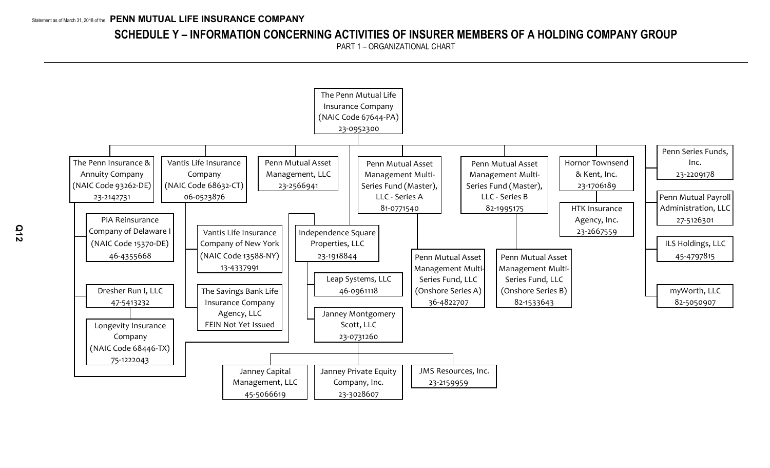Statement as of March 31, 2018 of the **PENN MUTUAL LIFE INSURANCE COMPANY**

# SCHEDULE Y – INFORMATION CONCERNING ACTIVITIES OF INSURER MEMBERS OF A HOLDING COMPANY GROUP

PART 1 – ORGANIZATIONAL CHART

- The Penn Mutual Life Insurance Company (NAIC Code 67644-PA) 23-0952300
  - The Penn Insurance & Annuity Company (NAIC Code 93262-DE) 23-2142731
    - PIA Reinsurance Company of Delaware I (NAIC Code 15370-DE) 46-4355668
    - Dresher Run I, LLC 47-5413232
      - Longevity Insurance Company (NAIC Code 68446-TX) 75-1222043
  - Vantis Life Insurance Company (NAIC Code 68632-CT) 06-0523876
    - Vantis Life Insurance Company of New York (NAIC Code 13588-NY) 13-4337991
    - The Savings Bank Life Insurance Company Agency, LLC FEIN Not Yet Issued
  - Penn Mutual Asset Management, LLC 23-2566941
  - Independence Square Properties, LLC 23-1918844
    - Leap Systems, LLC 46-0961118
    - Janney Montgomery Scott, LLC 23-0731260
      - Janney Capital Management, LLC 45-5066619
      - Janney Private Equity Company, Inc. 23-3028607
      - JMS Resources, Inc. 23-2159959
  - Penn Mutual Asset Management Multi-Series Fund (Master), LLC - Series A 81-0771540
    - Penn Mutual Asset Management Multi-Series Fund, LLC (Onshore Series A) 36-4822707
  - Penn Mutual Asset Management Multi-Series Fund (Master), LLC - Series B 82-1995175
    - Penn Mutual Asset Management Multi-Series Fund, LLC (Onshore Series B) 82-1533643
  - Hornor Townsend & Kent, Inc. 23-1706189
    - HTK Insurance Agency, Inc. 23-2667559
  - Penn Series Funds, Inc. 23-2209178
  - Penn Mutual Payroll Administration, LLC 27-5126301
  - ILS Holdings, LLC 45-4797815
  - myWorth, LLC 82-5050907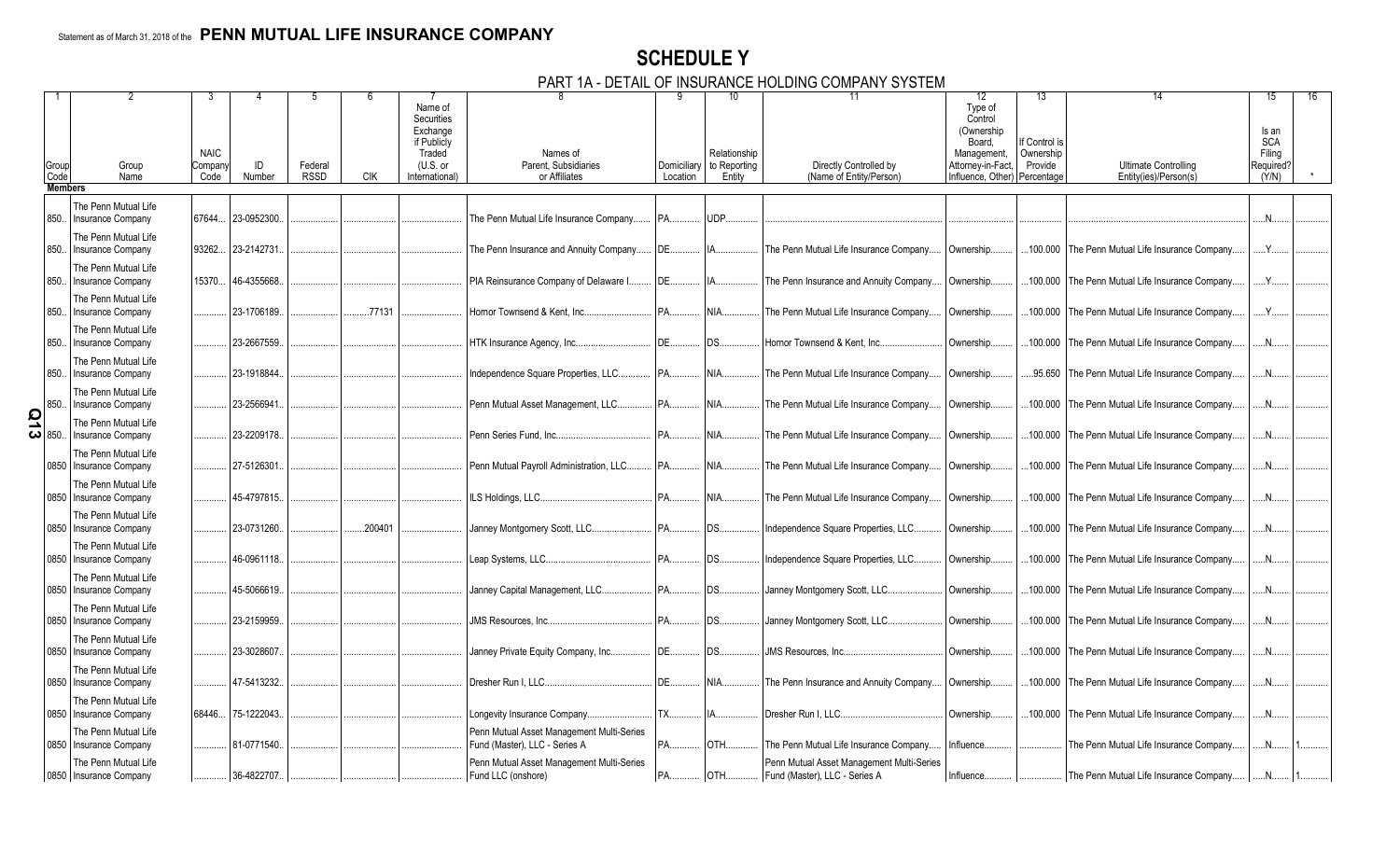Statement as of March 31, 2018 of the **PENN MUTUAL LIFE INSURANCE COMPANY**

# SCHEDULE Y

## PART 1A - DETAIL OF INSURANCE HOLDING COMPANY SYSTEM

| 1 | 2 | 3 | 4 | 5 | 6 | 7 | 8 | 9 | 10 | 11 | 12 | 13 | 14 | 15 | 16 |
|---|---|---|---|---|---|---|---|---|---|---|---|---|---|---|---|
| Group Code | Group Name | NAIC Company Code | ID Number | Federal RSSD | CIK | Name of Securities Exchange if Publicly Traded (U.S. or International) | Names of Parent, Subsidiaries or Affiliates | Domiciliary Location | Relationship to Reporting Entity | Directly Controlled by (Name of Entity/Person) | Type of Control (Ownership Board, Management, Attorney-in-Fact, Influence, Other) | If Control is Ownership Provide Percentage | Ultimate Controlling Entity(ies)/Person(s) | Is an SCA Filing Required? (Y/N) | * |
| **Members** | | | | | | | | | | | | | | | |
| 850 | The Penn Mutual Life Insurance Company | 67644 | 23-0952300 | | | | The Penn Mutual Life Insurance Company | PA | UDP | | | | | N | |
| 850 | The Penn Mutual Life Insurance Company | 93262 | 23-2142731 | | | | The Penn Insurance and Annuity Company | DE | IA | The Penn Mutual Life Insurance Company | Ownership | 100.000 | The Penn Mutual Life Insurance Company | Y | |
| 850 | The Penn Mutual Life Insurance Company | 15370 | 46-4355668 | | | | PIA Reinsurance Company of Delaware I | DE | IA | The Penn Insurance and Annuity Company | Ownership | 100.000 | The Penn Mutual Life Insurance Company | Y | |
| 850 | The Penn Mutual Life Insurance Company | | 23-1706189 | | 77131 | | Hornor Townsend & Kent, Inc. | PA | NIA | The Penn Mutual Life Insurance Company | Ownership | 100.000 | The Penn Mutual Life Insurance Company | Y | |
| 850 | The Penn Mutual Life Insurance Company | | 23-2667559 | | | | HTK Insurance Agency, Inc. | DE | DS | Hornor Townsend & Kent, Inc. | Ownership | 100.000 | The Penn Mutual Life Insurance Company | N | |
| 850 | The Penn Mutual Life Insurance Company | | 23-1918844 | | | | Independence Square Properties, LLC | PA | NIA | The Penn Mutual Life Insurance Company | Ownership | 95.650 | The Penn Mutual Life Insurance Company | N | |
| 850 | The Penn Mutual Life Insurance Company | | 23-2566941 | | | | Penn Mutual Asset Management, LLC | PA | NIA | The Penn Mutual Life Insurance Company | Ownership | 100.000 | The Penn Mutual Life Insurance Company | N | |
| 850 | The Penn Mutual Life Insurance Company | | 23-2209178 | | | | Penn Series Fund, Inc. | PA | NIA | The Penn Mutual Life Insurance Company | Ownership | 100.000 | The Penn Mutual Life Insurance Company | N | |
| 0850 | The Penn Mutual Life Insurance Company | | 27-5126301 | | | | Penn Mutual Payroll Administration, LLC | PA | NIA | The Penn Mutual Life Insurance Company | Ownership | 100.000 | The Penn Mutual Life Insurance Company | N | |
| 0850 | The Penn Mutual Life Insurance Company | | 45-4797815 | | | | ILS Holdings, LLC | PA | NIA | The Penn Mutual Life Insurance Company | Ownership | 100.000 | The Penn Mutual Life Insurance Company | N | |
| 0850 | The Penn Mutual Life Insurance Company | | 23-0731260 | | 200401 | | Janney Montgomery Scott, LLC | PA | DS | Independence Square Properties, LLC | Ownership | 100.000 | The Penn Mutual Life Insurance Company | N | |
| 0850 | The Penn Mutual Life Insurance Company | | 46-0961118 | | | | Leap Systems, LLC | PA | DS | Independence Square Properties, LLC | Ownership | 100.000 | The Penn Mutual Life Insurance Company | N | |
| 0850 | The Penn Mutual Life Insurance Company | | 45-5066619 | | | | Janney Capital Management, LLC | PA | DS | Janney Montgomery Scott, LLC | Ownership | 100.000 | The Penn Mutual Life Insurance Company | N | |
| 0850 | The Penn Mutual Life Insurance Company | | 23-2159959 | | | | JMS Resources, Inc. | PA | DS | Janney Montgomery Scott, LLC | Ownership | 100.000 | The Penn Mutual Life Insurance Company | N | |
| 0850 | The Penn Mutual Life Insurance Company | | 23-3028607 | | | | Janney Private Equity Company, Inc. | DE | DS | JMS Resources, Inc. | Ownership | 100.000 | The Penn Mutual Life Insurance Company | N | |
| 0850 | The Penn Mutual Life Insurance Company | | 47-5413232 | | | | Dresher Run I, LLC | DE | NIA | The Penn Insurance and Annuity Company | Ownership | 100.000 | The Penn Mutual Life Insurance Company | N | |
| 0850 | The Penn Mutual Life Insurance Company | 68446 | 75-1222043 | | | | Longevity Insurance Company | TX | IA | Dresher Run I, LLC | Ownership | 100.000 | The Penn Mutual Life Insurance Company | N | |
| 0850 | The Penn Mutual Life Insurance Company | | 81-0771540 | | | | Penn Mutual Asset Management Multi-Series Fund (Master), LLC - Series A | PA | OTH | The Penn Mutual Life Insurance Company | Influence | | The Penn Mutual Life Insurance Company | N | 1 |
| 0850 | The Penn Mutual Life Insurance Company | | 36-4822707 | | | | Penn Mutual Asset Management Multi-Series Fund LLC (onshore) | PA | OTH | Penn Mutual Asset Management Multi-Series Fund (Master), LLC - Series A | Influence | | The Penn Mutual Life Insurance Company | N | 1 |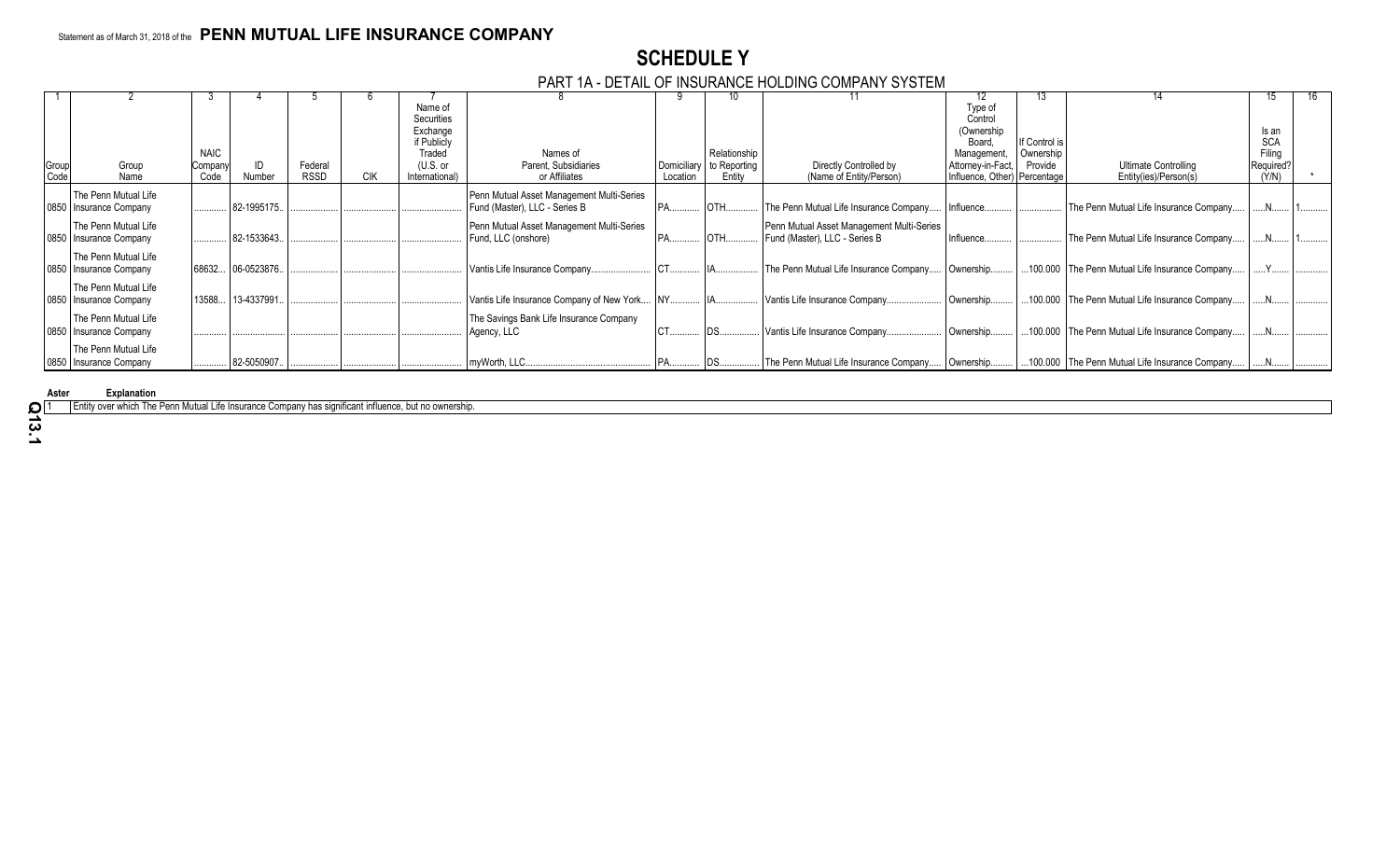Statement as of March 31, 2018 of the **PENN MUTUAL LIFE INSURANCE COMPANY**

# SCHEDULE Y

## PART 1A - DETAIL OF INSURANCE HOLDING COMPANY SYSTEM

| 1 | 2 | 3 | 4 | 5 | 6 | 7 | 8 | 9 | 10 | 11 | 12 | 13 | 14 | 15 | 16 |
|---|---|---|---|---|---|---|---|---|---|---|---|---|---|---|---|
| Group Code | Group Name | NAIC Company Code | ID Number | Federal RSSD | CIK | Name of Securities Exchange if Publicly Traded (U.S. or International) | Names of Parent, Subsidiaries or Affiliates | Domiciliary Location | Relationship to Reporting Entity | Directly Controlled by (Name of Entity/Person) | Type of Control (Ownership Board, Management, Attorney-in-Fact, Influence, Other) | If Control is Ownership Provide Percentage | Ultimate Controlling Entity(ies)/Person(s) | Is an SCA Filing Required? (Y/N) | * |
| 0850 | The Penn Mutual Life Insurance Company | | 82-1995175 | | | | Penn Mutual Asset Management Multi-Series Fund (Master), LLC - Series B | PA | OTH | The Penn Mutual Life Insurance Company | Influence | | The Penn Mutual Life Insurance Company | N | 1 |
| 0850 | The Penn Mutual Life Insurance Company | | 82-1533643 | | | | Penn Mutual Asset Management Multi-Series Fund, LLC (onshore) | PA | OTH | Penn Mutual Asset Management Multi-Series Fund (Master), LLC - Series B | Influence | | The Penn Mutual Life Insurance Company | N | 1 |
| 0850 | The Penn Mutual Life Insurance Company | 68632 | 06-0523876 | | | | Vantis Life Insurance Company | CT | IA | The Penn Mutual Life Insurance Company | Ownership | 100.000 | The Penn Mutual Life Insurance Company | Y | |
| 0850 | The Penn Mutual Life Insurance Company | 13588 | 13-4337991 | | | | Vantis Life Insurance Company of New York | NY | IA | Vantis Life Insurance Company | Ownership | 100.000 | The Penn Mutual Life Insurance Company | N | |
| 0850 | The Penn Mutual Life Insurance Company | | | | | | The Savings Bank Life Insurance Company Agency, LLC | CT | DS | Vantis Life Insurance Company | Ownership | 100.000 | The Penn Mutual Life Insurance Company | N | |
| 0850 | The Penn Mutual Life Insurance Company | | 82-5050907 | | | | myWorth, LLC | PA | DS | The Penn Mutual Life Insurance Company | Ownership | 100.000 | The Penn Mutual Life Insurance Company | N | |

| Aster | Explanation |
|---|---|
| 1 | Entity over which The Penn Mutual Life Insurance Company has significant influence, but no ownership. |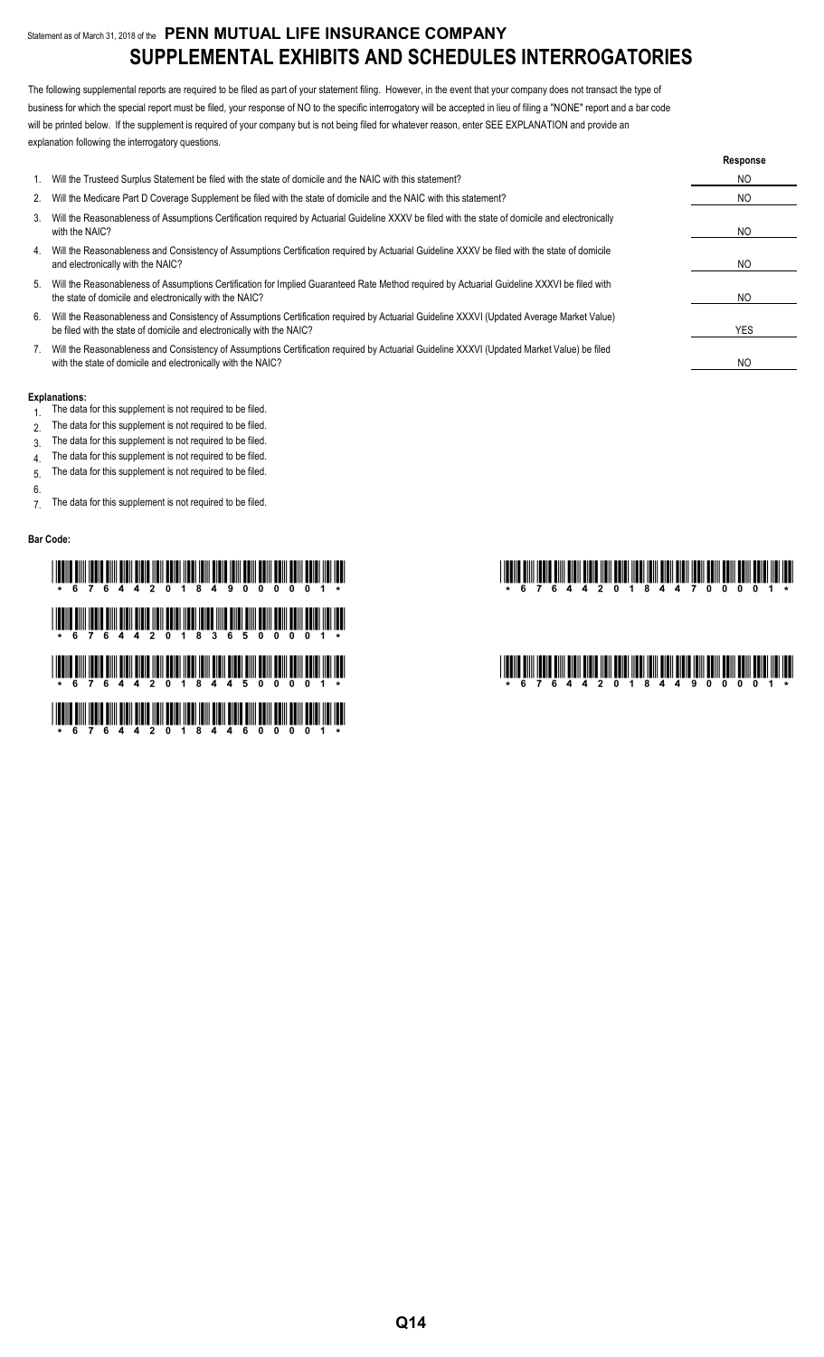Statement as of March 31, 2018 of the **PENN MUTUAL LIFE INSURANCE COMPANY**

# SUPPLEMENTAL EXHIBITS AND SCHEDULES INTERROGATORIES

The following supplemental reports are required to be filed as part of your statement filing. However, in the event that your company does not transact the type of business for which the special report must be filed, your response of NO to the specific interrogatory will be accepted in lieu of filing a "NONE" report and a bar code will be printed below. If the supplement is required of your company but is not being filed for whatever reason, enter SEE EXPLANATION and provide an explanation following the interrogatory questions.

| | | Response |
|---|---|---|
| 1. | Will the Trusteed Surplus Statement be filed with the state of domicile and the NAIC with this statement? | NO |
| 2. | Will the Medicare Part D Coverage Supplement be filed with the state of domicile and the NAIC with this statement? | NO |
| 3. | Will the Reasonableness of Assumptions Certification required by Actuarial Guideline XXXV be filed with the state of domicile and electronically with the NAIC? | NO |
| 4. | Will the Reasonableness and Consistency of Assumptions Certification required by Actuarial Guideline XXXV be filed with the state of domicile and electronically with the NAIC? | NO |
| 5. | Will the Reasonableness of Assumptions Certification for Implied Guaranteed Rate Method required by Actuarial Guideline XXXVI be filed with the state of domicile and electronically with the NAIC? | NO |
| 6. | Will the Reasonableness and Consistency of Assumptions Certification required by Actuarial Guideline XXXVI (Updated Average Market Value) be filed with the state of domicile and electronically with the NAIC? | YES |
| 7. | Will the Reasonableness and Consistency of Assumptions Certification required by Actuarial Guideline XXXVI (Updated Market Value) be filed with the state of domicile and electronically with the NAIC? | NO |

**Explanations:**

1. The data for this supplement is not required to be filed.
2. The data for this supplement is not required to be filed.
3. The data for this supplement is not required to be filed.
4. The data for this supplement is not required to be filed.
5. The data for this supplement is not required to be filed.
6. 
7. The data for this supplement is not required to be filed.

**Bar Code:**

\* 6 7 6 4 4 2 0 1 8 4 9 0 0 0 0 1 \*

\* 6 7 6 4 4 2 0 1 8 3 6 5 0 0 0 0 1 \*

\* 6 7 6 4 4 2 0 1 8 4 4 5 0 0 0 0 1 \*

\* 6 7 6 4 4 2 0 1 8 4 4 6 0 0 0 0 1 \*

\* 6 7 6 4 4 2 0 1 8 4 4 7 0 0 0 0 1 \*

\* 6 7 6 4 4 2 0 1 8 4 4 9 0 0 0 0 1 \*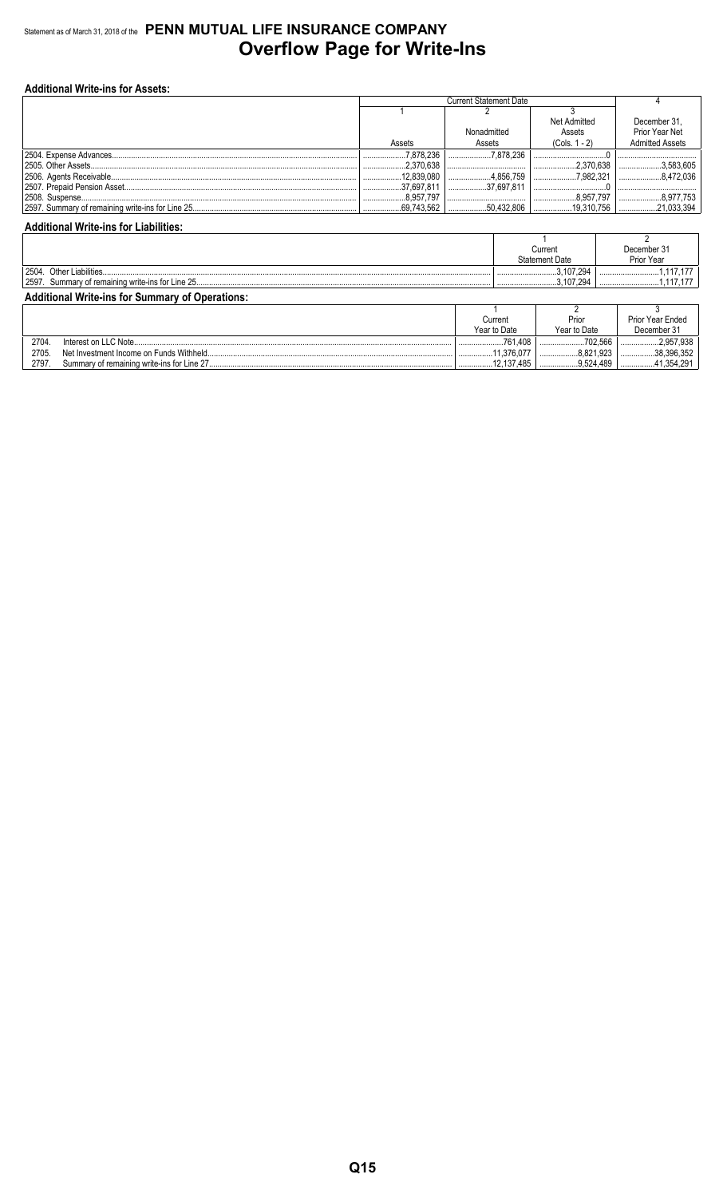Statement as of March 31, 2018 of the **PENN MUTUAL LIFE INSURANCE COMPANY**

# Overflow Page for Write-Ins

**Additional Write-ins for Assets:**

| | Current Statement Date | | | 4 |
|---|---|---|---|---|
| | 1 | 2 | 3 | |
| | Assets | Nonadmitted Assets | Net Admitted Assets (Cols. 1 - 2) | December 31, Prior Year Net Admitted Assets |
| 2504. Expense Advances | 7,878,236 | 7,878,236 | 0 | |
| 2505. Other Assets | 2,370,638 | | 2,370,638 | 3,583,605 |
| 2506. Agents Receivable | 12,839,080 | 4,856,759 | 7,982,321 | 8,472,036 |
| 2507. Prepaid Pension Asset | 37,697,811 | 37,697,811 | 0 | |
| 2508. Suspense | 8,957,797 | | 8,957,797 | 8,977,753 |
| 2597. Summary of remaining write-ins for Line 25 | 69,743,562 | 50,432,806 | 19,310,756 | 21,033,394 |

**Additional Write-ins for Liabilities:**

| | 1 | 2 |
|---|---|---|
| | Current Statement Date | December 31 Prior Year |
| 2504. Other Liabilities | 3,107,294 | 1,117,177 |
| 2597. Summary of remaining write-ins for Line 25 | 3,107,294 | 1,117,177 |

**Additional Write-ins for Summary of Operations:**

| | 1 | 2 | 3 |
|---|---|---|---|
| | Current Year to Date | Prior Year to Date | Prior Year Ended December 31 |
| 2704. Interest on LLC Note | 761,408 | 702,566 | 2,957,938 |
| 2705. Net Investment Income on Funds Withheld | 11,376,077 | 8,821,923 | 38,396,352 |
| 2797. Summary of remaining write-ins for Line 27 | 12,137,485 | 9,524,489 | 41,354,291 |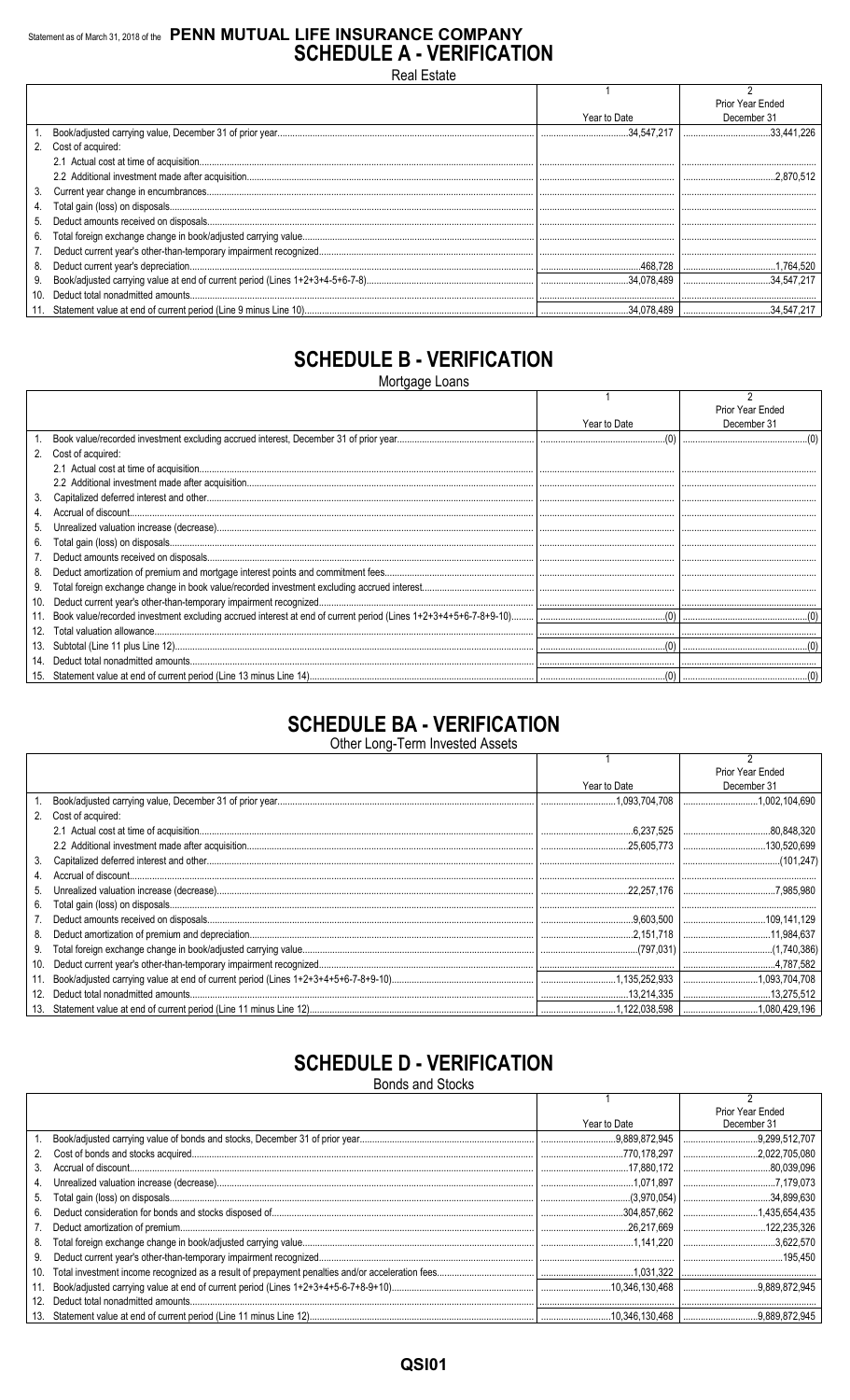Statement as of March 31, 2018 of the **PENN MUTUAL LIFE INSURANCE COMPANY**

# SCHEDULE A - VERIFICATION

Real Estate

| | | 1<br>Year to Date | 2<br>Prior Year Ended December 31 |
|---|---|---|---|
| 1. | Book/adjusted carrying value, December 31 of prior year | 34,547,217 | 33,441,226 |
| 2. | Cost of acquired: | | |
| | 2.1 Actual cost at time of acquisition | | |
| | 2.2 Additional investment made after acquisition | | 2,870,512 |
| 3. | Current year change in encumbrances | | |
| 4. | Total gain (loss) on disposals | | |
| 5. | Deduct amounts received on disposals | | |
| 6. | Total foreign exchange change in book/adjusted carrying value | | |
| 7. | Deduct current year's other-than-temporary impairment recognized | | |
| 8. | Deduct current year's depreciation | 468,728 | 1,764,520 |
| 9. | Book/adjusted carrying value at end of current period (Lines 1+2+3+4-5+6-7-8) | 34,078,489 | 34,547,217 |
| 10. | Deduct total nonadmitted amounts | | |
| 11. | Statement value at end of current period (Line 9 minus Line 10) | 34,078,489 | 34,547,217 |

# SCHEDULE B - VERIFICATION

Mortgage Loans

| | | 1<br>Year to Date | 2<br>Prior Year Ended December 31 |
|---|---|---|---|
| 1. | Book value/recorded investment excluding accrued interest, December 31 of prior year | (0) | (0) |
| 2. | Cost of acquired: | | |
| | 2.1 Actual cost at time of acquisition | | |
| | 2.2 Additional investment made after acquisition | | |
| 3. | Capitalized deferred interest and other | | |
| 4. | Accrual of discount | | |
| 5. | Unrealized valuation increase (decrease) | | |
| 6. | Total gain (loss) on disposals | | |
| 7. | Deduct amounts received on disposals | | |
| 8. | Deduct amortization of premium and mortgage interest points and commitment fees | | |
| 9. | Total foreign exchange change in book value/recorded investment excluding accrued interest | | |
| 10. | Deduct current year's other-than-temporary impairment recognized | | |
| 11. | Book value/recorded investment excluding accrued interest at end of current period (Lines 1+2+3+4+5+6-7-8+9-10) | (0) | (0) |
| 12. | Total valuation allowance | | |
| 13. | Subtotal (Line 11 plus Line 12) | (0) | (0) |
| 14. | Deduct total nonadmitted amounts | | |
| 15. | Statement value at end of current period (Line 13 minus Line 14) | (0) | (0) |

# SCHEDULE BA - VERIFICATION

Other Long-Term Invested Assets

| | | 1<br>Year to Date | 2<br>Prior Year Ended December 31 |
|---|---|---|---|
| 1. | Book/adjusted carrying value, December 31 of prior year | 1,093,704,708 | 1,002,104,690 |
| 2. | Cost of acquired: | | |
| | 2.1 Actual cost at time of acquisition | 6,237,525 | 80,848,320 |
| | 2.2 Additional investment made after acquisition | 25,605,773 | 130,520,699 |
| 3. | Capitalized deferred interest and other | | (101,247) |
| 4. | Accrual of discount | | |
| 5. | Unrealized valuation increase (decrease) | 22,257,176 | 7,985,980 |
| 6. | Total gain (loss) on disposals | | |
| 7. | Deduct amounts received on disposals | 9,603,500 | 109,141,129 |
| 8. | Deduct amortization of premium and depreciation | 2,151,718 | 11,984,637 |
| 9. | Total foreign exchange change in book/adjusted carrying value | (797,031) | (1,740,386) |
| 10. | Deduct current year's other-than-temporary impairment recognized | | 4,787,582 |
| 11. | Book/adjusted carrying value at end of current period (Lines 1+2+3+4+5+6-7-8+9-10) | 1,135,252,933 | 1,093,704,708 |
| 12. | Deduct total nonadmitted amounts | 13,214,335 | 13,275,512 |
| 13. | Statement value at end of current period (Line 11 minus Line 12) | 1,122,038,598 | 1,080,429,196 |

# SCHEDULE D - VERIFICATION

Bonds and Stocks

| | | 1<br>Year to Date | 2<br>Prior Year Ended December 31 |
|---|---|---|---|
| 1. | Book/adjusted carrying value of bonds and stocks, December 31 of prior year | 9,889,872,945 | 9,299,512,707 |
| 2. | Cost of bonds and stocks acquired | 770,178,297 | 2,022,705,080 |
| 3. | Accrual of discount | 17,880,172 | 80,039,096 |
| 4. | Unrealized valuation increase (decrease) | 1,071,897 | 7,179,073 |
| 5. | Total gain (loss) on disposals | (3,970,054) | 34,899,630 |
| 6. | Deduct consideration for bonds and stocks disposed of | 304,857,662 | 1,435,654,435 |
| 7. | Deduct amortization of premium | 26,217,669 | 122,235,326 |
| 8. | Total foreign exchange change in book/adjusted carrying value | 1,141,220 | 3,622,570 |
| 9. | Deduct current year's other-than-temporary impairment recognized | | 195,450 |
| 10. | Total investment income recognized as a result of prepayment penalties and/or acceleration fees | 1,031,322 | |
| 11. | Book/adjusted carrying value at end of current period (Lines 1+2+3+4+5-6-7+8-9+10) | 10,346,130,468 | 9,889,872,945 |
| 12. | Deduct total nonadmitted amounts | | |
| 13. | Statement value at end of current period (Line 11 minus Line 12) | 10,346,130,468 | 9,889,872,945 |

QSI01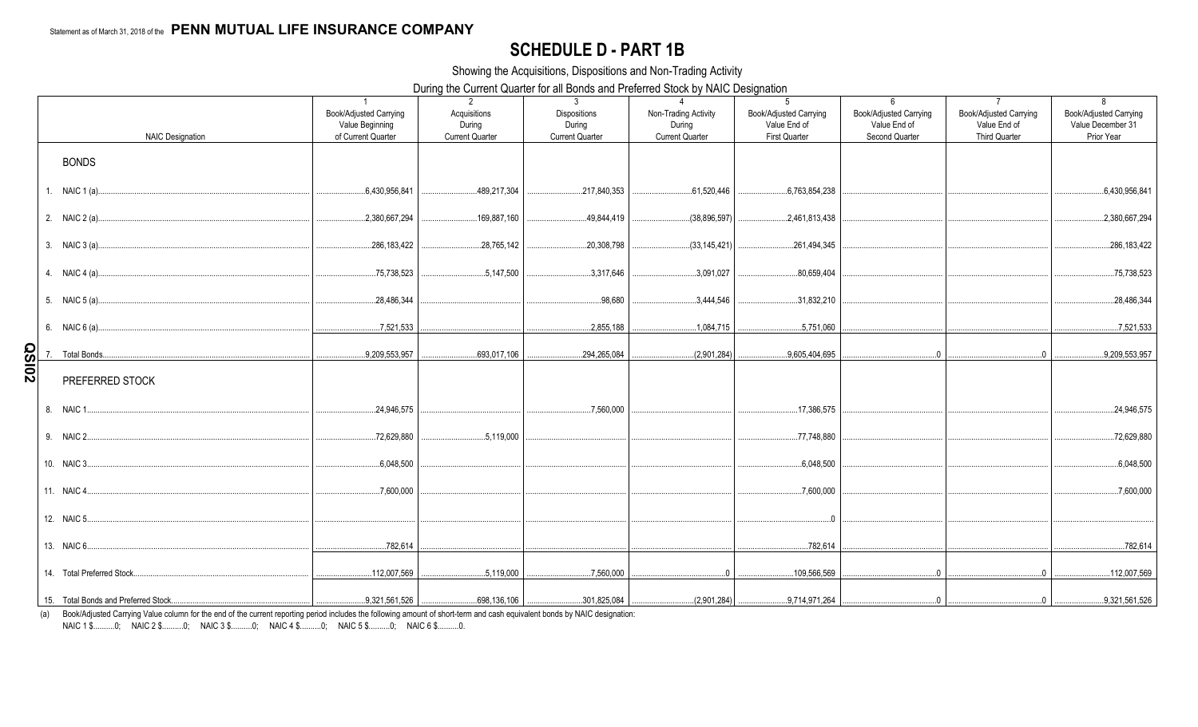Statement as of March 31, 2018 of the **PENN MUTUAL LIFE INSURANCE COMPANY**

# SCHEDULE D - PART 1B

Showing the Acquisitions, Dispositions and Non-Trading Activity

During the Current Quarter for all Bonds and Preferred Stock by NAIC Designation

| NAIC Designation | 1<br>Book/Adjusted Carrying Value Beginning of Current Quarter | 2<br>Acquisitions During Current Quarter | 3<br>Dispositions During Current Quarter | 4<br>Non-Trading Activity During Current Quarter | 5<br>Book/Adjusted Carrying Value End of First Quarter | 6<br>Book/Adjusted Carrying Value End of Second Quarter | 7<br>Book/Adjusted Carrying Value End of Third Quarter | 8<br>Book/Adjusted Carrying Value December 31 Prior Year |
|---|---|---|---|---|---|---|---|---|
| **BONDS** | | | | | | | | |
| 1. NAIC 1 (a) | 6,430,956,841 | 489,217,304 | 217,840,353 | 61,520,446 | 6,763,854,238 | | | 6,430,956,841 |
| 2. NAIC 2 (a) | 2,380,667,294 | 169,887,160 | 49,844,419 | (38,896,597) | 2,461,813,438 | | | 2,380,667,294 |
| 3. NAIC 3 (a) | 286,183,422 | 28,765,142 | 20,308,798 | (33,145,421) | 261,494,345 | | | 286,183,422 |
| 4. NAIC 4 (a) | 75,738,523 | 5,147,500 | 3,317,646 | 3,091,027 | 80,659,404 | | | 75,738,523 |
| 5. NAIC 5 (a) | 28,486,344 | | 98,680 | 3,444,546 | 31,832,210 | | | 28,486,344 |
| 6. NAIC 6 (a) | 7,521,533 | | 2,855,188 | 1,084,715 | 5,751,060 | | | 7,521,533 |
| 7. Total Bonds | 9,209,553,957 | 693,017,106 | 294,265,084 | (2,901,284) | 9,605,404,695 | 0 | 0 | 9,209,553,957 |
| **PREFERRED STOCK** | | | | | | | | |
| 8. NAIC 1 | 24,946,575 | | 7,560,000 | | 17,386,575 | | | 24,946,575 |
| 9. NAIC 2 | 72,629,880 | 5,119,000 | | | 77,748,880 | | | 72,629,880 |
| 10. NAIC 3 | 6,048,500 | | | | 6,048,500 | | | 6,048,500 |
| 11. NAIC 4 | 7,600,000 | | | | 7,600,000 | | | 7,600,000 |
| 12. NAIC 5 | | | | | 0 | | | |
| 13. NAIC 6 | 782,614 | | | | 782,614 | | | 782,614 |
| 14. Total Preferred Stock | 112,007,569 | 5,119,000 | 7,560,000 | 0 | 109,566,569 | 0 | 0 | 112,007,569 |
| 15. Total Bonds and Preferred Stock | 9,321,561,526 | 698,136,106 | 301,825,084 | (2,901,284) | 9,714,971,264 | 0 | 0 | 9,321,561,526 |

(a) Book/Adjusted Carrying Value column for the end of the current reporting period includes the following amount of short-term and cash equivalent bonds by NAIC designation:
NAIC 1 $..........0; NAIC 2 $..........0; NAIC 3 $..........0; NAIC 4 $..........0; NAIC 5 $..........0; NAIC 6 $..........0.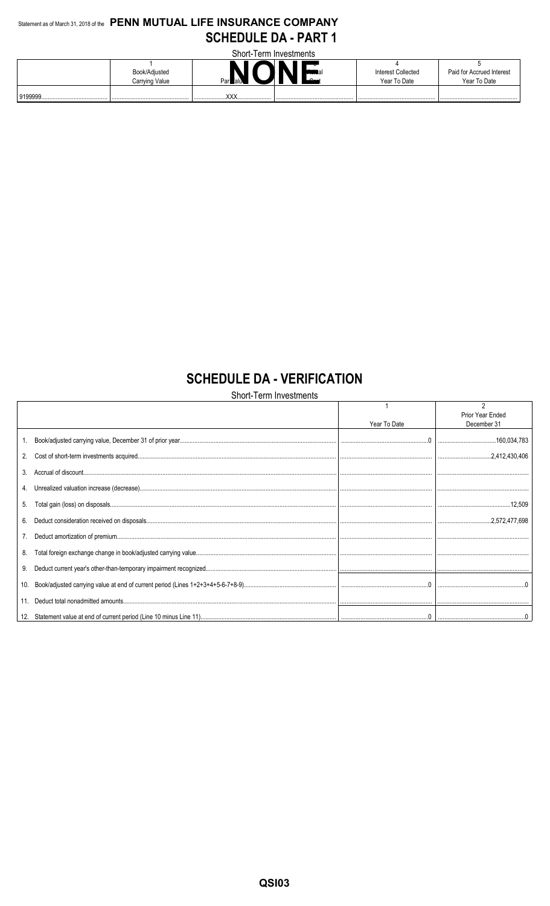Statement as of March 31, 2018 of the **PENN MUTUAL LIFE INSURANCE COMPANY**

# SCHEDULE DA - PART 1

Short-Term Investments

| | 1<br>Book/Adjusted Carrying Value | 2<br>Par Value | 3<br>Actual Cost | 4<br>Interest Collected Year To Date | 5<br>Paid for Accrued Interest Year To Date |
|---|---|---|---|---|---|
| 9199999 | | XXX | | | |

**NONE**

# SCHEDULE DA - VERIFICATION

Short-Term Investments

| | 1<br>Year To Date | 2<br>Prior Year Ended December 31 |
|---|---|---|
| 1. Book/adjusted carrying value, December 31 of prior year | 0 | 160,034,783 |
| 2. Cost of short-term investments acquired | | 2,412,430,406 |
| 3. Accrual of discount | | |
| 4. Unrealized valuation increase (decrease) | | |
| 5. Total gain (loss) on disposals | | 12,509 |
| 6. Deduct consideration received on disposals | | 2,572,477,698 |
| 7. Deduct amortization of premium | | |
| 8. Total foreign exchange change in book/adjusted carrying value | | |
| 9. Deduct current year's other-than-temporary impairment recognized | | |
| 10. Book/adjusted carrying value at end of current period (Lines 1+2+3+4+5-6-7+8-9) | 0 | 0 |
| 11. Deduct total nonadmitted amounts | | |
| 12. Statement value at end of current period (Line 10 minus Line 11) | 0 | 0 |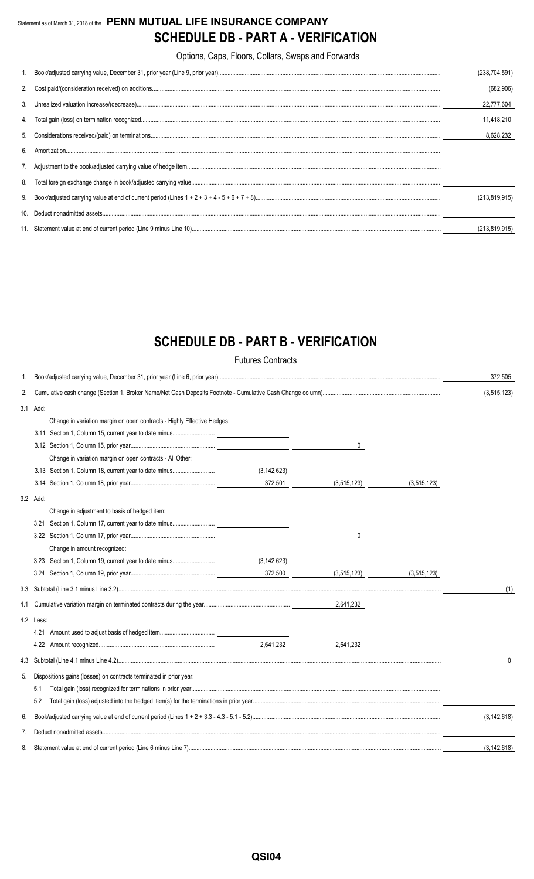Statement as of March 31, 2018 of the **PENN MUTUAL LIFE INSURANCE COMPANY**

# SCHEDULE DB - PART A - VERIFICATION

Options, Caps, Floors, Collars, Swaps and Forwards

| | | |
|---|---|---|
| 1. | Book/adjusted carrying value, December 31, prior year (Line 9, prior year) | (238,704,591) |
| 2. | Cost paid/(consideration received) on additions | (682,906) |
| 3. | Unrealized valuation increase/(decrease) | 22,777,604 |
| 4. | Total gain (loss) on termination recognized | 11,418,210 |
| 5. | Considerations received/(paid) on terminations | 8,628,232 |
| 6. | Amortization | |
| 7. | Adjustment to the book/adjusted carrying value of hedge item | |
| 8. | Total foreign exchange change in book/adjusted carrying value | |
| 9. | Book/adjusted carrying value at end of current period (Lines 1 + 2 + 3 + 4 - 5 + 6 + 7 + 8) | (213,819,915) |
| 10. | Deduct nonadmitted assets | |
| 11. | Statement value at end of current period (Line 9 minus Line 10) | (213,819,915) |

# SCHEDULE DB - PART B - VERIFICATION

Futures Contracts

| | | | | | |
|---|---|---|---|---|---|
| 1. | Book/adjusted carrying value, December 31, prior year (Line 6, prior year) | | | | 372,505 |
| 2. | Cumulative cash change (Section 1, Broker Name/Net Cash Deposits Footnote - Cumulative Cash Change column) | | | | (3,515,123) |
| 3.1 | Add: | | | | |
| | Change in variation margin on open contracts - Highly Effective Hedges: | | | | |
| | 3.11 Section 1, Column 15, current year to date minus | | | | |
| | 3.12 Section 1, Column 15, prior year | | 0 | | |
| | Change in variation margin on open contracts - All Other: | | | | |
| | 3.13 Section 1, Column 18, current year to date minus | (3,142,623) | | | |
| | 3.14 Section 1, Column 18, prior year | 372,501 | (3,515,123) | (3,515,123) | |
| 3.2 | Add: | | | | |
| | Change in adjustment to basis of hedged item: | | | | |
| | 3.21 Section 1, Column 17, current year to date minus | | | | |
| | 3.22 Section 1, Column 17, prior year | | 0 | | |
| | Change in amount recognized: | | | | |
| | 3.23 Section 1, Column 19, current year to date minus | (3,142,623) | | | |
| | 3.24 Section 1, Column 19, prior year | 372,500 | (3,515,123) | (3,515,123) | |
| 3.3 | Subtotal (Line 3.1 minus Line 3.2) | | | | (1) |
| 4.1 | Cumulative variation margin on terminated contracts during the year | | 2,641,232 | | |
| 4.2 | Less: | | | | |
| | 4.21 Amount used to adjust basis of hedged item | | | | |
| | 4.22 Amount recognized | 2,641,232 | 2,641,232 | | |
| 4.3 | Subtotal (Line 4.1 minus Line 4.2) | | | | 0 |
| 5. | Dispositions gains (losses) on contracts terminated in prior year: | | | | |
| | 5.1 Total gain (loss) recognized for terminations in prior year | | | | |
| | 5.2 Total gain (loss) adjusted into the hedged item(s) for the terminations in prior year | | | | |
| 6. | Book/adjusted carrying value at end of current period (Lines 1 + 2 + 3.3 - 4.3 - 5.1 - 5.2) | | | | (3,142,618) |
| 7. | Deduct nonadmitted assets | | | | |
| 8. | Statement value at end of current period (Line 6 minus Line 7) | | | | (3,142,618) |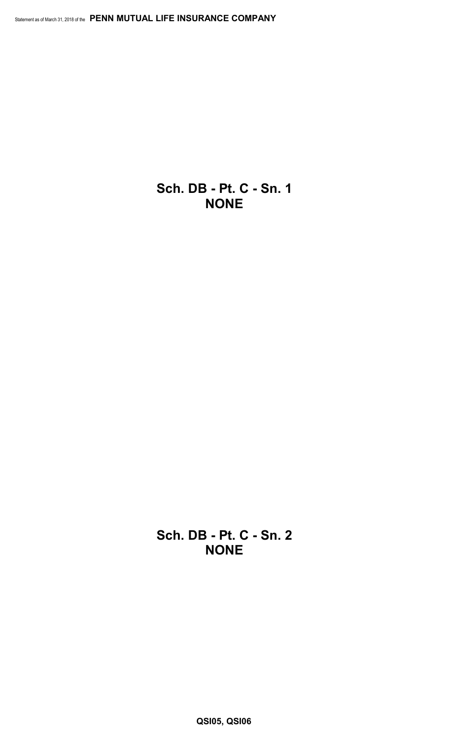## Sch. DB - Pt. C - Sn. 1
## NONE

## Sch. DB - Pt. C - Sn. 2
## NONE

QSI05, QSI06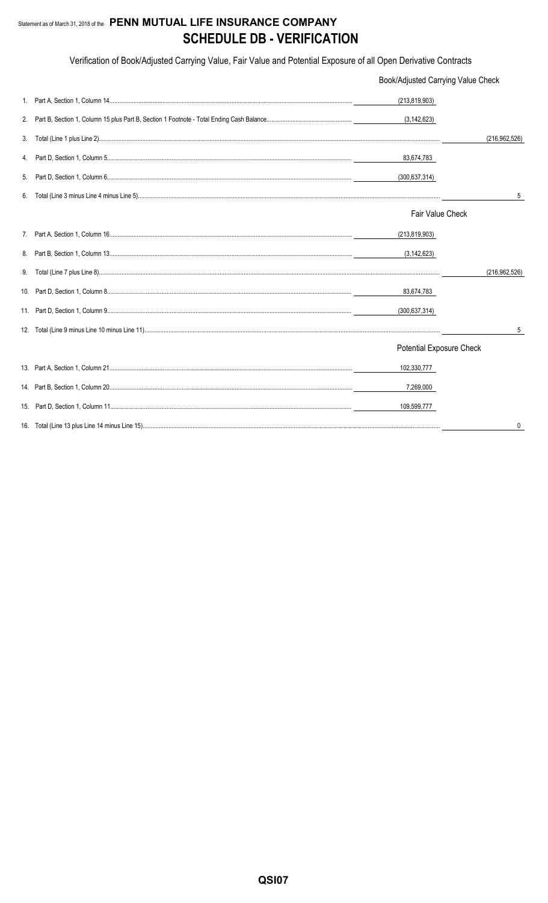Statement as of March 31, 2018 of the **PENN MUTUAL LIFE INSURANCE COMPANY**

# SCHEDULE DB - VERIFICATION

Verification of Book/Adjusted Carrying Value, Fair Value and Potential Exposure of all Open Derivative Contracts

| | | | |
|---|---|---|---|
| | | Book/Adjusted Carrying Value Check | |
| 1. | Part A, Section 1, Column 14 | (213,819,903) | |
| 2. | Part B, Section 1, Column 15 plus Part B, Section 1 Footnote - Total Ending Cash Balance | (3,142,623) | |
| 3. | Total (Line 1 plus Line 2) | | (216,962,526) |
| 4. | Part D, Section 1, Column 5 | 83,674,783 | |
| 5. | Part D, Section 1, Column 6 | (300,637,314) | |
| 6. | Total (Line 3 minus Line 4 minus Line 5) | | 5 |
| | | Fair Value Check | |
| 7. | Part A, Section 1, Column 16 | (213,819,903) | |
| 8. | Part B, Section 1, Column 13 | (3,142,623) | |
| 9. | Total (Line 7 plus Line 8) | | (216,962,526) |
| 10. | Part D, Section 1, Column 8 | 83,674,783 | |
| 11. | Part D, Section 1, Column 9 | (300,637,314) | |
| 12. | Total (Line 9 minus Line 10 minus Line 11) | | 5 |
| | | Potential Exposure Check | |
| 13. | Part A, Section 1, Column 21 | 102,330,777 | |
| 14. | Part B, Section 1, Column 20 | 7,269,000 | |
| 15. | Part D, Section 1, Column 11 | 109,599,777 | |
| 16. | Total (Line 13 plus Line 14 minus Line 15) | | 0 |

QSI07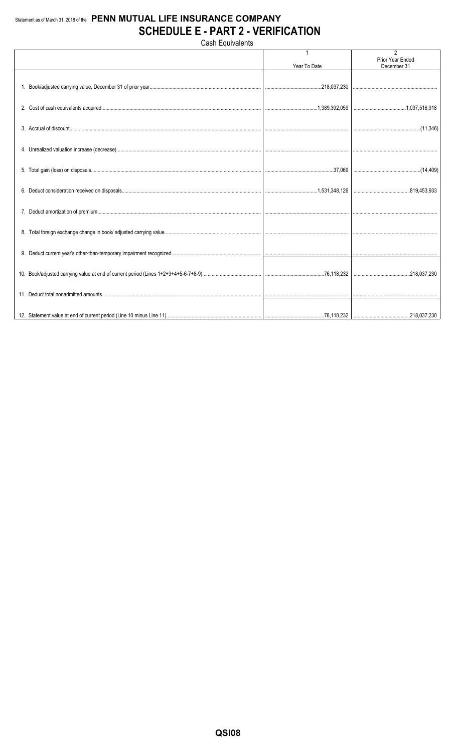Statement as of March 31, 2018 of the **PENN MUTUAL LIFE INSURANCE COMPANY**

# SCHEDULE E - PART 2 - VERIFICATION

Cash Equivalents

| | 1<br>Year To Date | 2<br>Prior Year Ended December 31 |
|---|---|---|
| 1. Book/adjusted carrying value, December 31 of prior year | 218,037,230 | |
| 2. Cost of cash equivalents acquired | 1,389,392,059 | 1,037,516,918 |
| 3. Accrual of discount | | (11,346) |
| 4. Unrealized valuation increase (decrease) | | |
| 5. Total gain (loss) on disposals | 37,069 | (14,409) |
| 6. Deduct consideration received on disposals | 1,531,348,126 | 819,453,933 |
| 7. Deduct amortization of premium | | |
| 8. Total foreign exchange change in book/ adjusted carrying value | | |
| 9. Deduct current year's other-than-temporary impairment recognized | | |
| 10. Book/adjusted carrying value at end of current period (Lines 1+2+3+4+5-6-7+8-9) | 76,118,232 | 218,037,230 |
| 11. Deduct total nonadmitted amounts | | |
| 12. Statement value at end of current period (Line 10 minus Line 11) | 76,118,232 | 218,037,230 |

QSI08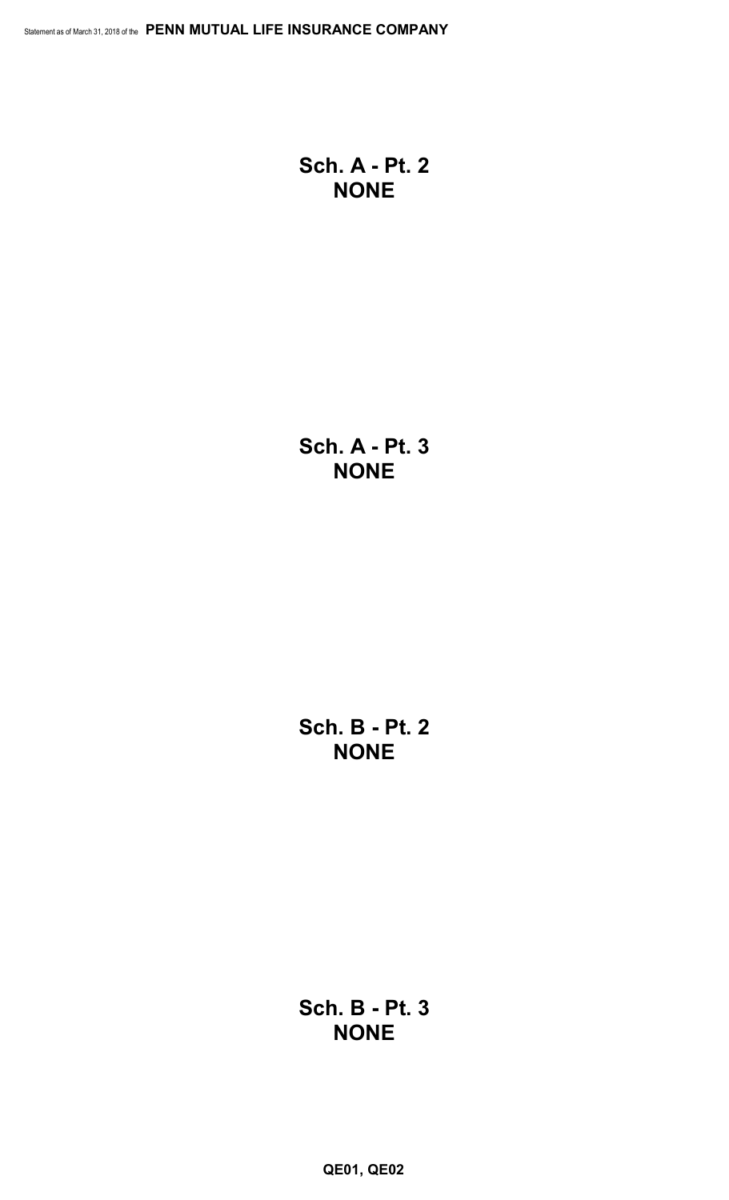## Sch. A - Pt. 2
## NONE

## Sch. A - Pt. 3
## NONE

## Sch. B - Pt. 2
## NONE

## Sch. B - Pt. 3
## NONE

QE01, QE02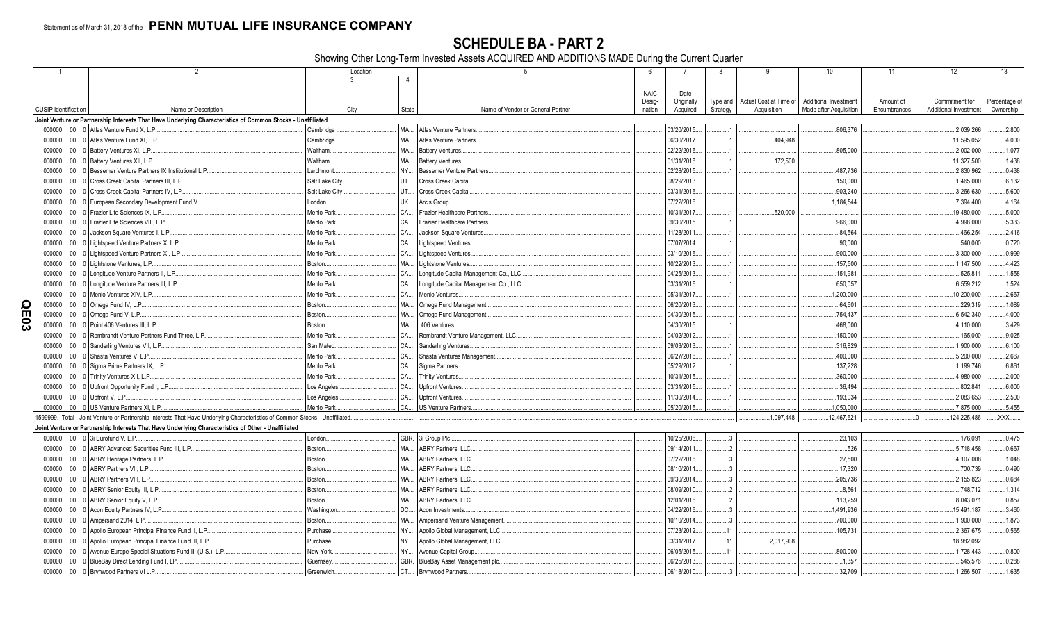Statement as of March 31, 2018 of the **PENN MUTUAL LIFE INSURANCE COMPANY**

# SCHEDULE BA - PART 2

Showing Other Long-Term Invested Assets ACQUIRED AND ADDITIONS MADE During the Current Quarter

| 1 | 2 | Location 3 | 4 | 5 | 6 | 7 | 8 | 9 | 10 | 11 | 12 | 13 |
|---|---|---|---|---|---|---|---|---|---|---|---|---|
| CUSIP Identification | Name or Description | City | State | Name of Vendor or General Partner | NAIC Designation | Date Originally Acquired | Type and Strategy | Actual Cost at Time of Acquisition | Additional Investment Made after Acquisition | Amount of Encumbrances | Commitment for Additional Investment | Percentage of Ownership |
| **Joint Venture or Partnership Interests That Have Underlying Characteristics of Common Stocks - Unaffiliated** | | | | | | | | | | | | |
| 000000 00 0 | Atlas Venture Fund X, L.P. | Cambridge | MA | Atlas Venture Partners | | 03/20/2015 | 1 | | 806,376 | | 2,039,266 | 2.800 |
| 000000 00 0 | Atlas Venture Fund XI, L.P. | Cambridge | MA | Atlas Venture Partners | | 06/30/2017 | 1 | 404,948 | | | 11,595,052 | 4.000 |
| 000000 00 0 | Battery Ventures XI, L.P. | Waltham | MA | Battery Ventures | | 02/22/2016 | 1 | | 805,000 | | 2,002,000 | 1.077 |
| 000000 00 0 | Battery Ventures XII, L.P. | Waltham | MA | Battery Ventures | | 01/31/2018 | 1 | 172,500 | | | 11,327,500 | 1.438 |
| 000000 00 0 | Bessemer Venture Partners IX Institutional L.P. | Larchmont | NY | Bessemer Venture Partners | | 02/28/2015 | 1 | | 487,736 | | 2,830,962 | 0.438 |
| 000000 00 0 | Cross Creek Capital Partners III, L.P. | Salt Lake City | UT | Cross Creek Capital | | 08/29/2013 | 1 | | 150,000 | | 1,465,000 | 6.132 |
| 000000 00 0 | Cross Creek Capital Partners IV, L.P. | Salt Lake City | UT | Cross Creek Capital | | 03/31/2016 | 1 | | 903,240 | | 3,266,630 | 5.600 |
| 000000 00 0 | European Secondary Development Fund V | London | UK | Arcis Group | | 07/22/2016 | 1 | | 1,184,544 | | 7,394,400 | 4.164 |
| 000000 00 0 | Frazier Life Sciences IX, L.P. | Menlo Park | CA | Frazier Healthcare Partners | | 10/31/2017 | 1 | 520,000 | | | 19,480,000 | 5.000 |
| 000000 00 0 | Frazier Life Sciences VIII, L.P. | Menlo Park | CA | Frazier Healthcare Partners | | 09/30/2015 | 1 | | 966,000 | | 4,998,000 | 5.333 |
| 000000 00 0 | Jackson Square Ventures I, L.P. | Menlo Park | CA | Jackson Square Ventures | | 11/28/2011 | 1 | | 84,564 | | 466,254 | 2.416 |
| 000000 00 0 | Lightspeed Venture Partners X, L.P. | Menlo Park | CA | Lightspeed Ventures | | 07/07/2014 | 1 | | 90,000 | | 540,000 | 0.720 |
| 000000 00 0 | Lightspeed Venture Partners XI, L.P. | Menlo Park | CA | Lightspeed Ventures | | 03/10/2016 | 1 | | 900,000 | | 3,300,000 | 0.999 |
| 000000 00 0 | Lightstone Ventures, L.P. | Boston | MA | Lightstone Ventures | | 10/22/2013 | 1 | | 157,500 | | 1,147,500 | 4.423 |
| 000000 00 0 | Longitude Venture Partners II, L.P. | Menlo Park | CA | Longitude Capital Management Co., LLC | | 04/25/2013 | 1 | | 151,981 | | 525,811 | 1.558 |
| 000000 00 0 | Longitude Venture Partners III, L.P. | Menlo Park | CA | Longitude Capital Management Co., LLC | | 03/31/2016 | 1 | | 650,057 | | 6,559,212 | 1.524 |
| 000000 00 0 | Menlo Ventures XIV, L.P. | Menlo Park | CA | Menlo Ventures | | 05/31/2017 | 1 | | 1,200,000 | | 10,200,000 | 2.667 |
| 000000 00 0 | Omega Fund IV, L.P. | Boston | MA | Omega Fund Management | | 06/20/2013 | 1 | | 64,601 | | 229,319 | 1.089 |
| 000000 00 0 | Omega Fund V, L.P. | Boston | MA | Omega Fund Management | | 04/30/2015 | 1 | | 754,437 | | 6,542,340 | 4.000 |
| 000000 00 0 | Point 406 Ventures III, L.P. | Boston | MA | .406 Ventures | | 04/30/2015 | 1 | | 468,000 | | 4,110,000 | 3.429 |
| 000000 00 0 | Rembrandt Venture Partners Fund Three, L.P. | Menlo Park | CA | Rembrandt Venture Management, LLC | | 04/02/2012 | 1 | | 150,000 | | 165,000 | 9.025 |
| 000000 00 0 | Sanderling Ventures VII, L.P. | San Mateo | CA | Sanderling Ventures | | 09/03/2013 | 1 | | 316,829 | | 1,900,000 | 6.100 |
| 000000 00 0 | Shasta Ventures V, L.P. | Menlo Park | CA | Shasta Ventures Management | | 06/27/2016 | 1 | | 400,000 | | 5,200,000 | 2.667 |
| 000000 00 0 | Sigma Prime Partners IX, L.P. | Menlo Park | CA | Sigma Partners | | 05/29/2012 | 1 | | 137,228 | | 1,199,746 | 6.861 |
| 000000 00 0 | Trinity Ventures XII, L.P. | Menlo Park | CA | Trinity Ventures | | 10/31/2015 | 1 | | 360,000 | | 4,980,000 | 2.000 |
| 000000 00 0 | Upfront Opportunity Fund I, L.P. | Los Angeles | CA | Upfront Ventures | | 03/31/2015 | 1 | | 36,494 | | 802,841 | 6.000 |
| 000000 00 0 | Upfront V, L.P. | Los Angeles | CA | Upfront Ventures | | 11/30/2014 | 1 | | 193,034 | | 2,083,653 | 2.500 |
| 000000 00 0 | US Venture Partners XI, L.P. | Menlo Park | CA | US Venture Partners | | 05/20/2015 | 1 | | 1,050,000 | | 7,875,000 | 5.455 |
| 1599999. Total - Joint Venture or Partnership Interests That Have Underlying Characteristics of Common Stocks - Unaffiliated | | | | | | | | 1,097,448 | 12,467,621 | 0 | 124,225,486 | XXX |
| **Joint Venture or Partnership Interests That Have Underlying Characteristics of Other - Unaffiliated** | | | | | | | | | | | | |
| 000000 00 0 | 3i Eurofund V, L.P. | London | GBR | 3i Group Plc | | 10/25/2006 | 3 | | 23,103 | | 176,091 | 0.475 |
| 000000 00 0 | ABRY Advanced Securities Fund III, L.P. | Boston | MA | ABRY Partners, LLC | | 09/14/2011 | 2 | | 526 | | 5,718,458 | 0.667 |
| 000000 00 0 | ABRY Heritage Partners, L.P. | Boston | MA | ABRY Partners, LLC | | 07/22/2016 | 3 | | 27,500 | | 4,107,008 | 1.048 |
| 000000 00 0 | ABRY Partners VII, L.P. | Boston | MA | ABRY Partners, LLC | | 08/10/2011 | 3 | | 17,320 | | 700,739 | 0.490 |
| 000000 00 0 | ABRY Partners VIII, L.P. | Boston | MA | ABRY Partners, LLC | | 09/30/2014 | 3 | | 205,736 | | 2,155,823 | 0.684 |
| 000000 00 0 | ABRY Senior Equity III, L.P. | Boston | MA | ABRY Partners, LLC | | 08/09/2010 | 2 | | 8,561 | | 748,712 | 1.314 |
| 000000 00 0 | ABRY Senior Equity V, L.P. | Boston | MA | ABRY Partners, LLC | | 12/01/2016 | 2 | | 113,259 | | 8,043,071 | 0.857 |
| 000000 00 0 | Acon Equity Partners IV, L.P. | Washington | DC | Acon Investments | | 04/22/2016 | 3 | | 1,491,936 | | 15,491,187 | 3.460 |
| 000000 00 0 | Ampersand 2014, L.P. | Boston | MA | Ampersand Venture Management | | 10/10/2014 | 3 | | 700,000 | | 1,900,000 | 1.873 |
| 000000 00 0 | Apollo European Principal Finance Fund II, L.P. | Purchase | NY | Apollo Global Management, LLC | | 07/23/2012 | 11 | | 105,731 | | 2,367,675 | 0.565 |
| 000000 00 0 | Apollo European Principal Finance Fund III, L.P. | Purchase | NY | Apollo Global Management, LLC | | 03/31/2017 | 11 | 2,017,908 | | | 18,982,092 | |
| 000000 00 0 | Avenue Europe Special Situations Fund III (U.S.), L.P. | New York | NY | Avenue Capital Group | | 06/05/2015 | 11 | | 800,000 | | 1,728,443 | 0.800 |
| 000000 00 0 | BlueBay Direct Lending Fund I, LP | Guernsey | GBR | BlueBay Asset Management plc | | 06/25/2013 | | | 1,357 | | 545,576 | 0.288 |
| 000000 00 0 | Brynwood Partners VI L.P. | Greenwich | CT | Brynwood Partners | | 06/18/2010 | 3 | | 32,709 | | 1,266,507 | 1.635 |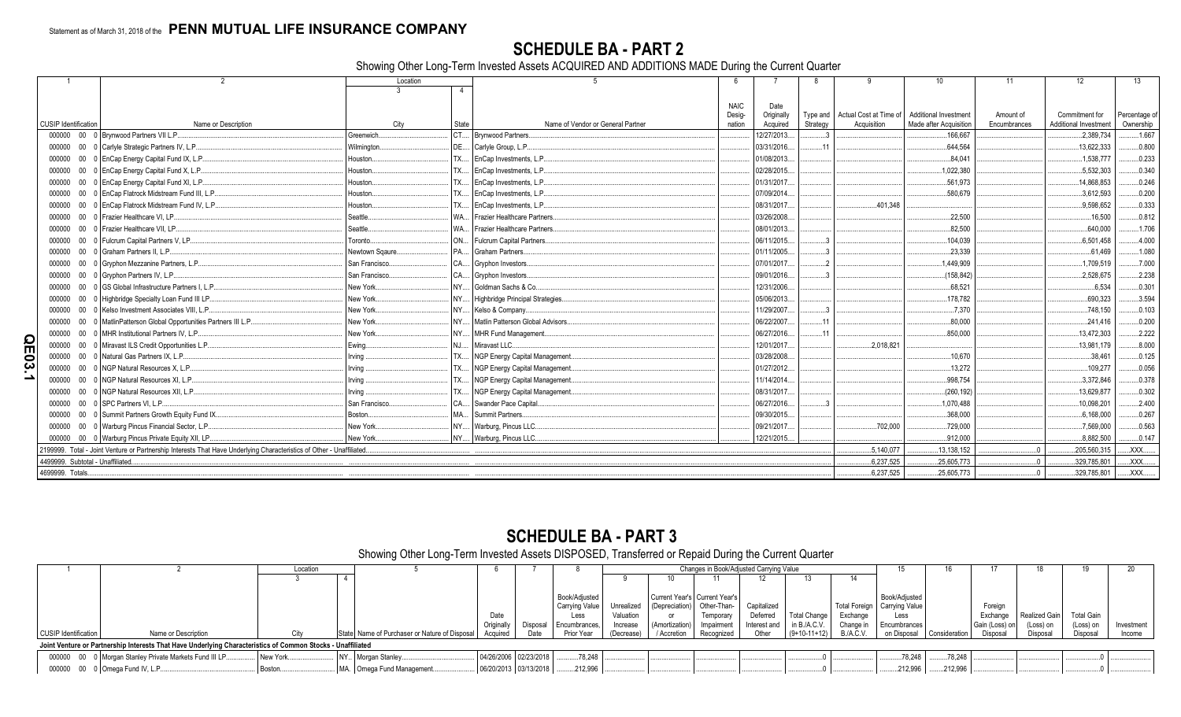Statement as of March 31, 2018 of the **PENN MUTUAL LIFE INSURANCE COMPANY**

# SCHEDULE BA - PART 2

Showing Other Long-Term Invested Assets ACQUIRED AND ADDITIONS MADE During the Current Quarter

| 1 | 2 | Location 3 | Location 4 | 5 | 6 | 7 | 8 | 9 | 10 | 11 | 12 | 13 |
|---|---|---|---|---|---|---|---|---|---|---|---|---|
| CUSIP Identification | Name or Description | City | State | Name of Vendor or General Partner | NAIC Desig-nation | Date Originally Acquired | Type and Strategy | Actual Cost at Time of Acquisition | Additional Investment Made after Acquisition | Amount of Encumbrances | Commitment for Additional Investment | Percentage of Ownership |
| 000000 00 0 | Brynwood Partners VII L.P. | Greenwich | CT | Brynwood Partners |  | 12/27/2013 | 3 |  | 166,667 |  | 2,389,734 | 1.667 |
| 000000 00 0 | Carlyle Strategic Partners IV, L.P. | Wilmington | DE | Carlyle Group, L.P. |  | 03/31/2016 | 11 |  | 644,564 |  | 13,622,333 | 0.800 |
| 000000 00 0 | EnCap Energy Capital Fund IX, L.P. | Houston | TX | EnCap Investments, L.P. |  | 01/08/2013 |  |  | 84,041 |  | 1,538,777 | 0.233 |
| 000000 00 0 | EnCap Energy Capital Fund X, L.P. | Houston | TX | EnCap Investments, L.P. |  | 02/28/2015 |  |  | 1,022,380 |  | 5,532,303 | 0.340 |
| 000000 00 0 | EnCap Energy Capital Fund XI, L.P. | Houston | TX | EnCap Investments, L.P. |  | 01/31/2017 |  |  | 561,973 |  | 14,868,853 | 0.246 |
| 000000 00 0 | EnCap Flatrock Midstream Fund III, L.P. | Houston | TX | EnCap Investments, L.P. |  | 07/09/2014 |  |  | 580,679 |  | 3,612,593 | 0.200 |
| 000000 00 0 | EnCap Flatrock Midstream Fund IV, L.P. | Houston | TX | EnCap Investments, L.P. |  | 08/31/2017 |  | 401,348 |  |  | 9,598,652 | 0.333 |
| 000000 00 0 | Frazier Healthcare VI, LP | Seattle | WA | Frazier Healthcare Partners |  | 03/26/2008 |  |  | 22,500 |  | 16,500 | 0.812 |
| 000000 00 0 | Frazier Healthcare VII, LP | Seattle | WA | Frazier Healthcare Partners |  | 08/01/2013 |  |  | 82,500 |  | 640,000 | 1.706 |
| 000000 00 0 | Fulcrum Capital Partners V, LP | Toronto | ON | Fulcrum Capital Partners |  | 06/11/2015 | 3 |  | 104,039 |  | 6,501,458 | 4.000 |
| 000000 00 0 | Graham Partners II, L.P. | Newtown Sqaure | PA | Graham Partners |  | 01/11/2005 | 3 |  | 23,339 |  | 61,469 | 1.080 |
| 000000 00 0 | Gryphon Mezzanine Partners, L.P. | San Francisco | CA | Gryphon Investors |  | 07/01/2017 | 2 |  | 1,449,909 |  | 1,709,519 | 7.000 |
| 000000 00 0 | Gryphon Partners IV, L.P. | San Francisco | CA | Gryphon Investors |  | 09/01/2016 | 3 |  | (158,842) |  | 2,528,675 | 2.238 |
| 000000 00 0 | GS Global Infrastructure Partners I, L.P. | New York | NY | Goldman Sachs & Co. |  | 12/31/2006 |  |  | 68,521 |  | 6,534 | 0.301 |
| 000000 00 0 | Highbridge Specialty Loan Fund III LP | New York | NY | Highbridge Principal Strategies |  | 05/06/2013 |  |  | 178,782 |  | 690,323 | 3.594 |
| 000000 00 0 | Kelso Investment Associates VIII, L.P. | New York | NY | Kelso & Company |  | 11/29/2007 | 3 |  | 7,370 |  | 748,150 | 0.103 |
| 000000 00 0 | MatlinPatterson Global Opportunities Partners III L.P. | New York | NY | Matlin Patterson Global Advisors |  | 06/22/2007 | 11 |  | 80,000 |  | 241,416 | 0.200 |
| 000000 00 0 | MHR Institutional Partners IV, L.P. | New York | NY | MHR Fund Management |  | 06/27/2016 | 11 |  | 850,000 |  | 13,472,303 | 2.222 |
| 000000 00 0 | Miravast ILS Credit Opportunities L.P. | Ewing | NJ | Miravast LLC |  | 12/01/2017 |  | 2,018,821 |  |  | 13,981,179 | 8.000 |
| 000000 00 0 | Natural Gas Partners IX, L.P. | Irving | TX | NGP Energy Capital Management |  | 03/28/2008 |  |  | 10,670 |  | 38,461 | 0.125 |
| 000000 00 0 | NGP Natural Resources X, L.P. | Irving | TX | NGP Energy Capital Management |  | 01/27/2012 |  |  | 13,272 |  | 109,277 | 0.056 |
| 000000 00 0 | NGP Natural Resources XI, L.P. | Irving | TX | NGP Energy Capital Management |  | 11/14/2014 |  |  | 998,754 |  | 3,372,846 | 0.378 |
| 000000 00 0 | NGP Natural Resources XII, L.P. | Irving | TX | NGP Energy Capital Management |  | 08/31/2017 |  |  | (260,192) |  | 13,629,877 | 0.302 |
| 000000 00 0 | SPC Partners VI, L.P. | San Francisco | CA | Swander Pace Capital |  | 06/27/2016 | 3 |  | 1,070,488 |  | 10,098,201 | 2.400 |
| 000000 00 0 | Summit Partners Growth Equity Fund IX | Boston | MA | Summit Partners |  | 09/30/2015 |  |  | 368,000 |  | 6,168,000 | 0.267 |
| 000000 00 0 | Warburg Pincus Financial Sector, L.P. | New York | NY | Warburg, Pincus LLC |  | 09/21/2017 |  | 702,000 | 729,000 |  | 7,569,000 | 0.563 |
| 000000 00 0 | Warburg Pincus Private Equity XII, LP | New York | NY | Warburg, Pincus LLC |  | 12/21/2015 |  |  | 912,000 |  | 8,882,500 | 0.147 |
| 2199999. Total - Joint Venture or Partnership Interests That Have Underlying Characteristics of Other - Unaffiliated |  |  |  |  |  |  |  | 5,140,077 | 13,138,152 | 0 | 205,560,315 | XXX |
| 4499999. Subtotal - Unaffiliated |  |  |  |  |  |  |  | 6,237,525 | 25,605,773 | 0 | 329,785,801 | XXX |
| 4699999. Totals |  |  |  |  |  |  |  | 6,237,525 | 25,605,773 | 0 | 329,785,801 | XXX |

# SCHEDULE BA - PART 3

Showing Other Long-Term Invested Assets DISPOSED, Transferred or Repaid During the Current Quarter

| 1 | 2 | Location 3 | Location 4 | 5 | 6 | 7 | 8 | 9 | 10 | 11 | 12 | 13 | 14 | 15 | 16 | 17 | 18 | 19 | 20 |
|---|---|---|---|---|---|---|---|---|---|---|---|---|---|---|---|---|---|---|---|
|  |  |  |  |  |  |  |  | Changes in Book/Adjusted Carrying Value |  |  |  |  |  |  |  |  |  |  |  |
| CUSIP Identification | Name or Description | City | State | Name of Purchaser or Nature of Disposal | Date Originally Acquired | Disposal Date | Book/Adjusted Carrying Value Less Encumbrances, Prior Year | Unrealized Valuation Increase (Decrease) | Current Year's (Depreciation) or (Amortization) / Accretion | Current Year's Other-Than-Temporary Impairment Recognized | Capitalized Deferred Interest and Other | Total Change in B./A.C.V. (9+10-11+12) | Total Foreign Exchange Change in B./A.C.V. | Book/Adjusted Carrying Value Less Encumbrances on Disposal | Consideration | Foreign Exchange Gain (Loss) on Disposal | Realized Gain (Loss) on Disposal | Total Gain (Loss) on Disposal | Investment Income |
| **Joint Venture or Partnership Interests That Have Underlying Characteristics of Common Stocks - Unaffiliated** |  |  |  |  |  |  |  |  |  |  |  |  |  |  |  |  |  |  |  |
| 000000 00 0 | Morgan Stanley Private Markets Fund III LP | New York | NY | Morgan Stanley | 04/26/2006 | 02/23/2018 | 78,248 |  |  |  |  | 0 |  | 78,248 | 78,248 |  |  | 0 |  |
| 000000 00 0 | Omega Fund IV, L.P. | Boston | MA | Omega Fund Management | 06/20/2013 | 03/13/2018 | 212,996 |  |  |  |  | 0 |  | 212,996 | 212,996 |  |  | 0 |  |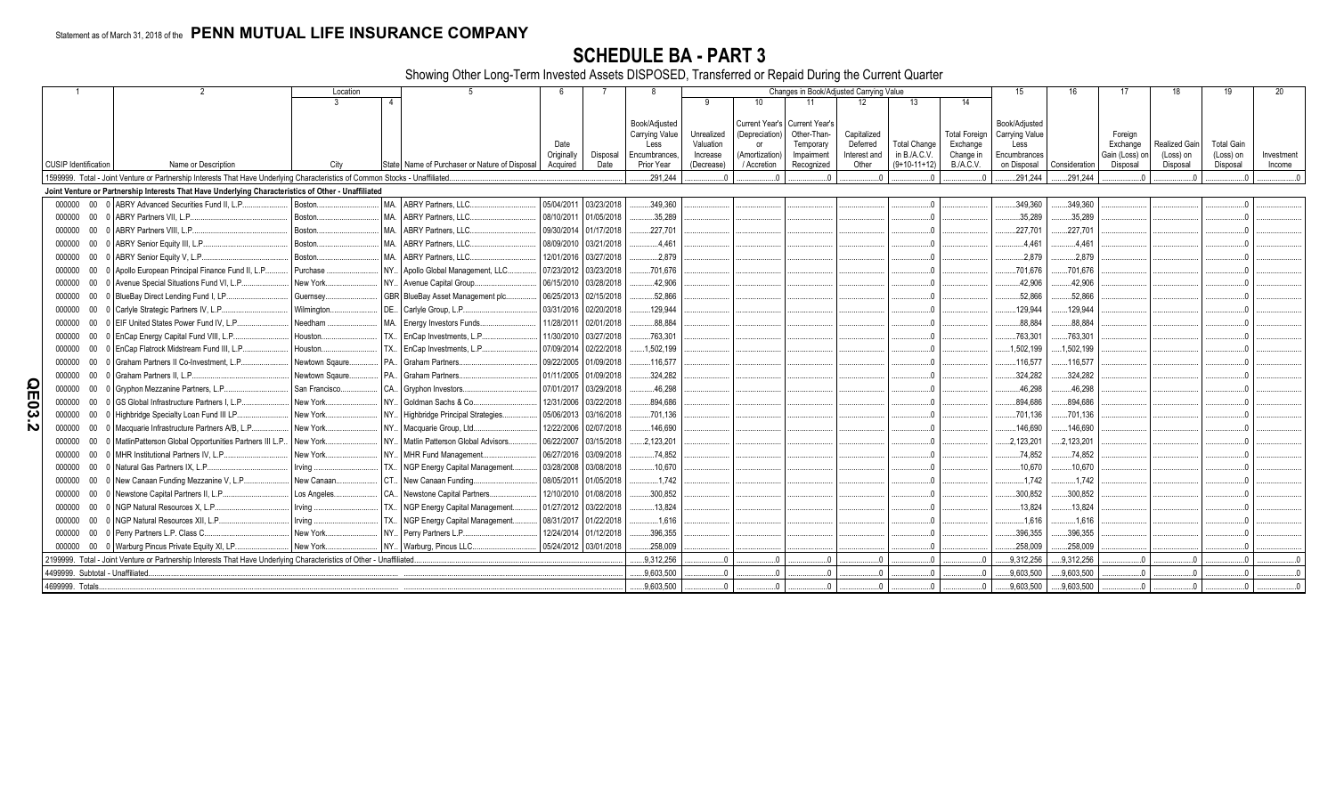Statement as of March 31, 2018 of the **PENN MUTUAL LIFE INSURANCE COMPANY**

# SCHEDULE BA - PART 3

Showing Other Long-Term Invested Assets DISPOSED, Transferred or Repaid During the Current Quarter

| 1 | 2 | Location | | 5 | 6 | 7 | 8 | Changes in Book/Adjusted Carrying Value | | | | | | 15 | 16 | 17 | 18 | 19 | 20 |
|---|---|---|---|---|---|---|---|---|---|---|---|---|---|---|---|---|---|---|---|
| | | 3 | 4 | | | | | 9 | 10 | 11 | 12 | 13 | 14 | | | | | | |
| CUSIP Identification | Name or Description | City | State | Name of Purchaser or Nature of Disposal | Date Originally Acquired | Disposal Date | Book/Adjusted Carrying Value Less Encumbrances, Prior Year | Unrealized Valuation Increase (Decrease) | Current Year's (Depreciation) or (Amortization) / Accretion | Current Year's Other-Than-Temporary Impairment Recognized | Capitalized Deferred Interest and Other | Total Change in B./A.C.V. (9+10-11+12) | Total Foreign Exchange Change in B./A.C.V. | Book/Adjusted Carrying Value Less Encumbrances on Disposal | Consideration | Foreign Exchange Gain (Loss) on Disposal | Realized Gain (Loss) on Disposal | Total Gain (Loss) on Disposal | Investment Income |
| 1599999. Total - Joint Venture or Partnership Interests That Have Underlying Characteristics of Common Stocks - Unaffiliated | | | | | | | 291,244 | 0 | 0 | 0 | 0 | 0 | 0 | 291,244 | 291,244 | 0 | 0 | 0 | 0 |
| **Joint Venture or Partnership Interests That Have Underlying Characteristics of Other - Unaffiliated** | | | | | | | | | | | | | | | | | | | |
| 000000 00 0 | ABRY Advanced Securities Fund II, L.P. | Boston | MA | ABRY Partners, LLC | 05/04/2011 | 03/23/2018 | 349,360 | | | | | 0 | | 349,360 | 349,360 | | | 0 | |
| 000000 00 0 | ABRY Partners VII, L.P. | Boston | MA | ABRY Partners, LLC | 08/10/2011 | 01/05/2018 | 35,289 | | | | | 0 | | 35,289 | 35,289 | | | 0 | |
| 000000 00 0 | ABRY Partners VIII, L.P. | Boston | MA | ABRY Partners, LLC | 09/30/2014 | 01/17/2018 | 227,701 | | | | | 0 | | 227,701 | 227,701 | | | 0 | |
| 000000 00 0 | ABRY Senior Equity III, L.P. | Boston | MA | ABRY Partners, LLC | 08/09/2010 | 03/21/2018 | 4,461 | | | | | 0 | | 4,461 | 4,461 | | | 0 | |
| 000000 00 0 | ABRY Senior Equity V, L.P. | Boston | MA | ABRY Partners, LLC | 12/01/2016 | 03/27/2018 | 2,879 | | | | | 0 | | 2,879 | 2,879 | | | 0 | |
| 000000 00 0 | Apollo European Principal Finance Fund II, L.P. | Purchase | NY | Apollo Global Management, LLC | 07/23/2012 | 03/23/2018 | 701,676 | | | | | 0 | | 701,676 | 701,676 | | | 0 | |
| 000000 00 0 | Avenue Special Situations Fund VI, L.P. | New York | NY | Avenue Capital Group | 06/15/2010 | 03/28/2018 | 42,906 | | | | | 0 | | 42,906 | 42,906 | | | 0 | |
| 000000 00 0 | BlueBay Direct Lending Fund I, LP | Guernsey | GBR | BlueBay Asset Management plc | 06/25/2013 | 02/15/2018 | 52,866 | | | | | 0 | | 52,866 | 52,866 | | | 0 | |
| 000000 00 0 | Carlyle Strategic Partners IV, L.P. | Wilmington | DE | Carlyle Group, L.P. | 03/31/2016 | 02/20/2018 | 129,944 | | | | | 0 | | 129,944 | 129,944 | | | 0 | |
| 000000 00 0 | EIF United States Power Fund IV, L.P. | Needham | MA | Energy Investors Funds | 11/28/2011 | 02/01/2018 | 88,884 | | | | | 0 | | 88,884 | 88,884 | | | 0 | |
| 000000 00 0 | EnCap Energy Capital Fund VIII, L.P. | Houston | TX | EnCap Investments, L.P. | 11/30/2010 | 03/27/2018 | 763,301 | | | | | 0 | | 763,301 | 763,301 | | | 0 | |
| 000000 00 0 | EnCap Flatrock Midstream Fund III, L.P. | Houston | TX | EnCap Investments, L.P. | 07/09/2014 | 02/22/2018 | 1,502,199 | | | | | 0 | | 1,502,199 | 1,502,199 | | | 0 | |
| 000000 00 0 | Graham Partners II Co-Investment, L.P. | Newtown Sqaure | PA | Graham Partners | 09/22/2005 | 01/09/2018 | 116,577 | | | | | 0 | | 116,577 | 116,577 | | | 0 | |
| 000000 00 0 | Graham Partners II, L.P. | Newtown Sqaure | PA | Graham Partners | 01/11/2005 | 01/09/2018 | 324,282 | | | | | 0 | | 324,282 | 324,282 | | | 0 | |
| 000000 00 0 | Gryphon Mezzanine Partners, L.P. | San Francisco | CA | Gryphon Investors | 07/01/2017 | 03/29/2018 | 46,298 | | | | | 0 | | 46,298 | 46,298 | | | 0 | |
| 000000 00 0 | GS Global Infrastructure Partners I, L.P. | New York | NY | Goldman Sachs & Co. | 12/31/2006 | 03/22/2018 | 894,686 | | | | | 0 | | 894,686 | 894,686 | | | 0 | |
| 000000 00 0 | Highbridge Specialty Loan Fund III LP | New York | NY | Highbridge Principal Strategies | 05/06/2013 | 03/16/2018 | 701,136 | | | | | 0 | | 701,136 | 701,136 | | | 0 | |
| 000000 00 0 | Macquarie Infrastructure Partners A/B, L.P. | New York | NY | Macquarie Group, Ltd. | 12/22/2006 | 02/07/2018 | 146,690 | | | | | 0 | | 146,690 | 146,690 | | | 0 | |
| 000000 00 0 | MatlinPatterson Global Opportunities Partners III L.P. | New York | NY | Matlin Patterson Global Advisors | 06/22/2007 | 03/15/2018 | 2,123,201 | | | | | 0 | | 2,123,201 | 2,123,201 | | | 0 | |
| 000000 00 0 | MHR Institutional Partners IV, L.P. | New York | NY | MHR Fund Management | 06/27/2016 | 03/09/2018 | 74,852 | | | | | 0 | | 74,852 | 74,852 | | | 0 | |
| 000000 00 0 | Natural Gas Partners IX, L.P. | Irving | TX | NGP Energy Capital Management | 03/28/2008 | 03/08/2018 | 10,670 | | | | | 0 | | 10,670 | 10,670 | | | 0 | |
| 000000 00 0 | New Canaan Funding Mezzanine V, L.P. | New Canaan | CT | New Canaan Funding | 08/05/2011 | 01/05/2018 | 1,742 | | | | | 0 | | 1,742 | 1,742 | | | 0 | |
| 000000 00 0 | Newstone Capital Partners II, L.P. | Los Angeles | CA | Newstone Capital Partners | 12/10/2010 | 01/08/2018 | 300,852 | | | | | 0 | | 300,852 | 300,852 | | | 0 | |
| 000000 00 0 | NGP Natural Resources X, L.P. | Irving | TX | NGP Energy Capital Management | 01/27/2012 | 03/22/2018 | 13,824 | | | | | 0 | | 13,824 | 13,824 | | | 0 | |
| 000000 00 0 | NGP Natural Resources XII, L.P. | Irving | TX | NGP Energy Capital Management | 08/31/2017 | 01/22/2018 | 1,616 | | | | | 0 | | 1,616 | 1,616 | | | 0 | |
| 000000 00 0 | Perry Partners L.P. Class C | New York | NY | Perry Partners L.P. | 12/24/2014 | 01/12/2018 | 396,355 | | | | | 0 | | 396,355 | 396,355 | | | 0 | |
| 000000 00 0 | Warburg Pincus Private Equity XI, LP | New York | NY | Warburg, Pincus LLC | 05/24/2012 | 03/01/2018 | 258,009 | | | | | 0 | | 258,009 | 258,009 | | | 0 | |
| 2199999. Total - Joint Venture or Partnership Interests That Have Underlying Characteristics of Other - Unaffiliated | | | | | | | 9,312,256 | 0 | 0 | 0 | 0 | 0 | 0 | 9,312,256 | 9,312,256 | 0 | 0 | 0 | 0 |
| 4499999. Subtotal - Unaffiliated | | | | | | | 9,603,500 | 0 | 0 | 0 | 0 | 0 | 0 | 9,603,500 | 9,603,500 | 0 | 0 | 0 | 0 |
| 4699999. Totals | | | | | | | 9,603,500 | 0 | 0 | 0 | 0 | 0 | 0 | 9,603,500 | 9,603,500 | 0 | 0 | 0 | 0 |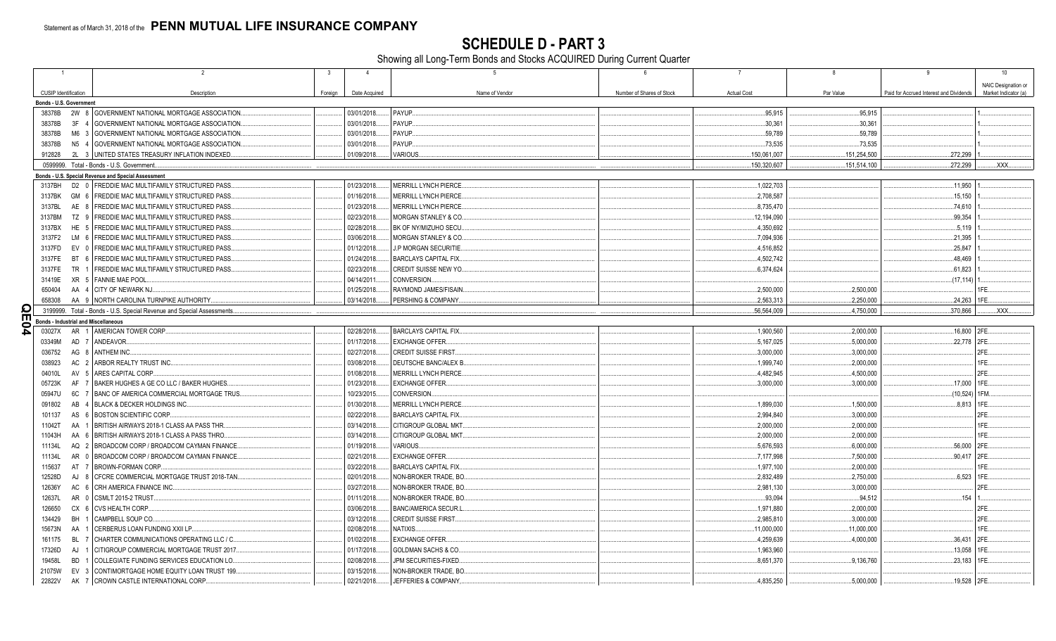Statement as of March 31, 2018 of the **PENN MUTUAL LIFE INSURANCE COMPANY**

# SCHEDULE D - PART 3

Showing all Long-Term Bonds and Stocks ACQUIRED During Current Quarter

| 1 CUSIP Identification | 2 Description | 3 Foreign | 4 Date Acquired | 5 Name of Vendor | 6 Number of Shares of Stock | 7 Actual Cost | 8 Par Value | 9 Paid for Accrued Interest and Dividends | 10 NAIC Designation or Market Indicator (a) |
|---|---|---|---|---|---|---|---|---|---|
| **Bonds - U.S. Government** | | | | | | | | | |
| 38378B 2W 8 | GOVERNMENT NATIONAL MORTGAGE ASSOCIATION | | 03/01/2018 | PAYUP | | 95,915 | 95,915 | | 1 |
| 38378B 3F 4 | GOVERNMENT NATIONAL MORTGAGE ASSOCIATION | | 03/01/2018 | PAYUP | | 30,361 | 30,361 | | 1 |
| 38378B M6 3 | GOVERNMENT NATIONAL MORTGAGE ASSOCIATION | | 03/01/2018 | PAYUP | | 59,789 | 59,789 | | 1 |
| 38378B N5 4 | GOVERNMENT NATIONAL MORTGAGE ASSOCIATION | | 03/01/2018 | PAYUP | | 73,535 | 73,535 | | 1 |
| 912828 2L 3 | UNITED STATES TREASURY INFLATION INDEXED | | 01/09/2018 | VARIOUS | | 150,061,007 | 151,254,500 | 272,299 | 1 |
| 0599999. Total - Bonds - U.S. Government | | | | | | 150,320,607 | 151,514,100 | 272,299 | XXX |
| **Bonds - U.S. Special Revenue and Special Assessment** | | | | | | | | | |
| 3137BH D2 0 | FREDDIE MAC MULTIFAMILY STRUCTURED PASS | | 01/23/2018 | MERRILL LYNCH PIERCE | | 1,022,703 | | 11,950 | 1 |
| 3137BK GM 6 | FREDDIE MAC MULTIFAMILY STRUCTURED PASS | | 01/16/2018 | MERRILL LYNCH PIERCE | | 2,708,587 | | 15,150 | 1 |
| 3137BL AE 8 | FREDDIE MAC MULTIFAMILY STRUCTURED PASS | | 01/23/2018 | MERRILL LYNCH PIERCE | | 8,735,470 | | 74,610 | 1 |
| 3137BM TZ 9 | FREDDIE MAC MULTIFAMILY STRUCTURED PASS | | 02/23/2018 | MORGAN STANLEY & CO | | 12,194,090 | | 99,354 | 1 |
| 3137BX HE 5 | FREDDIE MAC MULTIFAMILY STRUCTURED PASS | | 02/28/2018 | BK OF NY/MIZUHO SECU | | 4,350,692 | | 5,119 | 1 |
| 3137F2 LM 6 | FREDDIE MAC MULTIFAMILY STRUCTURED PASS | | 03/06/2018 | MORGAN STANLEY & CO | | 7,094,936 | | 21,395 | 1 |
| 3137FD EV 0 | FREDDIE MAC MULTIFAMILY STRUCTURED PASS | | 01/12/2018 | J.P MORGAN SECURITIE | | 4,516,852 | | 25,847 | 1 |
| 3137FE BT 6 | FREDDIE MAC MULTIFAMILY STRUCTURED PASS | | 01/24/2018 | BARCLAYS CAPITAL FIX | | 4,502,742 | | 48,469 | 1 |
| 3137FE TR 1 | FREDDIE MAC MULTIFAMILY STRUCTURED PASS | | 02/23/2018 | CREDIT SUISSE NEW YO | | 6,374,624 | | 61,823 | 1 |
| 31419E XR 5 | FANNIE MAE POOL | | 04/14/2011 | CONVERSION | | | | (17,114) | 1 |
| 650404 AA 4 | CITY OF NEWARK NJ | | 01/25/2018 | RAYMOND JAMES/FISAIN | | 2,500,000 | 2,500,000 | | 1FE |
| 658308 AA 9 | NORTH CAROLINA TURNPIKE AUTHORITY | | 03/14/2018 | PERSHING & COMPANY | | 2,563,313 | 2,250,000 | 24,263 | 1FE |
| 3199999. Total - Bonds - U.S. Special Revenue and Special Assessments | | | | | | 56,564,009 | 4,750,000 | 370,866 | XXX |
| **Bonds - Industrial and Miscellaneous** | | | | | | | | | |
| 03027X AR 1 | AMERICAN TOWER CORP | | 02/28/2018 | BARCLAYS CAPITAL FIX | | 1,900,560 | 2,000,000 | 16,800 | 2FE |
| 03349M AD 7 | ANDEAVOR | | 01/17/2018 | EXCHANGE OFFER | | 5,167,025 | 5,000,000 | 22,778 | 2FE |
| 036752 AG 8 | ANTHEM INC | | 02/27/2018 | CREDIT SUISSE FIRST | | 3,000,000 | 3,000,000 | | 2FE |
| 038923 AC 2 | ARBOR REALTY TRUST INC | | 03/08/2018 | DEUTSCHE BANC/ALEX B | | 1,999,740 | 2,000,000 | | 1FE |
| 04010L AV 5 | ARES CAPITAL CORP | | 01/08/2018 | MERRILL LYNCH PIERCE | | 4,482,945 | 4,500,000 | | 2FE |
| 05723K AF 7 | BAKER HUGHES A GE CO LLC / BAKER HUGHES | | 01/23/2018 | EXCHANGE OFFER | | 3,000,000 | 3,000,000 | 17,000 | 1FE |
| 05947U 6C 7 | BANC OF AMERICA COMMERCIAL MORTGAGE TRUS | | 10/23/2015 | CONVERSION | | | | (10,524) | 1FM |
| 091802 AB 4 | BLACK & DECKER HOLDINGS INC | | 01/30/2018 | MERRILL LYNCH PIERCE | | 1,899,030 | 1,500,000 | 8,813 | 1FE |
| 101137 AS 6 | BOSTON SCIENTIFIC CORP | | 02/22/2018 | BARCLAYS CAPITAL FIX | | 2,994,840 | 3,000,000 | | 2FE |
| 11042T AA 1 | BRITISH AIRWAYS 2018-1 CLASS AA PASS THR | | 03/14/2018 | CITIGROUP GLOBAL MKT | | 2,000,000 | 2,000,000 | | 1FE |
| 11043H AA 6 | BRITISH AIRWAYS 2018-1 CLASS A PASS THRO | | 03/14/2018 | CITIGROUP GLOBAL MKT | | 2,000,000 | 2,000,000 | | 1FE |
| 11134L AQ 2 | BROADCOM CORP / BROADCOM CAYMAN FINANCE | | 01/19/2018 | VARIOUS | | 5,676,593 | 6,000,000 | 56,000 | 2FE |
| 11134L AR 0 | BROADCOM CORP / BROADCOM CAYMAN FINANCE | | 02/21/2018 | EXCHANGE OFFER | | 7,177,998 | 7,500,000 | 90,417 | 2FE |
| 115637 AT 7 | BROWN-FORMAN CORP | | 03/22/2018 | BARCLAYS CAPITAL FIX | | 1,977,100 | 2,000,000 | | 1FE |
| 12528D AJ 8 | CFCRE COMMERCIAL MORTGAGE TRUST 2018-TAN | | 02/01/2018 | NON-BROKER TRADE, BO | | 2,832,489 | 2,750,000 | 6,523 | 1FE |
| 12636Y AC 6 | CRH AMERICA FINANCE INC | | 03/27/2018 | NON-BROKER TRADE, BO | | 2,981,130 | 3,000,000 | | 2FE |
| 12637L AR 0 | CSMLT 2015-2 TRUST | | 01/11/2018 | NON-BROKER TRADE, BO | | 93,094 | 94,512 | 154 | 1 |
| 126650 CX 6 | CVS HEALTH CORP | | 03/06/2018 | BANC/AMERICA SECUR.L | | 1,971,880 | 2,000,000 | | 2FE |
| 134429 BH 1 | CAMPBELL SOUP CO | | 03/12/2018 | CREDIT SUISSE FIRST | | 2,985,810 | 3,000,000 | | 2FE |
| 15673N AA 1 | CERBERUS LOAN FUNDING XXII LP | | 02/08/2018 | NATIXIS | | 11,000,000 | 11,000,000 | | 1FE |
| 161175 BL 7 | CHARTER COMMUNICATIONS OPERATING LLC / C | | 01/02/2018 | EXCHANGE OFFER | | 4,259,639 | 4,000,000 | 36,431 | 2FE |
| 17326D AJ 1 | CITIGROUP COMMERCIAL MORTGAGE TRUST 2017 | | 01/17/2018 | GOLDMAN SACHS & CO | | 1,963,960 | | 13,058 | 1FE |
| 19458L BD 1 | COLLEGIATE FUNDING SERVICES EDUCATION LO | | 02/08/2018 | JPM SECURITIES-FIXED | | 8,651,370 | 9,136,760 | 23,183 | 1FE |
| 21075W EV 3 | CONTIMORTGAGE HOME EQUITY LOAN TRUST 199 | | 03/15/2018 | NON-BROKER TRADE, BO | | | | | |
| 22822V AK 7 | CROWN CASTLE INTERNATIONAL CORP | | 02/21/2018 | JEFFERIES & COMPANY | | 4,835,250 | 5,000,000 | 19,528 | 2FE |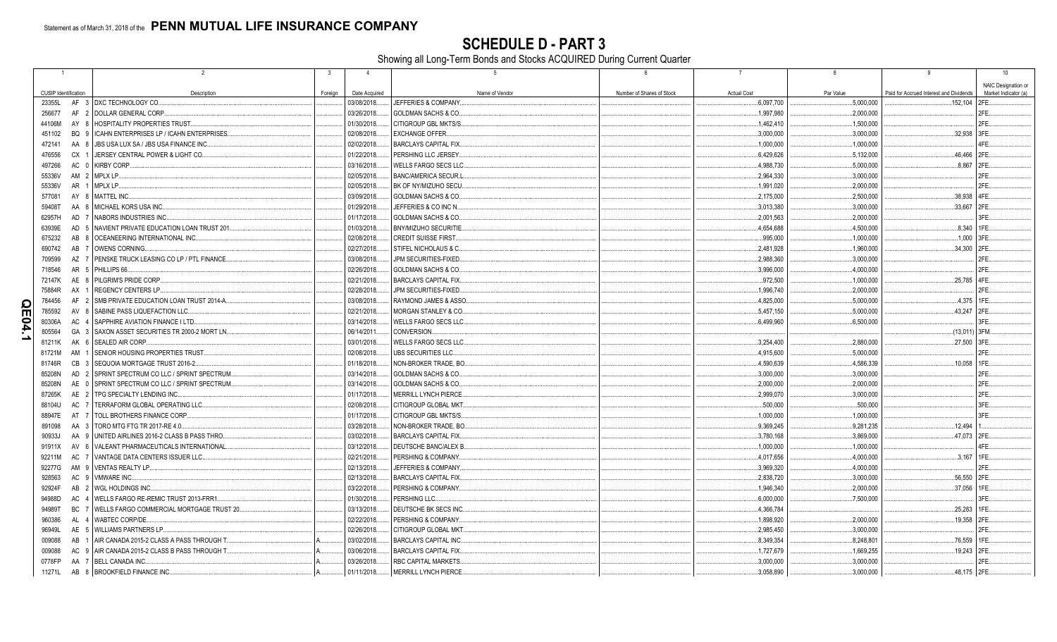Statement as of March 31, 2018 of the **PENN MUTUAL LIFE INSURANCE COMPANY**

# SCHEDULE D - PART 3

Showing all Long-Term Bonds and Stocks ACQUIRED During Current Quarter

| 1 | 2 | 3 | 4 | 5 | 6 | 7 | 8 | 9 | 10 |
|---|---|---|---|---|---|---|---|---|---|
| CUSIP Identification | Description | Foreign | Date Acquired | Name of Vendor | Number of Shares of Stock | Actual Cost | Par Value | Paid for Accrued Interest and Dividends | NAIC Designation or Market Indicator (a) |
| 23355L AF 3 | DXC TECHNOLOGY CO. | | 03/08/2018 | JEFFERIES & COMPANY, | | 6,097,700 | 5,000,000 | 152,104 | 2FE |
| 256677 AF 2 | DOLLAR GENERAL CORP. | | 03/26/2018 | GOLDMAN SACHS & CO. | | 1,997,980 | 2,000,000 | | 2FE |
| 44106M AY 8 | HOSPITALITY PROPERTIES TRUST | | 01/30/2018 | CITIGROUP GBL MKTS/S. | | 1,462,410 | 1,500,000 | | 2FE |
| 451102 BQ 9 | ICAHN ENTERPRISES LP / ICAHN ENTERPRISES | | 02/08/2018 | EXCHANGE OFFER | | 3,000,000 | 3,000,000 | 32,938 | 3FE |
| 472141 AA 8 | JBS USA LUX SA / JBS USA FINANCE INC | | 02/02/2018 | BARCLAYS CAPITAL FIX. | | 1,000,000 | 1,000,000 | | 4FE |
| 476556 CX 1 | JERSEY CENTRAL POWER & LIGHT CO. | | 01/22/2018 | PERSHING LLC JERSEY. | | 6,429,626 | 5,132,000 | 46,466 | 2FE |
| 497266 AC 0 | KIRBY CORP. | | 03/16/2018 | WELLS FARGO SECS LLC | | 4,988,730 | 5,000,000 | 8,867 | 2FE |
| 55336V AM 2 | MPLX LP. | | 02/05/2018 | BANC/AMERICA SECUR.L. | | 2,964,330 | 3,000,000 | | 2FE |
| 55336V AR 1 | MPLX LP. | | 02/05/2018 | BK OF NY/MIZUHO SECU. | | 1,991,020 | 2,000,000 | | 2FE |
| 577081 AY 8 | MATTEL INC. | | 03/09/2018 | GOLDMAN SACHS & CO. | | 2,175,000 | 2,500,000 | 38,938 | 4FE |
| 59408T AA 8 | MICHAEL KORS USA INC. | | 01/29/2018 | JEFFERIES & CO INC N. | | 3,013,380 | 3,000,000 | 33,667 | 2FE |
| 62957H AD 7 | NABORS INDUSTRIES INC. | | 01/17/2018 | GOLDMAN SACHS & CO. | | 2,001,563 | 2,000,000 | | 3FE |
| 63939E AD 5 | NAVIENT PRIVATE EDUCATION LOAN TRUST 201 | | 01/03/2018 | BNY/MIZUHO SECURITIE. | | 4,654,688 | 4,500,000 | 8,340 | 1FE |
| 675232 AB 8 | OCEANEERING INTERNATIONAL INC. | | 02/08/2018 | CREDIT SUISSE FIRST. | | 995,000 | 1,000,000 | 1,000 | 3FE |
| 690742 AB 7 | OWENS CORNING | | 02/27/2018 | STIFEL NICHOLAUS & C. | | 2,481,928 | 1,960,000 | 34,300 | 2FE |
| 709599 AZ 7 | PENSKE TRUCK LEASING CO LP / PTL FINANCE | | 03/08/2018 | JPM SECURITIES-FIXED. | | 2,988,360 | 3,000,000 | | 2FE |
| 718546 AR 5 | PHILLIPS 66 | | 02/26/2018 | GOLDMAN SACHS & CO. | | 3,996,000 | 4,000,000 | | 2FE |
| 72147K AE 8 | PILGRIM'S PRIDE CORP. | | 02/21/2018 | BARCLAYS CAPITAL FIX. | | 972,500 | 1,000,000 | 25,785 | 4FE |
| 75884R AX 1 | REGENCY CENTERS LP. | | 02/28/2018 | JPM SECURITIES-FIXED. | | 1,996,740 | 2,000,000 | | 2FE |
| 784456 AF 2 | SMB PRIVATE EDUCATION LOAN TRUST 2014-A. | | 03/08/2018 | RAYMOND JAMES & ASSO. | | 4,825,000 | 5,000,000 | 4,375 | 1FE |
| 785592 AV 8 | SABINE PASS LIQUEFACTION LLC. | | 02/21/2018 | MORGAN STANLEY & CO. | | 5,457,150 | 5,000,000 | 43,247 | 2FE |
| 80306A AC 4 | SAPPHIRE AVIATION FINANCE I LTD. | | 03/14/2018 | WELLS FARGO SECS LLC | | 6,499,960 | 6,500,000 | | 3FE |
| 805564 GA 3 | SAXON ASSET SECURITIES TR 2000-2 MORT LN. | | 06/14/2011 | CONVERSION. | | | | (13,011) | 3FM |
| 81211K AK 6 | SEALED AIR CORP. | | 03/01/2018 | WELLS FARGO SECS LLC | | 3,254,400 | 2,880,000 | 27,500 | 3FE |
| 81721M AM 1 | SENIOR HOUSING PROPERTIES TRUST | | 02/08/2018 | UBS SECURITIES LLC. | | 4,915,600 | 5,000,000 | | 2FE |
| 81746R CB 3 | SEQUOIA MORTGAGE TRUST 2016-2. | | 01/18/2018 | NON-BROKER TRADE, BO. | | 4,590,639 | 4,586,339 | 10,058 | 1FE |
| 85208N AD 2 | SPRINT SPECTRUM CO LLC / SPRINT SPECTRUM | | 03/14/2018 | GOLDMAN SACHS & CO. | | 3,000,000 | 3,000,000 | | 2FE |
| 85208N AE 0 | SPRINT SPECTRUM CO LLC / SPRINT SPECTRUM | | 03/14/2018 | GOLDMAN SACHS & CO. | | 2,000,000 | 2,000,000 | | 2FE |
| 87265K AE 2 | TPG SPECIALTY LENDING INC. | | 01/17/2018 | MERRILL LYNCH PIERCE. | | 2,999,070 | 3,000,000 | | 2FE |
| 88104U AC 7 | TERRAFORM GLOBAL OPERATING LLC. | | 02/08/2018 | CITIGROUP GLOBAL MKT. | | 500,000 | 500,000 | | 3FE |
| 88947E AT 7 | TOLL BROTHERS FINANCE CORP. | | 01/17/2018 | CITIGROUP GBL MKTS/S. | | 1,000,000 | 1,000,000 | | 3FE |
| 891098 AA 3 | TORO MTG FTG TR 2017-RE 4.0. | | 03/28/2018 | NON-BROKER TRADE, BO. | | 9,369,245 | 9,281,235 | 12,494 | 1 |
| 90933J AA 9 | UNITED AIRLINES 2016-2 CLASS B PASS THRO. | | 03/02/2018 | BARCLAYS CAPITAL FIX. | | 3,780,168 | 3,869,000 | 47,073 | 2FE |
| 91911X AV 6 | VALEANT PHARMACEUTICALS INTERNATIONAL | | 03/12/2018 | DEUTSCHE BANC/ALEX B. | | 1,000,000 | 1,000,000 | | 4FE |
| 92211M AC 7 | VANTAGE DATA CENTERS ISSUER LLC. | | 02/21/2018 | PERSHING & COMPANY. | | 4,017,656 | 4,000,000 | 3,167 | 1FE |
| 92277G AM 9 | VENTAS REALTY LP. | | 02/13/2018 | JEFFERIES & COMPANY, | | 3,969,320 | 4,000,000 | | 2FE |
| 928563 AC 9 | VMWARE INC. | | 02/13/2018 | BARCLAYS CAPITAL FIX. | | 2,838,720 | 3,000,000 | 56,550 | 2FE |
| 92924F AB 2 | WGL HOLDINGS INC. | | 03/22/2018 | PERSHING & COMPANY. | | 1,946,340 | 2,000,000 | 37,056 | 1FE |
| 94988D AC 4 | WELLS FARGO RE-REMIC TRUST 2013-FRR1 | | 01/30/2018 | PERSHING LLC. | | 6,000,000 | 7,500,000 | | 3FE |
| 94989T BC 7 | WELLS FARGO COMMERCIAL MORTGAGE TRUST 20. | | 03/13/2018 | DEUTSCHE BK SECS INC. | | 4,366,784 | | 25,283 | 1FE |
| 960386 AL 4 | WABTEC CORP/DE. | | 02/22/2018 | PERSHING & COMPANY. | | 1,898,920 | 2,000,000 | 19,358 | 2FE |
| 96949L AE 5 | WILLIAMS PARTNERS LP. | | 02/26/2018 | CITIGROUP GLOBAL MKT. | | 2,985,450 | 3,000,000 | | 2FE |
| 009088 AB 1 | AIR CANADA 2015-2 CLASS A PASS THROUGH T. | A | 03/02/2018 | BARCLAYS CAPITAL INC. | | 8,349,354 | 8,248,801 | 76,559 | 1FE |
| 009088 AC 9 | AIR CANADA 2015-2 CLASS B PASS THROUGH T. | A | 03/06/2018 | BARCLAYS CAPITAL FIX. | | 1,727,679 | 1,669,255 | 19,243 | 2FE |
| 0778FP AA 7 | BELL CANADA INC. | A | 03/26/2018 | RBC CAPITAL MARKETS. | | 3,000,000 | 3,000,000 | | 2FE |
| 11271L AB 8 | BROOKFIELD FINANCE INC. | A | 01/11/2018 | MERRILL LYNCH PIERCE. | | 3,058,890 | 3,000,000 | 48,175 | 2FE |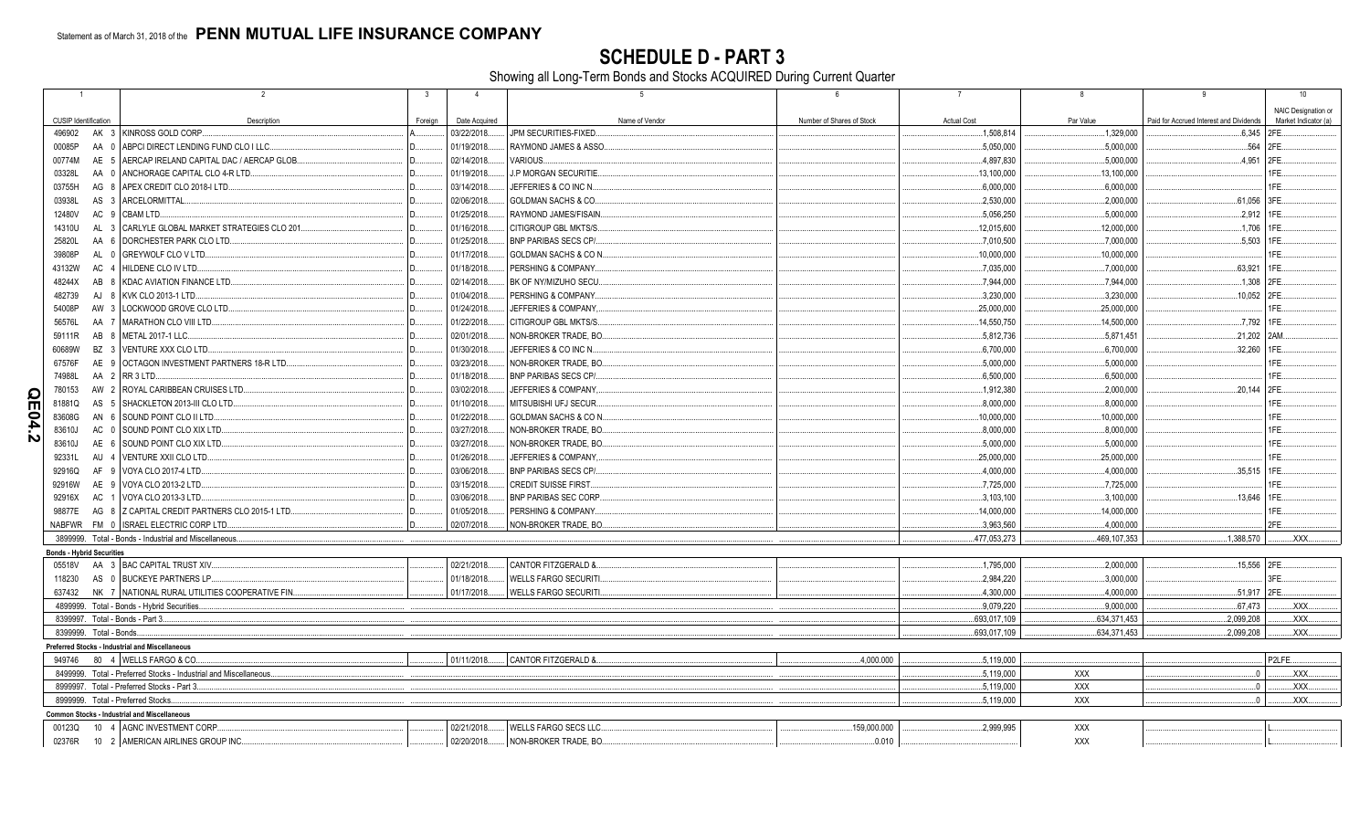Statement as of March 31, 2018 of the **PENN MUTUAL LIFE INSURANCE COMPANY**

# SCHEDULE D - PART 3

## Showing all Long-Term Bonds and Stocks ACQUIRED During Current Quarter

| 1 | 2 | 3 | 4 | 5 | 6 | 7 | 8 | 9 | 10 |
|---|---|---|---|---|---|---|---|---|---|
| CUSIP Identification | Description | Foreign | Date Acquired | Name of Vendor | Number of Shares of Stock | Actual Cost | Par Value | Paid for Accrued Interest and Dividends | NAIC Designation or Market Indicator (a) |
| 496902 AK 3 | KINROSS GOLD CORP. | A | 03/22/2018 | JPM SECURITIES-FIXED | | 1,508,814 | 1,329,000 | 6,345 | 2FE |
| 00085P AA 0 | ABPCI DIRECT LENDING FUND CLO I LLC | D | 01/19/2018 | RAYMOND JAMES & ASSO | | 5,050,000 | 5,000,000 | 564 | 2FE |
| 00774M AE 5 | AERCAP IRELAND CAPITAL DAC / AERCAP GLOB | D | 02/14/2018 | VARIOUS | | 4,897,830 | 5,000,000 | 4,951 | 2FE |
| 03328L AA 0 | ANCHORAGE CAPITAL CLO 4-R LTD | D | 01/19/2018 | J.P MORGAN SECURITIE | | 13,100,000 | 13,100,000 | | 1FE |
| 03755H AG 8 | APEX CREDIT CLO 2018-I LTD | D | 03/14/2018 | JEFFERIES & CO INC N | | 6,000,000 | 6,000,000 | | 1FE |
| 03938L AS 3 | ARCELORMITTAL | D | 02/06/2018 | GOLDMAN SACHS & CO | | 2,530,000 | 2,000,000 | 61,056 | 3FE |
| 12480V AC 9 | CBAM LTD | D | 01/25/2018 | RAYMOND JAMES/FISAIN | | 5,056,250 | 5,000,000 | 2,912 | 1FE |
| 14310U AL 3 | CARLYLE GLOBAL MARKET STRATEGIES CLO 201 | D | 01/16/2018 | CITIGROUP GBL MKTS/S | | 12,015,600 | 12,000,000 | 1,706 | 1FE |
| 25820L AA 6 | DORCHESTER PARK CLO LTD | D | 01/25/2018 | BNP PARIBAS SECS CP/ | | 7,010,500 | 7,000,000 | 5,503 | 1FE |
| 39808P AL 0 | GREYWOLF CLO V LTD | D | 01/17/2018 | GOLDMAN SACHS & CO N | | 10,000,000 | 10,000,000 | | 1FE |
| 43132W AC 4 | HILDENE CLO IV LTD | D | 01/18/2018 | PERSHING & COMPANY | | 7,035,000 | 7,000,000 | 63,921 | 1FE |
| 48244X AB 8 | KDAC AVIATION FINANCE LTD | D | 02/14/2018 | BK OF NY/MIZUHO SECU | | 7,944,000 | 7,944,000 | 1,308 | 2FE |
| 482739 AJ 8 | KVK CLO 2013-1 LTD | D | 01/04/2018 | PERSHING & COMPANY | | 3,230,000 | 3,230,000 | 10,052 | 2FE |
| 54008P AW 3 | LOCKWOOD GROVE CLO LTD | D | 01/24/2018 | JEFFERIES & COMPANY | | 25,000,000 | 25,000,000 | | 1FE |
| 56576L AA 7 | MARATHON CLO VIII LTD | D | 01/22/2018 | CITIGROUP GBL MKTS/S | | 14,550,750 | 14,500,000 | 7,792 | 1FE |
| 59111R AB 8 | METAL 2017-1 LLC | D | 02/01/2018 | NON-BROKER TRADE, BO | | 5,812,736 | 5,871,451 | 21,202 | 2AM |
| 60689W BZ 3 | VENTURE XXX CLO LTD | D | 01/30/2018 | JEFFERIES & CO INC N | | 6,700,000 | 6,700,000 | 32,260 | 1FE |
| 67576F AE 9 | OCTAGON INVESTMENT PARTNERS 18-R LTD | D | 03/23/2018 | NON-BROKER TRADE, BO | | 5,000,000 | 5,000,000 | | 1FE |
| 74988L AA 2 | RR 3 LTD | D | 01/18/2018 | BNP PARIBAS SECS CP/ | | 6,500,000 | 6,500,000 | | 1FE |
| 780153 AW 2 | ROYAL CARIBBEAN CRUISES LTD | D | 03/02/2018 | JEFFERIES & COMPANY | | 1,912,380 | 2,000,000 | 20,144 | 2FE |
| 81881Q AS 5 | SHACKLETON 2013-III CLO LTD | D | 01/10/2018 | MITSUBISHI UFJ SECUR | | 8,000,000 | 8,000,000 | | 1FE |
| 83608G AN 6 | SOUND POINT CLO II LTD | D | 01/22/2018 | GOLDMAN SACHS & CO N | | 10,000,000 | 10,000,000 | | 1FE |
| 83610J AC 0 | SOUND POINT CLO XIX LTD | D | 03/27/2018 | NON-BROKER TRADE, BO | | 8,000,000 | 8,000,000 | | 1FE |
| 83610J AE 6 | SOUND POINT CLO XIX LTD | D | 03/27/2018 | NON-BROKER TRADE, BO | | 5,000,000 | 5,000,000 | | 1FE |
| 92331L AU 4 | VENTURE XXII CLO LTD | D | 01/26/2018 | JEFFERIES & COMPANY | | 25,000,000 | 25,000,000 | | 1FE |
| 92916Q AF 9 | VOYA CLO 2017-4 LTD | D | 03/06/2018 | BNP PARIBAS SECS CP/ | | 4,000,000 | 4,000,000 | 35,515 | 1FE |
| 92916W AE 9 | VOYA CLO 2013-2 LTD | D | 03/15/2018 | CREDIT SUISSE FIRST | | 7,725,000 | 7,725,000 | | 1FE |
| 92916X AC 1 | VOYA CLO 2013-3 LTD | D | 03/06/2018 | BNP PARIBAS SEC CORP | | 3,103,100 | 3,100,000 | 13,646 | 1FE |
| 98877E AG 8 | Z CAPITAL CREDIT PARTNERS CLO 2015-1 LTD | D | 01/05/2018 | PERSHING & COMPANY | | 14,000,000 | 14,000,000 | | 1FE |
| NABFWR FM 0 | ISRAEL ELECTRIC CORP LTD | D | 02/07/2018 | NON-BROKER TRADE, BO | | 3,963,560 | 4,000,000 | | 2FE |
| 3899999. Total - Bonds - Industrial and Miscellaneous | | | | | | 477,053,273 | 469,107,353 | 1,388,570 | XXX |
| **Bonds - Hybrid Securities** | | | | | | | | | |
| 05518V AA 3 | BAC CAPITAL TRUST XIV | | 02/21/2018 | CANTOR FITZGERALD & | | 1,795,000 | 2,000,000 | 15,556 | 2FE |
| 118230 AS 0 | BUCKEYE PARTNERS LP | | 01/18/2018 | WELLS FARGO SECURITI | | 2,984,220 | 3,000,000 | | 3FE |
| 637432 NK 7 | NATIONAL RURAL UTILITIES COOPERATIVE FIN | | 01/17/2018 | WELLS FARGO SECURITI | | 4,300,000 | 4,000,000 | 51,917 | 2FE |
| 4899999. Total - Bonds - Hybrid Securities | | | | | | 9,079,220 | 9,000,000 | 67,473 | XXX |
| 8399997. Total - Bonds - Part 3 | | | | | | 693,017,109 | 634,371,453 | 2,099,208 | XXX |
| 8399999. Total - Bonds | | | | | | 693,017,109 | 634,371,453 | 2,099,208 | XXX |
| **Preferred Stocks - Industrial and Miscellaneous** | | | | | | | | | |
| 949746 80 4 | WELLS FARGO & CO | | 01/11/2018 | CANTOR FITZGERALD & | 4,000.000 | 5,119,000 | | | P2LFE |
| 8499999. Total - Preferred Stocks - Industrial and Miscellaneous | | | | | | 5,119,000 | XXX | 0 | XXX |
| 8999997. Total - Preferred Stocks - Part 3 | | | | | | 5,119,000 | XXX | 0 | XXX |
| 8999999. Total - Preferred Stocks | | | | | | 5,119,000 | XXX | 0 | XXX |
| **Common Stocks - Industrial and Miscellaneous** | | | | | | | | | |
| 00123Q 10 4 | AGNC INVESTMENT CORP | | 02/21/2018 | WELLS FARGO SECS LLC | 159,000.000 | 2,999,995 | XXX | | L |
| 02376R 10 2 | AMERICAN AIRLINES GROUP INC | | 02/20/2018 | NON-BROKER TRADE, BO | 0.010 | | XXX | | L |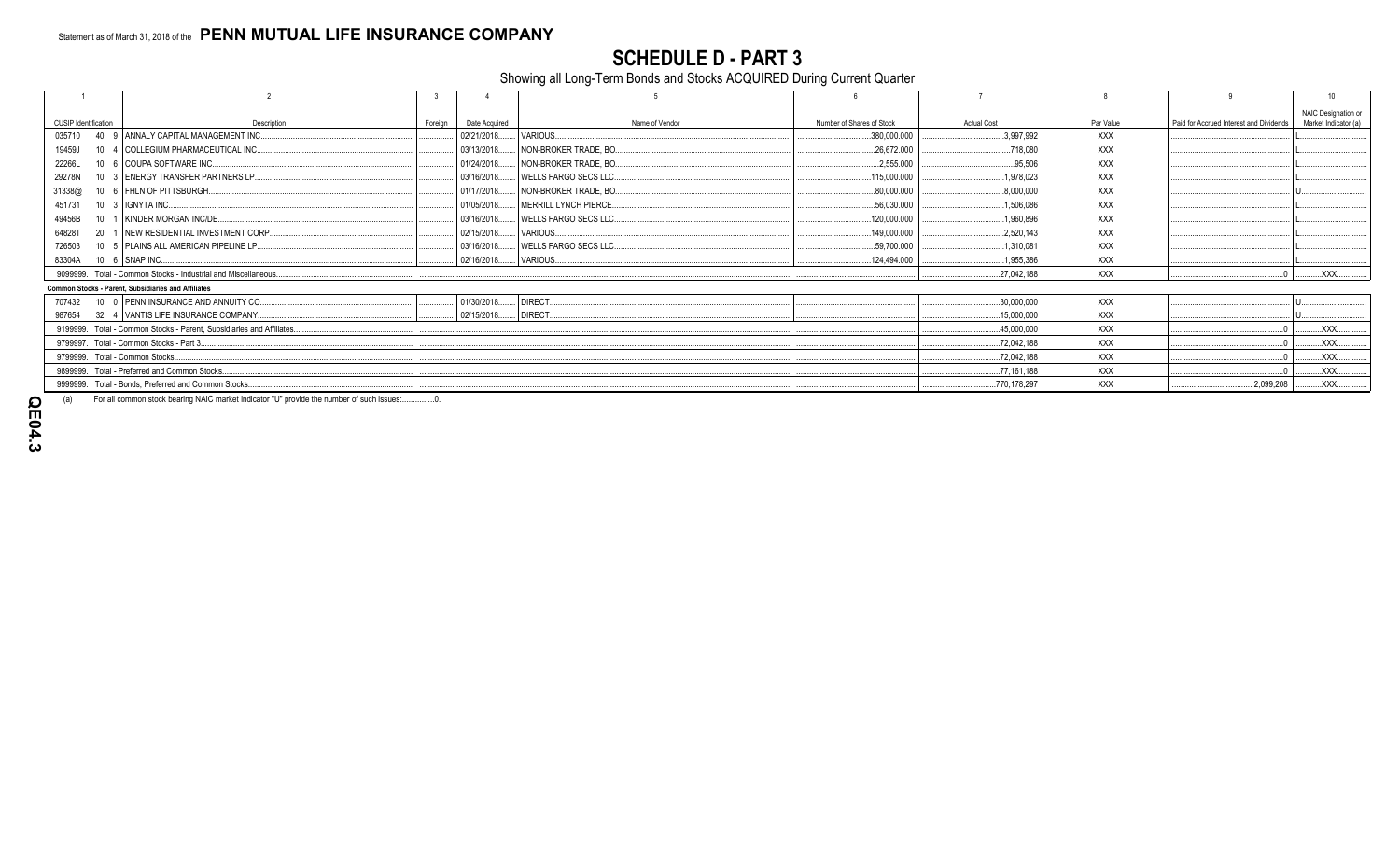Statement as of March 31, 2018 of the **PENN MUTUAL LIFE INSURANCE COMPANY**

# SCHEDULE D - PART 3

Showing all Long-Term Bonds and Stocks ACQUIRED During Current Quarter

| 1 | 2 | 3 | 4 | 5 | 6 | 7 | 8 | 9 | 10 |
|---|---|---|---|---|---|---|---|---|---|
| CUSIP Identification | Description | Foreign | Date Acquired | Name of Vendor | Number of Shares of Stock | Actual Cost | Par Value | Paid for Accrued Interest and Dividends | NAIC Designation or Market Indicator (a) |
| 035710 40 9 | ANNALY CAPITAL MANAGEMENT INC. | | 02/21/2018 | VARIOUS | 380,000.000 | 3,997,992 | XXX | | L |
| 19459J 10 4 | COLLEGIUM PHARMACEUTICAL INC. | | 03/13/2018 | NON-BROKER TRADE, BO. | 26,672.000 | 718,080 | XXX | | L |
| 22266L 10 6 | COUPA SOFTWARE INC. | | 01/24/2018 | NON-BROKER TRADE, BO. | 2,555.000 | 95,506 | XXX | | L |
| 29278N 10 3 | ENERGY TRANSFER PARTNERS LP | | 03/16/2018 | WELLS FARGO SECS LLC | 115,000.000 | 1,978,023 | XXX | | L |
| 31338@ 10 6 | FHLN OF PITTSBURGH | | 01/17/2018 | NON-BROKER TRADE, BO. | 80,000.000 | 8,000,000 | XXX | | U |
| 451731 10 3 | IGNYTA INC. | | 01/05/2018 | MERRILL LYNCH PIERCE | 56,030.000 | 1,506,086 | XXX | | L |
| 49456B 10 1 | KINDER MORGAN INC/DE. | | 03/16/2018 | WELLS FARGO SECS LLC | 120,000.000 | 1,960,896 | XXX | | L |
| 64828T 20 1 | NEW RESIDENTIAL INVESTMENT CORP. | | 02/15/2018 | VARIOUS | 149,000.000 | 2,520,143 | XXX | | L |
| 726503 10 5 | PLAINS ALL AMERICAN PIPELINE LP | | 03/16/2018 | WELLS FARGO SECS LLC | 59,700.000 | 1,310,081 | XXX | | L |
| 83304A 10 6 | SNAP INC. | | 02/16/2018 | VARIOUS | 124,494.000 | 1,955,386 | XXX | | L |
| 9099999. Total - Common Stocks - Industrial and Miscellaneous | | | | | | 27,042,188 | XXX | 0 | XXX |
| **Common Stocks - Parent, Subsidiaries and Affiliates** | | | | | | | | | |
| 707432 10 0 | PENN INSURANCE AND ANNUITY CO. | | 01/30/2018 | DIRECT | | 30,000,000 | XXX | | U |
| 987654 32 4 | VANTIS LIFE INSURANCE COMPANY | | 02/15/2018 | DIRECT | | 15,000,000 | XXX | | U |
| 9199999. Total - Common Stocks - Parent, Subsidiaries and Affiliates | | | | | | 45,000,000 | XXX | 0 | XXX |
| 9799997. Total - Common Stocks - Part 3 | | | | | | 72,042,188 | XXX | 0 | XXX |
| 9799999. Total - Common Stocks | | | | | | 72,042,188 | XXX | 0 | XXX |
| 9899999. Total - Preferred and Common Stocks | | | | | | 77,161,188 | XXX | 0 | XXX |
| 9999999. Total - Bonds, Preferred and Common Stocks | | | | | | 770,178,297 | XXX | 2,099,208 | XXX |

(a) For all common stock bearing NAIC market indicator "U" provide the number of such issues: 0.

QE04.3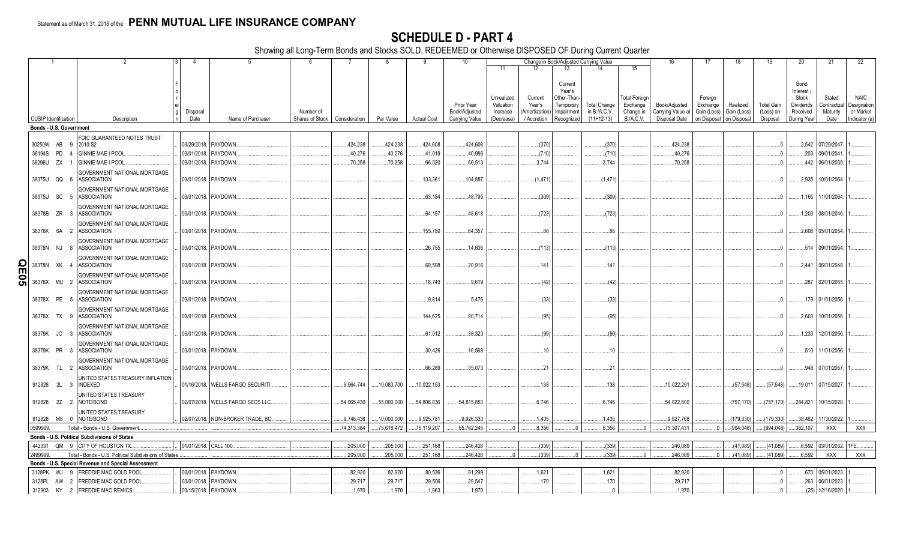Statement as of March 31, 2018 of the **PENN MUTUAL LIFE INSURANCE COMPANY**

# SCHEDULE D - PART 4

Showing all Long-Term Bonds and Stocks SOLD, REDEEMED or Otherwise DISPOSED OF During Current Quarter

| 1 | 2 | 3 | 4 | 5 | 6 | 7 | 8 | 9 | 10 | Change in Book/Adjusted Carrying Value | | | | | 16 | 17 | 18 | 19 | 20 | 21 | 22 |
|---|---|---|---|---|---|---|---|---|---|---|---|---|---|---|---|---|---|---|---|---|---|
| | | | | | | | | | | 11 | 12 | 13 | 14 | 15 | | | | | | | |
| CUSIP Identification | Description | Foreign | Disposal Date | Name of Purchaser | Number of Shares of Stock | Consideration | Par Value | Actual Cost | Prior Year Book/Adjusted Carrying Value | Unrealized Valuation Increase (Decrease) | Current Year's (Amortization) / Accretion | Current Year's Other-Than-Temporary Impairment Recognized | Total Change in B./A.C.V. (11+12-13) | Total Foreign Exchange Change in B./A.C.V. | Book/Adjusted Carrying Value at Disposal Date | Foreign Exchange Gain (Loss) on Disposal | Realized Gain (Loss) on Disposal | Total Gain (Loss) on Disposal | Bond Interest / Stock Dividends Received During Year | Stated Contractual Maturity Date | NAIC Designation or Market Indicator (a) |
| **Bonds - U.S. Government** | | | | | | | | | | | | | | | | | | | | | |
| 30250W AB 9 | FDIC GUARANTEED NOTES TRUST 2010-S2 | | 03/29/2018. | PAYDOWN. | | 424,238 | 424,238 | 424,608 | 424,608 | | (370) | | (370) | | 424,238 | | | 0 | 2,542 | 07/29/2047. | 1 |
| 36194S PD 4 | GINNIE MAE I POOL. | | 03/01/2018. | PAYDOWN. | | 40,276 | 40,276 | 41,019 | 40,986 | | (710) | | (710) | | 40,276 | | | 0 | 203 | 09/01/2041. | 1 |
| 36296U ZX 1 | GINNIE MAE I POOL. | | 03/01/2018. | PAYDOWN. | | 70,258 | 70,258 | 66,020 | 66,513 | | 3,744 | | 3,744 | | 70,258 | | | 0 | 442 | 06/01/2039. | 1 |
| 38375U QQ 6 | GOVERNMENT NATIONAL MORTGAGE ASSOCIATION | | 03/01/2018. | PAYDOWN. | | | | 133,361 | 104,887 | | (1,471) | | (1,471) | | | | | 0 | 2,935 | 10/01/2064. | 1 |
| 38375U SC 5 | GOVERNMENT NATIONAL MORTGAGE ASSOCIATION | | 03/01/2018. | PAYDOWN. | | | | 63,184 | 48,795 | | (309) | | (309) | | | | | 0 | 1,165 | 11/01/2064. | 1 |
| 38378B ZR 3 | GOVERNMENT NATIONAL MORTGAGE ASSOCIATION | | 03/01/2018. | PAYDOWN. | | | | 64,197 | 48,618 | | (723) | | (723) | | | | | 0 | 1,203 | 08/01/2046. | 1 |
| 38378K 6A 2 | GOVERNMENT NATIONAL MORTGAGE ASSOCIATION | | 03/01/2018. | PAYDOWN. | | | | 155,780 | 64,357 | | 86 | | 86 | | | | | 0 | 2,608 | 05/01/2054. | 1 |
| 38378N NJ 8 | GOVERNMENT NATIONAL MORTGAGE ASSOCIATION | | 03/01/2018. | PAYDOWN. | | | | 26,755 | 14,606 | | (113) | | (113) | | | | | 0 | 514 | 09/01/2054. | 1 |
| 38378N XK 4 | GOVERNMENT NATIONAL MORTGAGE ASSOCIATION | | 03/01/2018. | PAYDOWN. | | | | 60,598 | 20,916 | | 141 | | 141 | | | | | 0 | 2,441 | 06/01/2048. | 1 |
| 38378X MU 2 | GOVERNMENT NATIONAL MORTGAGE ASSOCIATION | | 03/01/2018. | PAYDOWN. | | | | 16,749 | 9,619 | | (42) | | (42) | | | | | 0 | 287 | 02/01/2055. | 1 |
| 38378X PE 5 | GOVERNMENT NATIONAL MORTGAGE ASSOCIATION | | 03/01/2018. | PAYDOWN. | | | | 9,814 | 5,476 | | (33) | | (33) | | | | | 0 | 179 | 01/01/2056. | 1 |
| 38378X TX 9 | GOVERNMENT NATIONAL MORTGAGE ASSOCIATION | | 03/01/2018. | PAYDOWN. | | | | 144,625 | 80,714 | | (95) | | (95) | | | | | 0 | 2,603 | 10/01/2056. | 1 |
| 38379K JC 3 | GOVERNMENT NATIONAL MORTGAGE ASSOCIATION | | 03/01/2018. | PAYDOWN. | | | | 61,012 | 38,323 | | (99) | | (99) | | | | | 0 | 1,233 | 12/01/2056. | 1 |
| 38379K PR 3 | GOVERNMENT NATIONAL MORTGAGE ASSOCIATION | | 03/01/2018. | PAYDOWN. | | | | 30,426 | 16,568 | | 10 | | 10 | | | | | 0 | 510 | 11/01/2056. | 1 |
| 38379K TL 2 | GOVERNMENT NATIONAL MORTGAGE ASSOCIATION | | 03/01/2018. | PAYDOWN. | | | | 66,289 | 35,073 | | 21 | | 21 | | | | | 0 | 948 | 07/01/2057. | 1 |
| 912828 2L 3 | UNITED STATES TREASURY INFLATION INDEXED | | 01/16/2018. | WELLS FARGO SECURITI. | | 9,964,744 | 10,083,700 | 10,022,153 | | | 138 | | 138 | | 10,022,291 | | (57,548) | (57,548) | 19,011 | 07/15/2027. | 1 |
| 912828 2Z 2 | UNITED STATES TREASURY NOTE/BOND | | 02/07/2018. | WELLS FARGO SECS LLC. | | 54,065,430 | 55,000,000 | 54,806,836 | 54,815,853 | | 6,746 | | 6,746 | | 54,822,600 | | (757,170) | (757,170) | 284,821 | 10/15/2020. | 1 |
| 912828 M8 0 | UNITED STATES TREASURY NOTE/BOND | | 02/07/2018. | NON-BROKER TRADE, BO. | | 9,748,438 | 10,000,000 | 9,925,781 | 9,926,333 | | 1,435 | | 1,435 | | 9,927,768 | | (179,330) | (179,330) | 38,462 | 11/30/2022. | 1 |
| 0599999. | Total - Bonds - U.S. Government. | | | | | 74,313,384 | 75,618,472 | 76,119,207 | 65,762,245 | 0 | 8,356 | 0 | 8,356 | 0 | 75,307,431 | 0 | (994,048) | (994,048) | 362,107 | XXX | XXX |
| **Bonds - U.S. Political Subdivisions of States** | | | | | | | | | | | | | | | | | | | | | |
| 442331 QM 9 | CITY OF HOUSTON TX. | | 01/01/2018. | CALL 100. | | 205,000 | 205,000 | 251,168 | 246,428 | | (339) | | (339) | | 246,089 | | (41,089) | (41,089) | 6,592 | 03/01/2032. | 1FE |
| 2499999. | Total - Bonds - U.S. Political Subdivisions of States. | | | | | 205,000 | 205,000 | 251,168 | 246,428 | 0 | (339) | 0 | (339) | 0 | 246,089 | 0 | (41,089) | (41,089) | 6,592 | XXX | XXX |
| **Bonds - U.S. Special Revenue and Special Assessment** | | | | | | | | | | | | | | | | | | | | | |
| 3128PK WJ 9 | FREDDIE MAC GOLD POOL. | | 03/01/2018. | PAYDOWN. | | 82,920 | 82,920 | 80,536 | 81,299 | | 1,621 | | 1,621 | | 82,920 | | | 0 | 670 | 05/01/2023. | 1 |
| 3128PL AW 2 | FREDDIE MAC GOLD POOL. | | 03/01/2018. | PAYDOWN. | | 29,717 | 29,717 | 29,506 | 29,547 | | 170 | | 170 | | 29,717 | | | 0 | 263 | 06/01/2023. | 1 |
| 312903 KY 2 | FREDDIE MAC REMICS. | | 03/15/2018. | PAYDOWN. | | 1,970 | 1,970 | 1,963 | 1,970 | | | | 0 | | 1,970 | | | 0 | (25) | 12/16/2020. | 1 |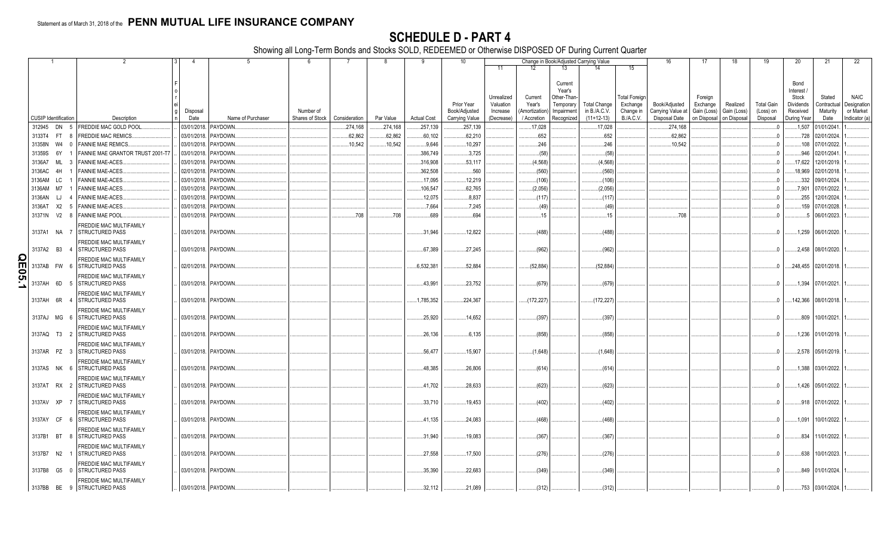Statement as of March 31, 2018 of the **PENN MUTUAL LIFE INSURANCE COMPANY**

# SCHEDULE D - PART 4

Showing all Long-Term Bonds and Stocks SOLD, REDEEMED or Otherwise DISPOSED OF During Current Quarter

| 1 | 2 | 3 | 4 | 5 | 6 | 7 | 8 | 9 | 10 | Change in Book/Adjusted Carrying Value | | | | | 16 | 17 | 18 | 19 | 20 | 21 | 22 |
|---|---|---|---|---|---|---|---|---|---|---|---|---|---|---|---|---|---|---|---|---|---|
| | | | | | | | | | | 11 | 12 | 13 | 14 | 15 | | | | | | | |
| CUSIP Identification | Description | Foreign | Disposal Date | Name of Purchaser | Number of Shares of Stock | Consideration | Par Value | Actual Cost | Prior Year Book/Adjusted Carrying Value | Unrealized Valuation Increase (Decrease) | Current Year's (Amortization) / Accretion | Current Year's Other-Than-Temporary Impairment Recognized | Total Change in B./A.C.V. (11+12-13) | Total Foreign Exchange Change in B./A.C.V. | Book/Adjusted Carrying Value at Disposal Date | Foreign Exchange Gain (Loss) on Disposal | Realized Gain (Loss) on Disposal | Total Gain (Loss) on Disposal | Bond Interest / Stock Dividends Received During Year | Stated Contractual Maturity Date | NAIC Designation or Market Indicator (a) |
| 312945 DN 5 | FREDDIE MAC GOLD POOL | | 03/01/2018 | PAYDOWN | | 274,168 | 274,168 | 257,139 | 257,139 | | 17,028 | | 17,028 | | 274,168 | | | 0 | 1,507 | 01/01/2041 | 1 |
| 3133T4 FT 8 | FREDDIE MAC REMICS | | 03/01/2018 | PAYDOWN | | 62,862 | 62,862 | 60,102 | 62,210 | | 652 | | 652 | | 62,862 | | | 0 | 728 | 02/01/2024 | 1 |
| 31358N W4 0 | FANNIE MAE REMICS | | 03/01/2018 | PAYDOWN | | 10,542 | 10,542 | 9,646 | 10,297 | | 246 | | 246 | | 10,542 | | | 0 | 108 | 07/01/2022 | 1 |
| 31359S 6Y 1 | FANNIE MAE GRANTOR TRUST 2001-T7 | | 03/01/2018 | PAYDOWN | | | | 386,749 | 3,725 | | (58) | | (58) | | | | | 0 | 946 | 02/01/2041 | 1 |
| 3136A7 ML 3 | FANNIE MAE-ACES | | 03/01/2018 | PAYDOWN | | | | 316,908 | 53,117 | | (4,568) | | (4,568) | | | | | 0 | 17,622 | 12/01/2019 | 1 |
| 3136AC 4H 1 | FANNIE MAE-ACES | | 02/01/2018 | PAYDOWN | | | | 362,508 | 560 | | (560) | | (560) | | | | | 0 | 18,969 | 02/01/2018 | 1 |
| 3136AM LC 1 | FANNIE MAE-ACES | | 03/01/2018 | PAYDOWN | | | | 17,095 | 12,219 | | (106) | | (106) | | | | | 0 | 332 | 09/01/2024 | 1 |
| 3136AM M7 1 | FANNIE MAE-ACES | | 03/01/2018 | PAYDOWN | | | | 106,547 | 62,765 | | (2,056) | | (2,056) | | | | | 0 | 7,901 | 07/01/2022 | 1 |
| 3136AN LJ 4 | FANNIE MAE-ACES | | 03/01/2018 | PAYDOWN | | | | 12,075 | 8,837 | | (117) | | (117) | | | | | 0 | 255 | 12/01/2024 | 1 |
| 3136AT X2 5 | FANNIE MAE-ACES | | 03/01/2018 | PAYDOWN | | | | 7,664 | 7,245 | | (49) | | (49) | | | | | 0 | 159 | 07/01/2028 | 1 |
| 31371N V2 8 | FANNIE MAE POOL | | 03/01/2018 | PAYDOWN | | 708 | 708 | 689 | 694 | | 15 | | 15 | | 708 | | | 0 | 5 | 06/01/2023 | 1 |
| 3137A1 NA 7 | FREDDIE MAC MULTIFAMILY STRUCTURED PASS | | 03/01/2018 | PAYDOWN | | | | 31,946 | 12,822 | | (488) | | (488) | | | | | 0 | 1,259 | 06/01/2020 | 1 |
| 3137A2 B3 4 | FREDDIE MAC MULTIFAMILY STRUCTURED PASS | | 03/01/2018 | PAYDOWN | | | | 67,389 | 27,245 | | (962) | | (962) | | | | | 0 | 2,458 | 08/01/2020 | 1 |
| 3137AB FW 6 | FREDDIE MAC MULTIFAMILY STRUCTURED PASS | | 02/01/2018 | PAYDOWN | | | | 6,532,381 | 52,884 | | (52,884) | | (52,884) | | | | | 0 | 248,455 | 02/01/2018 | 1 |
| 3137AH 6D 5 | FREDDIE MAC MULTIFAMILY STRUCTURED PASS | | 03/01/2018 | PAYDOWN | | | | 43,991 | 23,752 | | (679) | | (679) | | | | | 0 | 1,394 | 07/01/2021 | 1 |
| 3137AH 6R 4 | FREDDIE MAC MULTIFAMILY STRUCTURED PASS | | 03/01/2018 | PAYDOWN | | | | 1,785,352 | 224,367 | | (172,227) | | (172,227) | | | | | 0 | 142,366 | 08/01/2018 | 1 |
| 3137AJ MG 6 | FREDDIE MAC MULTIFAMILY STRUCTURED PASS | | 03/01/2018 | PAYDOWN | | | | 25,920 | 14,652 | | (397) | | (397) | | | | | 0 | 809 | 10/01/2021 | 1 |
| 3137AQ T3 2 | FREDDIE MAC MULTIFAMILY STRUCTURED PASS | | 03/01/2018 | PAYDOWN | | | | 26,136 | 6,135 | | (858) | | (858) | | | | | 0 | 1,236 | 01/01/2019 | 1 |
| 3137AR PZ 3 | FREDDIE MAC MULTIFAMILY STRUCTURED PASS | | 03/01/2018 | PAYDOWN | | | | 56,477 | 15,907 | | (1,648) | | (1,648) | | | | | 0 | 2,578 | 05/01/2019 | 1 |
| 3137AS NK 6 | FREDDIE MAC MULTIFAMILY STRUCTURED PASS | | 03/01/2018 | PAYDOWN | | | | 48,385 | 26,806 | | (614) | | (614) | | | | | 0 | 1,388 | 03/01/2022 | 1 |
| 3137AT RX 2 | FREDDIE MAC MULTIFAMILY STRUCTURED PASS | | 03/01/2018 | PAYDOWN | | | | 41,702 | 28,633 | | (623) | | (623) | | | | | 0 | 1,426 | 05/01/2022 | 1 |
| 3137AV XP 7 | FREDDIE MAC MULTIFAMILY STRUCTURED PASS | | 03/01/2018 | PAYDOWN | | | | 33,710 | 19,453 | | (402) | | (402) | | | | | 0 | 918 | 07/01/2022 | 1 |
| 3137AY CF 6 | FREDDIE MAC MULTIFAMILY STRUCTURED PASS | | 03/01/2018 | PAYDOWN | | | | 41,135 | 24,083 | | (468) | | (468) | | | | | 0 | 1,091 | 10/01/2022 | 1 |
| 3137B1 BT 8 | FREDDIE MAC MULTIFAMILY STRUCTURED PASS | | 03/01/2018 | PAYDOWN | | | | 31,940 | 19,083 | | (367) | | (367) | | | | | 0 | 834 | 11/01/2022 | 1 |
| 3137B7 N2 1 | FREDDIE MAC MULTIFAMILY STRUCTURED PASS | | 03/01/2018 | PAYDOWN | | | | 27,558 | 17,500 | | (276) | | (276) | | | | | 0 | 638 | 10/01/2023 | 1 |
| 3137B8 G5 0 | FREDDIE MAC MULTIFAMILY STRUCTURED PASS | | 03/01/2018 | PAYDOWN | | | | 35,390 | 22,683 | | (349) | | (349) | | | | | 0 | 849 | 01/01/2024 | 1 |
| 3137BB BE 9 | FREDDIE MAC MULTIFAMILY STRUCTURED PASS | | 03/01/2018 | PAYDOWN | | | | 32,112 | 21,089 | | (312) | | (312) | | | | | 0 | 753 | 03/01/2024 | 1 |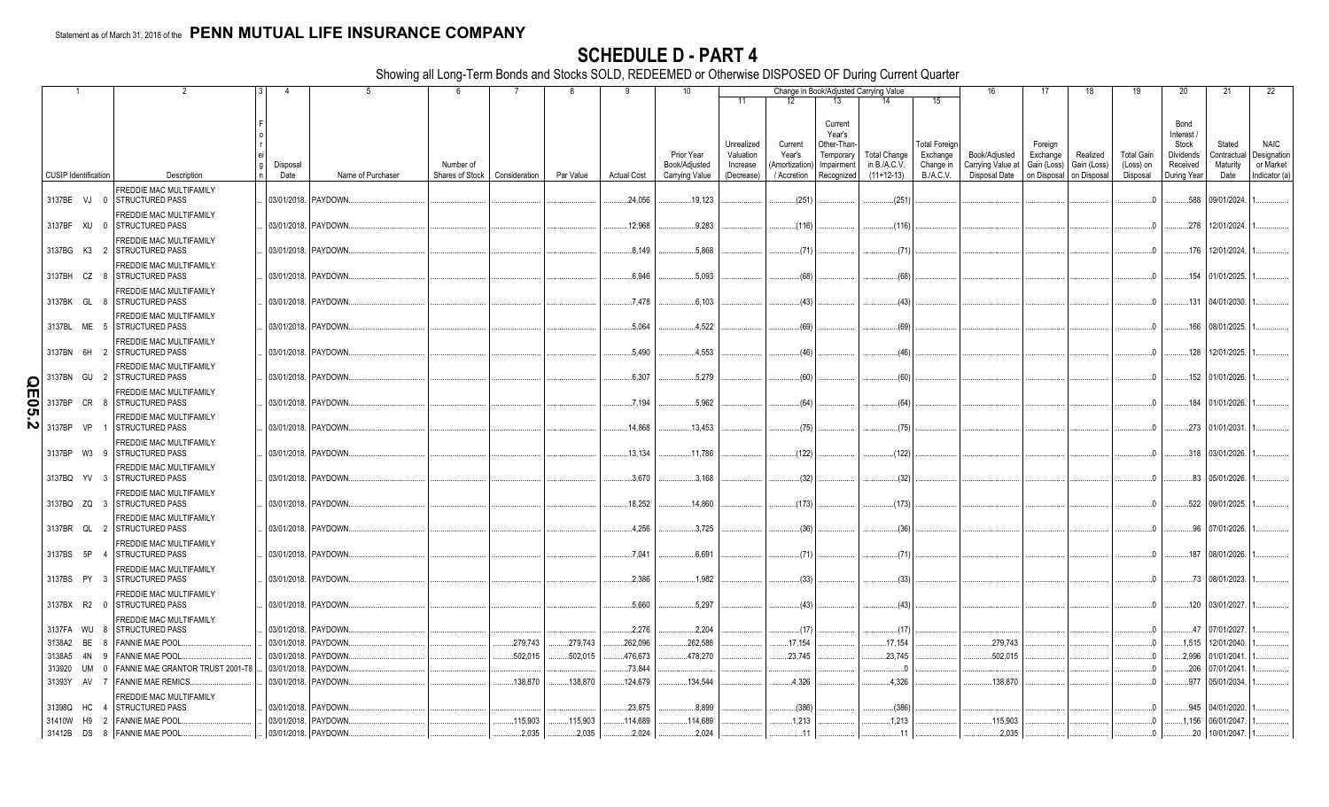Statement as of March 31, 2018 of the **PENN MUTUAL LIFE INSURANCE COMPANY**

# SCHEDULE D - PART 4

Showing all Long-Term Bonds and Stocks SOLD, REDEEMED or Otherwise DISPOSED OF During Current Quarter

| 1 CUSIP Identification | 2 Description | 3 Foreign | 4 Disposal Date | 5 Name of Purchaser | 6 Number of Shares of Stock | 7 Consideration | 8 Par Value | 9 Actual Cost | 10 Prior Year Book/Adjusted Carrying Value | 11 Unrealized Valuation Increase (Decrease) | 12 Current Year's (Amortization) / Accretion | 13 Current Year's Other-Than-Temporary Impairment Recognized | 14 Total Change in B./A.C.V. (11+12-13) | 15 Total Foreign Exchange Change in B./A.C.V. | 16 Book/Adjusted Carrying Value at Disposal Date | 17 Foreign Exchange Gain (Loss) on Disposal | 18 Realized Gain (Loss) on Disposal | 19 Total Gain (Loss) on Disposal | 20 Bond Interest / Stock Dividends Received During Year | 21 Stated Contractual Maturity Date | 22 NAIC Designation or Market Indicator (a) |
|---|---|---|---|---|---|---|---|---|---|---|---|---|---|---|---|---|---|---|---|---|---|
| 3137BE VJ 0 | FREDDIE MAC MULTIFAMILY STRUCTURED PASS | | 03/01/2018. | PAYDOWN. | | | | 24,056 | 19,123 | | (251) | | (251) | | | | | 0 | 588 | 09/01/2024. | 1. |
| 3137BF XU 0 | FREDDIE MAC MULTIFAMILY STRUCTURED PASS | | 03/01/2018. | PAYDOWN. | | | | 12,968 | 9,283 | | (116) | | (116) | | | | | 0 | 278 | 12/01/2024. | 1. |
| 3137BG K3 2 | FREDDIE MAC MULTIFAMILY STRUCTURED PASS | | 03/01/2018. | PAYDOWN. | | | | 8,149 | 5,868 | | (71) | | (71) | | | | | 0 | 176 | 12/01/2024. | 1. |
| 3137BH CZ 8 | FREDDIE MAC MULTIFAMILY STRUCTURED PASS | | 03/01/2018. | PAYDOWN. | | | | 6,946 | 5,093 | | (68) | | (68) | | | | | 0 | 154 | 01/01/2025. | 1. |
| 3137BK GL 8 | FREDDIE MAC MULTIFAMILY STRUCTURED PASS | | 03/01/2018. | PAYDOWN. | | | | 7,478 | 6,103 | | (43) | | (43) | | | | | 0 | 131 | 04/01/2030. | 1. |
| 3137BL ME 5 | FREDDIE MAC MULTIFAMILY STRUCTURED PASS | | 03/01/2018. | PAYDOWN. | | | | 5,064 | 4,522 | | (69) | | (69) | | | | | 0 | 166 | 08/01/2025. | 1. |
| 3137BN 6H 2 | FREDDIE MAC MULTIFAMILY STRUCTURED PASS | | 03/01/2018. | PAYDOWN. | | | | 5,490 | 4,553 | | (46) | | (46) | | | | | 0 | 128 | 12/01/2025. | 1. |
| 3137BN GU 2 | FREDDIE MAC MULTIFAMILY STRUCTURED PASS | | 03/01/2018. | PAYDOWN. | | | | 6,307 | 5,279 | | (60) | | (60) | | | | | 0 | 152 | 01/01/2026. | 1. |
| 3137BP CR 8 | FREDDIE MAC MULTIFAMILY STRUCTURED PASS | | 03/01/2018. | PAYDOWN. | | | | 7,194 | 5,962 | | (64) | | (64) | | | | | 0 | 184 | 01/01/2026. | 1. |
| 3137BP VP 1 | FREDDIE MAC MULTIFAMILY STRUCTURED PASS | | 03/01/2018. | PAYDOWN. | | | | 14,868 | 13,453 | | (75) | | (75) | | | | | 0 | 273 | 01/01/2031. | 1. |
| 3137BP W3 9 | FREDDIE MAC MULTIFAMILY STRUCTURED PASS | | 03/01/2018. | PAYDOWN. | | | | 13,134 | 11,786 | | (122) | | (122) | | | | | 0 | 318 | 03/01/2026. | 1. |
| 3137BQ YV 3 | FREDDIE MAC MULTIFAMILY STRUCTURED PASS | | 03/01/2018. | PAYDOWN. | | | | 3,670 | 3,168 | | (32) | | (32) | | | | | 0 | 83 | 05/01/2026. | 1. |
| 3137BQ ZQ 3 | FREDDIE MAC MULTIFAMILY STRUCTURED PASS | | 03/01/2018. | PAYDOWN. | | | | 18,252 | 14,860 | | (173) | | (173) | | | | | 0 | 522 | 09/01/2025. | 1. |
| 3137BR QL 2 | FREDDIE MAC MULTIFAMILY STRUCTURED PASS | | 03/01/2018. | PAYDOWN. | | | | 4,256 | 3,725 | | (36) | | (36) | | | | | 0 | 96 | 07/01/2026. | 1. |
| 3137BS 5P 4 | FREDDIE MAC MULTIFAMILY STRUCTURED PASS | | 03/01/2018. | PAYDOWN. | | | | 7,041 | 6,691 | | (71) | | (71) | | | | | 0 | 187 | 08/01/2026. | 1. |
| 3137BS PY 3 | FREDDIE MAC MULTIFAMILY STRUCTURED PASS | | 03/01/2018. | PAYDOWN. | | | | 2,386 | 1,982 | | (33) | | (33) | | | | | 0 | 73 | 08/01/2023. | 1. |
| 3137BX R2 0 | FREDDIE MAC MULTIFAMILY STRUCTURED PASS | | 03/01/2018. | PAYDOWN. | | | | 5,660 | 5,297 | | (43) | | (43) | | | | | 0 | 120 | 03/01/2027. | 1. |
| 3137FA WU 8 | FREDDIE MAC MULTIFAMILY STRUCTURED PASS | | 03/01/2018. | PAYDOWN. | | | | 2,276 | 2,204 | | (17) | | (17) | | | | | 0 | 47 | 07/01/2027. | 1. |
| 3138A2 BE 8 | FANNIE MAE POOL. | | 03/01/2018. | PAYDOWN. | | 279,743 | 279,743 | 262,096 | 262,588 | | 17,154 | | 17,154 | | 279,743 | | | 0 | 1,515 | 12/01/2040. | 1. |
| 3138A5 4N 9 | FANNIE MAE POOL. | | 03/01/2018. | PAYDOWN. | | 502,015 | 502,015 | 476,673 | 478,270 | | 23,745 | | 23,745 | | 502,015 | | | 0 | 2,996 | 01/01/2041. | 1. |
| 313920 UM 0 | FANNIE MAE GRANTOR TRUST 2001-T8 | | 03/01/2018. | PAYDOWN. | | | | 73,844 | | | | | 0 | | | | | 0 | 206 | 07/01/2041. | 1. |
| 31393Y AV 7 | FANNIE MAE REMICS. | | 03/01/2018. | PAYDOWN. | | 138,870 | 138,870 | 124,679 | 134,544 | | 4,326 | | 4,326 | | 138,870 | | | 0 | 977 | 05/01/2034. | 1. |
| 31398Q HC 4 | FREDDIE MAC MULTIFAMILY STRUCTURED PASS | | 03/01/2018. | PAYDOWN. | | | | 23,875 | 8,899 | | (386) | | (386) | | | | | 0 | 945 | 04/01/2020. | 1. |
| 31410W H9 2 | FANNIE MAE POOL. | | 03/01/2018. | PAYDOWN. | | 115,903 | 115,903 | 114,689 | 114,689 | | 1,213 | | 1,213 | | 115,903 | | | 0 | 1,156 | 06/01/2047. | 1. |
| 31412B DS 8 | FANNIE MAE POOL. | | 03/01/2018. | PAYDOWN. | | 2,035 | 2,035 | 2,024 | 2,024 | | 11 | | 11 | | 2,035 | | | 0 | 20 | 10/01/2047. | 1. |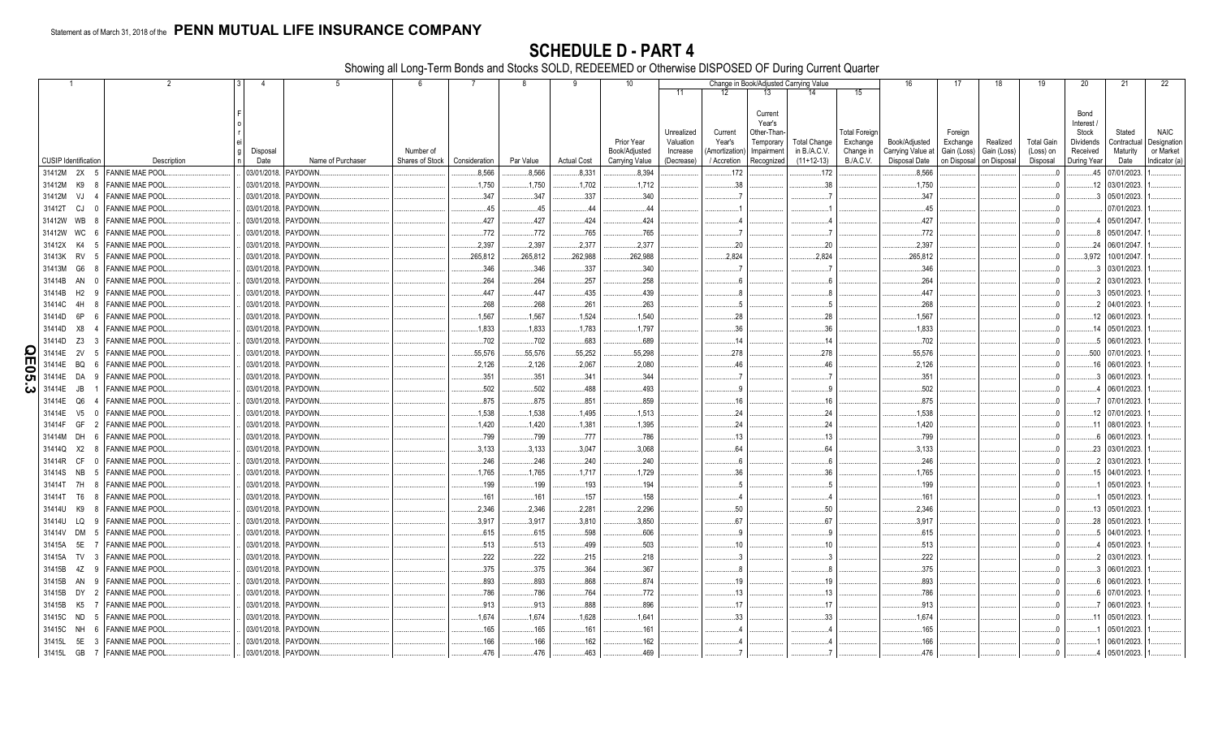Statement as of March 31, 2018 of the **PENN MUTUAL LIFE INSURANCE COMPANY**

# SCHEDULE D - PART 4

Showing all Long-Term Bonds and Stocks SOLD, REDEEMED or Otherwise DISPOSED OF During Current Quarter

| 1 | 2 | 3 | 4 | 5 | 6 | 7 | 8 | 9 | 10 | 11 | 12 | 13 | 14 | 15 | 16 | 17 | 18 | 19 | 20 | 21 | 22 |
|---|---|---|---|---|---|---|---|---|---|---|---|---|---|---|---|---|---|---|---|---|---|
| | | | | | | | | | | Change in Book/Adjusted Carrying Value | | | | | | | | | | | |
| CUSIP Identification | Description | Foreign | Disposal Date | Name of Purchaser | Number of Shares of Stock | Consideration | Par Value | Actual Cost | Prior Year Book/Adjusted Carrying Value | Unrealized Valuation Increase (Decrease) | Current Year's (Amortization) / Accretion | Current Year's Other-Than-Temporary Impairment Recognized | Total Change in B./A.C.V. (11+12-13) | Total Foreign Exchange Change in B./A.C.V. | Book/Adjusted Carrying Value at Disposal Date | Foreign Exchange Gain (Loss) on Disposal | Realized Gain (Loss) on Disposal | Total Gain (Loss) on Disposal | Bond Interest / Stock Dividends Received During Year | Stated Contractual Maturity Date | NAIC Designation or Market Indicator (a) |
| 31412M 2X 5 | FANNIE MAE POOL | | 03/01/2018 | PAYDOWN | | 8,566 | 8,566 | 8,331 | 8,394 | | 172 | | 172 | | 8,566 | | | 0 | 45 | 07/01/2023 | 1 |
| 31412M K9 8 | FANNIE MAE POOL | | 03/01/2018 | PAYDOWN | | 1,750 | 1,750 | 1,702 | 1,712 | | 38 | | 38 | | 1,750 | | | 0 | 12 | 03/01/2023 | 1 |
| 31412M VJ 4 | FANNIE MAE POOL | | 03/01/2018 | PAYDOWN | | 347 | 347 | 337 | 340 | | 7 | | 7 | | 347 | | | 0 | 3 | 05/01/2023 | 1 |
| 31412T CJ 0 | FANNIE MAE POOL | | 03/01/2018 | PAYDOWN | | 45 | 45 | 44 | 44 | | 1 | | 1 | | 45 | | | 0 | | 07/01/2023 | 1 |
| 31412W WB 8 | FANNIE MAE POOL | | 03/01/2018 | PAYDOWN | | 427 | 427 | 424 | 424 | | 4 | | 4 | | 427 | | | 0 | 4 | 05/01/2047 | 1 |
| 31412W WC 6 | FANNIE MAE POOL | | 03/01/2018 | PAYDOWN | | 772 | 772 | 765 | 765 | | 7 | | 7 | | 772 | | | 0 | 8 | 05/01/2047 | 1 |
| 31412X K4 5 | FANNIE MAE POOL | | 03/01/2018 | PAYDOWN | | 2,397 | 2,397 | 2,377 | 2,377 | | 20 | | 20 | | 2,397 | | | 0 | 24 | 06/01/2047 | 1 |
| 31413K RV 5 | FANNIE MAE POOL | | 03/01/2018 | PAYDOWN | | 265,812 | 265,812 | 262,988 | 262,988 | | 2,824 | | 2,824 | | 265,812 | | | 0 | 3,972 | 10/01/2047 | 1 |
| 31413M G6 8 | FANNIE MAE POOL | | 03/01/2018 | PAYDOWN | | 346 | 346 | 337 | 340 | | 7 | | 7 | | 346 | | | 0 | 3 | 03/01/2023 | 1 |
| 31414B AN 0 | FANNIE MAE POOL | | 03/01/2018 | PAYDOWN | | 264 | 264 | 257 | 258 | | 6 | | 6 | | 264 | | | 0 | 2 | 03/01/2023 | 1 |
| 31414B H2 9 | FANNIE MAE POOL | | 03/01/2018 | PAYDOWN | | 447 | 447 | 435 | 439 | | 8 | | 8 | | 447 | | | 0 | 3 | 05/01/2023 | 1 |
| 31414C 4H 8 | FANNIE MAE POOL | | 03/01/2018 | PAYDOWN | | 268 | 268 | 261 | 263 | | 5 | | 5 | | 268 | | | 0 | 2 | 04/01/2023 | 1 |
| 31414D 6P 6 | FANNIE MAE POOL | | 03/01/2018 | PAYDOWN | | 1,567 | 1,567 | 1,524 | 1,540 | | 28 | | 28 | | 1,567 | | | 0 | 12 | 06/01/2023 | 1 |
| 31414D X8 4 | FANNIE MAE POOL | | 03/01/2018 | PAYDOWN | | 1,833 | 1,833 | 1,783 | 1,797 | | 36 | | 36 | | 1,833 | | | 0 | 14 | 05/01/2023 | 1 |
| 31414D Z3 3 | FANNIE MAE POOL | | 03/01/2018 | PAYDOWN | | 702 | 702 | 683 | 689 | | 14 | | 14 | | 702 | | | 0 | 5 | 06/01/2023 | 1 |
| 31414E 2V 5 | FANNIE MAE POOL | | 03/01/2018 | PAYDOWN | | 55,576 | 55,576 | 55,252 | 55,298 | | 278 | | 278 | | 55,576 | | | 0 | 500 | 07/01/2023 | 1 |
| 31414E BQ 6 | FANNIE MAE POOL | | 03/01/2018 | PAYDOWN | | 2,126 | 2,126 | 2,067 | 2,080 | | 46 | | 46 | | 2,126 | | | 0 | 16 | 06/01/2023 | 1 |
| 31414E DA 9 | FANNIE MAE POOL | | 03/01/2018 | PAYDOWN | | 351 | 351 | 341 | 344 | | 7 | | 7 | | 351 | | | 0 | 3 | 06/01/2023 | 1 |
| 31414E JB 1 | FANNIE MAE POOL | | 03/01/2018 | PAYDOWN | | 502 | 502 | 488 | 493 | | 9 | | 9 | | 502 | | | 0 | 4 | 06/01/2023 | 1 |
| 31414E Q6 4 | FANNIE MAE POOL | | 03/01/2018 | PAYDOWN | | 875 | 875 | 851 | 859 | | 16 | | 16 | | 875 | | | 0 | 7 | 07/01/2023 | 1 |
| 31414E V5 0 | FANNIE MAE POOL | | 03/01/2018 | PAYDOWN | | 1,538 | 1,538 | 1,495 | 1,513 | | 24 | | 24 | | 1,538 | | | 0 | 12 | 07/01/2023 | 1 |
| 31414F GF 2 | FANNIE MAE POOL | | 03/01/2018 | PAYDOWN | | 1,420 | 1,420 | 1,381 | 1,395 | | 24 | | 24 | | 1,420 | | | 0 | 11 | 08/01/2023 | 1 |
| 31414M DH 6 | FANNIE MAE POOL | | 03/01/2018 | PAYDOWN | | 799 | 799 | 777 | 786 | | 13 | | 13 | | 799 | | | 0 | 6 | 06/01/2023 | 1 |
| 31414Q X2 8 | FANNIE MAE POOL | | 03/01/2018 | PAYDOWN | | 3,133 | 3,133 | 3,047 | 3,068 | | 64 | | 64 | | 3,133 | | | 0 | 23 | 03/01/2023 | 1 |
| 31414R CF 0 | FANNIE MAE POOL | | 03/01/2018 | PAYDOWN | | 246 | 246 | 240 | 240 | | 6 | | 6 | | 246 | | | 0 | 2 | 03/01/2023 | 1 |
| 31414S NB 5 | FANNIE MAE POOL | | 03/01/2018 | PAYDOWN | | 1,765 | 1,765 | 1,717 | 1,729 | | 36 | | 36 | | 1,765 | | | 0 | 15 | 04/01/2023 | 1 |
| 31414T 7H 8 | FANNIE MAE POOL | | 03/01/2018 | PAYDOWN | | 199 | 199 | 193 | 194 | | 5 | | 5 | | 199 | | | 0 | 1 | 05/01/2023 | 1 |
| 31414T T6 8 | FANNIE MAE POOL | | 03/01/2018 | PAYDOWN | | 161 | 161 | 157 | 158 | | 4 | | 4 | | 161 | | | 0 | 1 | 05/01/2023 | 1 |
| 31414U K9 8 | FANNIE MAE POOL | | 03/01/2018 | PAYDOWN | | 2,346 | 2,346 | 2,281 | 2,296 | | 50 | | 50 | | 2,346 | | | 0 | 13 | 05/01/2023 | 1 |
| 31414U LQ 9 | FANNIE MAE POOL | | 03/01/2018 | PAYDOWN | | 3,917 | 3,917 | 3,810 | 3,850 | | 67 | | 67 | | 3,917 | | | 0 | 28 | 05/01/2023 | 1 |
| 31414V DM 5 | FANNIE MAE POOL | | 03/01/2018 | PAYDOWN | | 615 | 615 | 598 | 606 | | 9 | | 9 | | 615 | | | 0 | 5 | 04/01/2023 | 1 |
| 31415A 5E 7 | FANNIE MAE POOL | | 03/01/2018 | PAYDOWN | | 513 | 513 | 499 | 503 | | 10 | | 10 | | 513 | | | 0 | 4 | 05/01/2023 | 1 |
| 31415A TV 3 | FANNIE MAE POOL | | 03/01/2018 | PAYDOWN | | 222 | 222 | 215 | 218 | | 3 | | 3 | | 222 | | | 0 | 2 | 03/01/2023 | 1 |
| 31415B 4Z 9 | FANNIE MAE POOL | | 03/01/2018 | PAYDOWN | | 375 | 375 | 364 | 367 | | 8 | | 8 | | 375 | | | 0 | 3 | 06/01/2023 | 1 |
| 31415B AN 9 | FANNIE MAE POOL | | 03/01/2018 | PAYDOWN | | 893 | 893 | 868 | 874 | | 19 | | 19 | | 893 | | | 0 | 6 | 06/01/2023 | 1 |
| 31415B DY 2 | FANNIE MAE POOL | | 03/01/2018 | PAYDOWN | | 786 | 786 | 764 | 772 | | 13 | | 13 | | 786 | | | 0 | 6 | 07/01/2023 | 1 |
| 31415B K5 7 | FANNIE MAE POOL | | 03/01/2018 | PAYDOWN | | 913 | 913 | 888 | 896 | | 17 | | 17 | | 913 | | | 0 | 7 | 06/01/2023 | 1 |
| 31415C ND 5 | FANNIE MAE POOL | | 03/01/2018 | PAYDOWN | | 1,674 | 1,674 | 1,628 | 1,641 | | 33 | | 33 | | 1,674 | | | 0 | 11 | 05/01/2023 | 1 |
| 31415C NH 6 | FANNIE MAE POOL | | 03/01/2018 | PAYDOWN | | 165 | 165 | 161 | 161 | | 4 | | 4 | | 165 | | | 0 | 1 | 05/01/2023 | 1 |
| 31415L 5E 3 | FANNIE MAE POOL | | 03/01/2018 | PAYDOWN | | 166 | 166 | 162 | 162 | | 4 | | 4 | | 166 | | | 0 | 1 | 06/01/2023 | 1 |
| 31415L GB 7 | FANNIE MAE POOL | | 03/01/2018 | PAYDOWN | | 476 | 476 | 463 | 469 | | 7 | | 7 | | 476 | | | 0 | 4 | 05/01/2023 | 1 |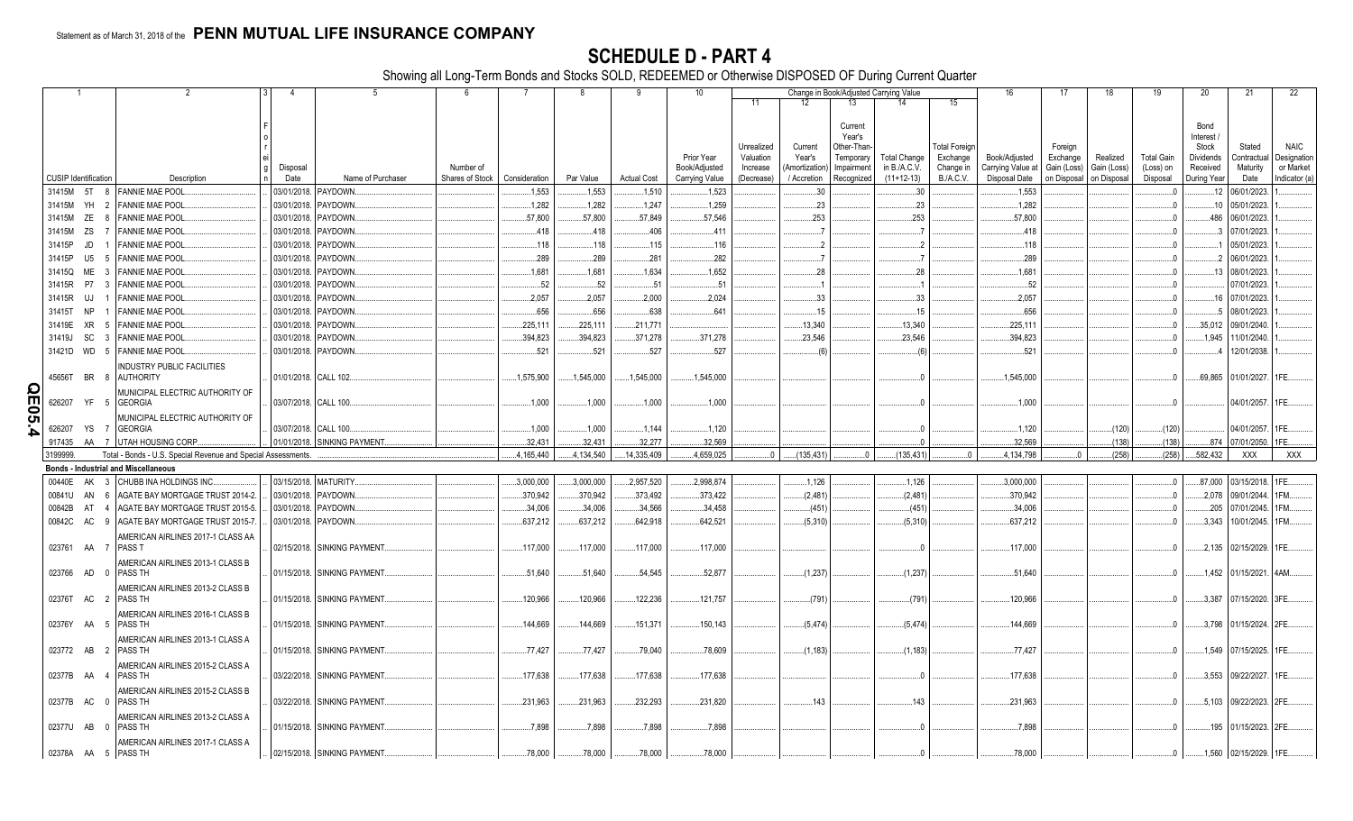Statement as of March 31, 2018 of the **PENN MUTUAL LIFE INSURANCE COMPANY**

# SCHEDULE D - PART 4

Showing all Long-Term Bonds and Stocks SOLD, REDEEMED or Otherwise DISPOSED OF During Current Quarter

| 1 | 2 | 3 | 4 | 5 | 6 | 7 | 8 | 9 | 10 | 11 | 12 | 13 | 14 | 15 | 16 | 17 | 18 | 19 | 20 | 21 | 22 |
|---|---|---|---|---|---|---|---|---|---|---|---|---|---|---|---|---|---|---|---|---|---|
| | | | | | | | | | | Change in Book/Adjusted Carrying Value | | | | | | | | | | | |
| CUSIP Identification | Description | Foreign | Disposal Date | Name of Purchaser | Number of Shares of Stock | Consideration | Par Value | Actual Cost | Prior Year Book/Adjusted Carrying Value | Unrealized Valuation Increase (Decrease) | Current Year's (Amortization) / Accretion | Current Year's Other-Than-Temporary Impairment Recognized | Total Change in B./A.C.V. (11+12-13) | Total Foreign Exchange Change in B./A.C.V. | Book/Adjusted Carrying Value at Disposal Date | Foreign Exchange Gain (Loss) on Disposal | Realized Gain (Loss) on Disposal | Total Gain (Loss) on Disposal | Bond Interest / Stock Dividends Received During Year | Stated Contractual Maturity Date | NAIC Designation or Market Indicator (a) |
| 31415M 5T 8 | FANNIE MAE POOL | | 03/01/2018 | PAYDOWN | | 1,553 | 1,553 | 1,510 | 1,523 | | 30 | | 30 | | 1,553 | | | 0 | 12 | 06/01/2023 | 1 |
| 31415M YH 2 | FANNIE MAE POOL | | 03/01/2018 | PAYDOWN | | 1,282 | 1,282 | 1,247 | 1,259 | | 23 | | 23 | | 1,282 | | | 0 | 10 | 05/01/2023 | 1 |
| 31415M ZE 8 | FANNIE MAE POOL | | 03/01/2018 | PAYDOWN | | 57,800 | 57,800 | 57,849 | 57,546 | | 253 | | 253 | | 57,800 | | | 0 | 486 | 06/01/2023 | 1 |
| 31415M ZS 7 | FANNIE MAE POOL | | 03/01/2018 | PAYDOWN | | 418 | 418 | 406 | 411 | | 7 | | 7 | | 418 | | | 0 | 3 | 07/01/2023 | 1 |
| 31415P JD 1 | FANNIE MAE POOL | | 03/01/2018 | PAYDOWN | | 118 | 118 | 115 | 116 | | 2 | | 2 | | 118 | | | 0 | 1 | 05/01/2023 | 1 |
| 31415P U5 5 | FANNIE MAE POOL | | 03/01/2018 | PAYDOWN | | 289 | 289 | 281 | 282 | | 7 | | 7 | | 289 | | | 0 | 2 | 06/01/2023 | 1 |
| 31415Q ME 3 | FANNIE MAE POOL | | 03/01/2018 | PAYDOWN | | 1,681 | 1,681 | 1,634 | 1,652 | | 28 | | 28 | | 1,681 | | | 0 | 13 | 08/01/2023 | 1 |
| 31415R P7 3 | FANNIE MAE POOL | | 03/01/2018 | PAYDOWN | | 52 | 52 | 51 | 51 | | 1 | | 1 | | 52 | | | 0 | | 07/01/2023 | 1 |
| 31415R UJ 1 | FANNIE MAE POOL | | 03/01/2018 | PAYDOWN | | 2,057 | 2,057 | 2,000 | 2,024 | | 33 | | 33 | | 2,057 | | | 0 | 16 | 07/01/2023 | 1 |
| 31415T NP 1 | FANNIE MAE POOL | | 03/01/2018 | PAYDOWN | | 656 | 656 | 638 | 641 | | 15 | | 15 | | 656 | | | 0 | 5 | 08/01/2023 | 1 |
| 31419E XR 5 | FANNIE MAE POOL | | 03/01/2018 | PAYDOWN | | 225,111 | 225,111 | 211,771 | | | 13,340 | | 13,340 | | 225,111 | | | 0 | 35,012 | 09/01/2040 | 1 |
| 31419J SC 3 | FANNIE MAE POOL | | 03/01/2018 | PAYDOWN | | 394,823 | 394,823 | 371,278 | 371,278 | | 23,546 | | 23,546 | | 394,823 | | | 0 | 1,945 | 11/01/2040 | 1 |
| 31421D WD 5 | FANNIE MAE POOL | | 03/01/2018 | PAYDOWN | | 521 | 521 | 527 | 527 | | (6) | | (6) | | 521 | | | 0 | 4 | 12/01/2038 | 1 |
| 45656T BR 8 | INDUSTRY PUBLIC FACILITIES AUTHORITY | | 01/01/2018 | CALL 102 | | 1,575,900 | 1,545,000 | 1,545,000 | 1,545,000 | | | | 0 | | 1,545,000 | | | 0 | 69,865 | 01/01/2027 | 1FE |
| 626207 YF 5 | MUNICIPAL ELECTRIC AUTHORITY OF GEORGIA | | 03/07/2018 | CALL 100 | | 1,000 | 1,000 | 1,000 | 1,000 | | | | 0 | | 1,000 | | | 0 | | 04/01/2057 | 1FE |
| 626207 YS 7 | MUNICIPAL ELECTRIC AUTHORITY OF GEORGIA | | 03/07/2018 | CALL 100 | | 1,000 | 1,000 | 1,144 | 1,120 | | | | 0 | | 1,120 | | (120) | (120) | | 04/01/2057 | 1FE |
| 917435 AA 7 | UTAH HOUSING CORP | | 01/01/2018 | SINKING PAYMENT | | 32,431 | 32,431 | 32,277 | 32,569 | | | | 0 | | 32,569 | | (138) | (138) | 874 | 07/01/2050 | 1FE |
| 3199999. | Total - Bonds - U.S. Special Revenue and Special Assessments | | | | | 4,165,440 | 4,134,540 | 14,335,409 | 4,659,025 | 0 | (135,431) | 0 | (135,431) | 0 | 4,134,798 | 0 | (258) | (258) | 582,432 | XXX | XXX |
| **Bonds - Industrial and Miscellaneous** | | | | | | | | | | | | | | | | | | | | | |
| 00440E AK 3 | CHUBB INA HOLDINGS INC | | 03/15/2018 | MATURITY | | 3,000,000 | 3,000,000 | 2,957,520 | 2,998,874 | | 1,126 | | 1,126 | | 3,000,000 | | | 0 | 87,000 | 03/15/2018 | 1FE |
| 00841U AN 6 | AGATE BAY MORTGAGE TRUST 2014-2 | | 03/01/2018 | PAYDOWN | | 370,942 | 370,942 | 373,492 | 373,422 | | (2,481) | | (2,481) | | 370,942 | | | 0 | 2,078 | 09/01/2044 | 1FM |
| 00842B AT 4 | AGATE BAY MORTGAGE TRUST 2015-5 | | 03/01/2018 | PAYDOWN | | 34,006 | 34,006 | 34,566 | 34,458 | | (451) | | (451) | | 34,006 | | | 0 | 205 | 07/01/2045 | 1FM |
| 00842C AC 9 | AGATE BAY MORTGAGE TRUST 2015-7 | | 03/01/2018 | PAYDOWN | | 637,212 | 637,212 | 642,918 | 642,521 | | (5,310) | | (5,310) | | 637,212 | | | 0 | 3,343 | 10/01/2045 | 1FM |
| 023761 AA 7 | AMERICAN AIRLINES 2017-1 CLASS AA PASS T | | 02/15/2018 | SINKING PAYMENT | | 117,000 | 117,000 | 117,000 | 117,000 | | | | 0 | | 117,000 | | | 0 | 2,135 | 02/15/2029 | 1FE |
| 023766 AD 0 | AMERICAN AIRLINES 2013-1 CLASS B PASS TH | | 01/15/2018 | SINKING PAYMENT | | 51,640 | 51,640 | 54,545 | 52,877 | | (1,237) | | (1,237) | | 51,640 | | | 0 | 1,452 | 01/15/2021 | 4AM |
| 02376T AC 2 | AMERICAN AIRLINES 2013-2 CLASS B PASS TH | | 01/15/2018 | SINKING PAYMENT | | 120,966 | 120,966 | 122,236 | 121,757 | | (791) | | (791) | | 120,966 | | | 0 | 3,387 | 07/15/2020 | 3FE |
| 02376Y AA 5 | AMERICAN AIRLINES 2016-1 CLASS B PASS TH | | 01/15/2018 | SINKING PAYMENT | | 144,669 | 144,669 | 151,371 | 150,143 | | (5,474) | | (5,474) | | 144,669 | | | 0 | 3,798 | 01/15/2024 | 2FE |
| 023772 AB 2 | AMERICAN AIRLINES 2013-1 CLASS A PASS TH | | 01/15/2018 | SINKING PAYMENT | | 77,427 | 77,427 | 79,040 | 78,609 | | (1,183) | | (1,183) | | 77,427 | | | 0 | 1,549 | 07/15/2025 | 1FE |
| 02377B AA 4 | AMERICAN AIRLINES 2015-2 CLASS A PASS TH | | 03/22/2018 | SINKING PAYMENT | | 177,638 | 177,638 | 177,638 | 177,638 | | | | 0 | | 177,638 | | | 0 | 3,553 | 09/22/2027 | 1FE |
| 02377B AC 0 | AMERICAN AIRLINES 2015-2 CLASS B PASS TH | | 03/22/2018 | SINKING PAYMENT | | 231,963 | 231,963 | 232,293 | 231,820 | | 143 | | 143 | | 231,963 | | | 0 | 5,103 | 09/22/2023 | 2FE |
| 02377U AB 0 | AMERICAN AIRLINES 2013-2 CLASS A PASS TH | | 01/15/2018 | SINKING PAYMENT | | 7,898 | 7,898 | 7,898 | 7,898 | | | | 0 | | 7,898 | | | 0 | 195 | 01/15/2023 | 2FE |
| 02378A AA 5 | AMERICAN AIRLINES 2017-1 CLASS A PASS TH | | 02/15/2018 | SINKING PAYMENT | | 78,000 | 78,000 | 78,000 | 78,000 | | | | 0 | | 78,000 | | | 0 | 1,560 | 02/15/2029 | 1FE |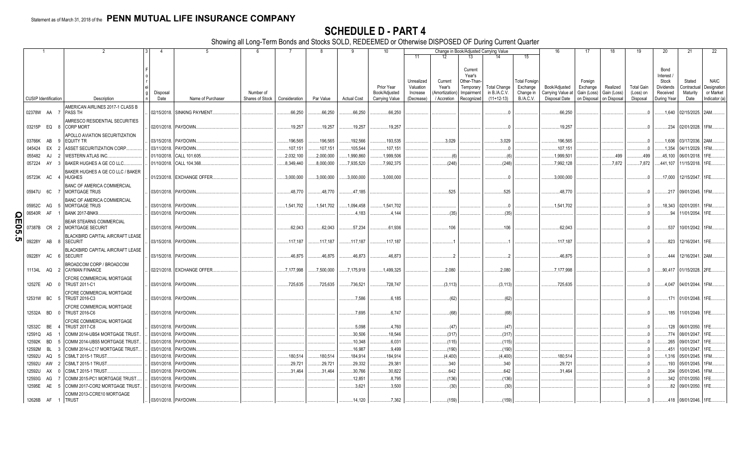Statement as of March 31, 2018 of the **PENN MUTUAL LIFE INSURANCE COMPANY**

# SCHEDULE D - PART 4

Showing all Long-Term Bonds and Stocks SOLD, REDEEMED or Otherwise DISPOSED OF During Current Quarter

| 1 CUSIP Identification | 2 Description | 3 Foreign | 4 Disposal Date | 5 Name of Purchaser | 6 Number of Shares of Stock | 7 Consideration | 8 Par Value | 9 Actual Cost | 10 Prior Year Book/Adjusted Carrying Value | 11 Unrealized Valuation Increase (Decrease) | 12 Current Year's (Amortization) / Accretion | 13 Current Year's Other-Than-Temporary Impairment Recognized | 14 Total Change in B./A.C.V. (11+12-13) | 15 Total Foreign Exchange Change in B./A.C.V. | 16 Book/Adjusted Carrying Value at Disposal Date | 17 Foreign Exchange Gain (Loss) on Disposal | 18 Realized Gain (Loss) on Disposal | 19 Total Gain (Loss) on Disposal | 20 Bond Interest / Stock Dividends Received During Year | 21 Stated Contractual Maturity Date | 22 NAIC Designation or Market Indicator (a) |
|---|---|---|---|---|---|---|---|---|---|---|---|---|---|---|---|---|---|---|---|---|---|
| 02378W AA 7 | AMERICAN AIRLINES 2017-1 CLASS B PASS TH | | 02/15/2018. | SINKING PAYMENT. | | 66,250 | 66,250 | 66,250 | 66,250 | | | | 0 | | 66,250 | | | 0 | 1,640 | 02/15/2025. | 2AM. |
| 03215P EQ 8 | AMRESCO RESIDENTIAL SECURITIES CORP MORT | | 02/01/2018. | PAYDOWN. | | 19,257 | 19,257 | 19,257 | 19,257 | | | | 0 | | 19,257 | | | 0 | 234 | 02/01/2028. | 1FM. |
| 03766K AB 9 | APOLLO AVIATION SECURITIZATION EQUITY TR | | 03/15/2018. | PAYDOWN. | | 196,565 | 196,565 | 192,566 | 193,535 | | 3,029 | | 3,029 | | 196,565 | | | 0 | 1,606 | 03/17/2036. | 2AM. |
| 045424 EX 2 | ASSET SECURITIZATION CORP. | | 03/11/2018. | PAYDOWN. | | 107,151 | 107,151 | 105,544 | 107,151 | | | | 0 | | 107,151 | | | 0 | 1,354 | 04/11/2029. | 1FM. |
| 055482 AJ 2 | WESTERN ATLAS INC. | | 01/10/2018. | CALL 101.605. | | 2,032,100 | 2,000,000 | 1,990,860 | 1,999,506 | | (6) | | (6) | | 1,999,501 | | 499 | 499 | 45,100 | 06/01/2018. | 1FE. |
| 057224 AY 3 | BAKER HUGHES A GE CO LLC. | | 01/10/2018. | CALL 104.368. | | 8,349,440 | 8,000,000 | 7,935,520 | 7,992,375 | | (248) | | (248) | | 7,992,128 | | 7,872 | 7,872 | 441,107 | 11/15/2018. | 1FE. |
| 05723K AC 4 | BAKER HUGHES A GE CO LLC / BAKER HUGHES | | 01/23/2018. | EXCHANGE OFFER. | | 3,000,000 | 3,000,000 | 3,000,000 | 3,000,000 | | | | 0 | | 3,000,000 | | | 0 | 17,000 | 12/15/2047. | 1FE. |
| 05947U 6C 7 | BANC OF AMERICA COMMERCIAL MORTGAGE TRUS | | 03/01/2018. | PAYDOWN. | | 48,770 | 48,770 | 47,185 | | | 525 | | 525 | | 48,770 | | | 0 | 217 | 09/01/2045. | 1FM. |
| 05952C AG 5 | BANC OF AMERICA COMMERCIAL MORTGAGE TRUS | | 03/01/2018. | PAYDOWN. | | 1,541,702 | 1,541,702 | 1,094,458 | 1,541,702 | | | | 0 | | 1,541,702 | | | 0 | 18,343 | 02/01/2051. | 1FM. |
| 06540R AF 1 | BANK 2017-BNK9. | | 03/01/2018. | PAYDOWN. | | | | 4,183 | 4,144 | | (35) | | (35) | | | | | 0 | 94 | 11/01/2054. | 1FE. |
| 07387B CR 2 | BEAR STEARNS COMMERCIAL MORTGAGE SECURIT | | 03/01/2018. | PAYDOWN. | | 62,043 | 62,043 | 57,234 | 61,936 | | 106 | | 106 | | 62,043 | | | 0 | 537 | 10/01/2042. | 1FM. |
| 09228Y AB 8 | BLACKBIRD CAPITAL AIRCRAFT LEASE SECURIT | | 03/15/2018. | PAYDOWN. | | 117,187 | 117,187 | 117,187 | 117,187 | | 1 | | 1 | | 117,187 | | | 0 | 823 | 12/16/2041. | 1FE. |
| 09228Y AC 6 | BLACKBIRD CAPITAL AIRCRAFT LEASE SECURIT | | 03/15/2018. | PAYDOWN. | | 46,875 | 46,875 | 46,873 | 46,873 | | 2 | | 2 | | 46,875 | | | 0 | 444 | 12/16/2041. | 2AM. |
| 11134L AQ 2 | BROADCOM CORP / BROADCOM CAYMAN FINANCE | | 02/21/2018. | EXCHANGE OFFER. | | 7,177,998 | 7,500,000 | 7,175,918 | 1,499,325 | | 2,080 | | 2,080 | | 7,177,998 | | | 0 | 90,417 | 01/15/2028. | 2FE. |
| 12527E AD 0 | CFCRE COMMERCIAL MORTGAGE TRUST 2011-C1 | | 03/01/2018. | PAYDOWN. | | 725,635 | 725,635 | 736,521 | 728,747 | | (3,113) | | (3,113) | | 725,635 | | | 0 | 4,047 | 04/01/2044. | 1FM. |
| 12531W BC 5 | CFCRE COMMERCIAL MORTGAGE TRUST 2016-C3 | | 03/01/2018. | PAYDOWN. | | | | 7,586 | 6,185 | | (62) | | (62) | | | | | 0 | 171 | 01/01/2048. | 1FE. |
| 12532A BD 0 | CFCRE COMMERCIAL MORTGAGE TRUST 2016-C6 | | 03/01/2018. | PAYDOWN. | | | | 7,695 | 6,747 | | (68) | | (68) | | | | | 0 | 185 | 11/01/2049. | 1FE. |
| 12532C BE 4 | CFCRE COMMERCIAL MORTGAGE TRUST 2017-C8 | | 03/01/2018. | PAYDOWN. | | | | 5,098 | 4,760 | | (47) | | (47) | | | | | 0 | 128 | 06/01/2050. | 1FE. |
| 12591Q AS 1 | COMM 2014-UBS4 MORTGAGE TRUST. | | 03/01/2018. | PAYDOWN. | | | | 30,506 | 18,546 | | (317) | | (317) | | | | | 0 | 774 | 08/01/2047. | 1FE. |
| 12592K BD 5 | COMM 2014-UBS5 MORTGAGE TRUST. | | 03/01/2018. | PAYDOWN. | | | | 10,348 | 6,031 | | (115) | | (115) | | | | | 0 | 265 | 09/01/2047. | 1FE. |
| 12592M BL 3 | COMM 2014-LC17 MORTGAGE TRUST. | | 03/01/2018. | PAYDOWN. | | | | 16,987 | 9,499 | | (190) | | (190) | | | | | 0 | 451 | 10/01/2047. | 1FE. |
| 12592U AQ 5 | CSMLT 2015-1 TRUST. | | 03/01/2018. | PAYDOWN. | | 180,514 | 180,514 | 184,914 | 184,914 | | (4,400) | | (4,400) | | 180,514 | | | 0 | 1,316 | 05/01/2045. | 1FM. |
| 12592U AW 2 | CSMLT 2015-1 TRUST. | | 03/01/2018. | PAYDOWN. | | 29,721 | 29,721 | 29,332 | 29,381 | | 340 | | 340 | | 29,721 | | | 0 | 193 | 05/01/2045. | 1FM. |
| 12592U AX 0 | CSMLT 2015-1 TRUST. | | 03/01/2018. | PAYDOWN. | | 31,464 | 31,464 | 30,766 | 30,822 | | 642 | | 642 | | 31,464 | | | 0 | 204 | 05/01/2045. | 1FM. |
| 12593G AG 7 | COMM 2015-PC1 MORTGAGE TRUST | | 03/01/2018. | PAYDOWN. | | | | 12,851 | 8,795 | | (136) | | (136) | | | | | 0 | 342 | 07/01/2050. | 1FE. |
| 12595E AE 5 | COMM 2017-COR2 MORTGAGE TRUST. | | 03/01/2018. | PAYDOWN. | | | | 3,621 | 3,500 | | (30) | | (30) | | | | | 0 | 82 | 09/01/2050. | 1FE. |
| 12626B AF 1 | COMM 2013-CCRE10 MORTGAGE TRUST | | 03/01/2018. | PAYDOWN. | | | | 14,120 | 7,362 | | (159) | | (159) | | | | | 0 | 418 | 08/01/2046. | 1FE. |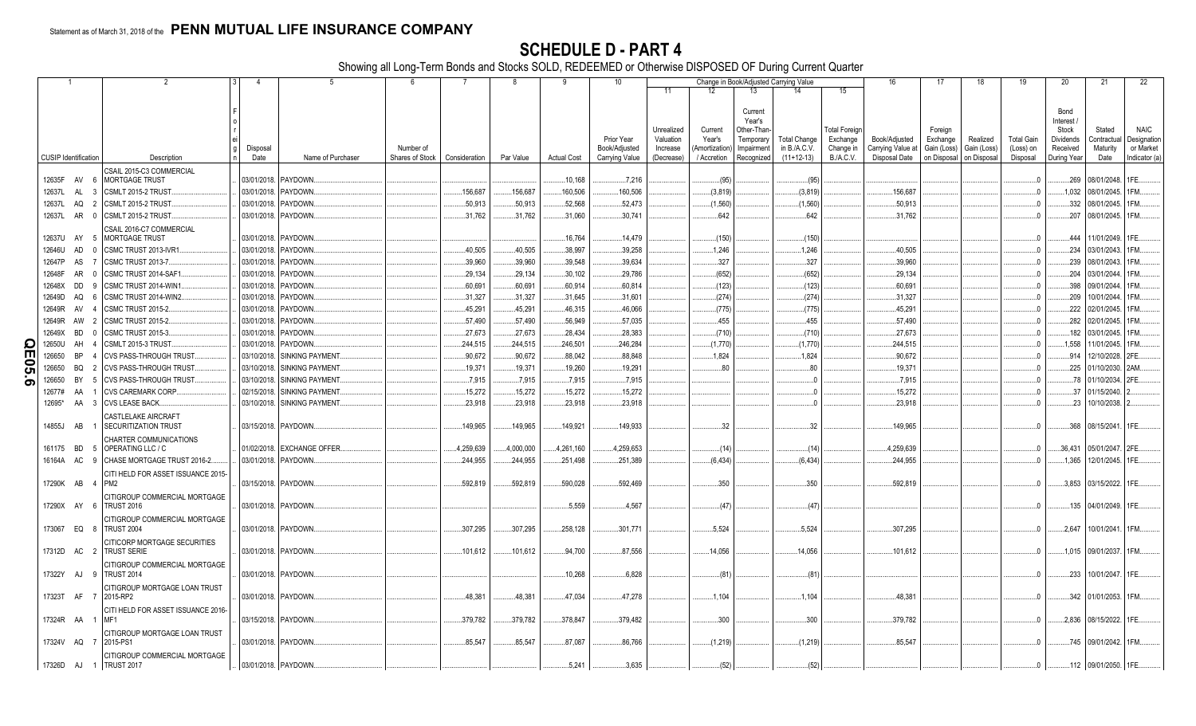Statement as of March 31, 2018 of the **PENN MUTUAL LIFE INSURANCE COMPANY**

# SCHEDULE D - PART 4

Showing all Long-Term Bonds and Stocks SOLD, REDEEMED or Otherwise DISPOSED OF During Current Quarter

| 1 | 2 | 3 | 4 | 5 | 6 | 7 | 8 | 9 | 10 | 11 | 12 | 13 | 14 | 15 | 16 | 17 | 18 | 19 | 20 | 21 | 22 |
|---|---|---|---|---|---|---|---|---|---|---|---|---|---|---|---|---|---|---|---|---|---|
| | | | | | | | | | | Change in Book/Adjusted Carrying Value | | | | | | | | | | | |
| CUSIP Identification | Description | Foreign | Disposal Date | Name of Purchaser | Number of Shares of Stock | Consideration | Par Value | Actual Cost | Prior Year Book/Adjusted Carrying Value | Unrealized Valuation Increase (Decrease) | Current Year's (Amortization) / Accretion | Current Year's Other-Than-Temporary Impairment Recognized | Total Change in B./A.C.V. (11+12-13) | Total Foreign Exchange Change in B./A.C.V. | Book/Adjusted Carrying Value at Disposal Date | Foreign Exchange Gain (Loss) on Disposal | Realized Gain (Loss) on Disposal | Total Gain (Loss) on Disposal | Bond Interest / Stock Dividends Received During Year | Stated Contractual Maturity Date | NAIC Designation or Market Indicator (a) |
| 12635F AV 6 | CSAIL 2015-C3 COMMERCIAL MORTGAGE TRUST | | 03/01/2018 | PAYDOWN | | | | 10,168 | 7,216 | | (95) | | (95) | | | | | 0 | 269 | 08/01/2048 | 1FE |
| 12637L AL 3 | CSMLT 2015-2 TRUST | | 03/01/2018 | PAYDOWN | | 156,687 | 156,687 | 160,506 | 160,506 | | (3,819) | | (3,819) | | 156,687 | | | 0 | 1,032 | 08/01/2045 | 1FM |
| 12637L AQ 2 | CSMLT 2015-2 TRUST | | 03/01/2018 | PAYDOWN | | 50,913 | 50,913 | 52,568 | 52,473 | | (1,560) | | (1,560) | | 50,913 | | | 0 | 332 | 08/01/2045 | 1FM |
| 12637L AR 0 | CSMLT 2015-2 TRUST | | 03/01/2018 | PAYDOWN | | 31,762 | 31,762 | 31,060 | 30,741 | | 642 | | 642 | | 31,762 | | | 0 | 207 | 08/01/2045 | 1FM |
| 12637U AY 5 | CSAIL 2016-C7 COMMERCIAL MORTGAGE TRUST | | 03/01/2018 | PAYDOWN | | | | 16,764 | 14,479 | | (150) | | (150) | | | | | 0 | 444 | 11/01/2049 | 1FE |
| 12646U AD 0 | CSMC TRUST 2013-IVR1 | | 03/01/2018 | PAYDOWN | | 40,505 | 40,505 | 38,997 | 39,258 | | 1,246 | | 1,246 | | 40,505 | | | 0 | 234 | 03/01/2043 | 1FM |
| 12647P AS 7 | CSMC TRUST 2013-7 | | 03/01/2018 | PAYDOWN | | 39,960 | 39,960 | 39,548 | 39,634 | | 327 | | 327 | | 39,960 | | | 0 | 239 | 08/01/2043 | 1FM |
| 12648F AR 0 | CSMC TRUST 2014-SAF1 | | 03/01/2018 | PAYDOWN | | 29,134 | 29,134 | 30,102 | 29,786 | | (652) | | (652) | | 29,134 | | | 0 | 204 | 03/01/2044 | 1FM |
| 12648X DD 9 | CSMC TRUST 2014-WIN1 | | 03/01/2018 | PAYDOWN | | 60,691 | 60,691 | 60,914 | 60,814 | | (123) | | (123) | | 60,691 | | | 0 | 398 | 09/01/2044 | 1FM |
| 12649D AQ 6 | CSMC TRUST 2014-WIN2 | | 03/01/2018 | PAYDOWN | | 31,327 | 31,327 | 31,645 | 31,601 | | (274) | | (274) | | 31,327 | | | 0 | 209 | 10/01/2044 | 1FM |
| 12649R AV 4 | CSMC TRUST 2015-2 | | 03/01/2018 | PAYDOWN | | 45,291 | 45,291 | 46,315 | 46,066 | | (775) | | (775) | | 45,291 | | | 0 | 222 | 02/01/2045 | 1FM |
| 12649R AW 2 | CSMC TRUST 2015-2 | | 03/01/2018 | PAYDOWN | | 57,490 | 57,490 | 56,949 | 57,035 | | 455 | | 455 | | 57,490 | | | 0 | 282 | 02/01/2045 | 1FM |
| 12649X BD 0 | CSMC TRUST 2015-3 | | 03/01/2018 | PAYDOWN | | 27,673 | 27,673 | 28,434 | 28,383 | | (710) | | (710) | | 27,673 | | | 0 | 182 | 03/01/2045 | 1FM |
| 12650U AH 4 | CSMLT 2015-3 TRUST | | 03/01/2018 | PAYDOWN | | 244,515 | 244,515 | 246,501 | 246,284 | | (1,770) | | (1,770) | | 244,515 | | | 0 | 1,558 | 11/01/2045 | 1FM |
| 126650 BP 4 | CVS PASS-THROUGH TRUST | | 03/10/2018 | SINKING PAYMENT | | 90,672 | 90,672 | 88,042 | 88,848 | | 1,824 | | 1,824 | | 90,672 | | | 0 | 914 | 12/10/2028 | 2FE |
| 126650 BQ 2 | CVS PASS-THROUGH TRUST | | 03/10/2018 | SINKING PAYMENT | | 19,371 | 19,371 | 19,260 | 19,291 | | 80 | | 80 | | 19,371 | | | 0 | 225 | 01/10/2030 | 2AM |
| 126650 BY 5 | CVS PASS-THROUGH TRUST | | 03/10/2018 | SINKING PAYMENT | | 7,915 | 7,915 | 7,915 | 7,915 | | | | 0 | | 7,915 | | | 0 | 78 | 01/10/2034 | 2FE |
| 12677# AA 1 | CVS CAREMARK CORP | | 02/15/2018 | SINKING PAYMENT | | 15,272 | 15,272 | 15,272 | 15,272 | | | | 0 | | 15,272 | | | 0 | 37 | 01/15/2040 | 2 |
| 12695* AA 3 | CVS LEASE BACK | | 03/10/2018 | SINKING PAYMENT | | 23,918 | 23,918 | 23,918 | 23,918 | | | | 0 | | 23,918 | | | 0 | 23 | 10/10/2038 | 2 |
| 14855J AB 1 | CASTLELAKE AIRCRAFT SECURITIZATION TRUST | | 03/15/2018 | PAYDOWN | | 149,965 | 149,965 | 149,921 | 149,933 | | 32 | | 32 | | 149,965 | | | 0 | 368 | 08/15/2041 | 1FE |
| 161175 BD 5 | CHARTER COMMUNICATIONS OPERATING LLC / C | | 01/02/2018 | EXCHANGE OFFER | | 4,259,639 | 4,000,000 | 4,261,160 | 4,259,653 | | (14) | | (14) | | 4,259,639 | | | 0 | 36,431 | 05/01/2047 | 2FE |
| 16164A AC 9 | CHASE MORTGAGE TRUST 2016-2 | | 03/01/2018 | PAYDOWN | | 244,955 | 244,955 | 251,498 | 251,389 | | (6,434) | | (6,434) | | 244,955 | | | 0 | 1,365 | 12/01/2045 | 1FE |
| 17290K AB 4 | CITI HELD FOR ASSET ISSUANCE 2015-PM2 | | 03/15/2018 | PAYDOWN | | 592,819 | 592,819 | 590,028 | 592,469 | | 350 | | 350 | | 592,819 | | | 0 | 3,853 | 03/15/2022 | 1FE |
| 17290X AY 6 | CITIGROUP COMMERCIAL MORTGAGE TRUST 2016 | | 03/01/2018 | PAYDOWN | | | | 5,559 | 4,567 | | (47) | | (47) | | | | | 0 | 135 | 04/01/2049 | 1FE |
| 173067 EQ 8 | CITIGROUP COMMERCIAL MORTGAGE TRUST 2004 | | 03/01/2018 | PAYDOWN | | 307,295 | 307,295 | 258,128 | 301,771 | | 5,524 | | 5,524 | | 307,295 | | | 0 | 2,647 | 10/01/2041 | 1FM |
| 17312D AC 2 | CITICORP MORTGAGE SECURITIES TRUST SERIE | | 03/01/2018 | PAYDOWN | | 101,612 | 101,612 | 94,700 | 87,556 | | 14,056 | | 14,056 | | 101,612 | | | 0 | 1,015 | 09/01/2037 | 1FM |
| 17322Y AJ 9 | CITIGROUP COMMERCIAL MORTGAGE TRUST 2014 | | 03/01/2018 | PAYDOWN | | | | 10,268 | 6,828 | | (81) | | (81) | | | | | 0 | 233 | 10/01/2047 | 1FE |
| 17323T AF 7 | CITIGROUP MORTGAGE LOAN TRUST 2015-RP2 | | 03/01/2018 | PAYDOWN | | 48,381 | 48,381 | 47,034 | 47,278 | | 1,104 | | 1,104 | | 48,381 | | | 0 | 342 | 01/01/2053 | 1FM |
| 17324R AA 1 | CITI HELD FOR ASSET ISSUANCE 2016-MF1 | | 03/15/2018 | PAYDOWN | | 379,782 | 379,782 | 378,847 | 379,482 | | 300 | | 300 | | 379,782 | | | 0 | 2,836 | 08/15/2022 | 1FE |
| 17324V AQ 7 | CITIGROUP MORTGAGE LOAN TRUST 2015-PS1 | | 03/01/2018 | PAYDOWN | | 85,547 | 85,547 | 87,087 | 86,766 | | (1,219) | | (1,219) | | 85,547 | | | 0 | 745 | 09/01/2042 | 1FM |
| 17326D AJ 1 | CITIGROUP COMMERCIAL MORTGAGE TRUST 2017 | | 03/01/2018 | PAYDOWN | | | | 5,241 | 3,635 | | (52) | | (52) | | | | | 0 | 112 | 09/01/2050 | 1FE |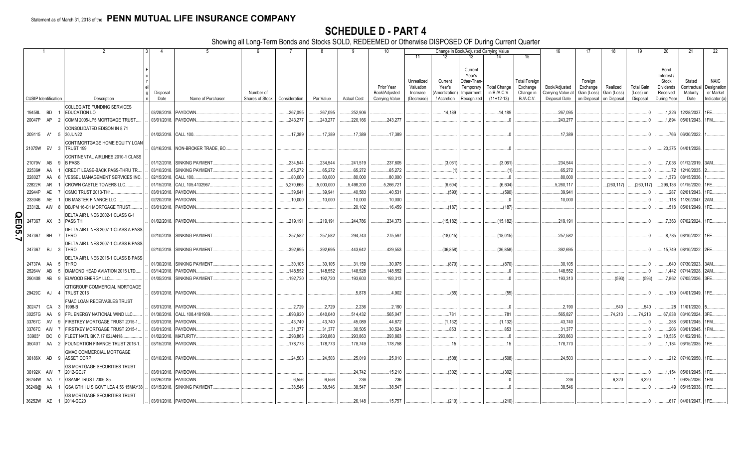Statement as of March 31, 2018 of the **PENN MUTUAL LIFE INSURANCE COMPANY**

# SCHEDULE D - PART 4

Showing all Long-Term Bonds and Stocks SOLD, REDEEMED or Otherwise DISPOSED OF During Current Quarter

| 1 CUSIP Identification | 2 Description | 3 Foreign | 4 Disposal Date | 5 Name of Purchaser | 6 Number of Shares of Stock | 7 Consideration | 8 Par Value | 9 Actual Cost | 10 Prior Year Book/Adjusted Carrying Value | 11 Unrealized Valuation Increase (Decrease) | 12 Current Year's (Amortization) / Accretion | 13 Current Year's Other-Than-Temporary Impairment Recognized | 14 Total Change in B./A.C.V. (11+12-13) | 15 Total Foreign Exchange Change in B./A.C.V. | 16 Book/Adjusted Carrying Value at Disposal Date | 17 Foreign Exchange Gain (Loss) on Disposal | 18 Realized Gain (Loss) on Disposal | 19 Total Gain (Loss) on Disposal | 20 Bond Interest / Stock Dividends Received During Year | 21 Stated Contractual Maturity Date | 22 NAIC Designation or Market Indicator (a) |
|---|---|---|---|---|---|---|---|---|---|---|---|---|---|---|---|---|---|---|---|---|---|
| 19458L BD 1 | COLLEGIATE FUNDING SERVICES EDUCATION LO | | 03/28/2018 | PAYDOWN | | 267,095 | 267,095 | 252,906 | | | 14,189 | | 14,189 | | 267,095 | | | 0 | 1,326 | 12/28/2037 | 1FE |
| 20047P AP 2 | COMM 2005-LP5 MORTGAGE TRUST | | 03/01/2018 | PAYDOWN | | 243,277 | 243,277 | 220,166 | 243,277 | | | | 0 | | 243,277 | | | 0 | 1,894 | 05/01/2043 | 1FM |
| 209115 A* 5 | CONSOLIDATED EDISON IN 8.71 30JUN22 | | 01/02/2018 | CALL 100 | | 17,389 | 17,389 | 17,389 | 17,389 | | | | 0 | | 17,389 | | | 0 | 766 | 06/30/2022 | 1 |
| 21075W EV 3 | CONTIMORTGAGE HOME EQUITY LOAN TRUST 199 | | 03/16/2018 | NON-BROKER TRADE, BO | | | | | | | | | 0 | | | | | 0 | 20,375 | 04/01/2028 | |
| 21079V AB 9 | CONTINENTAL AIRLINES 2010-1 CLASS B PASS | | 01/12/2018 | SINKING PAYMENT | | 234,544 | 234,544 | 241,519 | 237,605 | | (3,061) | | (3,061) | | 234,544 | | | 0 | 7,036 | 01/12/2019 | 3AM |
| 22536# AA 1 | CREDIT LEASE-BACK PASS-THRU TR | | 03/10/2018 | SINKING PAYMENT | | 65,272 | 65,272 | 65,272 | 65,272 | | (1) | | (1) | | 65,272 | | | 0 | 72 | 12/10/2035 | 2 |
| 228027 AA 6 | VESSEL MANAGEMENT SERVICES INC | | 02/15/2018 | CALL 100 | | 80,000 | 80,000 | 80,000 | 80,000 | | | | 0 | | 80,000 | | | 0 | 1,373 | 08/15/2036 | 1 |
| 22822R AR 1 | CROWN CASTLE TOWERS LLC | | 01/15/2018 | CALL 105.4132967 | | 5,270,665 | 5,000,000 | 5,498,200 | 5,266,721 | | (6,604) | | (6,604) | | 5,260,117 | | (260,117) | (260,117) | 296,136 | 01/15/2020 | 1FE |
| 22944P AE 7 | CSMC TRUST 2013-TH1 | | 03/01/2018 | PAYDOWN | | 39,941 | 39,941 | 40,583 | 40,531 | | (590) | | (590) | | 39,941 | | | 0 | 287 | 02/01/2043 | 1FE |
| 233046 AE 1 | DB MASTER FINANCE LLC | | 02/20/2018 | PAYDOWN | | 10,000 | 10,000 | 10,000 | 10,000 | | | | 0 | | 10,000 | | | 0 | 118 | 11/20/2047 | 2AM |
| 23312L AW 8 | DBJPM 16-C1 MORTGAGE TRUST | | 03/01/2018 | PAYDOWN | | | | 20,102 | 16,459 | | (187) | | (187) | | | | | 0 | 518 | 05/01/2049 | 1FE |
| 247367 AX 3 | DELTA AIR LINES 2002-1 CLASS G-1 PASS TH | | 01/02/2018 | PAYDOWN | | 219,191 | 219,191 | 244,786 | 234,373 | | (15,182) | | (15,182) | | 219,191 | | | 0 | 7,363 | 07/02/2024 | 1FE |
| 247367 BH 7 | DELTA AIR LINES 2007-1 CLASS A PASS THRO | | 02/10/2018 | SINKING PAYMENT | | 257,582 | 257,582 | 294,743 | 275,597 | | (18,015) | | (18,015) | | 257,582 | | | 0 | 8,785 | 08/10/2022 | 1FE |
| 247367 BJ 3 | DELTA AIR LINES 2007-1 CLASS B PASS THRO | | 02/10/2018 | SINKING PAYMENT | | 392,695 | 392,695 | 443,642 | 429,553 | | (36,858) | | (36,858) | | 392,695 | | | 0 | 15,749 | 08/10/2022 | 2FE |
| 24737A AA 5 | DELTA AIR LINES 2015-1 CLASS B PASS THRO | | 01/30/2018 | SINKING PAYMENT | | 30,105 | 30,105 | 31,159 | 30,975 | | (870) | | (870) | | 30,105 | | | 0 | 640 | 07/30/2023 | 3AM |
| 25264V AB 5 | DIAMOND HEAD AVIATION 2015 LTD | | 03/14/2018 | PAYDOWN | | 148,552 | 148,552 | 148,528 | 148,552 | | | | 0 | | 148,552 | | | 0 | 1,442 | 07/14/2028 | 2AM |
| 290408 AB 9 | ELWOOD ENERGY LLC | | 01/05/2018 | SINKING PAYMENT | | 192,720 | 192,720 | 193,603 | 193,313 | | | | 0 | | 193,313 | | (593) | (593) | 7,862 | 07/05/2026 | 3FE |
| 29429C AJ 4 | CITIGROUP COMMERCIAL MORTGAGE TRUST 2016 | | 03/01/2018 | PAYDOWN | | | | 5,878 | 4,902 | | (55) | | (55) | | | | | 0 | 139 | 04/01/2049 | 1FE |
| 302471 CA 3 | FMAC LOAN RECEIVABLES TRUST 1998-B | | 03/01/2018 | PAYDOWN | | 2,729 | 2,729 | 2,236 | 2,190 | | | | 0 | | 2,190 | | 540 | 540 | 28 | 11/01/2020 | 5 |
| 30257G AA 9 | FPL ENERGY NATIONAL WIND LLC | | 01/30/2018 | CALL 108.4181909 | | 693,920 | 640,040 | 514,432 | 565,047 | | 781 | | 781 | | 565,827 | | 74,213 | 74,213 | 67,838 | 03/10/2024 | 3FE |
| 33767C AV 9 | FIRSTKEY MORTGAGE TRUST 2015-1 | | 03/01/2018 | PAYDOWN | | 43,740 | 43,740 | 45,089 | 44,872 | | (1,132) | | (1,132) | | 43,740 | | | 0 | 288 | 03/01/2045 | 1FM |
| 33767C AW 7 | FIRSTKEY MORTGAGE TRUST 2015-1 | | 03/01/2018 | PAYDOWN | | 31,377 | 31,377 | 30,505 | 30,524 | | 853 | | 853 | | 31,377 | | | 0 | 206 | 03/01/2045 | 1FM |
| 33903* DC 0 | FLEET NATL BK 7.17 02JAN18 | | 01/02/2018 | MATURITY | | 293,863 | 293,863 | 293,863 | 293,863 | | | | 0 | | 293,863 | | | 0 | 10,535 | 01/02/2018 | 1 |
| 35040T AA 2 | FOUNDATION FINANCE TRUST 2016-1 | | 03/15/2018 | PAYDOWN | | 178,773 | 178,773 | 178,749 | 178,758 | | 15 | | 15 | | 178,773 | | | 0 | 1,184 | 06/15/2035 | 1FE |
| 36186X AD 9 | GMAC COMMERCIAL MORTGAGE ASSET CORP | | 03/10/2018 | PAYDOWN | | 24,503 | 24,503 | 25,019 | 25,010 | | (508) | | (508) | | 24,503 | | | 0 | 212 | 07/10/2050 | 1FE |
| 36192K AW 7 | GS MORTGAGE SECURITIES TRUST 2012-GCJ7 | | 03/01/2018 | PAYDOWN | | | | 24,742 | 15,210 | | (302) | | (302) | | | | | 0 | 1,154 | 05/01/2045 | 1FE |
| 36244W AA 7 | GSAMP TRUST 2006-S5 | | 03/26/2018 | PAYDOWN | | 6,556 | 6,556 | 236 | 236 | | | | 0 | | 236 | | 6,320 | 6,320 | 1 | 09/25/2036 | 1FM |
| 36249@ AA 1 | GSA GTH I U S GOVT LEA 4.56 15MAY38 | | 03/15/2018 | SINKING PAYMENT | | 38,546 | 38,546 | 38,547 | 38,547 | | | | 0 | | 38,546 | | | 0 | 49 | 05/15/2038 | 1FE |
| 36252W AZ 1 | GS MORTGAGE SECURITIES TRUST 2014-GC20 | | 03/01/2018 | PAYDOWN | | | | 26,148 | 15,757 | | (210) | | (210) | | | | | 0 | 617 | 04/01/2047 | 1FE |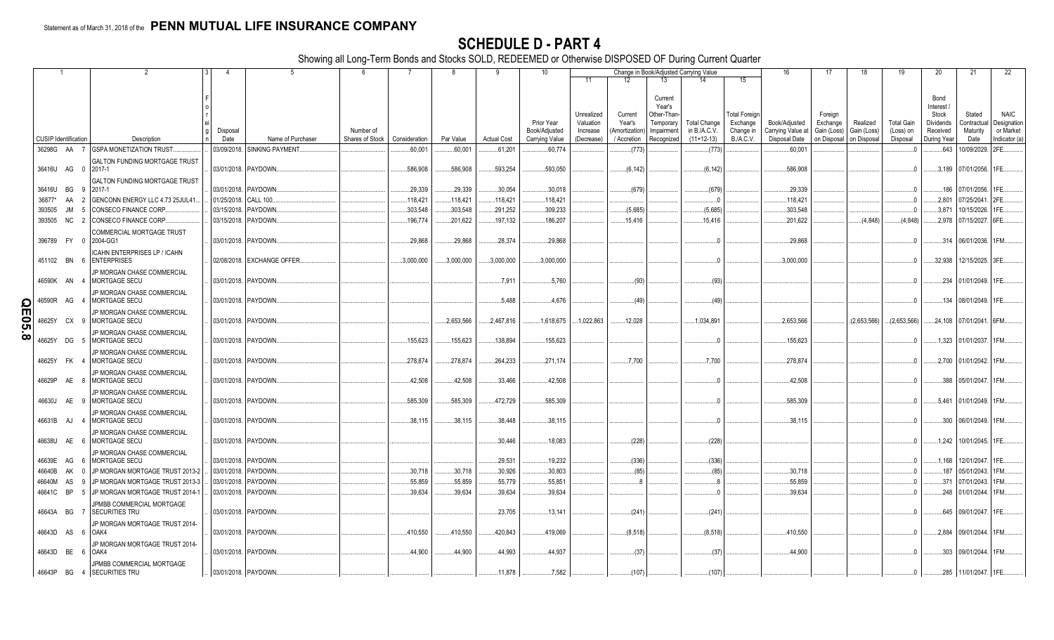Statement as of March 31, 2018 of the **PENN MUTUAL LIFE INSURANCE COMPANY**

# SCHEDULE D - PART 4

Showing all Long-Term Bonds and Stocks SOLD, REDEEMED or Otherwise DISPOSED OF During Current Quarter

| 1 | | 2 | 3 | 4 | 5 | 6 | 7 | 8 | 9 | 10 | 11 | 12 | 13 | 14 | 15 | 16 | 17 | 18 | 19 | 20 | 21 | 22 |
|---|---|---|---|---|---|---|---|---|---|---|---|---|---|---|---|---|---|---|---|---|---|---|
| | | | | | | | | | | | Change in Book/Adjusted Carrying Value | | | | | | | | | | | |
| CUSIP Identification | | Description | Foreign | Disposal Date | Name of Purchaser | Number of Shares of Stock | Consideration | Par Value | Actual Cost | Prior Year Book/Adjusted Carrying Value | Unrealized Valuation Increase (Decrease) | Current Year's (Amortization) / Accretion | Current Year's Other-Than-Temporary Impairment Recognized | Total Change in B./A.C.V. (11+12-13) | Total Foreign Exchange Change in B./A.C.V. | Book/Adjusted Carrying Value at Disposal Date | Foreign Exchange Gain (Loss) on Disposal | Realized Gain (Loss) on Disposal | Total Gain (Loss) on Disposal | Bond Interest / Stock Dividends Received During Year | Stated Contractual Maturity Date | NAIC Designation or Market Indicator (a) |
| 36298G | AA 7 | GSPA MONETIZATION TRUST | | 03/09/2018 | SINKING PAYMENT | | 60,001 | 60,001 | 61,201 | 60,774 | | (773) | | (773) | | 60,001 | | | 0 | 643 | 10/09/2029 | 2FE |
| 36416U | AG 0 | GALTON FUNDING MORTGAGE TRUST 2017-1 | | 03/01/2018 | PAYDOWN | | 586,908 | 586,908 | 593,254 | 593,050 | | (6,142) | | (6,142) | | 586,908 | | | 0 | 3,189 | 07/01/2056 | 1FE |
| 36416U | BG 9 | GALTON FUNDING MORTGAGE TRUST 2017-1 | | 03/01/2018 | PAYDOWN | | 29,339 | 29,339 | 30,054 | 30,018 | | (679) | | (679) | | 29,339 | | | 0 | 186 | 07/01/2056 | 1FE |
| 36877* | AA 2 | GENCONN ENERGY LLC 4.73 25JUL41 | | 01/25/2018 | CALL 100 | | 118,421 | 118,421 | 118,421 | 118,421 | | | | 0 | | 118,421 | | | 0 | 2,801 | 07/25/2041 | 2FE |
| 393505 | JM 5 | CONSECO FINANCE CORP | | 03/15/2018 | PAYDOWN | | 303,548 | 303,548 | 291,252 | 309,233 | | (5,685) | | (5,685) | | 303,548 | | | 0 | 3,871 | 10/15/2026 | 1FE |
| 393505 | NC 2 | CONSECO FINANCE CORP | | 03/15/2018 | PAYDOWN | | 196,774 | 201,622 | 197,132 | 186,207 | | 15,416 | | 15,416 | | 201,622 | | (4,848) | (4,848) | 2,978 | 07/15/2027 | 6FE |
| 396789 | FY 0 | COMMERCIAL MORTGAGE TRUST 2004-GG1 | | 03/01/2018 | PAYDOWN | | 29,868 | 29,868 | 28,374 | 29,868 | | | | 0 | | 29,868 | | | 0 | 314 | 06/01/2036 | 1FM |
| 451102 | BN 6 | ICAHN ENTERPRISES LP / ICAHN ENTERPRISES | | 02/08/2018 | EXCHANGE OFFER | | 3,000,000 | 3,000,000 | 3,000,000 | 3,000,000 | | | | 0 | | 3,000,000 | | | 0 | 32,938 | 12/15/2025 | 3FE |
| 46590K | AN 4 | JP MORGAN CHASE COMMERCIAL MORTGAGE SECU | | 03/01/2018 | PAYDOWN | | | | 7,911 | 5,760 | | (93) | | (93) | | | | | 0 | 234 | 01/01/2049 | 1FE |
| 46590R | AG 4 | JP MORGAN CHASE COMMERCIAL MORTGAGE SECU | | 03/01/2018 | PAYDOWN | | | | 5,488 | 4,676 | | (49) | | (49) | | | | | 0 | 134 | 08/01/2049 | 1FE |
| 46625Y | CX 9 | JP MORGAN CHASE COMMERCIAL MORTGAGE SECU | | 03/01/2018 | PAYDOWN | | | 2,653,566 | 2,467,816 | 1,618,675 | 1,022,863 | 12,028 | | 1,034,891 | | 2,653,566 | | (2,653,566) | (2,653,566) | 24,108 | 07/01/2041 | 6FM |
| 46625Y | DG 5 | JP MORGAN CHASE COMMERCIAL MORTGAGE SECU | | 03/01/2018 | PAYDOWN | | 155,623 | 155,623 | 138,894 | 155,623 | | | | 0 | | 155,623 | | | 0 | 1,323 | 01/01/2037 | 1FM |
| 46625Y | FK 4 | JP MORGAN CHASE COMMERCIAL MORTGAGE SECU | | 03/01/2018 | PAYDOWN | | 278,874 | 278,874 | 264,233 | 271,174 | | 7,700 | | 7,700 | | 278,874 | | | 0 | 2,700 | 01/01/2042 | 1FM |
| 46629P | AE 8 | JP MORGAN CHASE COMMERCIAL MORTGAGE SECU | | 03/01/2018 | PAYDOWN | | 42,508 | 42,508 | 33,466 | 42,508 | | | | 0 | | 42,508 | | | 0 | 388 | 05/01/2047 | 1FM |
| 46630J | AE 9 | JP MORGAN CHASE COMMERCIAL MORTGAGE SECU | | 03/01/2018 | PAYDOWN | | 585,309 | 585,309 | 472,729 | 585,309 | | | | 0 | | 585,309 | | | 0 | 5,461 | 01/01/2049 | 1FM |
| 46631B | AJ 4 | JP MORGAN CHASE COMMERCIAL MORTGAGE SECU | | 03/01/2018 | PAYDOWN | | 38,115 | 38,115 | 38,448 | 38,115 | | | | 0 | | 38,115 | | | 0 | 300 | 06/01/2049 | 1FM |
| 46638U | AE 6 | JP MORGAN CHASE COMMERCIAL MORTGAGE SECU | | 03/01/2018 | PAYDOWN | | | | 30,446 | 18,083 | | (228) | | (228) | | | | | 0 | 1,242 | 10/01/2045 | 1FE |
| 46639E | AG 6 | JP MORGAN CHASE COMMERCIAL MORTGAGE SECU | | 03/01/2018 | PAYDOWN | | | | 29,531 | 19,232 | | (336) | | (336) | | | | | 0 | 1,168 | 12/01/2047 | 1FE |
| 46640B | AK 0 | JP MORGAN MORTGAGE TRUST 2013-2 | | 03/01/2018 | PAYDOWN | | 30,718 | 30,718 | 30,926 | 30,803 | | (85) | | (85) | | 30,718 | | | 0 | 187 | 05/01/2043 | 1FM |
| 46640M | AS 9 | JP MORGAN MORTGAGE TRUST 2013-3 | | 03/01/2018 | PAYDOWN | | 55,859 | 55,859 | 55,779 | 55,851 | | 8 | | 8 | | 55,859 | | | 0 | 371 | 07/01/2043 | 1FM |
| 46641C | BP 5 | JP MORGAN MORTGAGE TRUST 2014-1 | | 03/01/2018 | PAYDOWN | | 39,634 | 39,634 | 39,634 | 39,634 | | | | 0 | | 39,634 | | | 0 | 248 | 01/01/2044 | 1FM |
| 46643A | BG 7 | JPMBB COMMERCIAL MORTGAGE SECURITIES TRU | | 03/01/2018 | PAYDOWN | | | | 23,705 | 13,141 | | (241) | | (241) | | | | | 0 | 645 | 09/01/2047 | 1FE |
| 46643D | AS 6 | JP MORGAN MORTGAGE TRUST 2014-OAK4 | | 03/01/2018 | PAYDOWN | | 410,550 | 410,550 | 420,843 | 419,069 | | (8,518) | | (8,518) | | 410,550 | | | 0 | 2,884 | 09/01/2044 | 1FM |
| 46643D | BE 6 | JP MORGAN MORTGAGE TRUST 2014-OAK4 | | 03/01/2018 | PAYDOWN | | 44,900 | 44,900 | 44,993 | 44,937 | | (37) | | (37) | | 44,900 | | | 0 | 303 | 09/01/2044 | 1FM |
| 46643P | BG 4 | JPMBB COMMERCIAL MORTGAGE SECURITIES TRU | | 03/01/2018 | PAYDOWN | | | | 11,878 | 7,582 | | (107) | | (107) | | | | | 0 | 285 | 11/01/2047 | 1FE |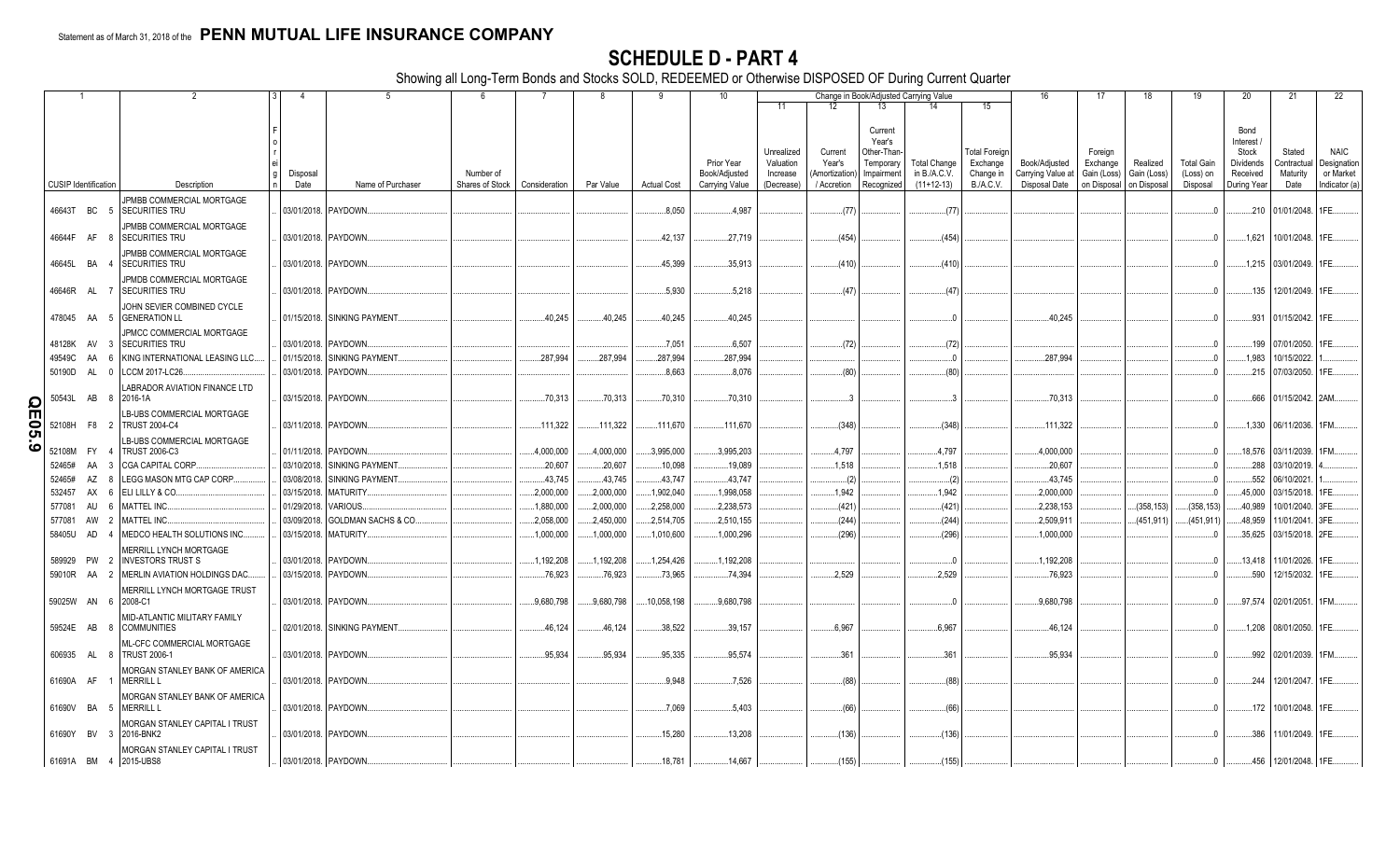Statement as of March 31, 2018 of the **PENN MUTUAL LIFE INSURANCE COMPANY**

# SCHEDULE D - PART 4

Showing all Long-Term Bonds and Stocks SOLD, REDEEMED or Otherwise DISPOSED OF During Current Quarter

| 1 | 2 | 3 | 4 | 5 | 6 | 7 | 8 | 9 | 10 | 11 | 12 | 13 | 14 | 15 | 16 | 17 | 18 | 19 | 20 | 21 | 22 |
|---|---|---|---|---|---|---|---|---|---|---|---|---|---|---|---|---|---|---|---|---|---|
| | | | | | | | | | | Change in Book/Adjusted Carrying Value | | | | | | | | | | | |
| CUSIP Identification | Description | Foreign | Disposal Date | Name of Purchaser | Number of Shares of Stock | Consideration | Par Value | Actual Cost | Prior Year Book/Adjusted Carrying Value | Unrealized Valuation Increase (Decrease) | Current Year's (Amortization) / Accretion | Current Year's Other-Than-Temporary Impairment Recognized | Total Change in B./A.C.V. (11+12-13) | Total Foreign Exchange Change in B./A.C.V. | Book/Adjusted Carrying Value at Disposal Date | Foreign Exchange Gain (Loss) on Disposal | Realized Gain (Loss) on Disposal | Total Gain (Loss) on Disposal | Bond Interest / Stock Dividends Received During Year | Stated Contractual Maturity Date | NAIC Designation or Market Indicator (a) |
| 46643T BC 5 | JPMBB COMMERCIAL MORTGAGE SECURITIES TRU | | 03/01/2018 | PAYDOWN | | | | 8,050 | 4,987 | | (77) | | (77) | | | | | 0 | 210 | 01/01/2048 | 1FE |
| 46644F AF 8 | JPMBB COMMERCIAL MORTGAGE SECURITIES TRU | | 03/01/2018 | PAYDOWN | | | | 42,137 | 27,719 | | (454) | | (454) | | | | | 0 | 1,621 | 10/01/2048 | 1FE |
| 46645L BA 4 | JPMBB COMMERCIAL MORTGAGE SECURITIES TRU | | 03/01/2018 | PAYDOWN | | | | 45,399 | 35,913 | | (410) | | (410) | | | | | 0 | 1,215 | 03/01/2049 | 1FE |
| 46646R AL 7 | JPMDB COMMERCIAL MORTGAGE SECURITIES TRU | | 03/01/2018 | PAYDOWN | | | | 5,930 | 5,218 | | (47) | | (47) | | | | | 0 | 135 | 12/01/2049 | 1FE |
| 478045 AA 5 | JOHN SEVIER COMBINED CYCLE GENERATION LL | | 01/15/2018 | SINKING PAYMENT | | 40,245 | 40,245 | 40,245 | 40,245 | | | | 0 | | 40,245 | | | 0 | 931 | 01/15/2042 | 1FE |
| 48128K AV 3 | JPMCC COMMERCIAL MORTGAGE SECURITIES TRU | | 03/01/2018 | PAYDOWN | | | | 7,051 | 6,507 | | (72) | | (72) | | | | | 0 | 199 | 07/01/2050 | 1FE |
| 49549C AA 6 | KING INTERNATIONAL LEASING LLC | | 01/15/2018 | SINKING PAYMENT | | 287,994 | 287,994 | 287,994 | 287,994 | | | | 0 | | 287,994 | | | 0 | 1,983 | 10/15/2022 | 1 |
| 50190D AL 0 | LCCM 2017-LC26 | | 03/01/2018 | PAYDOWN | | | | 8,663 | 8,076 | | (80) | | (80) | | | | | 0 | 215 | 07/03/2050 | 1FE |
| 50543L AB 8 | LABRADOR AVIATION FINANCE LTD 2016-1A | | 03/15/2018 | PAYDOWN | | 70,313 | 70,313 | 70,310 | 70,310 | | 3 | | 3 | | 70,313 | | | 0 | 666 | 01/15/2042 | 2AM |
| 52108H F8 2 | LB-UBS COMMERCIAL MORTGAGE TRUST 2004-C4 | | 03/11/2018 | PAYDOWN | | 111,322 | 111,322 | 111,670 | 111,670 | | (348) | | (348) | | 111,322 | | | 0 | 1,330 | 06/11/2036 | 1FM |
| 52108M FY 4 | LB-UBS COMMERCIAL MORTGAGE TRUST 2006-C3 | | 01/11/2018 | PAYDOWN | | 4,000,000 | 4,000,000 | 3,995,000 | 3,995,203 | | 4,797 | | 4,797 | | 4,000,000 | | | 0 | 18,576 | 03/11/2039 | 1FM |
| 52465# AA 3 | CGA CAPITAL CORP | | 03/10/2018 | SINKING PAYMENT | | 20,607 | 20,607 | 10,098 | 19,089 | | 1,518 | | 1,518 | | 20,607 | | | 0 | 288 | 03/10/2019 | 4 |
| 52465# AZ 8 | LEGG MASON MTG CAP CORP | | 03/08/2018 | SINKING PAYMENT | | 43,745 | 43,745 | 43,747 | 43,747 | | (2) | | (2) | | 43,745 | | | 0 | 552 | 06/10/2021 | 1 |
| 532457 AX 6 | ELI LILLY & CO | | 03/15/2018 | MATURITY | | 2,000,000 | 2,000,000 | 1,902,040 | 1,998,058 | | 1,942 | | 1,942 | | 2,000,000 | | | 0 | 45,000 | 03/15/2018 | 1FE |
| 577081 AU 6 | MATTEL INC | | 01/29/2018 | VARIOUS | | 1,880,000 | 2,000,000 | 2,258,000 | 2,238,573 | | (421) | | (421) | | 2,238,153 | | (358,153) | (358,153) | 40,989 | 10/01/2040 | 3FE |
| 577081 AW 2 | MATTEL INC | | 03/09/2018 | GOLDMAN SACHS & CO | | 2,058,000 | 2,450,000 | 2,514,705 | 2,510,155 | | (244) | | (244) | | 2,509,911 | | (451,911) | (451,911) | 48,959 | 11/01/2041 | 3FE |
| 58405U AD 4 | MEDCO HEALTH SOLUTIONS INC | | 03/15/2018 | MATURITY | | 1,000,000 | 1,000,000 | 1,010,600 | 1,000,296 | | (296) | | (296) | | 1,000,000 | | | 0 | 35,625 | 03/15/2018 | 2FE |
| 589929 PW 2 | MERRILL LYNCH MORTGAGE INVESTORS TRUST S | | 03/01/2018 | PAYDOWN | | 1,192,208 | 1,192,208 | 1,254,426 | 1,192,208 | | | | 0 | | 1,192,208 | | | 0 | 13,418 | 11/01/2026 | 1FE |
| 59010R AA 2 | MERLIN AVIATION HOLDINGS DAC | | 03/15/2018 | PAYDOWN | | 76,923 | 76,923 | 73,965 | 74,394 | | 2,529 | | 2,529 | | 76,923 | | | 0 | 590 | 12/15/2032 | 1FE |
| 59025W AN 6 | MERRILL LYNCH MORTGAGE TRUST 2008-C1 | | 03/01/2018 | PAYDOWN | | 9,680,798 | 9,680,798 | 10,058,198 | 9,680,798 | | | | 0 | | 9,680,798 | | | 0 | 97,574 | 02/01/2051 | 1FM |
| 59524E AB 8 | MID-ATLANTIC MILITARY FAMILY COMMUNITIES | | 02/01/2018 | SINKING PAYMENT | | 46,124 | 46,124 | 38,522 | 39,157 | | 6,967 | | 6,967 | | 46,124 | | | 0 | 1,208 | 08/01/2050 | 1FE |
| 606935 AL 8 | ML-CFC COMMERCIAL MORTGAGE TRUST 2006-1 | | 03/01/2018 | PAYDOWN | | 95,934 | 95,934 | 95,335 | 95,574 | | 361 | | 361 | | 95,934 | | | 0 | 992 | 02/01/2039 | 1FM |
| 61690A AF 1 | MORGAN STANLEY BANK OF AMERICA MERRILL L | | 03/01/2018 | PAYDOWN | | | | 9,948 | 7,526 | | (88) | | (88) | | | | | 0 | 244 | 12/01/2047 | 1FE |
| 61690V BA 5 | MORGAN STANLEY BANK OF AMERICA MERRILL L | | 03/01/2018 | PAYDOWN | | | | 7,069 | 5,403 | | (66) | | (66) | | | | | 0 | 172 | 10/01/2048 | 1FE |
| 61690Y BV 3 | MORGAN STANLEY CAPITAL I TRUST 2016-BNK2 | | 03/01/2018 | PAYDOWN | | | | 15,280 | 13,208 | | (136) | | (136) | | | | | 0 | 386 | 11/01/2049 | 1FE |
| 61691A BM 4 | MORGAN STANLEY CAPITAL I TRUST 2015-UBS8 | | 03/01/2018 | PAYDOWN | | | | 18,781 | 14,667 | | (155) | | (155) | | | | | 0 | 456 | 12/01/2048 | 1FE |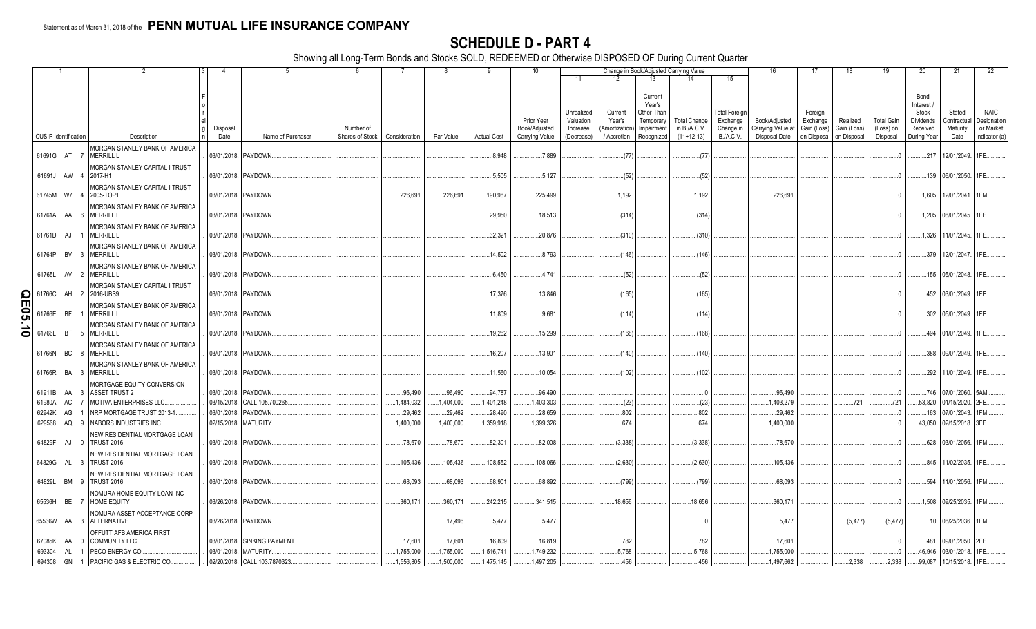Statement as of March 31, 2018 of the **PENN MUTUAL LIFE INSURANCE COMPANY**

# SCHEDULE D - PART 4

Showing all Long-Term Bonds and Stocks SOLD, REDEEMED or Otherwise DISPOSED OF During Current Quarter

| 1 CUSIP Identification | 2 Description | 3 Foreign | 4 Disposal Date | 5 Name of Purchaser | 6 Number of Shares of Stock | 7 Consideration | 8 Par Value | 9 Actual Cost | 10 Prior Year Book/Adjusted Carrying Value | 11 Unrealized Valuation Increase (Decrease) | 12 Current Year's (Amortization) / Accretion | 13 Current Year's Other-Than-Temporary Impairment Recognized | 14 Total Change in B./A.C.V. (11+12-13) | 15 Total Foreign Exchange Change in B./A.C.V. | 16 Book/Adjusted Carrying Value at Disposal Date | 17 Foreign Exchange Gain (Loss) on Disposal | 18 Realized Gain (Loss) on Disposal | 19 Total Gain (Loss) on Disposal | 20 Bond Interest / Stock Dividends Received During Year | 21 Stated Contractual Maturity Date | 22 NAIC Designation or Market Indicator (a) |
|---|---|---|---|---|---|---|---|---|---|---|---|---|---|---|---|---|---|---|---|---|---|
| 61691G AT 7 | MORGAN STANLEY BANK OF AMERICA MERRILL L | | 03/01/2018. | PAYDOWN. | | | | 8,948 | 7,889 | | (77) | | (77) | | | | | 0 | 217 | 12/01/2049. | 1FE. |
| 61691J AW 4 | MORGAN STANLEY CAPITAL I TRUST 2017-H1 | | 03/01/2018. | PAYDOWN. | | | | 5,505 | 5,127 | | (52) | | (52) | | | | | 0 | 139 | 06/01/2050. | 1FE. |
| 61745M W7 4 | MORGAN STANLEY CAPITAL I TRUST 2005-TOP1 | | 03/01/2018. | PAYDOWN. | | 226,691 | 226,691 | 190,987 | 225,499 | | 1,192 | | 1,192 | | 226,691 | | | 0 | 1,605 | 12/01/2041. | 1FM. |
| 61761A AA 6 | MORGAN STANLEY BANK OF AMERICA MERRILL L | | 03/01/2018. | PAYDOWN. | | | | 29,950 | 18,513 | | (314) | | (314) | | | | | 0 | 1,205 | 08/01/2045. | 1FE. |
| 61761D AJ 1 | MORGAN STANLEY BANK OF AMERICA MERRILL L | | 03/01/2018. | PAYDOWN. | | | | 32,321 | 20,876 | | (310) | | (310) | | | | | 0 | 1,326 | 11/01/2045. | 1FE. |
| 61764P BV 3 | MORGAN STANLEY BANK OF AMERICA MERRILL L | | 03/01/2018. | PAYDOWN. | | | | 14,502 | 8,793 | | (146) | | (146) | | | | | 0 | 379 | 12/01/2047. | 1FE. |
| 61765L AV 2 | MORGAN STANLEY BANK OF AMERICA MERRILL L | | 03/01/2018. | PAYDOWN. | | | | 6,450 | 4,741 | | (52) | | (52) | | | | | 0 | 155 | 05/01/2048. | 1FE. |
| 61766C AH 2 | MORGAN STANLEY CAPITAL I TRUST 2016-UBS9 | | 03/01/2018. | PAYDOWN. | | | | 17,376 | 13,846 | | (165) | | (165) | | | | | 0 | 452 | 03/01/2049. | 1FE. |
| 61766E BF 1 | MORGAN STANLEY BANK OF AMERICA MERRILL L | | 03/01/2018. | PAYDOWN. | | | | 11,809 | 9,681 | | (114) | | (114) | | | | | 0 | 302 | 05/01/2049. | 1FE. |
| 61766L BT 5 | MORGAN STANLEY BANK OF AMERICA MERRILL L | | 03/01/2018. | PAYDOWN. | | | | 19,262 | 15,299 | | (168) | | (168) | | | | | 0 | 494 | 01/01/2049. | 1FE. |
| 61766N BC 8 | MORGAN STANLEY BANK OF AMERICA MERRILL L | | 03/01/2018. | PAYDOWN. | | | | 16,207 | 13,901 | | (140) | | (140) | | | | | 0 | 388 | 09/01/2049. | 1FE. |
| 61766R BA 3 | MORGAN STANLEY BANK OF AMERICA MERRILL L | | 03/01/2018. | PAYDOWN. | | | | 11,560 | 10,054 | | (102) | | (102) | | | | | 0 | 292 | 11/01/2049. | 1FE. |
| 61911B AA 3 | MORTGAGE EQUITY CONVERSION ASSET TRUST 2 | | 03/01/2018. | PAYDOWN. | | 96,490 | 96,490 | 94,787 | 96,490 | | | | 0 | | 96,490 | | | 0 | 746 | 07/01/2060. | 5AM. |
| 61980A AC 7 | MOTIVA ENTERPRISES LLC. | | 03/15/2018. | CALL 105.700265. | | 1,484,032 | 1,404,000 | 1,401,248 | 1,403,303 | | (23) | | (23) | | 1,403,279 | | 721 | 721 | 53,820 | 01/15/2020. | 2FE. |
| 62942K AG 1 | NRP MORTGAGE TRUST 2013-1. | | 03/01/2018. | PAYDOWN. | | 29,462 | 29,462 | 28,490 | 28,659 | | 802 | | 802 | | 29,462 | | | 0 | 163 | 07/01/2043. | 1FM. |
| 629568 AQ 9 | NABORS INDUSTRIES INC. | | 02/15/2018. | MATURITY. | | 1,400,000 | 1,400,000 | 1,359,918 | 1,399,326 | | 674 | | 674 | | 1,400,000 | | | 0 | 43,050 | 02/15/2018. | 3FE. |
| 64829F AJ 0 | NEW RESIDENTIAL MORTGAGE LOAN TRUST 2016 | | 03/01/2018. | PAYDOWN. | | 78,670 | 78,670 | 82,301 | 82,008 | | (3,338) | | (3,338) | | 78,670 | | | 0 | 628 | 03/01/2056. | 1FM. |
| 64829G AL 3 | NEW RESIDENTIAL MORTGAGE LOAN TRUST 2016 | | 03/01/2018. | PAYDOWN. | | 105,436 | 105,436 | 108,552 | 108,066 | | (2,630) | | (2,630) | | 105,436 | | | 0 | 845 | 11/02/2035. | 1FE. |
| 64829L BM 9 | NEW RESIDENTIAL MORTGAGE LOAN TRUST 2016 | | 03/01/2018. | PAYDOWN. | | 68,093 | 68,093 | 68,901 | 68,892 | | (799) | | (799) | | 68,093 | | | 0 | 594 | 11/01/2056. | 1FM. |
| 65536H BE 7 | NOMURA HOME EQUITY LOAN INC HOME EQUITY | | 03/26/2018. | PAYDOWN. | | 360,171 | 360,171 | 242,215 | 341,515 | | 18,656 | | 18,656 | | 360,171 | | | 0 | 1,508 | 09/25/2035. | 1FM. |
| 65536W AA 3 | NOMURA ASSET ACCEPTANCE CORP ALTERNATIVE | | 03/26/2018. | PAYDOWN. | | | 17,496 | 5,477 | 5,477 | | | | 0 | | 5,477 | | (5,477) | (5,477) | 10 | 08/25/2036. | 1FM. |
| 67085K AA 0 | OFFUTT AFB AMERICA FIRST COMMUNITY LLC | | 03/01/2018. | SINKING PAYMENT. | | 17,601 | 17,601 | 16,809 | 16,819 | | 782 | | 782 | | 17,601 | | | 0 | 481 | 09/01/2050. | 2FE. |
| 693304 AL 1 | PECO ENERGY CO. | | 03/01/2018. | MATURITY. | | 1,755,000 | 1,755,000 | 1,516,741 | 1,749,232 | | 5,768 | | 5,768 | | 1,755,000 | | | 0 | 46,946 | 03/01/2018. | 1FE. |
| 694308 GN 1 | PACIFIC GAS & ELECTRIC CO. | | 02/20/2018. | CALL 103.7870323. | | 1,556,805 | 1,500,000 | 1,475,145 | 1,497,205 | | 456 | | 456 | | 1,497,662 | | 2,338 | 2,338 | 99,087 | 10/15/2018. | 1FE. |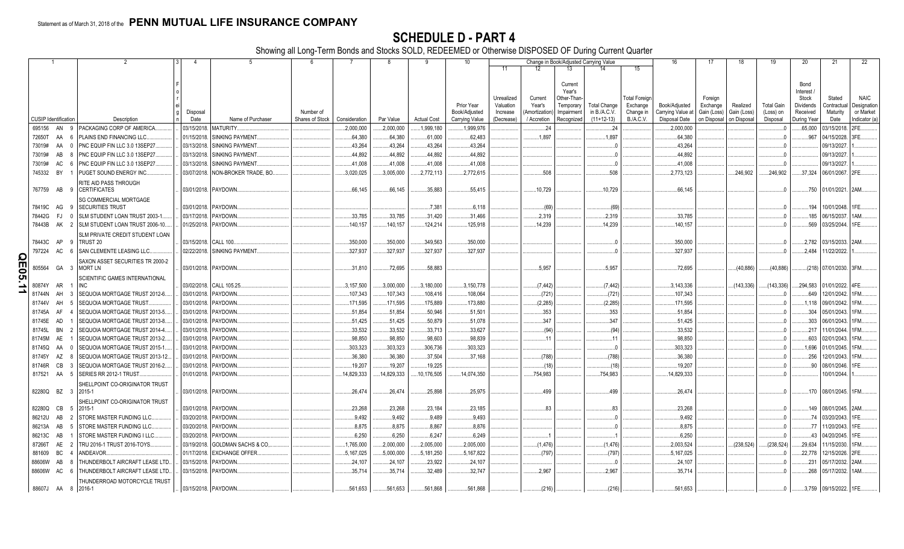Statement as of March 31, 2018 of the **PENN MUTUAL LIFE INSURANCE COMPANY**

# SCHEDULE D - PART 4

Showing all Long-Term Bonds and Stocks SOLD, REDEEMED or Otherwise DISPOSED OF During Current Quarter

| 1 | 2 | 3 | 4 | 5 | 6 | 7 | 8 | 9 | 10 | 11 | 12 | 13 | 14 | 15 | 16 | 17 | 18 | 19 | 20 | 21 | 22 |
|---|---|---|---|---|---|---|---|---|---|---|---|---|---|---|---|---|---|---|---|---|---|
| | | | | | | | | | | Change in Book/Adjusted Carrying Value | | | | | | | | | | | |
| CUSIP Identification | Description | Foreign | Disposal Date | Name of Purchaser | Number of Shares of Stock | Consideration | Par Value | Actual Cost | Prior Year Book/Adjusted Carrying Value | Unrealized Valuation Increase (Decrease) | Current Year's (Amortization) / Accretion | Current Year's Other-Than-Temporary Impairment Recognized | Total Change in B./A.C.V. (11+12-13) | Total Foreign Exchange Change in B./A.C.V. | Book/Adjusted Carrying Value at Disposal Date | Foreign Exchange Gain (Loss) on Disposal | Realized Gain (Loss) on Disposal | Total Gain (Loss) on Disposal | Bond Interest / Stock Dividends Received During Year | Stated Contractual Maturity Date | NAIC Designation or Market Indicator (a) |
| 695156 AN 9 | PACKAGING CORP OF AMERICA | | 03/15/2018 | MATURITY | | 2,000,000 | 2,000,000 | 1,999,180 | 1,999,976 | | 24 | | 24 | | 2,000,000 | | | 0 | 65,000 | 03/15/2018 | 2FE |
| 72650T AA 6 | PLAINS END FINANCING LLC | | 01/15/2018 | SINKING PAYMENT | | 64,380 | 64,380 | 61,000 | 62,483 | | 1,897 | | 1,897 | | 64,380 | | | 0 | 967 | 04/15/2028 | 3FE |
| 73019# AA 0 | PNC EQUIP FIN LLC 3.0 13SEP27 | | 03/13/2018 | SINKING PAYMENT | | 43,264 | 43,264 | 43,264 | 43,264 | | | | 0 | | 43,264 | | | 0 | | 09/13/2027 | 1 |
| 73019# AB 8 | PNC EQUIP FIN LLC 3.0 13SEP27 | | 03/13/2018 | SINKING PAYMENT | | 44,892 | 44,892 | 44,892 | 44,892 | | | | 0 | | 44,892 | | | 0 | | 09/13/2027 | 1 |
| 73019# AC 6 | PNC EQUIP FIN LLC 3.0 13SEP27 | | 03/13/2018 | SINKING PAYMENT | | 41,008 | 41,008 | 41,008 | 41,008 | | | | 0 | | 41,008 | | | 0 | | 09/13/2027 | 1 |
| 745332 BY 1 | PUGET SOUND ENERGY INC | | 03/07/2018 | NON-BROKER TRADE, BO | | 3,020,025 | 3,005,000 | 2,772,113 | 2,772,615 | | 508 | | 508 | | 2,773,123 | | 246,902 | 246,902 | 37,324 | 06/01/2067 | 2FE |
| 767759 AB 9 | RITE AID PASS THROUGH CERTIFICATES | | 03/01/2018 | PAYDOWN | | 66,145 | 66,145 | 35,883 | 55,415 | | 10,729 | | 10,729 | | 66,145 | | | 0 | 750 | 01/01/2021 | 2AM |
| 78419C AG 9 | SG COMMERCIAL MORTGAGE SECURITIES TRUST | | 03/01/2018 | PAYDOWN | | | | 7,381 | 6,118 | | (69) | | (69) | | | | | 0 | 194 | 10/01/2048 | 1FE |
| 78442G FJ 0 | SLM STUDENT LOAN TRUST 2003-1 | | 03/17/2018 | PAYDOWN | | 33,785 | 33,785 | 31,420 | 31,466 | | 2,319 | | 2,319 | | 33,785 | | | 0 | 185 | 06/15/2037 | 1AM |
| 78443B AK 2 | SLM STUDENT LOAN TRUST 2006-10 | | 01/25/2018 | PAYDOWN | | 140,157 | 140,157 | 124,214 | 125,918 | | 14,239 | | 14,239 | | 140,157 | | | 0 | 569 | 03/25/2044 | 1FE |
| 78443C AP 9 | SLM PRIVATE CREDIT STUDENT LOAN TRUST 20 | | 03/15/2018 | CALL 100 | | 350,000 | 350,000 | 349,563 | 350,000 | | | | 0 | | 350,000 | | | 0 | 2,782 | 03/15/2033 | 2AM |
| 797224 AC 6 | SAN CLEMENTE LEASING LLC | | 02/22/2018 | SINKING PAYMENT | | 327,937 | 327,937 | 327,937 | 327,937 | | | | 0 | | 327,937 | | | 0 | 2,484 | 11/22/2022 | 1 |
| 805564 GA 3 | SAXON ASSET SECURITIES TR 2000-2 MORT LN | | 03/01/2018 | PAYDOWN | | 31,810 | 72,695 | 58,883 | | | 5,957 | | 5,957 | | 72,695 | | (40,886) | (40,886) | (218) | 07/01/2030 | 3FM |
| 80874Y AR 1 | SCIENTIFIC GAMES INTERNATIONAL INC | | 03/02/2018 | CALL 105.25 | | 3,157,500 | 3,000,000 | 3,180,000 | 3,150,778 | | (7,442) | | (7,442) | | 3,143,336 | | (143,336) | (143,336) | 294,583 | 01/01/2022 | 4FE |
| 81744N AH 3 | SEQUOIA MORTGAGE TRUST 2012-6 | | 03/01/2018 | PAYDOWN | | 107,343 | 107,343 | 108,416 | 108,064 | | (721) | | (721) | | 107,343 | | | 0 | 649 | 12/01/2042 | 1FM |
| 81744V AH 5 | SEQUOIA MORTGAGE TRUST | | 03/01/2018 | PAYDOWN | | 171,595 | 171,595 | 175,889 | 173,880 | | (2,285) | | (2,285) | | 171,595 | | | 0 | 1,118 | 09/01/2042 | 1FM |
| 81745A AF 4 | SEQUOIA MORTGAGE TRUST 2013-5 | | 03/01/2018 | PAYDOWN | | 51,854 | 51,854 | 50,946 | 51,501 | | 353 | | 353 | | 51,854 | | | 0 | 304 | 05/01/2043 | 1FM |
| 81745E AD 1 | SEQUOIA MORTGAGE TRUST 2013-8 | | 03/01/2018 | PAYDOWN | | 51,425 | 51,425 | 50,879 | 51,078 | | 347 | | 347 | | 51,425 | | | 0 | 303 | 06/01/2043 | 1FM |
| 81745L BN 2 | SEQUOIA MORTGAGE TRUST 2014-4 | | 03/01/2018 | PAYDOWN | | 33,532 | 33,532 | 33,713 | 33,627 | | (94) | | (94) | | 33,532 | | | 0 | 217 | 11/01/2044 | 1FM |
| 81745M AE 1 | SEQUOIA MORTGAGE TRUST 2013-2 | | 03/01/2018 | PAYDOWN | | 98,850 | 98,850 | 98,603 | 98,839 | | 11 | | 11 | | 98,850 | | | 0 | 603 | 02/01/2043 | 1FM |
| 81745Q AA 0 | SEQUOIA MORTGAGE TRUST 2015-1 | | 03/01/2018 | PAYDOWN | | 303,323 | 303,323 | 306,736 | 303,323 | | | | 0 | | 303,323 | | | 0 | 1,696 | 01/01/2045 | 1FM |
| 81745Y AZ 8 | SEQUOIA MORTGAGE TRUST 2013-12 | | 03/01/2018 | PAYDOWN | | 36,380 | 36,380 | 37,504 | 37,168 | | (788) | | (788) | | 36,380 | | | 0 | 256 | 12/01/2043 | 1FM |
| 81746R CB 3 | SEQUOIA MORTGAGE TRUST 2016-2 | | 03/01/2018 | PAYDOWN | | 19,207 | 19,207 | 19,225 | | | (18) | | (18) | | 19,207 | | | 0 | 90 | 08/01/2046 | 1FE |
| 817521 AA 5 | SERIES RR 2012-1 TRUST | | 01/01/2018 | PAYDOWN | | 14,829,333 | 14,829,333 | 10,176,505 | 14,074,350 | | 754,983 | | 754,983 | | 14,829,333 | | | 0 | | 10/01/2044 | 1 |
| 82280Q BZ 3 | SHELLPOINT CO-ORIGINATOR TRUST 2015-1 | | 03/01/2018 | PAYDOWN | | 26,474 | 26,474 | 25,898 | 25,975 | | 499 | | 499 | | 26,474 | | | 0 | 170 | 08/01/2045 | 1FM |
| 82280Q CB 5 | SHELLPOINT CO-ORIGINATOR TRUST 2015-1 | | 03/01/2018 | PAYDOWN | | 23,268 | 23,268 | 23,184 | 23,185 | | 83 | | 83 | | 23,268 | | | 0 | 149 | 08/01/2045 | 2AM |
| 86212U AB 2 | STORE MASTER FUNDING LLC | | 03/20/2018 | PAYDOWN | | 9,492 | 9,492 | 9,489 | 9,493 | | | | 0 | | 9,492 | | | 0 | 74 | 03/20/2043 | 1FE |
| 86213A AB 5 | STORE MASTER FUNDING LLC | | 03/20/2018 | PAYDOWN | | 8,875 | 8,875 | 8,867 | 8,876 | | | | 0 | | 8,875 | | | 0 | 77 | 11/20/2043 | 1FE |
| 86213C AB 1 | STORE MASTER FUNDING I LLC | | 03/20/2018 | PAYDOWN | | 6,250 | 6,250 | 6,247 | 6,249 | | 1 | | 1 | | 6,250 | | | 0 | 43 | 04/20/2045 | 1FE |
| 87266T AE 2 | TRU 2016-1 TRUST 2016-TOYS | | 03/19/2018 | GOLDMAN SACHS & CO | | 1,765,000 | 2,000,000 | 2,005,000 | 2,005,000 | | (1,476) | | (1,476) | | 2,003,524 | | (238,524) | (238,524) | 29,634 | 11/15/2030 | 1FM |
| 881609 BC 4 | ANDEAVOR | | 01/17/2018 | EXCHANGE OFFER | | 5,167,025 | 5,000,000 | 5,181,250 | 5,167,822 | | (797) | | (797) | | 5,167,025 | | | 0 | 22,778 | 12/15/2026 | 2FE |
| 88606W AB 8 | THUNDERBOLT AIRCRAFT LEASE LTD | | 03/15/2018 | PAYDOWN | | 24,107 | 24,107 | 23,922 | 24,107 | | | | 0 | | 24,107 | | | 0 | 231 | 05/17/2032 | 2AM |
| 88606W AC 6 | THUNDERBOLT AIRCRAFT LEASE LTD | | 03/15/2018 | PAYDOWN | | 35,714 | 35,714 | 32,489 | 32,747 | | 2,967 | | 2,967 | | 35,714 | | | 0 | 268 | 05/17/2032 | 1AM |
| 88607J AA 8 | THUNDERROAD MOTORCYCLE TRUST 2016-1 | | 03/15/2018 | PAYDOWN | | 561,653 | 561,653 | 561,868 | 561,868 | | (216) | | (216) | | 561,653 | | | 0 | 3,759 | 09/15/2022 | 1FE |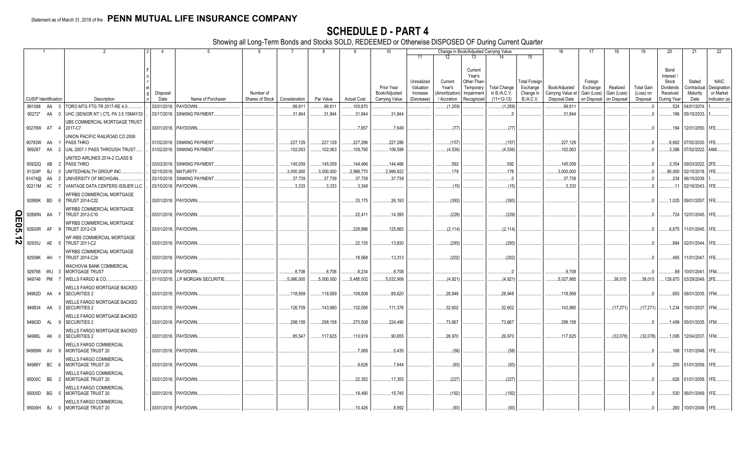Statement as of March 31, 2018 of the **PENN MUTUAL LIFE INSURANCE COMPANY**

# SCHEDULE D - PART 4

Showing all Long-Term Bonds and Stocks SOLD, REDEEMED or Otherwise DISPOSED OF During Current Quarter

| 1 | 2 | 3 | 4 | 5 | 6 | 7 | 8 | 9 | 10 | 11 | 12 | 13 | 14 | 15 | 16 | 17 | 18 | 19 | 20 | 21 | 22 |
|---|---|---|---|---|---|---|---|---|---|---|---|---|---|---|---|---|---|---|---|---|---|
| | | | | | | | | | | Change in Book/Adjusted Carrying Value | | | | | | | | | | | |
| CUSIP Identification | Description | Foreign | Disposal Date | Name of Purchaser | Number of Shares of Stock | Consideration | Par Value | Actual Cost | Prior Year Book/Adjusted Carrying Value | Unrealized Valuation Increase (Decrease) | Current Year's (Amortization) / Accretion | Current Year's Other-Than-Temporary Impairment Recognized | Total Change in B./A.C.V. (11+12-13) | Total Foreign Exchange Change in B./A.C.V. | Book/Adjusted Carrying Value at Disposal Date | Foreign Exchange Gain (Loss) on Disposal | Realized Gain (Loss) on Disposal | Total Gain (Loss) on Disposal | Bond Interest / Stock Dividends Received During Year | Stated Contractual Maturity Date | NAIC Designation or Market Indicator (a) |
| 891098 AA 3 | TORO MTG FTG TR 2017-RE 4.0 | | 03/01/2018 | PAYDOWN | | 99,611 | 99,611 | 100,870 | | | (1,259) | | (1,259) | | 99,611 | | | 0 | 524 | 04/01/2074 | 1 |
| 90272* AA 0 | UHC (SENIOR NT ) CTL PA 3.5 15MAY33 | | 03/17/2018 | SINKING PAYMENT | | 31,844 | 31,844 | 31,844 | 31,844 | | | | 0 | | 31,844 | | | 0 | 186 | 05/15/2033 | 1 |
| 90276W AT 4 | UBS COMMERCIAL MORTGAGE TRUST 2017-C7 | | 03/01/2018 | PAYDOWN | | | | 7,657 | 7,649 | | (77) | | (77) | | | | | 0 | 194 | 12/01/2050 | 1FE |
| 90783W AA 1 | UNION PACIFIC RAILROAD CO 2006 PASS THRO | | 01/02/2018 | SINKING PAYMENT | | 227,129 | 227,129 | 227,286 | 227,286 | | (157) | | (157) | | 227,129 | | | 0 | 6,662 | 07/02/2030 | 1FE |
| 909287 AA 2 | UAL 2007-1 PASS THROUGH TRUST | | 01/02/2018 | SINKING PAYMENT | | 102,063 | 102,063 | 109,790 | 106,599 | | (4,536) | | (4,536) | | 102,063 | | | 0 | 3,386 | 07/02/2022 | 4AM |
| 90932Q AB 2 | UNITED AIRLINES 2014-2 CLASS B PASS THRO | | 03/03/2018 | SINKING PAYMENT | | 145,059 | 145,059 | 144,466 | 144,466 | | 592 | | 592 | | 145,059 | | | 0 | 3,354 | 09/03/2022 | 2FE |
| 91324P BJ 0 | UNITEDHEALTH GROUP INC | | 02/15/2018 | MATURITY | | 3,000,000 | 3,000,000 | 2,988,770 | 2,999,822 | | 178 | | 178 | | 3,000,000 | | | 0 | 90,000 | 02/15/2018 | 1FE |
| 91474@ AA 2 | UNIVERSITY OF MICHIGAN | | 03/15/2018 | SINKING PAYMENT | | 37,739 | 37,739 | 37,739 | 37,739 | | | | 0 | | 37,739 | | | 0 | 234 | 06/15/2039 | 1 |
| 92211M AC 7 | VANTAGE DATA CENTERS ISSUER LLC | | 03/15/2018 | PAYDOWN | | 3,333 | 3,333 | 3,348 | | | (15) | | (15) | | 3,333 | | | 0 | 11 | 02/16/2043 | 1FE |
| 92890K BD 6 | WFRBS COMMERCIAL MORTGAGE TRUST 2014-C22 | | 03/01/2018 | PAYDOWN | | | | 33,175 | 26,193 | | (393) | | (393) | | | | | 0 | 1,025 | 09/01/2057 | 1FE |
| 92890N AA 7 | WFRBS COMMERCIAL MORTGAGE TRUST 2012-C10 | | 03/01/2018 | PAYDOWN | | | | 22,411 | 14,395 | | (229) | | (229) | | | | | 0 | 724 | 12/01/2045 | 1FE |
| 92930R AF 9 | WFRBS COMMERCIAL MORTGAGE TRUST 2012-C9 | | 03/01/2018 | PAYDOWN | | | | 226,986 | 125,863 | | (2,114) | | (2,114) | | | | | 0 | 6,875 | 11/01/2045 | 1FE |
| 92935J AE 5 | WF-RBS COMMERCIAL MORTGAGE TRUST 2011-C2 | | 03/01/2018 | PAYDOWN | | | | 22,135 | 13,830 | | (293) | | (293) | | | | | 0 | 894 | 02/01/2044 | 1FE |
| 92939K AH 1 | WFRBS COMMERCIAL MORTGAGE TRUST 2014-C24 | | 03/01/2018 | PAYDOWN | | | | 18,568 | 13,313 | | (202) | | (202) | | | | | 0 | 495 | 11/01/2047 | 1FE |
| 929766 WU 3 | WACHOVIA BANK COMMERCIAL MORTGAGE TRUST | | 03/01/2018 | PAYDOWN | | 8,708 | 8,708 | 8,234 | 8,708 | | | | 0 | | 8,708 | | | 0 | 88 | 10/01/2041 | 1FM |
| 949746 PM 7 | WELLS FARGO & CO | | 01/10/2018 | J.P MORGAN SECURITIE | | 5,066,000 | 5,000,000 | 5,485,002 | 5,032,906 | | (4,921) | | (4,921) | | 5,027,985 | | 38,015 | 38,015 | 129,675 | 03/29/2049 | 2FE |
| 94982D AA 4 | WELLS FARGO MORTGAGE BACKED SECURITIES 2 | | 03/01/2018 | PAYDOWN | | 118,569 | 118,569 | 108,508 | 89,620 | | 28,948 | | 28,948 | | 118,569 | | | 0 | 655 | 08/01/2035 | 1FM |
| 949834 AA 3 | WELLS FARGO MORTGAGE BACKED SECURITIES 2 | | 03/01/2018 | PAYDOWN | | 126,709 | 143,980 | 132,095 | 111,378 | | 32,602 | | 32,602 | | 143,980 | | (17,271) | (17,271) | 1,234 | 10/01/2037 | 1FM |
| 94983D AL 9 | WELLS FARGO MORTGAGE BACKED SECURITIES 2 | | 03/01/2018 | PAYDOWN | | 298,158 | 298,158 | 270,508 | 224,490 | | 73,667 | | 73,667 | | 298,158 | | | 0 | 1,499 | 05/01/2035 | 1FM |
| 94986L AK 0 | WELLS FARGO MORTGAGE BACKED SECURITIES 2 | | 03/01/2018 | PAYDOWN | | 85,547 | 117,625 | 110,919 | 90,655 | | 26,970 | | 26,970 | | 117,625 | | (32,078) | (32,078) | 1,095 | 12/04/2037 | 1FM |
| 94989W AV 9 | WELLS FARGO COMMERCIAL MORTGAGE TRUST 20 | | 03/01/2018 | PAYDOWN | | | | 7,069 | 5,435 | | (58) | | (58) | | | | | 0 | 168 | 11/01/2048 | 1FE |
| 94989Y BC 6 | WELLS FARGO COMMERCIAL MORTGAGE TRUST 20 | | 03/01/2018 | PAYDOWN | | | | 9,626 | 7,644 | | (93) | | (93) | | | | | 0 | 250 | 01/01/2059 | 1FE |
| 95000C BE 2 | WELLS FARGO COMMERCIAL MORTGAGE TRUST 20 | | 03/01/2018 | PAYDOWN | | | | 22,352 | 17,355 | | (227) | | (227) | | | | | 0 | 626 | 01/01/2059 | 1FE |
| 95000D BG 5 | WELLS FARGO COMMERCIAL MORTGAGE TRUST 20 | | 03/01/2018 | PAYDOWN | | | | 19,490 | 15,745 | | (192) | | (192) | | | | | 0 | 530 | 06/01/2049 | 1FE |
| 95000H BJ 0 | WELLS FARGO COMMERCIAL MORTGAGE TRUST 20 | | 03/01/2018 | PAYDOWN | | | | 10,426 | 8,892 | | (93) | | (93) | | | | | 0 | 260 | 10/01/2049 | 1FE |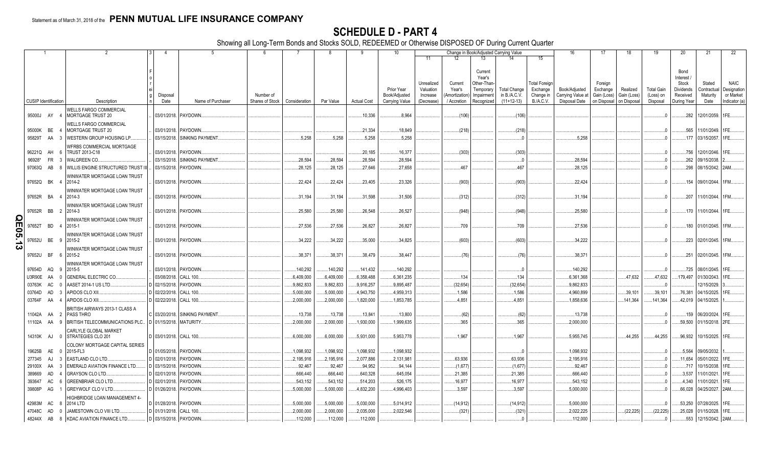Statement as of March 31, 2018 of the **PENN MUTUAL LIFE INSURANCE COMPANY**

# SCHEDULE D - PART 4

Showing all Long-Term Bonds and Stocks SOLD, REDEEMED or Otherwise DISPOSED OF During Current Quarter

| 1 | 2 | 3 | 4 | 5 | 6 | 7 | 8 | 9 | 10 | Change in Book/Adjusted Carrying Value | | | | | 16 | 17 | 18 | 19 | 20 | 21 | 22 |
|---|---|---|---|---|---|---|---|---|---|---|---|---|---|---|---|---|---|---|---|---|---|
| | | | | | | | | | | 11 | 12 | 13 | 14 | 15 | | | | | | | |
| CUSIP Identification | Description | Foreign | Disposal Date | Name of Purchaser | Number of Shares of Stock | Consideration | Par Value | Actual Cost | Prior Year Book/Adjusted Carrying Value | Unrealized Valuation Increase (Decrease) | Current Year's (Amortization) / Accretion | Current Year's Other-Than-Temporary Impairment Recognized | Total Change in B./A.C.V. (11+12-13) | Total Foreign Exchange Change in B./A.C.V. | Book/Adjusted Carrying Value at Disposal Date | Foreign Exchange Gain (Loss) on Disposal | Realized Gain (Loss) on Disposal | Total Gain (Loss) on Disposal | Bond Interest / Stock Dividends Received During Year | Stated Contractual Maturity Date | NAIC Designation or Market Indicator (a) |
| 95000J AY 4 | WELLS FARGO COMMERCIAL MORTGAGE TRUST 20 | | 03/01/2018. | PAYDOWN. | | | | 10,336 | 8,964 | | (106) | | (106) | | | | | 0 | 282 | 12/01/2059. | 1FE. |
| 95000K BE 4 | WELLS FARGO COMMERCIAL MORTGAGE TRUST 20 | | 03/01/2018. | PAYDOWN. | | | | 21,334 | 18,849 | | (218) | | (218) | | | | | 0 | 565 | 11/01/2049. | 1FE. |
| 95829T AA 3 | WESTERN GROUP HOUSING LP. | | 03/15/2018. | SINKING PAYMENT. | | 5,258 | 5,258 | 5,258 | 5,258 | | | | 0 | | 5,258 | | | 0 | 177 | 03/15/2057. | 1FE. |
| 96221Q AH 6 | WFRBS COMMERCIAL MORTGAGE TRUST 2013-C18 | | 03/01/2018. | PAYDOWN. | | | | 20,185 | 16,377 | | (303) | | (303) | | | | | 0 | 756 | 12/01/2046. | 1FE. |
| 96928* FR 3 | WALGREEN CO. | | 03/15/2018. | SINKING PAYMENT. | | 28,594 | 28,594 | 28,594 | 28,594 | | | | 0 | | 28,594 | | | 0 | 262 | 09/15/2038. | 2. |
| 97063Q AB 8 | WILLIS ENGINE STRUCTURED TRUST III | | 03/15/2018. | PAYDOWN. | | 28,125 | 28,125 | 27,646 | 27,658 | | 467 | | 467 | | 28,125 | | | 0 | 298 | 08/15/2042. | 2AM. |
| 97652Q BK 4 | WINWATER MORTGAGE LOAN TRUST 2014-2 | | 03/01/2018. | PAYDOWN. | | 22,424 | 22,424 | 23,405 | 23,326 | | (903) | | (903) | | 22,424 | | | 0 | 154 | 09/01/2044. | 1FM. |
| 97652R BA 4 | WINWATER MORTGAGE LOAN TRUST 2014-3 | | 03/01/2018. | PAYDOWN. | | 31,194 | 31,194 | 31,598 | 31,506 | | (312) | | (312) | | 31,194 | | | 0 | 207 | 11/01/2044. | 1FM. |
| 97652R BB 2 | WINWATER MORTGAGE LOAN TRUST 2014-3 | | 03/01/2018. | PAYDOWN. | | 25,580 | 25,580 | 26,548 | 26,527 | | (948) | | (948) | | 25,580 | | | 0 | 170 | 11/01/2044. | 1FE. |
| 97652T BD 4 | WINWATER MORTGAGE LOAN TRUST 2015-1 | | 03/01/2018. | PAYDOWN. | | 27,536 | 27,536 | 26,827 | 26,827 | | 709 | | 709 | | 27,536 | | | 0 | 180 | 01/01/2045. | 1FM. |
| 97652U BE 9 | WINWATER MORTGAGE LOAN TRUST 2015-2 | | 03/01/2018. | PAYDOWN. | | 34,222 | 34,222 | 35,000 | 34,825 | | (603) | | (603) | | 34,222 | | | 0 | 223 | 02/01/2045. | 1FM. |
| 97652U BF 6 | WINWATER MORTGAGE LOAN TRUST 2015-2 | | 03/01/2018. | PAYDOWN. | | 38,371 | 38,371 | 38,479 | 38,447 | | (76) | | (76) | | 38,371 | | | 0 | 251 | 02/01/2045. | 1FM. |
| 97654D AQ 9 | WINWATER MORTGAGE LOAN TRUST 2015-5 | | 03/01/2018. | PAYDOWN. | | 140,292 | 140,292 | 141,432 | 140,292 | | | | 0 | | 140,292 | | | 0 | 725 | 08/01/2045. | 1FE. |
| U3R90E AA 0 | GENERAL ELECTRIC CO. | | 03/08/2018. | CALL 100. | | 6,409,000 | 6,409,000 | 6,358,488 | 6,361,235 | | 134 | | 134 | | 6,361,368 | | 47,632 | 47,632 | 179,497 | 01/30/2043. | 1FE. |
| 03763K AC 0 | AASET 2014-1 US LTD. | D | 02/15/2018. | PAYDOWN. | | 9,862,833 | 9,862,833 | 9,916,257 | 9,895,487 | | (32,654) | | (32,654) | | 9,862,833 | | | 0 | | 12/15/2029. | 3. |
| 03764D AD 3 | APIDOS CLO XII. | D | 02/22/2018. | CALL 100. | | 5,000,000 | 5,000,000 | 4,943,750 | 4,959,313 | | 1,586 | | 1,586 | | 4,960,899 | | 39,101 | 39,101 | 76,381 | 04/15/2025. | 1FE. |
| 03764F AA 4 | APIDOS CLO XII. | D | 02/22/2018. | CALL 100. | | 2,000,000 | 2,000,000 | 1,820,000 | 1,853,785 | | 4,851 | | 4,851 | | 1,858,636 | | 141,364 | 141,364 | 42,019 | 04/15/2025. | 1. |
| 11042A AA 2 | BRITISH AIRWAYS 2013-1 CLASS A PASS THRO | C | 03/20/2018. | SINKING PAYMENT. | | 13,738 | 13,738 | 13,841 | 13,800 | | (62) | | (62) | | 13,738 | | | 0 | 159 | 06/20/2024. | 1FE. |
| 11102A AA 9 | BRITISH TELECOMMUNICATIONS PLC. | D | 01/15/2018. | MATURITY. | | 2,000,000 | 2,000,000 | 1,930,000 | 1,999,635 | | 365 | | 365 | | 2,000,000 | | | 0 | 59,500 | 01/15/2018. | 2FE. |
| 14310K AJ 0 | CARLYLE GLOBAL MARKET STRATEGIES CLO 201 | D | 03/01/2018. | CALL 100. | | 6,000,000 | 6,000,000 | 5,931,000 | 5,953,778 | | 1,967 | | 1,967 | | 5,955,745 | | 44,255 | 44,255 | 96,932 | 10/15/2025. | 1FE. |
| 19625B AE 0 | COLONY MORTGAGE CAPITAL SERIES 2015-FL3 | D | 01/05/2018. | PAYDOWN. | | 1,098,932 | 1,098,932 | 1,098,932 | 1,098,932 | | | | 0 | | 1,098,932 | | | 0 | 5,564 | 09/05/2032. | 1. |
| 277345 AJ 3 | EASTLAND CLO LTD. | D | 02/01/2018. | PAYDOWN. | | 2,195,916 | 2,195,916 | 2,077,886 | 2,131,981 | | 63,936 | | 63,936 | | 2,195,916 | | | 0 | 11,654 | 05/01/2022. | 1FE. |
| 29100X AA 3 | EMERALD AVIATION FINANCE LTD. | D | 03/15/2018. | PAYDOWN. | | 92,467 | 92,467 | 94,952 | 94,144 | | (1,677) | | (1,677) | | 92,467 | | | 0 | 717 | 10/15/2038. | 1FE. |
| 389669 AD 4 | GRAYSON CLO LTD. | D | 02/01/2018. | PAYDOWN. | | 666,440 | 666,440 | 640,328 | 645,054 | | 21,385 | | 21,385 | | 666,440 | | | 0 | 3,537 | 11/01/2021. | 1FE. |
| 393647 AC 6 | GREENBRIAR CLO LTD. | D | 02/01/2018. | PAYDOWN. | | 543,152 | 543,152 | 514,203 | 526,175 | | 16,977 | | 16,977 | | 543,152 | | | 0 | 4,340 | 11/01/2021. | 1FE. |
| 39808P AG 1 | GREYWOLF CLO V LTD. | D | 01/26/2018. | PAYDOWN. | | 5,000,000 | 5,000,000 | 4,832,200 | 4,996,403 | | 3,597 | | 3,597 | | 5,000,000 | | | 0 | 66,028 | 04/25/2027. | 2AM. |
| 42983M AC 8 | HIGHBRIDGE LOAN MANAGEMENT 4-2014 LTD | D | 01/28/2018. | PAYDOWN. | | 5,000,000 | 5,000,000 | 5,030,000 | 5,014,912 | | (14,912) | | (14,912) | | 5,000,000 | | | 0 | 53,250 | 07/28/2025. | 1FE. |
| 47048C AD 0 | JAMESTOWN CLO VIII LTD. | D | 01/31/2018. | CALL 100. | | 2,000,000 | 2,000,000 | 2,035,000 | 2,022,546 | | (321) | | (321) | | 2,022,225 | | (22,225) | (22,225) | 25,028 | 01/15/2028. | 1FE. |
| 48244X AB 8 | KDAC AVIATION FINANCE LTD. | D | 03/15/2018. | PAYDOWN. | | 112,000 | 112,000 | 112,000 | | | | | 0 | | 112,000 | | | 0 | 553 | 12/15/2042. | 2AM. |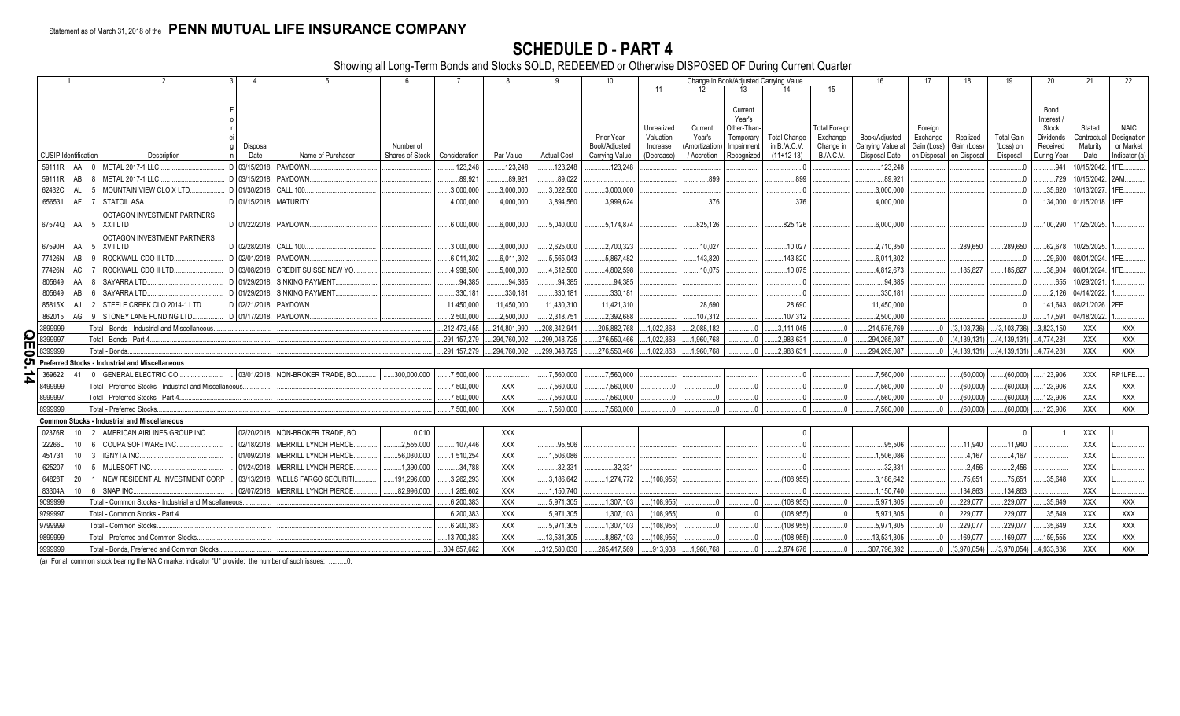Statement as of March 31, 2018 of the **PENN MUTUAL LIFE INSURANCE COMPANY**

# SCHEDULE D - PART 4

Showing all Long-Term Bonds and Stocks SOLD, REDEEMED or Otherwise DISPOSED OF During Current Quarter

| 1 | 2 | 3 | 4 | 5 | 6 | 7 | 8 | 9 | 10 | Change in Book/Adjusted Carrying Value | | | | | 16 | 17 | 18 | 19 | 20 | 21 | 22 |
|---|---|---|---|---|---|---|---|---|---|---|---|---|---|---|---|---|---|---|---|---|---|
| | | | | | | | | | | 11 | 12 | 13 | 14 | 15 | | | | | | | |
| CUSIP Identification | Description | Foreign | Disposal Date | Name of Purchaser | Number of Shares of Stock | Consideration | Par Value | Actual Cost | Prior Year Book/Adjusted Carrying Value | Unrealized Valuation Increase (Decrease) | Current Year's (Amortization) / Accretion | Current Year's Other-Than-Temporary Impairment Recognized | Total Change in B./A.C.V. (11+12-13) | Total Foreign Exchange Change in B./A.C.V. | Book/Adjusted Carrying Value at Disposal Date | Foreign Exchange Gain (Loss) on Disposal | Realized Gain (Loss) on Disposal | Total Gain (Loss) on Disposal | Bond Interest / Stock Dividends Received During Year | Stated Contractual Maturity Date | NAIC Designation or Market Indicator (a) |
| 59111R AA 0 | METAL 2017-1 LLC | D | 03/15/2018 | PAYDOWN | | 123,248 | 123,248 | 123,248 | 123,248 | | | | 0 | | 123,248 | | | 0 | 941 | 10/15/2042 | 1FE |
| 59111R AB 8 | METAL 2017-1 LLC | D | 03/15/2018 | PAYDOWN | | 89,921 | 89,921 | 89,022 | | | 899 | | 899 | | 89,921 | | | 0 | 729 | 10/15/2042 | 2AM |
| 62432C AL 5 | MOUNTAIN VIEW CLO X LTD | D | 01/30/2018 | CALL 100 | | 3,000,000 | 3,000,000 | 3,022,500 | 3,000,000 | | | | 0 | | 3,000,000 | | | 0 | 35,620 | 10/13/2027 | 1FE |
| 656531 AF 7 | STATOIL ASA | D | 01/15/2018 | MATURITY | | 4,000,000 | 4,000,000 | 3,894,560 | 3,999,624 | | 376 | | 376 | | 4,000,000 | | | 0 | 134,000 | 01/15/2018 | 1FE |
| 67574Q AA 5 | OCTAGON INVESTMENT PARTNERS XXII LTD | D | 01/22/2018 | PAYDOWN | | 6,000,000 | 6,000,000 | 5,040,000 | 5,174,874 | | 825,126 | | 825,126 | | 6,000,000 | | | 0 | 100,290 | 11/25/2025 | 1 |
| 67590H AA 5 | OCTAGON INVESTMENT PARTNERS XVII LTD | D | 02/28/2018 | CALL 100 | | 3,000,000 | 3,000,000 | 2,625,000 | 2,700,323 | | 10,027 | | 10,027 | | 2,710,350 | | 289,650 | 289,650 | 62,678 | 10/25/2025 | 1 |
| 77426N AB 9 | ROCKWALL CDO II LTD | D | 02/01/2018 | PAYDOWN | | 6,011,302 | 6,011,302 | 5,565,043 | 5,867,482 | | 143,820 | | 143,820 | | 6,011,302 | | | 0 | 29,600 | 08/01/2024 | 1FE |
| 77426N AC 7 | ROCKWALL CDO II LTD | D | 03/08/2018 | CREDIT SUISSE NEW YO | | 4,998,500 | 5,000,000 | 4,612,500 | 4,802,598 | | 10,075 | | 10,075 | | 4,812,673 | | 185,827 | 185,827 | 38,904 | 08/01/2024 | 1FE |
| 805649 AA 8 | SAYARRA LTD | D | 01/29/2018 | SINKING PAYMENT | | 94,385 | 94,385 | 94,385 | 94,385 | | | | 0 | | 94,385 | | | 0 | 655 | 10/29/2021 | 1 |
| 805649 AB 6 | SAYARRA LTD | D | 01/29/2018 | SINKING PAYMENT | | 330,181 | 330,181 | 330,181 | 330,181 | | | | 0 | | 330,181 | | | 0 | 2,126 | 04/14/2022 | 1 |
| 85815X AJ 2 | STEELE CREEK CLO 2014-1 LTD | D | 02/21/2018 | PAYDOWN | | 11,450,000 | 11,450,000 | 11,430,310 | 11,421,310 | | 28,690 | | 28,690 | | 11,450,000 | | | 0 | 141,643 | 08/21/2026 | 2FE |
| 862015 AG 9 | STONEY LANE FUNDING LTD | D | 01/17/2018 | PAYDOWN | | 2,500,000 | 2,500,000 | 2,318,751 | 2,392,688 | | 107,312 | | 107,312 | | 2,500,000 | | | 0 | 17,591 | 04/18/2022 | 1 |
| 3899999. | Total - Bonds - Industrial and Miscellaneous | | | | | 212,473,455 | 214,801,990 | 208,342,941 | 205,882,768 | 1,022,863 | 2,088,182 | 0 | 3,111,045 | 0 | 214,576,769 | 0 | (3,103,736) | (3,103,736) | 3,823,150 | XXX | XXX |
| 8399997. | Total - Bonds - Part 4 | | | | | 291,157,279 | 294,760,002 | 299,048,725 | 276,550,466 | 1,022,863 | 1,960,768 | 0 | 2,983,631 | 0 | 294,265,087 | 0 | (4,139,131) | (4,139,131) | 4,774,281 | XXX | XXX |
| 8399999. | Total - Bonds | | | | | 291,157,279 | 294,760,002 | 299,048,725 | 276,550,466 | 1,022,863 | 1,960,768 | 0 | 2,983,631 | 0 | 294,265,087 | 0 | (4,139,131) | (4,139,131) | 4,774,281 | XXX | XXX |
| **Preferred Stocks - Industrial and Miscellaneous** | | | | | | | | | | | | | | | | | | | | | |
| 369622 41 0 | GENERAL ELECTRIC CO | | 03/01/2018 | NON-BROKER TRADE, BO | 300,000.000 | 7,500,000 | | 7,560,000 | 7,560,000 | | | | 0 | | 7,560,000 | | (60,000) | (60,000) | 123,906 | XXX | RP1LFE |
| 8499999. | Total - Preferred Stocks - Industrial and Miscellaneous | | | | | 7,500,000 | XXX | 7,560,000 | 7,560,000 | 0 | 0 | 0 | 0 | 0 | 7,560,000 | 0 | (60,000) | (60,000) | 123,906 | XXX | XXX |
| 8999997. | Total - Preferred Stocks - Part 4 | | | | | 7,500,000 | XXX | 7,560,000 | 7,560,000 | 0 | 0 | 0 | 0 | 0 | 7,560,000 | 0 | (60,000) | (60,000) | 123,906 | XXX | XXX |
| 8999999. | Total - Preferred Stocks | | | | | 7,500,000 | XXX | 7,560,000 | 7,560,000 | 0 | 0 | 0 | 0 | 0 | 7,560,000 | 0 | (60,000) | (60,000) | 123,906 | XXX | XXX |
| **Common Stocks - Industrial and Miscellaneous** | | | | | | | | | | | | | | | | | | | | | |
| 02376R 10 2 | AMERICAN AIRLINES GROUP INC | | 02/20/2018 | NON-BROKER TRADE, BO | 0.010 | | XXX | | | | | | 0 | | | | | 0 | 1 | XXX | L |
| 22266L 10 6 | COUPA SOFTWARE INC | | 02/18/2018 | MERRILL LYNCH PIERCE | 2,555.000 | 107,446 | XXX | 95,506 | | | | | 0 | | 95,506 | | 11,940 | 11,940 | | XXX | L |
| 451731 10 3 | IGNYTA INC | | 01/09/2018 | MERRILL LYNCH PIERCE | 56,030.000 | 1,510,254 | XXX | 1,506,086 | | | | | 0 | | 1,506,086 | | 4,167 | 4,167 | | XXX | L |
| 625207 10 5 | MULESOFT INC | | 01/24/2018 | MERRILL LYNCH PIERCE | 1,390.000 | 34,788 | XXX | 32,331 | 32,331 | | | | 0 | | 32,331 | | 2,456 | 2,456 | | XXX | L |
| 64828T 20 1 | NEW RESIDENTIAL INVESTMENT CORP | | 03/13/2018 | WELLS FARGO SECURITI | 191,296.000 | 3,262,293 | XXX | 3,186,642 | 1,274,772 | (108,955) | | | (108,955) | | 3,186,642 | | 75,651 | 75,651 | 35,648 | XXX | L |
| 83304A 10 6 | SNAP INC | | 02/07/2018 | MERRILL LYNCH PIERCE | 82,996.000 | 1,285,602 | XXX | 1,150,740 | | | | | 0 | | 1,150,740 | | 134,863 | 134,863 | | XXX | L |
| 9099999. | Total - Common Stocks - Industrial and Miscellaneous | | | | | 6,200,383 | XXX | 5,971,305 | 1,307,103 | (108,955) | 0 | 0 | (108,955) | 0 | 5,971,305 | 0 | 229,077 | 229,077 | 35,649 | XXX | XXX |
| 9799997. | Total - Common Stocks - Part 4 | | | | | 6,200,383 | XXX | 5,971,305 | 1,307,103 | (108,955) | 0 | 0 | (108,955) | 0 | 5,971,305 | 0 | 229,077 | 229,077 | 35,649 | XXX | XXX |
| 9799999. | Total - Common Stocks | | | | | 6,200,383 | XXX | 5,971,305 | 1,307,103 | (108,955) | 0 | 0 | (108,955) | 0 | 5,971,305 | 0 | 229,077 | 229,077 | 35,649 | XXX | XXX |
| 9899999. | Total - Preferred and Common Stocks | | | | | 13,700,383 | XXX | 13,531,305 | 8,867,103 | (108,955) | 0 | 0 | (108,955) | 0 | 13,531,305 | 0 | 169,077 | 169,077 | 159,555 | XXX | XXX |
| 9999999. | Total - Bonds, Preferred and Common Stocks | | | | | 304,857,662 | XXX | 312,580,030 | 285,417,569 | 913,908 | 1,960,768 | 0 | 2,874,676 | 0 | 307,796,392 | 0 | (3,970,054) | (3,970,054) | 4,933,836 | XXX | XXX |

(a) For all common stock bearing the NAIC market indicator "U" provide: the number of such issues: ..........0.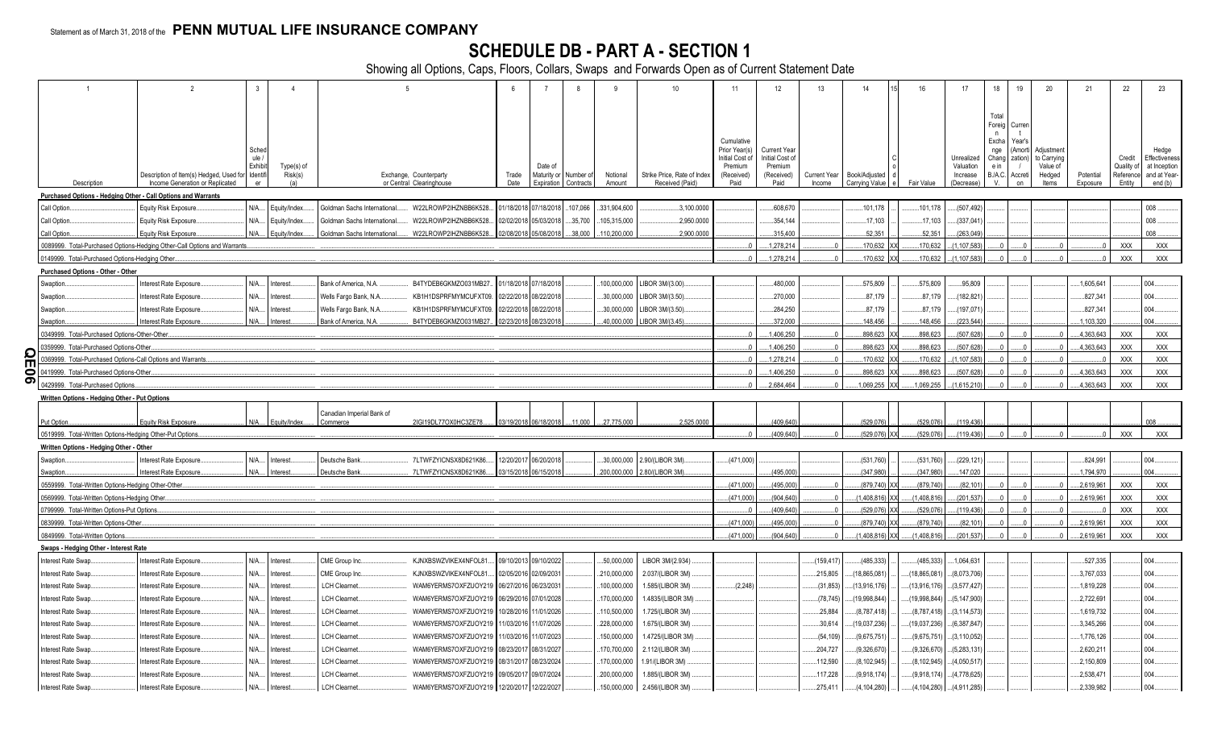Statement as of March 31, 2018 of the **PENN MUTUAL LIFE INSURANCE COMPANY**

# SCHEDULE DB - PART A - SECTION 1

Showing all Options, Caps, Floors, Collars, Swaps and Forwards Open as of Current Statement Date

| 1 | 2 | 3 | 4 | 5 | | 6 | 7 | 8 | 9 | 10 | 11 | 12 | 13 | 14 | 15 | 16 | 17 | 18 | 19 | 20 | 21 | 22 | 23 |
|---|---|---|---|---|---|---|---|---|---|---|---|---|---|---|---|---|---|---|---|---|---|---|---|
| Description | Description of Item(s) Hedged, Used for Income Generation or Replicated | Schedule / Exhibit Identifier | Type(s) of Risk(s) (a) | Exchange, Counterparty or Central Clearinghouse | | Trade Date | Date of Maturity or Expiration | Number of Contracts | Notional Amount | Strike Price, Rate of Index Received (Paid) | Cumulative Prior Year(s) Initial Cost of Premium (Received) Paid | Current Year Initial Cost of Premium (Received) Paid | Current Year Income | Book/Adjusted Carrying Value | Code | Fair Value | Unrealized Valuation Increase (Decrease) | Total Foreign Exchange Change in B./A.C.V. | Current Year's (Amortization) / Accretion | Adjustment to Carrying Value of Hedged Items | Potential Exposure | Credit Quality of Reference Entity | Hedge Effectiveness at Inception and at Year-end (b) |
| **Purchased Options - Hedging Other - Call Options and Warrants** | | | | | | | | | | | | | | | | | | | | | | | |
| Call Option | Equity Risk Exposure | N/A | Equity/Index | Goldman Sachs International | W22LROWP2IHZNBB6K528 | 01/18/2018 | 07/18/2018 | 107,066 | 331,904,600 | 3,100.0000 | | 608,670 | | 101,178 | | 101,178 | (507,492) | | | | | | 008 |
| Call Option | Equity Risk Exposure | N/A | Equity/Index | Goldman Sachs International | W22LROWP2IHZNBB6K528 | 02/02/2018 | 05/03/2018 | 35,700 | 105,315,000 | 2,950.0000 | | 354,144 | | 17,103 | | 17,103 | (337,041) | | | | | | 008 |
| Call Option | Equity Risk Exposure | N/A | Equity/Index | Goldman Sachs International | W22LROWP2IHZNBB6K528 | 02/08/2018 | 05/08/2018 | 38,000 | 110,200,000 | 2,900.0000 | | 315,400 | | 52,351 | | 52,351 | (263,049) | | | | | | 008 |
| 0089999. Total-Purchased Options-Hedging Other-Call Options and Warrants | | | | | | | | | | | 0 | 1,278,214 | 0 | 170,632 | XX | 170,632 | (1,107,583) | 0 | 0 | 0 | 0 | XXX | XXX |
| 0149999. Total-Purchased Options-Hedging Other | | | | | | | | | | | 0 | 1,278,214 | 0 | 170,632 | XX | 170,632 | (1,107,583) | 0 | 0 | 0 | 0 | XXX | XXX |
| **Purchased Options - Other - Other** | | | | | | | | | | | | | | | | | | | | | | | |
| Swaption | Interest Rate Exposure | N/A | Interest | Bank of America, N.A. | B4TYDEB6GKMZO031MB27 | 01/18/2018 | 07/18/2018 | | 100,000,000 | LIBOR 3M/(3.00) | | 480,000 | | 575,809 | | 575,809 | 95,809 | | | | 1,605,641 | | 004 |
| Swaption | Interest Rate Exposure | N/A | Interest | Wells Fargo Bank, N.A. | KB1H1DSPRFMYMCUFXT09 | 02/22/2018 | 08/22/2018 | | 30,000,000 | LIBOR 3M/(3.50) | | 270,000 | | 87,179 | | 87,179 | (182,821) | | | | 827,341 | | 004 |
| Swaption | Interest Rate Exposure | N/A | Interest | Wells Fargo Bank, N.A. | KB1H1DSPRFMYMCUFXT09 | 02/22/2018 | 08/22/2018 | | 30,000,000 | LIBOR 3M/(3.50) | | 284,250 | | 87,179 | | 87,179 | (197,071) | | | | 827,341 | | 004 |
| Swaption | Interest Rate Exposure | N/A | Interest | Bank of America, N.A. | B4TYDEB6GKMZO031MB27 | 02/23/2018 | 08/23/2018 | | 40,000,000 | LIBOR 3M/(3.45) | | 372,000 | | 148,456 | | 148,456 | (223,544) | | | | 1,103,320 | | 004 |
| 0349999. Total-Purchased Options-Other-Other | | | | | | | | | | | 0 | 1,406,250 | 0 | 898,623 | XX | 898,623 | (507,628) | 0 | 0 | 0 | 4,363,643 | XXX | XXX |
| 0359999. Total-Purchased Options-Other | | | | | | | | | | | 0 | 1,406,250 | 0 | 898,623 | XX | 898,623 | (507,628) | 0 | 0 | 0 | 4,363,643 | XXX | XXX |
| 0369999. Total-Purchased Options-Call Options and Warrants | | | | | | | | | | | 0 | 1,278,214 | 0 | 170,632 | XX | 170,632 | (1,107,583) | 0 | 0 | 0 | 0 | XXX | XXX |
| 0419999. Total-Purchased Options-Other | | | | | | | | | | | 0 | 1,406,250 | 0 | 898,623 | XX | 898,623 | (507,628) | 0 | 0 | 0 | 4,363,643 | XXX | XXX |
| 0429999. Total-Purchased Options | | | | | | | | | | | 0 | 2,684,464 | 0 | 1,069,255 | XX | 1,069,255 | (1,615,210) | 0 | 0 | 0 | 4,363,643 | XXX | XXX |
| **Written Options - Hedging Other - Put Options** | | | | | | | | | | | | | | | | | | | | | | | |
| Put Option | Equity Risk Exposure | N/A | Equity/Index | Canadian Imperial Bank of Commerce | 2IGI19DL77OX0HC3ZE78 | 03/19/2018 | 06/18/2018 | 11,000 | 27,775,000 | 2,525.0000 | | (409,640) | | (529,076) | | (529,076) | (119,436) | | | | | | 008 |
| 0519999. Total-Written Options-Hedging Other-Put Options | | | | | | | | | | | 0 | (409,640) | 0 | (529,076) | XX | (529,076) | (119,436) | 0 | 0 | 0 | 0 | XXX | XXX |
| **Written Options - Hedging Other - Other** | | | | | | | | | | | | | | | | | | | | | | | |
| Swaption | Interest Rate Exposure | N/A | Interest | Deutsche Bank | 7LTWFZYICNSX8D621K86 | 12/20/2017 | 06/20/2018 | | 30,000,000 | 2.90/(LIBOR 3M) | (471,000) | | | (531,760) | | (531,760) | (229,121) | | | | 824,991 | | 004 |
| Swaption | Interest Rate Exposure | N/A | Interest | Deutsche Bank | 7LTWFZYICNSX8D621K86 | 03/15/2018 | 06/15/2018 | | 200,000,000 | 2.80/(LIBOR 3M) | | (495,000) | | (347,980) | | (347,980) | 147,020 | | | | 1,794,970 | | 004 |
| 0559999. Total-Written Options-Hedging Other-Other | | | | | | | | | | | (471,000) | (495,000) | 0 | (879,740) | XX | (879,740) | (82,101) | 0 | 0 | 0 | 2,619,961 | XXX | XXX |
| 0569999. Total-Written Options-Hedging Other | | | | | | | | | | | (471,000) | (904,640) | 0 | (1,408,816) | XX | (1,408,816) | (201,537) | 0 | 0 | 0 | 2,619,961 | XXX | XXX |
| 0799999. Total-Written Options-Put Options | | | | | | | | | | | 0 | (409,640) | 0 | (529,076) | XX | (529,076) | (119,436) | 0 | 0 | 0 | 0 | XXX | XXX |
| 0839999. Total-Written Options-Other | | | | | | | | | | | (471,000) | (495,000) | 0 | (879,740) | XX | (879,740) | (82,101) | 0 | 0 | 0 | 2,619,961 | XXX | XXX |
| 0849999. Total-Written Options | | | | | | | | | | | (471,000) | (904,640) | 0 | (1,408,816) | XX | (1,408,816) | (201,537) | 0 | 0 | 0 | 2,619,961 | XXX | XXX |
| **Swaps - Hedging Other - Interest Rate** | | | | | | | | | | | | | | | | | | | | | | | |
| Interest Rate Swap | Interest Rate Exposure | N/A | Interest | CME Group Inc. | KJNXBSWZVIKEX4NFOL81 | 09/10/2013 | 09/10/2022 | | 50,000,000 | LIBOR 3M/(2.934) | | | (159,417) | (485,333) | | (485,333) | 1,064,631 | | | | 527,335 | | 004 |
| Interest Rate Swap | Interest Rate Exposure | N/A | Interest | CME Group Inc. | KJNXBSWZVIKEX4NFOL81 | 02/05/2016 | 02/09/2031 | | 210,000,000 | 2.037/(LIBOR 3M) | | | 215,805 | (18,865,081) | | (18,865,081) | (8,073,706) | | | | 3,767,033 | | 004 |
| Interest Rate Swap | Interest Rate Exposure | N/A | Interest | LCH Clearnet | WAM6YERMS7OXFZUOY219 | 06/27/2016 | 06/23/2031 | | 100,000,000 | 1.585/(LIBOR 3M) | (2,248) | | (31,853) | (13,916,176) | | (13,916,176) | (3,577,427) | | | | 1,819,228 | | 004 |
| Interest Rate Swap | Interest Rate Exposure | N/A | Interest | LCH Clearnet | WAM6YERMS7OXFZUOY219 | 06/29/2016 | 07/01/2028 | | 170,000,000 | 1.4835/(LIBOR 3M) | | | (78,745) | (19,998,844) | | (19,998,844) | (5,147,900) | | | | 2,722,691 | | 004 |
| Interest Rate Swap | Interest Rate Exposure | N/A | Interest | LCH Clearnet | WAM6YERMS7OXFZUOY219 | 10/28/2016 | 11/01/2026 | | 110,500,000 | 1.725/(LIBOR 3M) | | | 25,884 | (8,787,418) | | (8,787,418) | (3,114,573) | | | | 1,619,732 | | 004 |
| Interest Rate Swap | Interest Rate Exposure | N/A | Interest | LCH Clearnet | WAM6YERMS7OXFZUOY219 | 11/03/2016 | 11/07/2026 | | 228,000,000 | 1.675/(LIBOR 3M) | | | 30,614 | (19,037,236) | | (19,037,236) | (6,387,847) | | | | 3,345,266 | | 004 |
| Interest Rate Swap | Interest Rate Exposure | N/A | Interest | LCH Clearnet | WAM6YERMS7OXFZUOY219 | 11/03/2016 | 11/07/2023 | | 150,000,000 | 1.4725/(LIBOR 3M) | | | (54,109) | (9,675,751) | | (9,675,751) | (3,110,052) | | | | 1,776,126 | | 004 |
| Interest Rate Swap | Interest Rate Exposure | N/A | Interest | LCH Clearnet | WAM6YERMS7OXFZUOY219 | 08/23/2017 | 08/31/2027 | | 170,700,000 | 2.112/(LIBOR 3M) | | | 204,727 | (9,326,670) | | (9,326,670) | (5,283,131) | | | | 2,620,211 | | 004 |
| Interest Rate Swap | Interest Rate Exposure | N/A | Interest | LCH Clearnet | WAM6YERMS7OXFZUOY219 | 08/31/2017 | 08/23/2024 | | 170,000,000 | 1.91/(LIBOR 3M) | | | 112,590 | (8,102,945) | | (8,102,945) | (4,050,517) | | | | 2,150,809 | | 004 |
| Interest Rate Swap | Interest Rate Exposure | N/A | Interest | LCH Clearnet | WAM6YERMS7OXFZUOY219 | 09/05/2017 | 09/07/2024 | | 200,000,000 | 1.885/(LIBOR 3M) | | | 117,228 | (9,918,174) | | (9,918,174) | (4,778,625) | | | | 2,538,471 | | 004 |
| Interest Rate Swap | Interest Rate Exposure | N/A | Interest | LCH Clearnet | WAM6YERMS7OXFZUOY219 | 12/20/2017 | 12/22/2027 | | 150,000,000 | 2.456/(LIBOR 3M) | | | 275,411 | (4,104,280) | | (4,104,280) | (4,911,285) | | | | 2,339,982 | | 004 |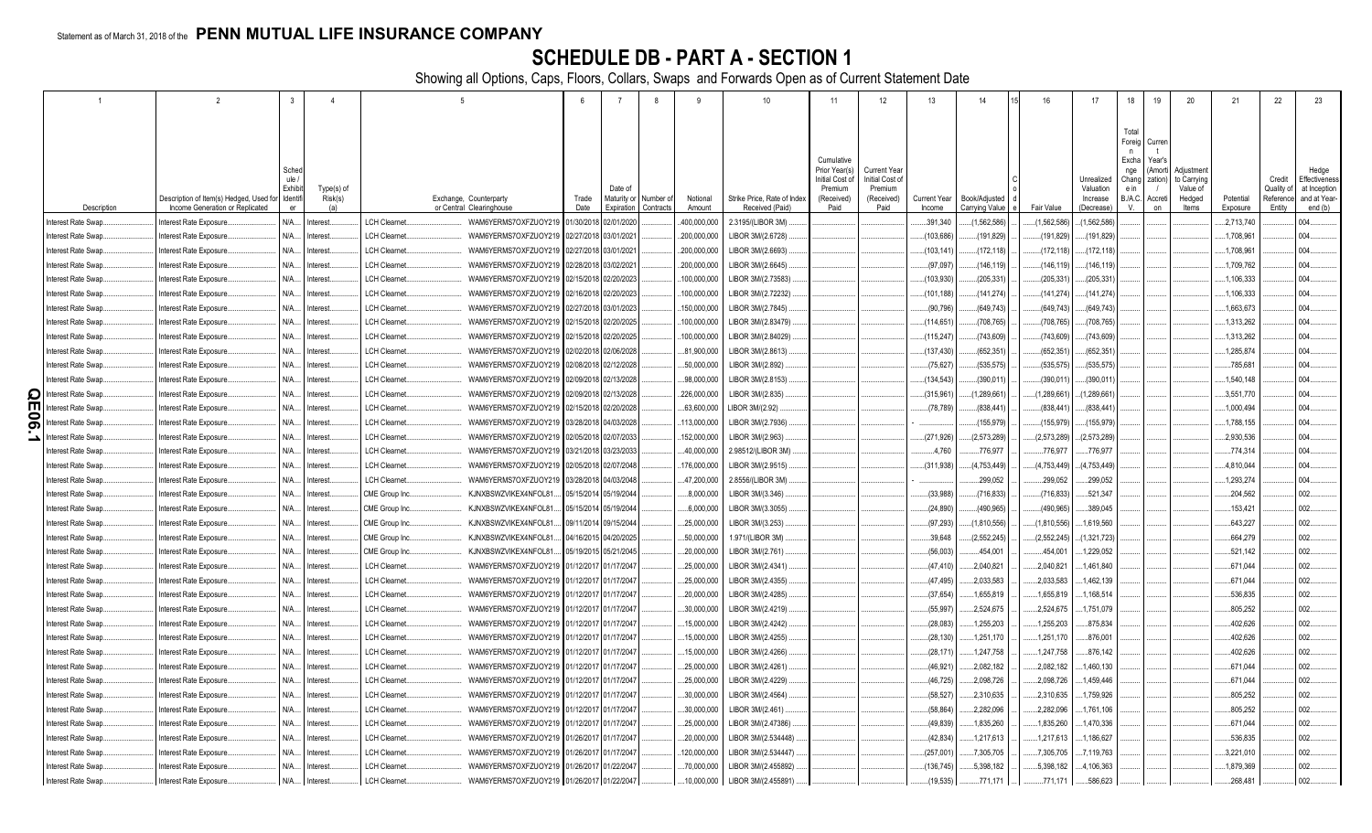Statement as of March 31, 2018 of the **PENN MUTUAL LIFE INSURANCE COMPANY**

# SCHEDULE DB - PART A - SECTION 1

Showing all Options, Caps, Floors, Collars, Swaps and Forwards Open as of Current Statement Date

| 1 | 2 | 3 | 4 | 5 | | 6 | 7 | 8 | 9 | 10 | 11 | 12 | 13 | 14 | 15 | 16 | 17 | 18 | 19 | 20 | 21 | 22 | 23 |
|---|---|---|---|---|---|---|---|---|---|---|---|---|---|---|---|---|---|---|---|---|---|---|---|
| Description | Description of Item(s) Hedged, Used for Income Generation or Replicated | Schedule / Exhibit Identifier | Type(s) of Risk(s) (a) | Exchange, Counterparty or Central Clearinghouse | | Trade Date | Date of Maturity or Expiration | Number of Contracts | Notional Amount | Strike Price, Rate of Index Received (Paid) | Cumulative Prior Year(s) Initial Cost of Premium (Received) Paid | Current Year Initial Cost of Premium (Received) Paid | Current Year Income | Book/Adjusted Carrying Value | Code | Fair Value | Unrealized Valuation Increase (Decrease) | Total Foreign Exchange Change in B./A.C.V. | Current Year's (Amortization) / Accretion | Adjustment to Carrying Value of Hedged Items | Potential Exposure | Credit Quality of Reference Entity | Hedge Effectiveness at Inception and at Year-end (b) |
| Interest Rate Swap | Interest Rate Exposure | N/A | Interest | LCH Clearnet | WAM6YERMS7OXFZUOY219 | 01/30/2018 | 02/01/2020 | | 400,000,000 | 2.3195/(LIBOR 3M) | | | 391,340 | (1,562,586) | | (1,562,586) | (1,562,586) | | | | 2,713,740 | | 004 |
| Interest Rate Swap | Interest Rate Exposure | N/A | Interest | LCH Clearnet | WAM6YERMS7OXFZUOY219 | 02/27/2018 | 03/01/2021 | | 200,000,000 | LIBOR 3M/(2.6728) | | | (103,686) | (191,829) | | (191,829) | (191,829) | | | | 1,708,961 | | 004 |
| Interest Rate Swap | Interest Rate Exposure | N/A | Interest | LCH Clearnet | WAM6YERMS7OXFZUOY219 | 02/27/2018 | 03/01/2021 | | 200,000,000 | LIBOR 3M/(2.6693) | | | (103,141) | (172,118) | | (172,118) | (172,118) | | | | 1,708,961 | | 004 |
| Interest Rate Swap | Interest Rate Exposure | N/A | Interest | LCH Clearnet | WAM6YERMS7OXFZUOY219 | 02/28/2018 | 03/02/2021 | | 200,000,000 | LIBOR 3M/(2.6645) | | | (97,097) | (146,119) | | (146,119) | (146,119) | | | | 1,709,762 | | 004 |
| Interest Rate Swap | Interest Rate Exposure | N/A | Interest | LCH Clearnet | WAM6YERMS7OXFZUOY219 | 02/15/2018 | 02/20/2023 | | 100,000,000 | LIBOR 3M/(2.73583) | | | (103,930) | (205,331) | | (205,331) | (205,331) | | | | 1,106,333 | | 004 |
| Interest Rate Swap | Interest Rate Exposure | N/A | Interest | LCH Clearnet | WAM6YERMS7OXFZUOY219 | 02/16/2018 | 02/20/2023 | | 100,000,000 | LIBOR 3M/(2.72232) | | | (101,188) | (141,274) | | (141,274) | (141,274) | | | | 1,106,333 | | 004 |
| Interest Rate Swap | Interest Rate Exposure | N/A | Interest | LCH Clearnet | WAM6YERMS7OXFZUOY219 | 02/27/2018 | 03/01/2023 | | 150,000,000 | LIBOR 3M/(2.7845) | | | (90,796) | (649,743) | | (649,743) | (649,743) | | | | 1,663,673 | | 004 |
| Interest Rate Swap | Interest Rate Exposure | N/A | Interest | LCH Clearnet | WAM6YERMS7OXFZUOY219 | 02/15/2018 | 02/20/2025 | | 100,000,000 | LIBOR 3M/(2.83479) | | | (114,651) | (708,765) | | (708,765) | (708,765) | | | | 1,313,262 | | 004 |
| Interest Rate Swap | Interest Rate Exposure | N/A | Interest | LCH Clearnet | WAM6YERMS7OXFZUOY219 | 02/15/2018 | 02/20/2025 | | 100,000,000 | LIBOR 3M/(2.84029) | | | (115,247) | (743,609) | | (743,609) | (743,609) | | | | 1,313,262 | | 004 |
| Interest Rate Swap | Interest Rate Exposure | N/A | Interest | LCH Clearnet | WAM6YERMS7OXFZUOY219 | 02/02/2018 | 02/06/2028 | | 81,900,000 | LIBOR 3M/(2.8613) | | | (137,430) | (652,351) | | (652,351) | (652,351) | | | | 1,285,874 | | 004 |
| Interest Rate Swap | Interest Rate Exposure | N/A | Interest | LCH Clearnet | WAM6YERMS7OXFZUOY219 | 02/08/2018 | 02/12/2028 | | 50,000,000 | LIBOR 3M/(2.892) | | | (75,627) | (535,575) | | (535,575) | (535,575) | | | | 785,681 | | 004 |
| Interest Rate Swap | Interest Rate Exposure | N/A | Interest | LCH Clearnet | WAM6YERMS7OXFZUOY219 | 02/09/2018 | 02/13/2028 | | 98,000,000 | LIBOR 3M/(2.8153) | | | (134,543) | (390,011) | | (390,011) | (390,011) | | | | 1,540,148 | | 004 |
| Interest Rate Swap | Interest Rate Exposure | N/A | Interest | LCH Clearnet | WAM6YERMS7OXFZUOY219 | 02/09/2018 | 02/13/2028 | | 226,000,000 | LIBOR 3M/(2.835) | | | (315,961) | (1,289,661) | | (1,289,661) | (1,289,661) | | | | 3,551,770 | | 004 |
| Interest Rate Swap | Interest Rate Exposure | N/A | Interest | LCH Clearnet | WAM6YERMS7OXFZUOY219 | 02/15/2018 | 02/20/2028 | | 63,600,000 | LIBOR 3M/(2.92) | | | (78,789) | (838,441) | | (838,441) | (838,441) | | | | 1,000,494 | | 004 |
| Interest Rate Swap | Interest Rate Exposure | N/A | Interest | LCH Clearnet | WAM6YERMS7OXFZUOY219 | 03/28/2018 | 04/03/2028 | | 113,000,000 | LIBOR 3M/(2.7936) | | | - | (155,979) | | (155,979) | (155,979) | | | | 1,788,155 | | 004 |
| Interest Rate Swap | Interest Rate Exposure | N/A | Interest | LCH Clearnet | WAM6YERMS7OXFZUOY219 | 02/05/2018 | 02/07/2033 | | 152,000,000 | LIBOR 3M/(2.963) | | | (271,926) | (2,573,289) | | (2,573,289) | (2,573,289) | | | | 2,930,536 | | 004 |
| Interest Rate Swap | Interest Rate Exposure | N/A | Interest | LCH Clearnet | WAM6YERMS7OXFZUOY219 | 03/21/2018 | 03/23/2033 | | 40,000,000 | 2.98512/(LIBOR 3M) | | | 4,760 | 776,977 | | 776,977 | 776,977 | | | | 774,314 | | 004 |
| Interest Rate Swap | Interest Rate Exposure | N/A | Interest | LCH Clearnet | WAM6YERMS7OXFZUOY219 | 02/05/2018 | 02/07/2048 | | 176,000,000 | LIBOR 3M/(2.9515) | | | (311,938) | (4,753,449) | | (4,753,449) | (4,753,449) | | | | 4,810,044 | | 004 |
| Interest Rate Swap | Interest Rate Exposure | N/A | Interest | LCH Clearnet | WAM6YERMS7OXFZUOY219 | 03/28/2018 | 04/03/2048 | | 47,200,000 | 2.8556/(LIBOR 3M) | | | - | 299,052 | | 299,052 | 299,052 | | | | 1,293,274 | | 004 |
| Interest Rate Swap | Interest Rate Exposure | N/A | Interest | CME Group Inc | KJNXBSWZVIKEX4NFOL81 | 05/15/2014 | 05/19/2044 | | 8,000,000 | LIBOR 3M/(3.346) | | | (33,988) | (716,833) | | (716,833) | 521,347 | | | | 204,562 | | 002 |
| Interest Rate Swap | Interest Rate Exposure | N/A | Interest | CME Group Inc | KJNXBSWZVIKEX4NFOL81 | 05/15/2014 | 05/19/2044 | | 6,000,000 | LIBOR 3M/(3.3055) | | | (24,890) | (490,965) | | (490,965) | 389,045 | | | | 153,421 | | 002 |
| Interest Rate Swap | Interest Rate Exposure | N/A | Interest | CME Group Inc | KJNXBSWZVIKEX4NFOL81 | 09/11/2014 | 09/15/2044 | | 25,000,000 | LIBOR 3M/(3.253) | | | (97,293) | (1,810,556) | | (1,810,556) | 1,619,560 | | | | 643,227 | | 002 |
| Interest Rate Swap | Interest Rate Exposure | N/A | Interest | CME Group Inc | KJNXBSWZVIKEX4NFOL81 | 04/16/2015 | 04/20/2025 | | 50,000,000 | 1.971/(LIBOR 3M) | | | 39,648 | (2,552,245) | | (2,552,245) | (1,321,723) | | | | 664,279 | | 002 |
| Interest Rate Swap | Interest Rate Exposure | N/A | Interest | CME Group Inc | KJNXBSWZVIKEX4NFOL81 | 05/19/2015 | 05/21/2045 | | 20,000,000 | LIBOR 3M/(2.761) | | | (56,003) | 454,001 | | 454,001 | 1,229,052 | | | | 521,142 | | 002 |
| Interest Rate Swap | Interest Rate Exposure | N/A | Interest | LCH Clearnet | WAM6YERMS7OXFZUOY219 | 01/12/2017 | 01/17/2047 | | 25,000,000 | LIBOR 3M/(2.4341) | | | (47,410) | 2,040,821 | | 2,040,821 | 1,461,840 | | | | 671,044 | | 002 |
| Interest Rate Swap | Interest Rate Exposure | N/A | Interest | LCH Clearnet | WAM6YERMS7OXFZUOY219 | 01/12/2017 | 01/17/2047 | | 25,000,000 | LIBOR 3M/(2.4355) | | | (47,495) | 2,033,583 | | 2,033,583 | 1,462,139 | | | | 671,044 | | 002 |
| Interest Rate Swap | Interest Rate Exposure | N/A | Interest | LCH Clearnet | WAM6YERMS7OXFZUOY219 | 01/12/2017 | 01/17/2047 | | 20,000,000 | LIBOR 3M/(2.4285) | | | (37,654) | 1,655,819 | | 1,655,819 | 1,168,514 | | | | 536,835 | | 002 |
| Interest Rate Swap | Interest Rate Exposure | N/A | Interest | LCH Clearnet | WAM6YERMS7OXFZUOY219 | 01/12/2017 | 01/17/2047 | | 30,000,000 | LIBOR 3M/(2.4219) | | | (55,997) | 2,524,675 | | 2,524,675 | 1,751,079 | | | | 805,252 | | 002 |
| Interest Rate Swap | Interest Rate Exposure | N/A | Interest | LCH Clearnet | WAM6YERMS7OXFZUOY219 | 01/12/2017 | 01/17/2047 | | 15,000,000 | LIBOR 3M/(2.4242) | | | (28,083) | 1,255,203 | | 1,255,203 | 875,834 | | | | 402,626 | | 002 |
| Interest Rate Swap | Interest Rate Exposure | N/A | Interest | LCH Clearnet | WAM6YERMS7OXFZUOY219 | 01/12/2017 | 01/17/2047 | | 15,000,000 | LIBOR 3M/(2.4255) | | | (28,130) | 1,251,170 | | 1,251,170 | 876,001 | | | | 402,626 | | 002 |
| Interest Rate Swap | Interest Rate Exposure | N/A | Interest | LCH Clearnet | WAM6YERMS7OXFZUOY219 | 01/12/2017 | 01/17/2047 | | 15,000,000 | LIBOR 3M/(2.4266) | | | (28,171) | 1,247,758 | | 1,247,758 | 876,142 | | | | 402,626 | | 002 |
| Interest Rate Swap | Interest Rate Exposure | N/A | Interest | LCH Clearnet | WAM6YERMS7OXFZUOY219 | 01/12/2017 | 01/17/2047 | | 25,000,000 | LIBOR 3M/(2.4261) | | | (46,921) | 2,082,182 | | 2,082,182 | 1,460,130 | | | | 671,044 | | 002 |
| Interest Rate Swap | Interest Rate Exposure | N/A | Interest | LCH Clearnet | WAM6YERMS7OXFZUOY219 | 01/12/2017 | 01/17/2047 | | 25,000,000 | LIBOR 3M/(2.4229) | | | (46,725) | 2,098,726 | | 2,098,726 | 1,459,446 | | | | 671,044 | | 002 |
| Interest Rate Swap | Interest Rate Exposure | N/A | Interest | LCH Clearnet | WAM6YERMS7OXFZUOY219 | 01/12/2017 | 01/17/2047 | | 30,000,000 | LIBOR 3M/(2.4564) | | | (58,527) | 2,310,635 | | 2,310,635 | 1,759,926 | | | | 805,252 | | 002 |
| Interest Rate Swap | Interest Rate Exposure | N/A | Interest | LCH Clearnet | WAM6YERMS7OXFZUOY219 | 01/12/2017 | 01/17/2047 | | 30,000,000 | LIBOR 3M/(2.461) | | | (58,864) | 2,282,096 | | 2,282,096 | 1,761,106 | | | | 805,252 | | 002 |
| Interest Rate Swap | Interest Rate Exposure | N/A | Interest | LCH Clearnet | WAM6YERMS7OXFZUOY219 | 01/12/2017 | 01/17/2047 | | 25,000,000 | LIBOR 3M/(2.47386) | | | (49,839) | 1,835,260 | | 1,835,260 | 1,470,336 | | | | 671,044 | | 002 |
| Interest Rate Swap | Interest Rate Exposure | N/A | Interest | LCH Clearnet | WAM6YERMS7OXFZUOY219 | 01/26/2017 | 01/17/2047 | | 20,000,000 | LIBOR 3M/(2.534448) | | | (42,834) | 1,217,613 | | 1,217,613 | 1,186,627 | | | | 536,835 | | 002 |
| Interest Rate Swap | Interest Rate Exposure | N/A | Interest | LCH Clearnet | WAM6YERMS7OXFZUOY219 | 01/26/2017 | 01/17/2047 | | 120,000,000 | LIBOR 3M/(2.534447) | | | (257,001) | 7,305,705 | | 7,305,705 | 7,119,763 | | | | 3,221,010 | | 002 |
| Interest Rate Swap | Interest Rate Exposure | N/A | Interest | LCH Clearnet | WAM6YERMS7OXFZUOY219 | 01/26/2017 | 01/22/2047 | | 70,000,000 | LIBOR 3M/(2.455892) | | | (136,745) | 5,398,182 | | 5,398,182 | 4,106,363 | | | | 1,879,369 | | 002 |
| Interest Rate Swap | Interest Rate Exposure | N/A | Interest | LCH Clearnet | WAM6YERMS7OXFZUOY219 | 01/26/2017 | 01/22/2047 | | 10,000,000 | LIBOR 3M/(2.455891) | | | (19,535) | 771,171 | | 771,171 | 586,623 | | | | 268,481 | | 002 |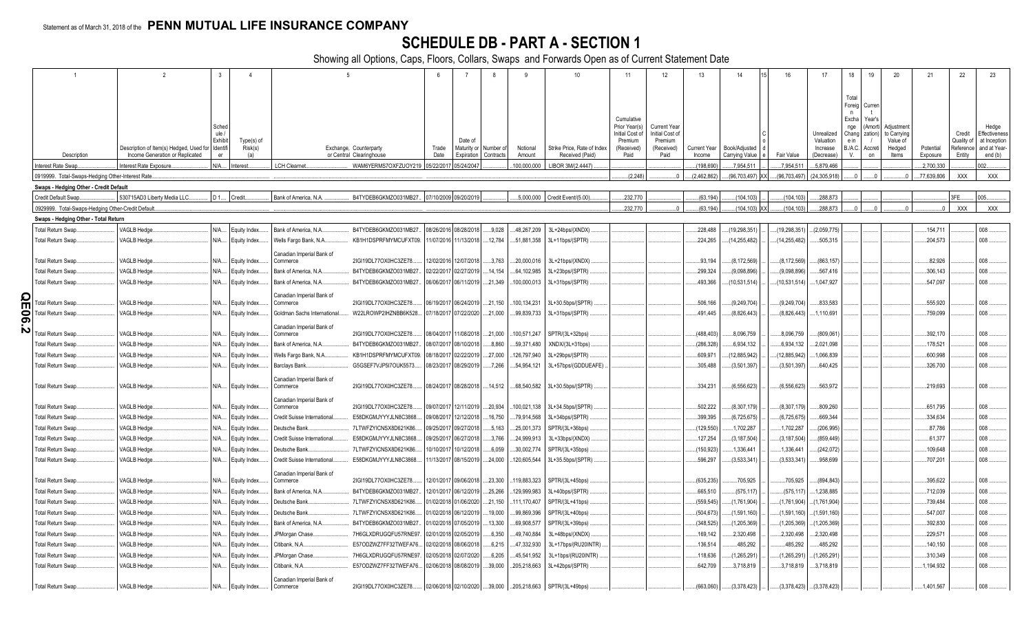Statement as of March 31, 2018 of the **PENN MUTUAL LIFE INSURANCE COMPANY**

# SCHEDULE DB - PART A - SECTION 1

Showing all Options, Caps, Floors, Collars, Swaps and Forwards Open as of Current Statement Date

| 1 | 2 | 3 | 4 | 5 | | 6 | 7 | 8 | 9 | 10 | 11 | 12 | 13 | 14 | 15 | 16 | 17 | 18 | 19 | 20 | 21 | 22 | 23 |
|---|---|---|---|---|---|---|---|---|---|---|---|---|---|---|---|---|---|---|---|---|---|---|---|
| Description | Description of Item(s) Hedged, Used for Income Generation or Replicated | Schedule / Exhibit Identifier | Type(s) of Risk(s) (a) | Exchange, Counterparty or Central Clearinghouse | | Trade Date | Date of Maturity or Expiration | Number of Contracts | Notional Amount | Strike Price, Rate of Index Received (Paid) | Cumulative Prior Year(s) Initial Cost of Premium (Received) Paid | Current Year Initial Cost of Premium (Received) Paid | Current Year Income | Book/Adjusted Carrying Value | Code | Fair Value | Unrealized Valuation Increase (Decrease) | Total Foreign Exchange Change in B./A.C.V. | Current Year's (Amortization) / Accretion | Adjustment to Carrying Value of Hedged Items | Potential Exposure | Credit Quality of Reference Entity | Hedge Effectiveness at Inception and at Year-end (b) |
| Interest Rate Swap | Interest Rate Exposure | N/A | Interest | LCH Clearnet | WAM6YERMS7OXFZUOY219 | 05/22/2017 | 05/24/2047 | | 100,000,000 | LIBOR 3M/(2.4447) | | | (198,690) | 7,954,511 | | 7,954,511 | 5,879,466 | | | | 2,700,330 | | 002 |
| 0919999. Total-Swaps-Hedging Other-Interest Rate | | | | | | | | | | | (2,248) | 0 | (2,462,862) | (96,703,497) | XX | (96,703,497) | (24,305,918) | 0 | 0 | 0 | 77,639,806 | XXX | XXX |
| **Swaps - Hedging Other - Credit Default** | | | | | | | | | | | | | | | | | | | | | | | |
| Credit Default Swap | 530715AD3 Liberty Media LLC | D 1 | Credit | Bank of America, N.A. | B4TYDEB6GKMZO031MB27 | 07/10/2009 | 09/20/2019 | | 5,000,000 | Credit Event/(5.00) | 232,770 | | (63,194) | (104,103) | | (104,103) | 288,873 | | | | | 3FE | 005 |
| 0929999. Total-Swaps-Hedging Other-Credit Default | | | | | | | | | | | 232,770 | 0 | (63,194) | (104,103) | XX | (104,103) | 288,873 | 0 | 0 | 0 | 0 | XXX | XXX |
| **Swaps - Hedging Other - Total Return** | | | | | | | | | | | | | | | | | | | | | | | |
| Total Return Swap | VAGLB Hedge | N/A | Equity Index | Bank of America, N.A. | B4TYDEB6GKMZO031MB27 | 08/26/2016 | 08/28/2018 | 9,028 | 48,267,209 | 3L+24bps/(XNDX) | | | 228,488 | (19,298,351) | | (19,298,351) | (2,059,775) | | | | 154,711 | | 008 |
| Total Return Swap | VAGLB Hedge | N/A | Equity Index | Wells Fargo Bank, N.A. | KB1H1DSPRFMYMCUFXT09 | 11/07/2016 | 11/13/2018 | 12,784 | 51,881,358 | 3L+11bps/(SPTR) | | | 224,265 | (14,255,482) | | (14,255,482) | 505,315 | | | | 204,573 | | 008 |
| Total Return Swap | VAGLB Hedge | N/A | Equity Index | Canadian Imperial Bank of Commerce | 2IGI19DL77OX0HC3ZE78 | 12/02/2016 | 12/07/2018 | 3,763 | 20,000,016 | 3L+21bps/(XNDX) | | | 93,194 | (8,172,569) | | (8,172,569) | (863,157) | | | | 82,926 | | 008 |
| Total Return Swap | VAGLB Hedge | N/A | Equity Index | Bank of America, N.A. | B4TYDEB6GKMZO031MB27 | 02/22/2017 | 02/27/2019 | 14,154 | 64,102,985 | 3L+23bps/(SPTR) | | | 299,324 | (9,098,896) | | (9,098,896) | 567,416 | | | | 306,143 | | 008 |
| Total Return Swap | VAGLB Hedge | N/A | Equity Index | Bank of America, N.A. | B4TYDEB6GKMZO031MB27 | 06/06/2017 | 06/11/2019 | 21,349 | 100,000,013 | 3L+31bps/(SPTR) | | | 493,366 | (10,531,514) | | (10,531,514) | 1,047,927 | | | | 547,097 | | 008 |
| Total Return Swap | VAGLB Hedge | N/A | Equity Index | Canadian Imperial Bank of Commerce | 2IGI19DL77OX0HC3ZE78 | 06/19/2017 | 06/24/2019 | 21,150 | 100,134,231 | 3L+30.5bps/(SPTR) | | | 506,166 | (9,249,704) | | (9,249,704) | 833,583 | | | | 555,920 | | 008 |
| Total Return Swap | VAGLB Hedge | N/A | Equity Index | Goldman Sachs International | W22LROWP2IHZNBB6K528 | 07/18/2017 | 07/22/2020 | 21,000 | 99,839,733 | 3L+31bps/(SPTR) | | | 491,445 | (8,826,443) | | (8,826,443) | 1,110,691 | | | | 759,099 | | 008 |
| Total Return Swap | VAGLB Hedge | N/A | Equity Index | Canadian Imperial Bank of Commerce | 2IGI19DL77OX0HC3ZE78 | 08/04/2017 | 11/08/2018 | 21,000 | 100,571,247 | SPTR/(3L+32bps) | | | (488,403) | 8,096,759 | | 8,096,759 | (809,061) | | | | 392,170 | | 008 |
| Total Return Swap | VAGLB Hedge | N/A | Equity Index | Bank of America, N.A. | B4TYDEB6GKMZO031MB27 | 08/07/2017 | 08/10/2018 | 8,860 | 59,371,480 | XNDX/(3L+31bps) | | | (286,328) | 6,934,132 | | 6,934,132 | 2,021,098 | | | | 178,521 | | 008 |
| Total Return Swap | VAGLB Hedge | N/A | Equity Index | Wells Fargo Bank, N.A. | KB1H1DSPRFMYMCUFXT09 | 08/18/2017 | 02/22/2019 | 27,000 | 126,797,940 | 3L+29bps/(SPTR) | | | 609,971 | (12,885,942) | | (12,885,942) | 1,066,839 | | | | 600,998 | | 008 |
| Total Return Swap | VAGLB Hedge | N/A | Equity Index | Barclays Bank | G5GSEF7VJP5I7OUK5573 | 08/23/2017 | 08/29/2019 | 7,266 | 54,954,121 | 3L+57bps/(GDDUEAFE) | | | 305,488 | (3,501,397) | | (3,501,397) | 640,425 | | | | 326,700 | | 008 |
| Total Return Swap | VAGLB Hedge | N/A | Equity Index | Canadian Imperial Bank of Commerce | 2IGI19DL77OX0HC3ZE78 | 08/24/2017 | 08/28/2018 | 14,512 | 68,540,582 | 3L+30.5bps/(SPTR) | | | 334,231 | (6,556,623) | | (6,556,623) | 563,972 | | | | 219,693 | | 008 |
| Total Return Swap | VAGLB Hedge | N/A | Equity Index | Canadian Imperial Bank of Commerce | 2IGI19DL77OX0HC3ZE78 | 09/07/2017 | 12/11/2019 | 20,934 | 100,021,138 | 3L+34.5bps/(SPTR) | | | 502,222 | (8,307,179) | | (8,307,179) | 809,260 | | | | 651,795 | | 008 |
| Total Return Swap | VAGLB Hedge | N/A | Equity Index | Credit Suisse International | E58DKGMJYYYJLN8C3868 | 09/08/2017 | 12/12/2018 | 16,750 | 79,914,568 | 3L+34bps/(SPTR) | | | 399,395 | (6,725,675) | | (6,725,675) | 669,344 | | | | 334,634 | | 008 |
| Total Return Swap | VAGLB Hedge | N/A | Equity Index | Deutsche Bank | 7LTWFZYICNSX8D621K86 | 09/25/2017 | 09/27/2018 | 5,163 | 25,001,373 | SPTR/(3L+36bps) | | | (129,550) | 1,702,287 | | 1,702,287 | (206,995) | | | | 87,786 | | 008 |
| Total Return Swap | VAGLB Hedge | N/A | Equity Index | Credit Suisse International | E58DKGMJYYYJLN8C3868 | 09/25/2017 | 06/27/2018 | 3,766 | 24,999,913 | 3L+33bps/(XNDX) | | | 127,254 | (3,187,504) | | (3,187,504) | (859,449) | | | | 61,377 | | 008 |
| Total Return Swap | VAGLB Hedge | N/A | Equity Index | Deutsche Bank | 7LTWFZYICNSX8D621K86 | 10/10/2017 | 10/12/2018 | 6,059 | 30,002,774 | SPTR/(3L+35bps) | | | (150,923) | 1,336,441 | | 1,336,441 | (242,072) | | | | 109,648 | | 008 |
| Total Return Swap | VAGLB Hedge | N/A | Equity Index | Credit Suisse International | E58DKGMJYYYJLN8C3868 | 11/13/2017 | 08/15/2019 | 24,000 | 120,605,544 | 3L+35.5bps/(SPTR) | | | 596,297 | (3,533,341) | | (3,533,341) | 958,699 | | | | 707,201 | | 008 |
| Total Return Swap | VAGLB Hedge | N/A | Equity Index | Canadian Imperial Bank of Commerce | 2IGI19DL77OX0HC3ZE78 | 12/01/2017 | 09/06/2018 | 23,300 | 119,883,323 | SPTR/(3L+45bps) | | | (635,235) | 705,925 | | 705,925 | (894,843) | | | | 395,622 | | 008 |
| Total Return Swap | VAGLB Hedge | N/A | Equity Index | Bank of America, N.A. | B4TYDEB6GKMZO031MB27 | 12/01/2017 | 06/12/2019 | 25,266 | 129,999,983 | 3L+40bps/(SPTR) | | | 665,510 | (575,117) | | (575,117) | 1,238,885 | | | | 712,039 | | 008 |
| Total Return Swap | VAGLB Hedge | N/A | Equity Index | Deutsche Bank | 7LTWFZYICNSX8D621K86 | 01/02/2018 | 01/06/2020 | 21,150 | 111,170,407 | SPTR/(3L+41bps) | | | (559,545) | (1,761,904) | | (1,761,904) | (1,761,904) | | | | 739,484 | | 008 |
| Total Return Swap | VAGLB Hedge | N/A | Equity Index | Deutsche Bank | 7LTWFZYICNSX8D621K86 | 01/02/2018 | 06/12/2019 | 19,000 | 99,869,396 | SPTR/(3L+40bps) | | | (504,673) | (1,591,160) | | (1,591,160) | (1,591,160) | | | | 547,007 | | 008 |
| Total Return Swap | VAGLB Hedge | N/A | Equity Index | Bank of America, N.A. | B4TYDEB6GKMZO031MB27 | 01/02/2018 | 07/05/2019 | 13,300 | 69,908,577 | SPTR/(3L+39bps) | | | (348,525) | (1,205,369) | | (1,205,369) | (1,205,369) | | | | 392,830 | | 008 |
| Total Return Swap | VAGLB Hedge | N/A | Equity Index | JPMorgan Chase | 7H6GLXDRUGQFU57RNE97 | 02/01/2018 | 02/05/2019 | 6,350 | 49,740,884 | 3L+48bps/(XNDX) | | | 169,142 | 2,320,498 | | 2,320,498 | 2,320,498 | | | | 229,571 | | 008 |
| Total Return Swap | VAGLB Hedge | N/A | Equity Index | Citibank, N.A. | E57ODZWZ7FF32TWEFA76 | 02/02/2018 | 08/06/2018 | 6,215 | 47,332,930 | 3L+17bps/(RU20INTR) | | | 136,514 | 485,292 | | 485,292 | 485,292 | | | | 140,150 | | 008 |
| Total Return Swap | VAGLB Hedge | N/A | Equity Index | JPMorgan Chase | 7H6GLXDRUGQFU57RNE97 | 02/05/2018 | 02/07/2020 | 6,205 | 45,541,952 | 3L+1bps/(RU20INTR) | | | 118,636 | (1,265,291) | | (1,265,291) | (1,265,291) | | | | 310,349 | | 008 |
| Total Return Swap | VAGLB Hedge | N/A | Equity Index | Citibank, N.A. | E57ODZWZ7FF32TWEFA76 | 02/06/2018 | 08/08/2019 | 39,000 | 205,218,663 | 3L+42bps/(SPTR) | | | 642,709 | 3,718,819 | | 3,718,819 | 3,718,819 | | | | 1,194,932 | | 008 |
| Total Return Swap | VAGLB Hedge | N/A | Equity Index | Canadian Imperial Bank of Commerce | 2IGI19DL77OX0HC3ZE78 | 02/06/2018 | 02/10/2020 | 39,000 | 205,218,663 | SPTR/(3L+49bps) | | | (663,060) | (3,378,423) | | (3,378,423) | (3,378,423) | | | | 1,401,567 | | 008 |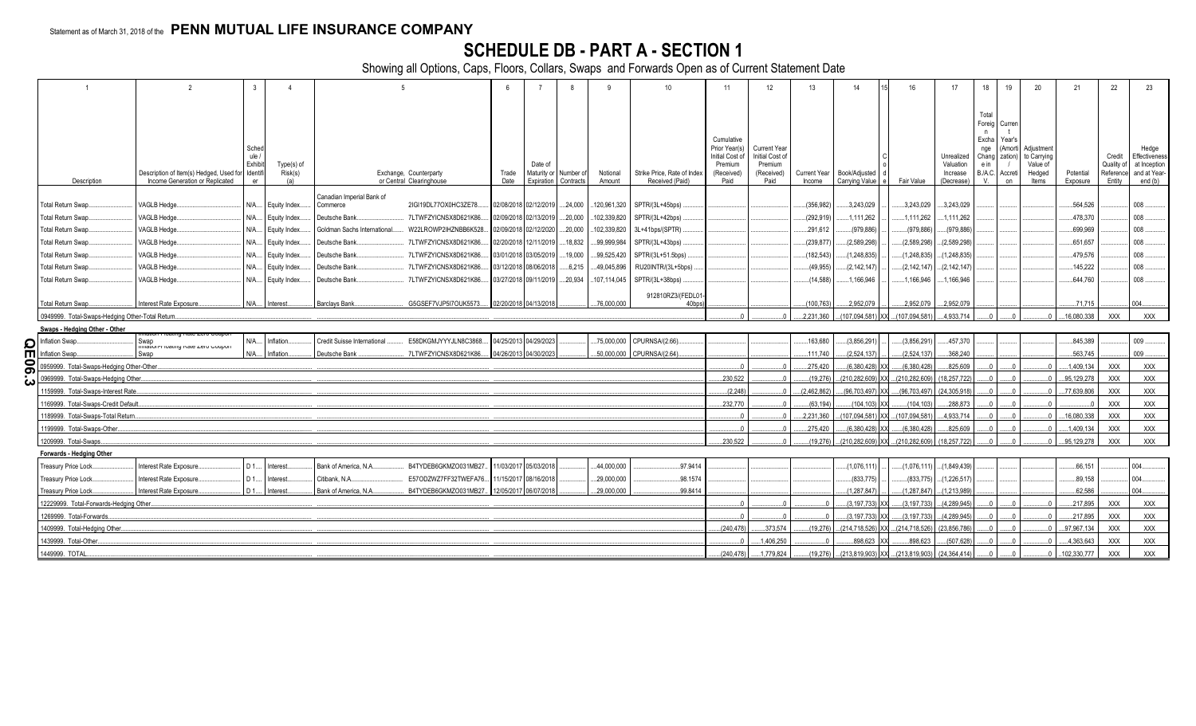Statement as of March 31, 2018 of the **PENN MUTUAL LIFE INSURANCE COMPANY**

# SCHEDULE DB - PART A - SECTION 1

Showing all Options, Caps, Floors, Collars, Swaps and Forwards Open as of Current Statement Date

| 1 Description | 2 Description of Item(s) Hedged, Used for Income Generation or Replicated | 3 Schedule / Exhibit Identifier | 4 Type(s) of Risk(s) (a) | 5 Exchange, Counterparty or Central Clearinghouse | | 6 Trade Date | 7 Date of Maturity or Expiration | 8 Number of Contracts | 9 Notional Amount | 10 Strike Price, Rate of Index Received (Paid) | 11 Cumulative Prior Year(s) Initial Cost of Premium (Received) Paid | 12 Current Year Initial Cost of Premium (Received) Paid | 13 Current Year Income | 14 Book/Adjusted Carrying Value | 15 Code | 16 Fair Value | 17 Unrealized Valuation Increase (Decrease) | 18 Total Foreign Exchange Change in B./A.C.V. | 19 Current Year's (Amortization)/ Accretion | 20 Adjustment to Carrying Value of Hedged Items | 21 Potential Exposure | 22 Credit Quality of Reference Entity | 23 Hedge Effectiveness at Inception and at Year-end (b) |
|---|---|---|---|---|---|---|---|---|---|---|---|---|---|---|---|---|---|---|---|---|---|---|---|
| Total Return Swap | VAGLB Hedge | N/A | Equity Index | Canadian Imperial Bank of Commerce | 2IGI19DL77OX0HC3ZE78 | 02/08/2018 | 02/12/2019 | 24,000 | 120,961,320 | SPTR/(3L+45bps) | | | (356,982) | 3,243,029 | | 3,243,029 | 3,243,029 | | | | 564,526 | | 008 |
| Total Return Swap | VAGLB Hedge | N/A | Equity Index | Deutsche Bank | 7LTWFZYICNSX8D621K86 | 02/09/2018 | 02/13/2019 | 20,000 | 102,339,820 | SPTR/(3L+42bps) | | | (292,919) | 1,111,262 | | 1,111,262 | 1,111,262 | | | | 478,370 | | 008 |
| Total Return Swap | VAGLB Hedge | N/A | Equity Index | Goldman Sachs International | W22LROWP2IHZNBB6K528 | 02/09/2018 | 02/12/2020 | 20,000 | 102,339,820 | 3L+41bps/(SPTR) | | | 291,612 | (979,886) | | (979,886) | (979,886) | | | | 699,969 | | 008 |
| Total Return Swap | VAGLB Hedge | N/A | Equity Index | Deutsche Bank | 7LTWFZYICNSX8D621K86 | 02/20/2018 | 12/11/2019 | 18,832 | 99,999,984 | SPTR/(3L+43bps) | | | (239,877) | (2,589,298) | | (2,589,298) | (2,589,298) | | | | 651,657 | | 008 |
| Total Return Swap | VAGLB Hedge | N/A | Equity Index | Deutsche Bank | 7LTWFZYICNSX8D621K86 | 03/01/2018 | 03/05/2019 | 19,000 | 99,525,420 | SPTR/(3L+51.5bps) | | | (182,543) | (1,248,835) | | (1,248,835) | (1,248,835) | | | | 479,576 | | 008 |
| Total Return Swap | VAGLB Hedge | N/A | Equity Index | Deutsche Bank | 7LTWFZYICNSX8D621K86 | 03/12/2018 | 08/06/2018 | 6,215 | 49,045,896 | RU20INTR/(3L+5bps) | | | (49,955) | (2,142,147) | | (2,142,147) | (2,142,147) | | | | 145,222 | | 008 |
| Total Return Swap | VAGLB Hedge | N/A | Equity Index | Deutsche Bank | 7LTWFZYICNSX8D621K86 | 03/27/2018 | 09/11/2019 | 20,934 | 107,114,045 | SPTR/(3L+38bps) | | | (14,588) | 1,166,946 | | 1,166,946 | 1,166,946 | | | | 644,760 | | 008 |
| Total Return Swap | Interest Rate Exposure | N/A | Interest | Barclays Bank | G5GSEF7VJP5I7OUK5573 | 02/20/2018 | 04/13/2018 | | 76,000,000 | 912810RZ3/(FEDL01-40bps) | | | (100,763) | 2,952,079 | | 2,952,079 | 2,952,079 | | | | 71,715 | | 004 |
| 0949999. Total-Swaps-Hedging Other-Total Return | | | | | | | | | | | 0 | 0 | 2,231,360 | (107,094,581) | XX | (107,094,581) | 4,933,714 | 0 | 0 | 0 | 16,080,338 | XXX | XXX |
| **Swaps - Hedging Other - Other** | | | | | | | | | | | | | | | | | | | | | | | |
| Inflation Swap | Inflation Floating Rate Zero Coupon Swap | N/A | Inflation | Credit Suisse International | E58DKGMJYYYJLN8C3868 | 04/25/2013 | 04/29/2023 | | 75,000,000 | CPURNSA/(2.66) | | | 163,680 | (3,856,291) | | (3,856,291) | 457,370 | | | | 845,389 | | 009 |
| Inflation Swap | Inflation Floating Rate Zero Coupon Swap | N/A | Inflation | Deutsche Bank | 7LTWFZYICNSX8D621K86 | 04/26/2013 | 04/30/2023 | | 50,000,000 | CPURNSA/(2.64) | | | 111,740 | (2,524,137) | | (2,524,137) | 368,240 | | | | 563,745 | | 009 |
| 0959999. Total-Swaps-Hedging Other-Other | | | | | | | | | | | 0 | 0 | 275,420 | (6,380,428) | XX | (6,380,428) | 825,609 | 0 | 0 | 0 | 1,409,134 | XXX | XXX |
| 0969999. Total-Swaps-Hedging Other | | | | | | | | | | | 230,522 | 0 | (19,276) | (210,282,609) | XX | (210,282,609) | (18,257,722) | 0 | 0 | 0 | 95,129,278 | XXX | XXX |
| 1159999. Total-Swaps-Interest Rate | | | | | | | | | | | (2,248) | 0 | (2,462,862) | (96,703,497) | XX | (96,703,497) | (24,305,918) | 0 | 0 | 0 | 77,639,806 | XXX | XXX |
| 1169999. Total-Swaps-Credit Default | | | | | | | | | | | 232,770 | 0 | (63,194) | (104,103) | XX | (104,103) | 288,873 | 0 | 0 | 0 | 0 | XXX | XXX |
| 1189999. Total-Swaps-Total Return | | | | | | | | | | | 0 | 0 | 2,231,360 | (107,094,581) | XX | (107,094,581) | 4,933,714 | 0 | 0 | 0 | 16,080,338 | XXX | XXX |
| 1199999. Total-Swaps-Other | | | | | | | | | | | 0 | 0 | 275,420 | (6,380,428) | XX | (6,380,428) | 825,609 | 0 | 0 | 0 | 1,409,134 | XXX | XXX |
| 1209999. Total-Swaps | | | | | | | | | | | 230,522 | 0 | (19,276) | (210,282,609) | XX | (210,282,609) | (18,257,722) | 0 | 0 | 0 | 95,129,278 | XXX | XXX |
| **Forwards - Hedging Other** | | | | | | | | | | | | | | | | | | | | | | | |
| Treasury Price Lock | Interest Rate Exposure | D 1 | Interest | Bank of America, N.A. | B4TYDEB6GKMZO031MB27 | 11/03/2017 | 05/03/2018 | | 44,000,000 | 97.9414 | | | | (1,076,111) | | (1,076,111) | (1,849,439) | | | | 66,151 | | 004 |
| Treasury Price Lock | Interest Rate Exposure | D 1 | Interest | Citibank, N.A. | E57ODZWZ7FF32TWEFA76 | 11/15/2017 | 08/16/2018 | | 29,000,000 | 98.1574 | | | | (833,775) | | (833,775) | (1,226,517) | | | | 89,158 | | 004 |
| Treasury Price Lock | Interest Rate Exposure | D 1 | Interest | Bank of America, N.A. | B4TYDEB6GKMZO031MB27 | 12/05/2017 | 06/07/2018 | | 29,000,000 | 99.8414 | | | | (1,287,847) | | (1,287,847) | (1,213,989) | | | | 62,586 | | 004 |
| 12229999. Total-Forwards-Hedging Other | | | | | | | | | | | 0 | 0 | 0 | (3,197,733) | XX | (3,197,733) | (4,289,945) | 0 | 0 | 0 | 217,895 | XXX | XXX |
| 1269999. Total-Forwards | | | | | | | | | | | 0 | 0 | 0 | (3,197,733) | XX | (3,197,733) | (4,289,945) | 0 | 0 | 0 | 217,895 | XXX | XXX |
| 1409999. Total-Hedging Other | | | | | | | | | | | (240,478) | 373,574 | (19,276) | (214,718,526) | XX | (214,718,526) | (23,856,786) | 0 | 0 | 0 | 97,967,134 | XXX | XXX |
| 1439999. Total-Other | | | | | | | | | | | 0 | 1,406,250 | 0 | 898,623 | XX | 898,623 | (507,628) | 0 | 0 | 0 | 4,363,643 | XXX | XXX |
| 1449999. TOTAL | | | | | | | | | | | (240,478) | 1,779,824 | (19,276) | (213,819,903) | XX | (213,819,903) | (24,364,414) | 0 | 0 | 0 | 102,330,777 | XXX | XXX |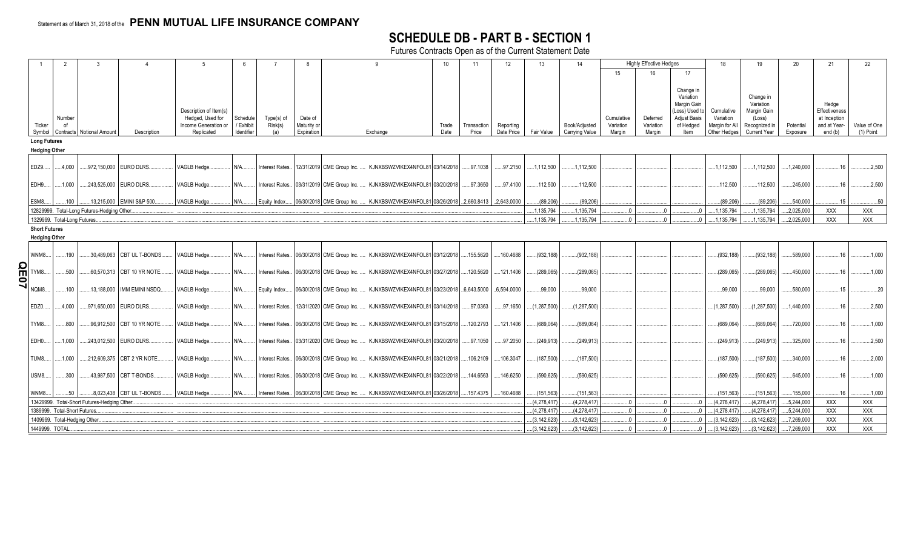Statement as of March 31, 2018 of the **PENN MUTUAL LIFE INSURANCE COMPANY**

# SCHEDULE DB - PART B - SECTION 1

Futures Contracts Open as of the Current Statement Date

| 1 | 2 | 3 | 4 | 5 | 6 | 7 | 8 | 9 | 10 | 11 | 12 | 13 | 14 | Highly Effective Hedges | | | 18 | 19 | 20 | 21 | 22 |
|---|---|---|---|---|---|---|---|---|---|---|---|---|---|---|---|---|---|---|---|---|---|
| | | | | | | | | | | | | | | 15 | 16 | 17 | | | | | |
| Ticker Symbol | Number of Contracts | Notional Amount | Description | Description of Item(s) Hedged, Used for Income Generation or Replicated | Schedule / Exhibit Identifier | Type(s) of Risk(s) (a) | Date of Maturity or Expiration | Exchange | Trade Date | Transaction Price | Reporting Date Price | Fair Value | Book/Adjusted Carrying Value | Cumulative Variation Margin | Deferred Variation Margin | Change in Variation Margin Gain (Loss) Used to Adjust Basis of Hedged Item | Cumulative Variation Margin for All Other Hedges | Change in Variation Margin Gain (Loss) Recognized in Current Year | Potential Exposure | Hedge Effectiveness at Inception and at Year-end (b) | Value of One (1) Point |
| **Long Futures** | | | | | | | | | | | | | | | | | | | | | |
| **Hedging Other** | | | | | | | | | | | | | | | | | | | | | |
| EDZ9 | 4,000 | 972,150,000 | EURO DLRS | VAGLB Hedge | N/A | Interest Rates | 12/31/2019 | CME Group Inc. KJNXBSWZVIKEX4NFOL81 | 03/14/2018 | 97.1038 | 97.2150 | 1,112,500 | 1,112,500 | | | | 1,112,500 | 1,112,500 | 1,240,000 | 16 | 2,500 |
| EDH9 | 1,000 | 243,525,000 | EURO DLRS | VAGLB Hedge | N/A | Interest Rates | 03/31/2019 | CME Group Inc. KJNXBSWZVIKEX4NFOL81 | 03/20/2018 | 97.3650 | 97.4100 | 112,500 | 112,500 | | | | 112,500 | 112,500 | 245,000 | 16 | 2,500 |
| ESM8 | 100 | 13,215,000 | EMINI S&P 500 | VAGLB Hedge | N/A | Equity Index | 06/30/2018 | CME Group Inc. KJNXBSWZVIKEX4NFOL81 | 03/26/2018 | 2,660.8413 | 2,643.0000 | (89,206) | (89,206) | | | | (89,206) | (89,206) | 540,000 | 15 | 50 |
| 12829999. Total-Long Futures-Hedging Other | | | | | | | | | | | | 1,135,794 | 1,135,794 | 0 | 0 | 0 | 1,135,794 | 1,135,794 | 2,025,000 | XXX | XXX |
| 1329999. Total-Long Futures | | | | | | | | | | | | 1,135,794 | 1,135,794 | 0 | 0 | 0 | 1,135,794 | 1,135,794 | 2,025,000 | XXX | XXX |
| **Short Futures** | | | | | | | | | | | | | | | | | | | | | |
| **Hedging Other** | | | | | | | | | | | | | | | | | | | | | |
| WNM8 | 190 | 30,489,063 | CBT UL T-BONDS | VAGLB Hedge | N/A | Interest Rates | 06/30/2018 | CME Group Inc. KJNXBSWZVIKEX4NFOL81 | 03/12/2018 | 155.5620 | 160.4688 | (932,188) | (932,188) | | | | (932,188) | (932,188) | 589,000 | 16 | 1,000 |
| TYM8 | 500 | 60,570,313 | CBT 10 YR NOTE | VAGLB Hedge | N/A | Interest Rates | 06/30/2018 | CME Group Inc. KJNXBSWZVIKEX4NFOL81 | 03/27/2018 | 120.5620 | 121.1406 | (289,065) | (289,065) | | | | (289,065) | (289,065) | 450,000 | 16 | 1,000 |
| NQM8 | 100 | 13,188,000 | IMM EMINI NSDQ | VAGLB Hedge | N/A | Equity Index | 06/30/2018 | CME Group Inc. KJNXBSWZVIKEX4NFOL81 | 03/23/2018 | 6,643.5000 | 6,594.0000 | 99,000 | 99,000 | | | | 99,000 | 99,000 | 580,000 | 15 | 20 |
| EDZ0 | 4,000 | 971,650,000 | EURO DLRS | VAGLB Hedge | N/A | Interest Rates | 12/31/2020 | CME Group Inc. KJNXBSWZVIKEX4NFOL81 | 03/14/2018 | 97.0363 | 97.1650 | (1,287,500) | (1,287,500) | | | | (1,287,500) | (1,287,500) | 1,440,000 | 16 | 2,500 |
| TYM8 | 800 | 96,912,500 | CBT 10 YR NOTE | VAGLB Hedge | N/A | Interest Rates | 06/30/2018 | CME Group Inc. KJNXBSWZVIKEX4NFOL81 | 03/15/2018 | 120.2793 | 121.1406 | (689,064) | (689,064) | | | | (689,064) | (689,064) | 720,000 | 16 | 1,000 |
| EDH0 | 1,000 | 243,012,500 | EURO DLRS | VAGLB Hedge | N/A | Interest Rates | 03/31/2020 | CME Group Inc. KJNXBSWZVIKEX4NFOL81 | 03/20/2018 | 97.1050 | 97.2050 | (249,913) | (249,913) | | | | (249,913) | (249,913) | 325,000 | 16 | 2,500 |
| TUM8 | 1,000 | 212,609,375 | CBT 2 YR NOTE | VAGLB Hedge | N/A | Interest Rates | 06/30/2018 | CME Group Inc. KJNXBSWZVIKEX4NFOL81 | 03/21/2018 | 106.2109 | 106.3047 | (187,500) | (187,500) | | | | (187,500) | (187,500) | 340,000 | 16 | 2,000 |
| USM8 | 300 | 43,987,500 | CBT T-BONDS | VAGLB Hedge | N/A | Interest Rates | 06/30/2018 | CME Group Inc. KJNXBSWZVIKEX4NFOL81 | 03/22/2018 | 144.6563 | 146.6250 | (590,625) | (590,625) | | | | (590,625) | (590,625) | 645,000 | 16 | 1,000 |
| WNM8 | 50 | 8,023,438 | CBT UL T-BONDS | VAGLB Hedge | N/A | Interest Rates | 06/30/2018 | CME Group Inc. KJNXBSWZVIKEX4NFOL81 | 03/26/2018 | 157.4375 | 160.4688 | (151,563) | (151,563) | | | | (151,563) | (151,563) | 155,000 | 16 | 1,000 |
| 13429999. Total-Short Futures-Hedging Other | | | | | | | | | | | | (4,278,417) | (4,278,417) | 0 | 0 | 0 | (4,278,417) | (4,278,417) | 5,244,000 | XXX | XXX |
| 1389999. Total-Short Futures | | | | | | | | | | | | (4,278,417) | (4,278,417) | 0 | 0 | 0 | (4,278,417) | (4,278,417) | 5,244,000 | XXX | XXX |
| 1409999. Total-Hedging Other | | | | | | | | | | | | (3,142,623) | (3,142,623) | 0 | 0 | 0 | (3,142,623) | (3,142,623) | 7,269,000 | XXX | XXX |
| 1449999. TOTAL | | | | | | | | | | | | (3,142,623) | (3,142,623) | 0 | 0 | 0 | (3,142,623) | (3,142,623) | 7,269,000 | XXX | XXX |

QE07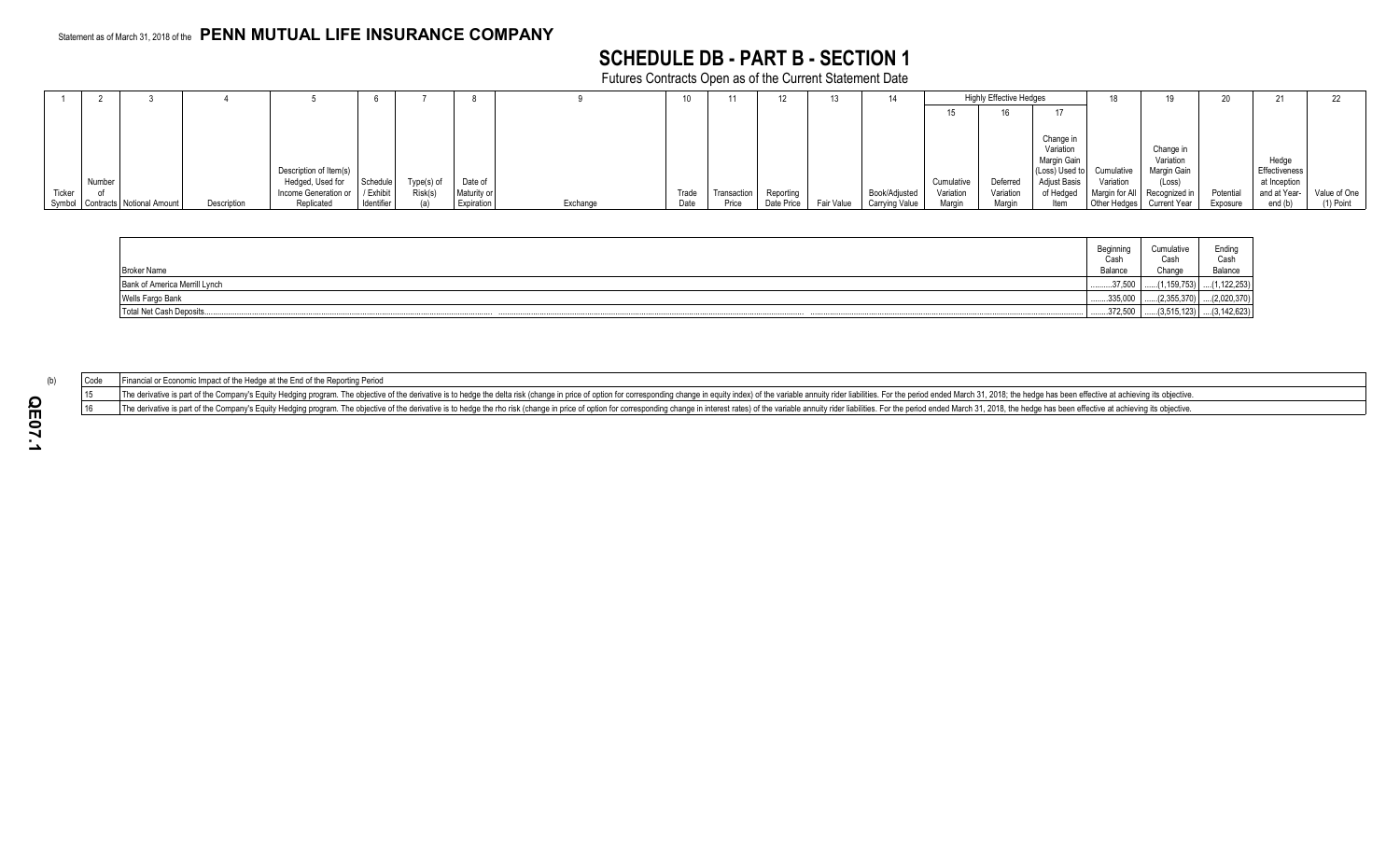Statement as of March 31, 2018 of the **PENN MUTUAL LIFE INSURANCE COMPANY**

# SCHEDULE DB - PART B - SECTION 1

Futures Contracts Open as of the Current Statement Date

| 1 | 2 | 3 | 4 | 5 | 6 | 7 | 8 | 9 | 10 | 11 | 12 | 13 | 14 | Highly Effective Hedges | | | 18 | 19 | 20 | 21 | 22 |
|---|---|---|---|---|---|---|---|---|---|---|---|---|---|---|---|---|---|---|---|---|---|
| | | | | | | | | | | | | | | 15 | 16 | 17 | | | | | |
| Ticker Symbol | Number of Contracts | Notional Amount | Description | Description of Item(s) Hedged, Used for Income Generation or Replicated | Schedule / Exhibit Identifier | Type(s) of Risk(s) (a) | Date of Maturity or Expiration | Exchange | Trade Date | Transaction Price | Reporting Date Price | Fair Value | Book/Adjusted Carrying Value | Cumulative Variation Margin | Deferred Variation Margin | Change in Variation Margin Gain (Loss) Used to Adjust Basis of Hedged Item | Cumulative Variation Margin for All Other Hedges | Change in Variation Margin Gain (Loss) Recognized in Current Year | Potential Exposure | Hedge Effectiveness at Inception and at Year-end (b) | Value of One (1) Point |

| Broker Name | Beginning Cash Balance | Cumulative Cash Change | Ending Cash Balance |
|---|---|---|---|
| Bank of America Merrill Lynch | .........37,500 | ......(1,159,753) | ....(1,122,253) |
| Wells Fargo Bank | .........335,000 | ......(2,355,370) | ....(2,020,370) |
| Total Net Cash Deposits | .........372,500 | ......(3,515,123) | ....(3,142,623) |

(b)

| Code | Financial or Economic Impact of the Hedge at the End of the Reporting Period |
|---|---|
| 15 | The derivative is part of the Company's Equity Hedging program. The objective of the derivative is to hedge the delta risk (change in price of option for corresponding change in equity index) of the variable annuity rider liabilities. For the period ended March 31, 2018; the hedge has been effective at achieving its objective. |
| 16 | The derivative is part of the Company's Equity Hedging program. The objective of the derivative is to hedge the rho risk (change in price of option for corresponding change in interest rates) of the variable annuity rider liabilities. For the period ended March 31, 2018, the hedge has been effective at achieving its objective. |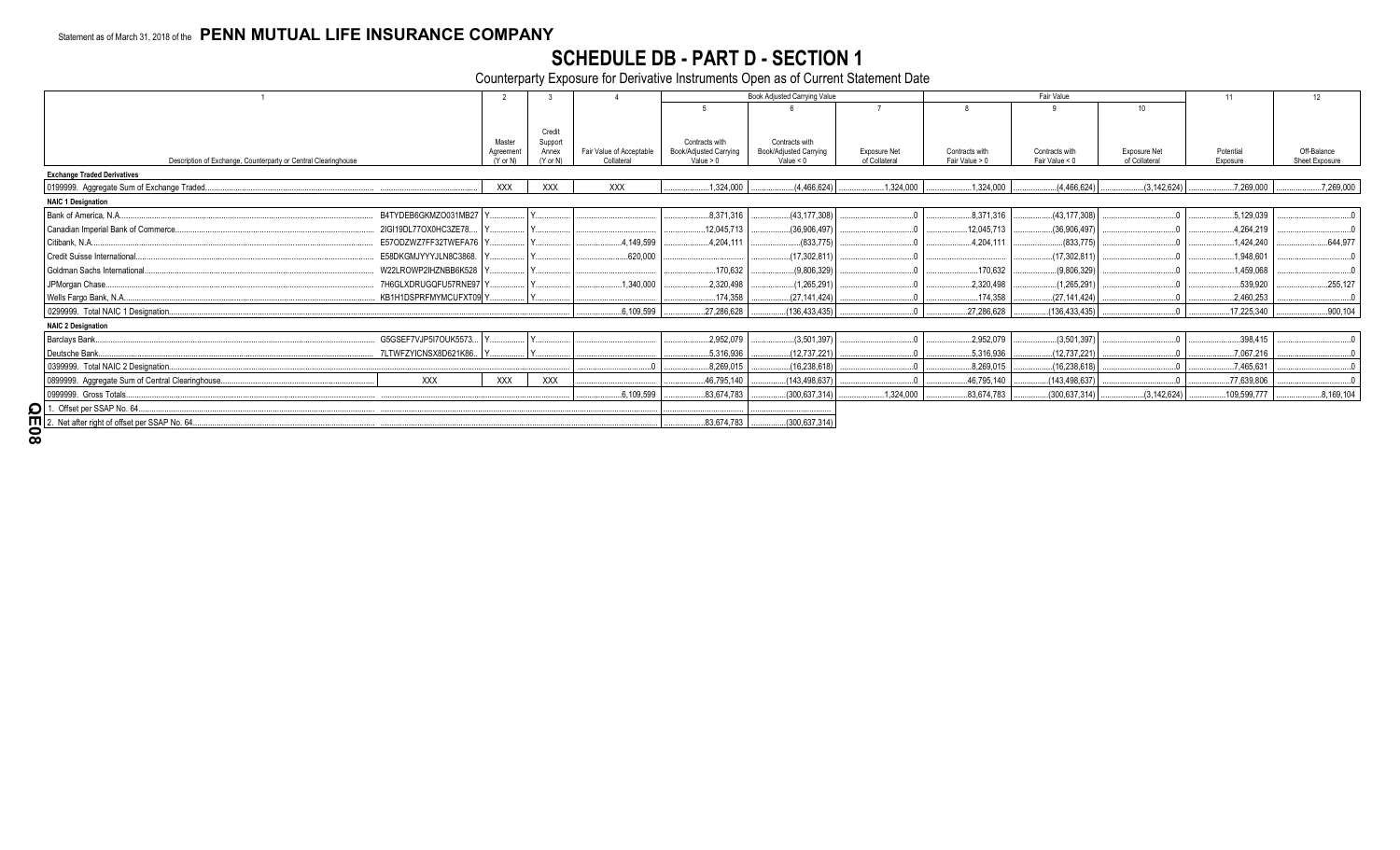Statement as of March 31, 2018 of the **PENN MUTUAL LIFE INSURANCE COMPANY**

# SCHEDULE DB - PART D - SECTION 1

Counterparty Exposure for Derivative Instruments Open as of Current Statement Date

| 1 | | 2 | 3 | 4 | Book Adjusted Carrying Value | | | Fair Value | | | 11 | 12 |
|---|---|---|---|---|---|---|---|---|---|---|---|---|
| | | | | | 5 | 6 | 7 | 8 | 9 | 10 | | |
| Description of Exchange, Counterparty or Central Clearinghouse | | Master Agreement (Y or N) | Credit Support Annex (Y or N) | Fair Value of Acceptable Collateral | Contracts with Book/Adjusted Carrying Value > 0 | Contracts with Book/Adjusted Carrying Value < 0 | Exposure Net of Collateral | Contracts with Fair Value > 0 | Contracts with Fair Value < 0 | Exposure Net of Collateral | Potential Exposure | Off-Balance Sheet Exposure |
| **Exchange Traded Derivatives** | | | | | | | | | | | | |
| 0199999. Aggregate Sum of Exchange Traded | | XXX | XXX | XXX | 1,324,000 | (4,466,624) | 1,324,000 | 1,324,000 | (4,466,624) | (3,142,624) | 7,269,000 | 7,269,000 |
| **NAIC 1 Designation** | | | | | | | | | | | | |
| Bank of America, N.A. | B4TYDEB6GKMZO031MB27 | Y | Y | | 8,371,316 | (43,177,308) | 0 | 8,371,316 | (43,177,308) | 0 | 5,129,039 | 0 |
| Canadian Imperial Bank of Commerce | 2IGI19DL77OX0HC3ZE78 | Y | Y | | 12,045,713 | (36,906,497) | 0 | 12,045,713 | (36,906,497) | 0 | 4,264,219 | 0 |
| Citibank, N.A. | E57ODZWZ7FF32TWEFA76 | Y | Y | 4,149,599 | 4,204,111 | (833,775) | 0 | 4,204,111 | (833,775) | 0 | 1,424,240 | 644,977 |
| Credit Suisse International | E58DKGMJYYYJLN8C3868 | Y | Y | 620,000 | | (17,302,811) | 0 | | (17,302,811) | 0 | 1,948,601 | 0 |
| Goldman Sachs International | W22LROWP2IHZNBB6K528 | Y | Y | | 170,632 | (9,806,329) | 0 | 170,632 | (9,806,329) | 0 | 1,459,068 | 0 |
| JPMorgan Chase | 7H6GLXDRUGQFU57RNE97 | Y | Y | 1,340,000 | 2,320,498 | (1,265,291) | 0 | 2,320,498 | (1,265,291) | 0 | 539,920 | 255,127 |
| Wells Fargo Bank, N.A. | KB1H1DSPRFMYMCUFXT09 | Y | Y | | 174,358 | (27,141,424) | 0 | 174,358 | (27,141,424) | 0 | 2,460,253 | 0 |
| 0299999. Total NAIC 1 Designation | | | | 6,109,599 | 27,286,628 | (136,433,435) | 0 | 27,286,628 | (136,433,435) | 0 | 17,225,340 | 900,104 |
| **NAIC 2 Designation** | | | | | | | | | | | | |
| Barclays Bank | G5GSEF7VJP5I7OUK5573 | Y | Y | | 2,952,079 | (3,501,397) | 0 | 2,952,079 | (3,501,397) | 0 | 398,415 | 0 |
| Deutsche Bank | 7LTWFZYICNSX8D621K86 | Y | Y | | 5,316,936 | (12,737,221) | 0 | 5,316,936 | (12,737,221) | 0 | 7,067,216 | 0 |
| 0399999. Total NAIC 2 Designation | | | | 0 | 8,269,015 | (16,238,618) | 0 | 8,269,015 | (16,238,618) | 0 | 7,465,631 | 0 |
| 0899999. Aggregate Sum of Central Clearinghouse | XXX | XXX | XXX | | 46,795,140 | (143,498,637) | 0 | 46,795,140 | (143,498,637) | 0 | 77,639,806 | 0 |
| 0999999. Gross Totals | | | | 6,109,599 | 83,674,783 | (300,637,314) | 1,324,000 | 83,674,783 | (300,637,314) | (3,142,624) | 109,599,777 | 8,169,104 |
| 1. Offset per SSAP No. 64 | | | | | | | | | | | | |
| 2. Net after right of offset per SSAP No. 64 | | | | | 83,674,783 | (300,637,314) | | | | | | |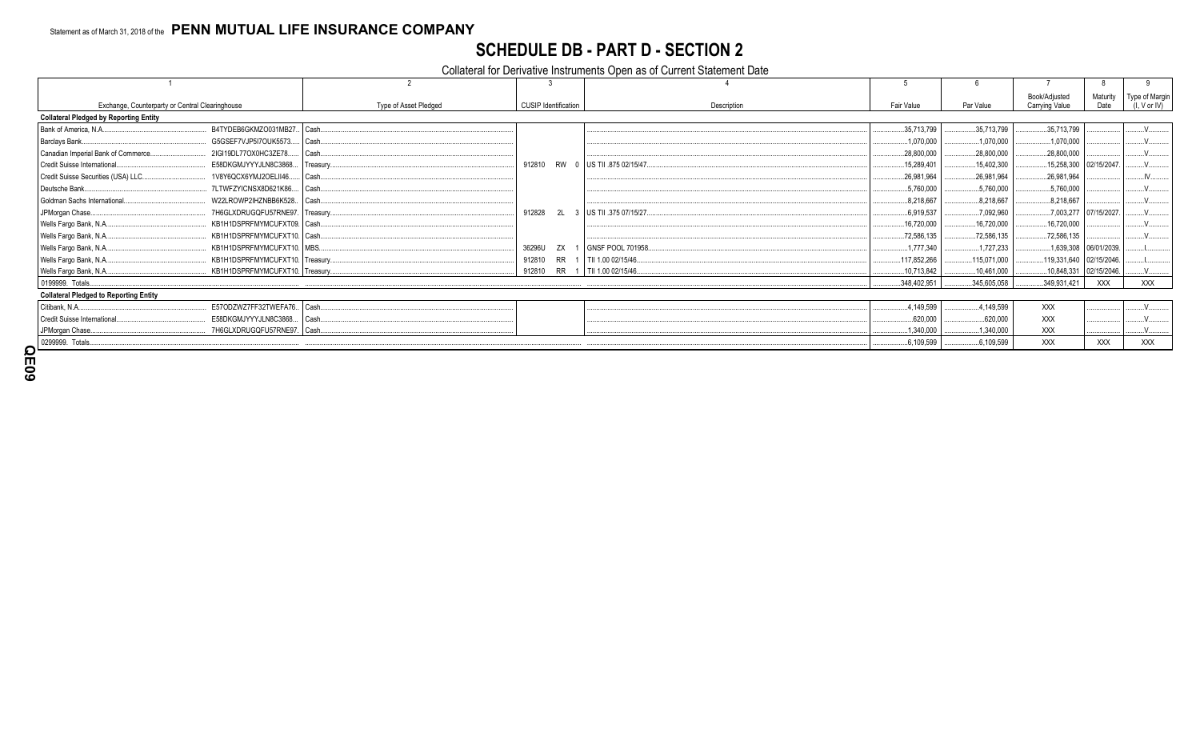Statement as of March 31, 2018 of the **PENN MUTUAL LIFE INSURANCE COMPANY**

# SCHEDULE DB - PART D - SECTION 2

Collateral for Derivative Instruments Open as of Current Statement Date

| 1 | | 2 | 3 | 4 | 5 | 6 | 7 | 8 | 9 |
|---|---|---|---|---|---|---|---|---|---|
| Exchange, Counterparty or Central Clearinghouse | | Type of Asset Pledged | CUSIP Identification | Description | Fair Value | Par Value | Book/Adjusted Carrying Value | Maturity Date | Type of Margin (I, V or IV) |
| **Collateral Pledged by Reporting Entity** | | | | | | | | | |
| Bank of America, N.A. | B4TYDEB6GKMZO031MB27 | Cash | | | 35,713,799 | 35,713,799 | 35,713,799 | | V |
| Barclays Bank | G5GSEF7VJP5I7OUK5573 | Cash | | | 1,070,000 | 1,070,000 | 1,070,000 | | V |
| Canadian Imperial Bank of Commerce | 2IGI19DL77OX0HC3ZE78 | Cash | | | 28,800,000 | 28,800,000 | 28,800,000 | | V |
| Credit Suisse International | E58DKGMJYYYJLN8C3868 | Treasury | 912810 RW 0 | US TII .875 02/15/47 | 15,289,401 | 15,402,300 | 15,258,300 | 02/15/2047 | V |
| Credit Suisse Securities (USA) LLC | 1V8Y6QCX6YMJ2OELII46 | Cash | | | 26,981,964 | 26,981,964 | 26,981,964 | | IV |
| Deutsche Bank | 7LTWFZYICNSX8D621K86 | Cash | | | 5,760,000 | 5,760,000 | 5,760,000 | | V |
| Goldman Sachs International | W22LROWP2IHZNBB6K528 | Cash | | | 8,218,667 | 8,218,667 | 8,218,667 | | V |
| JPMorgan Chase | 7H6GLXDRUGQFU57RNE97 | Treasury | 912828 2L 3 | US TII .375 07/15/27 | 6,919,537 | 7,092,960 | 7,003,277 | 07/15/2027 | V |
| Wells Fargo Bank, N.A. | KB1H1DSPRFMYMCUFXT09 | Cash | | | 16,720,000 | 16,720,000 | 16,720,000 | | V |
| Wells Fargo Bank, N.A. | KB1H1DSPRFMYMCUFXT10 | Cash | | | 72,586,135 | 72,586,135 | 72,586,135 | | V |
| Wells Fargo Bank, N.A. | KB1H1DSPRFMYMCUFXT10 | MBS | 36296U ZX 1 | GNSF POOL 701958 | 1,777,340 | 1,727,233 | 1,639,308 | 06/01/2039 | I |
| Wells Fargo Bank, N.A. | KB1H1DSPRFMYMCUFXT10 | Treasury | 912810 RR 1 | TII 1.00 02/15/46 | 117,852,266 | 115,071,000 | 119,331,640 | 02/15/2046 | I |
| Wells Fargo Bank, N.A. | KB1H1DSPRFMYMCUFXT10 | Treasury | 912810 RR 1 | TII 1.00 02/15/46 | 10,713,842 | 10,461,000 | 10,848,331 | 02/15/2046 | V |
| 0199999. Totals | | | | | 348,402,951 | 345,605,058 | 349,931,421 | XXX | XXX |
| **Collateral Pledged to Reporting Entity** | | | | | | | | | |
| Citibank, N.A. | E57ODZWZ7FF32TWEFA76 | Cash | | | 4,149,599 | 4,149,599 | XXX | | V |
| Credit Suisse International | E58DKGMJYYYJLN8C3868 | Cash | | | 620,000 | 620,000 | XXX | | V |
| JPMorgan Chase | 7H6GLXDRUGQFU57RNE97 | Cash | | | 1,340,000 | 1,340,000 | XXX | | V |
| 0299999. Totals | | | | | 6,109,599 | 6,109,599 | XXX | XXX | XXX |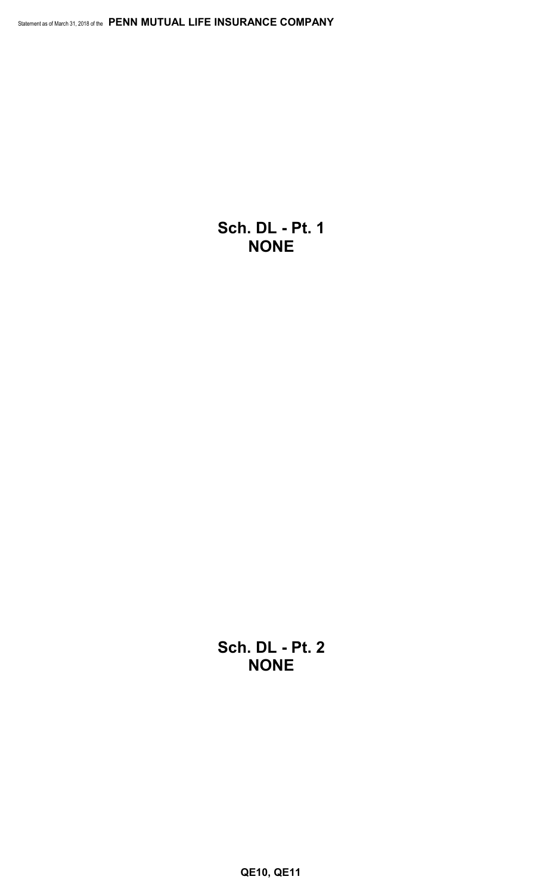# Sch. DL - Pt. 1
# NONE

# Sch. DL - Pt. 2
# NONE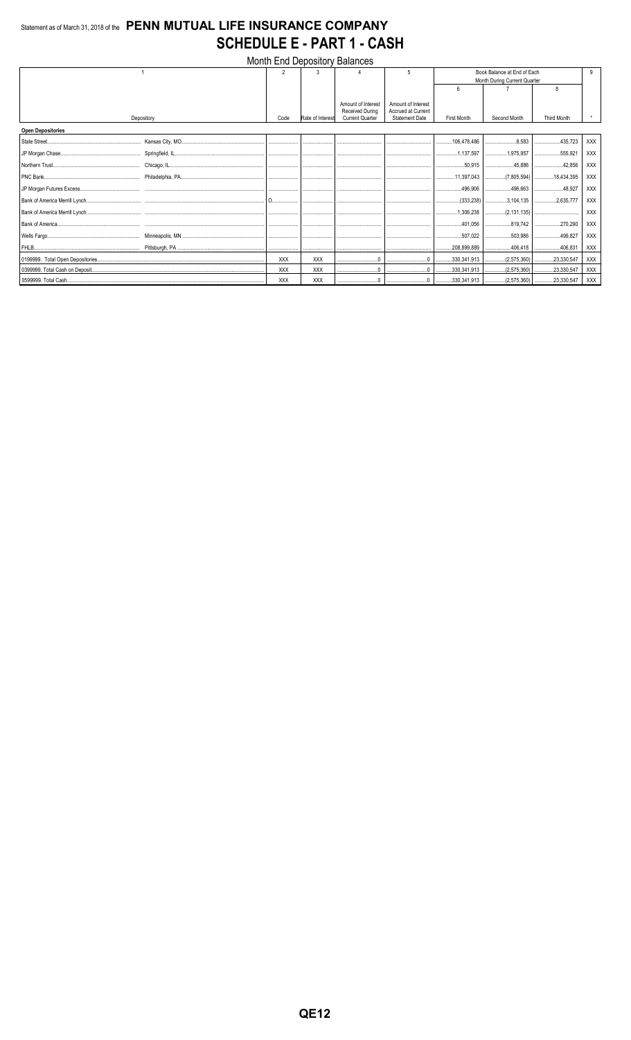Statement as of March 31, 2018 of the **PENN MUTUAL LIFE INSURANCE COMPANY**

# SCHEDULE E - PART 1 - CASH

Month End Depository Balances

| 1 | | 2 | 3 | 4 | 5 | Book Balance at End of Each Month During Current Quarter | | | 9 |
|---|---|---|---|---|---|---|---|---|---|
| | | | | | | 6 | 7 | 8 | |
| Depository | | Code | Rate of Interest | Amount of Interest Received During Current Quarter | Amount of Interest Accrued at Current Statement Date | First Month | Second Month | Third Month | * |
| **Open Depositories** | | | | | | | | | |
| State Street | Kansas City, MO | | | | | 106,478,486 | 8,583 | 435,723 | XXX |
| JP Morgan Chase | Springfield, IL | | | | | 1,137,597 | 1,975,957 | 555,921 | XXX |
| Northern Trust | Chicago, IL | | | | | 50,915 | 45,886 | 42,856 | XXX |
| PNC Bank | Philadelphia, PA | | | | | 11,397,043 | (7,805,594) | 18,434,395 | XXX |
| JP Morgan Futures Excess | | | | | | 496,906 | 496,663 | 48,927 | XXX |
| Bank of America Merrill Lynch | | O | | | | (333,238) | 3,104,135 | 2,635,777 | XXX |
| Bank of America Merrill Lynch | | | | | | 1,306,238 | (2,131,135) | | XXX |
| Bank of America | | | | | | 401,056 | 819,742 | 270,290 | XXX |
| Wells Fargo | Minneapolis, MN | | | | | 507,022 | 503,986 | 499,827 | XXX |
| FHLB | Pittsburgh, PA | | | | | 208,899,889 | 406,418 | 406,831 | XXX |
| 0199999. Total Open Depositories | | XXX | XXX | 0 | 0 | 330,341,913 | (2,575,360) | 23,330,547 | XXX |
| 0399999. Total Cash on Deposit | | XXX | XXX | 0 | 0 | 330,341,913 | (2,575,360) | 23,330,547 | XXX |
| 0599999. Total Cash | | XXX | XXX | 0 | 0 | 330,341,913 | (2,575,360) | 23,330,547 | XXX |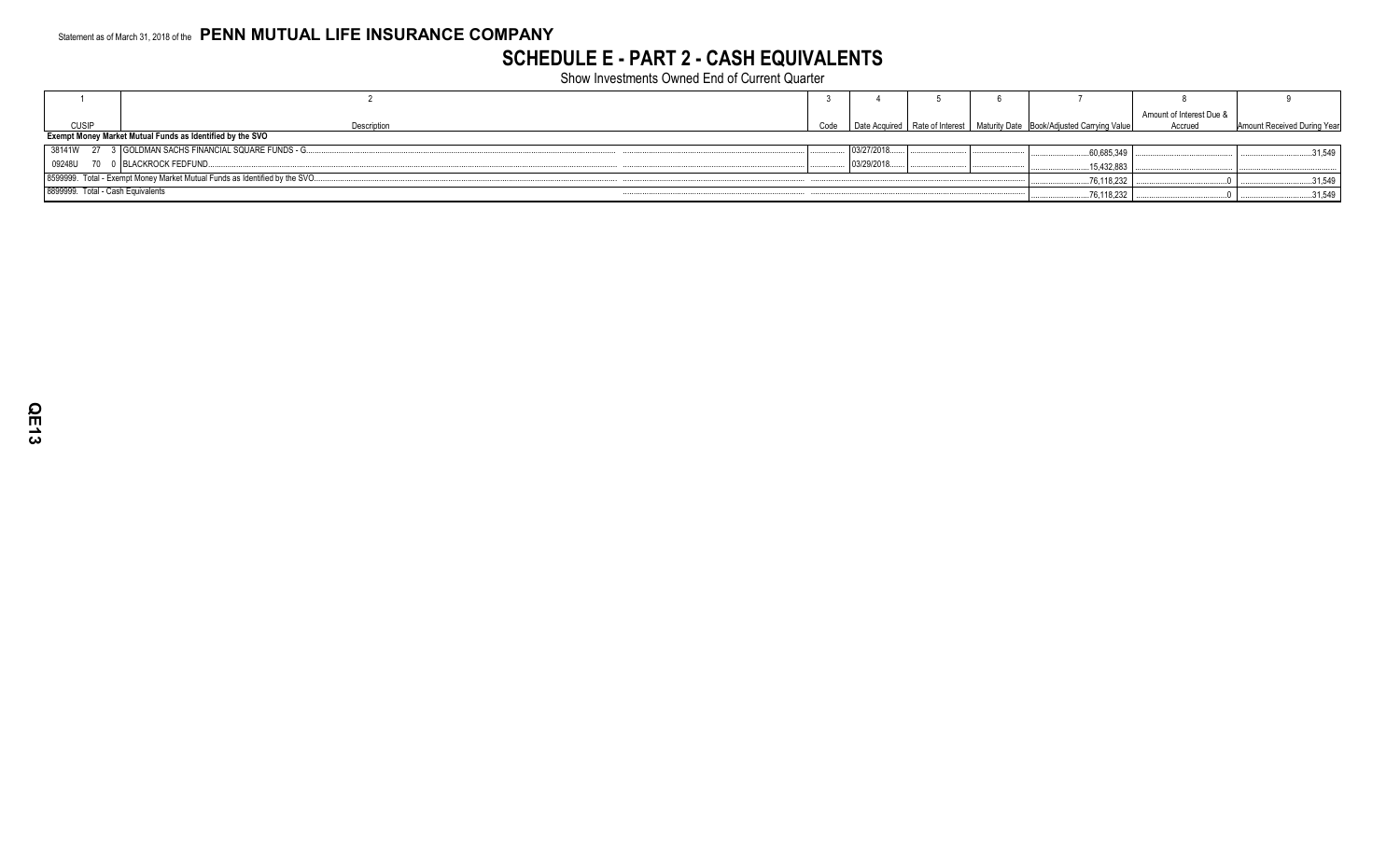Statement as of March 31, 2018 of the **PENN MUTUAL LIFE INSURANCE COMPANY**

# SCHEDULE E - PART 2 - CASH EQUIVALENTS

Show Investments Owned End of Current Quarter

| 1<br>CUSIP | 2<br>Description | 3<br>Code | 4<br>Date Acquired | 5<br>Rate of Interest | 6<br>Maturity Date | 7<br>Book/Adjusted Carrying Value | 8<br>Amount of Interest Due & Accrued | 9<br>Amount Received During Year |
|---|---|---|---|---|---|---|---|---|
| **Exempt Money Market Mutual Funds as Identified by the SVO** | | | | | | | | |
| 38141W 27 3 | GOLDMAN SACHS FINANCIAL SQUARE FUNDS - G | | 03/27/2018 | | | 60,685,349 | | 31,549 |
| 09248U 70 0 | BLACKROCK FEDFUND | | 03/29/2018 | | | 15,432,883 | | |
| 8599999. Total - Exempt Money Market Mutual Funds as Identified by the SVO | | | | | | 76,118,232 | 0 | 31,549 |
| 8899999. Total - Cash Equivalents | | | | | | 76,118,232 | 0 | 31,549 |